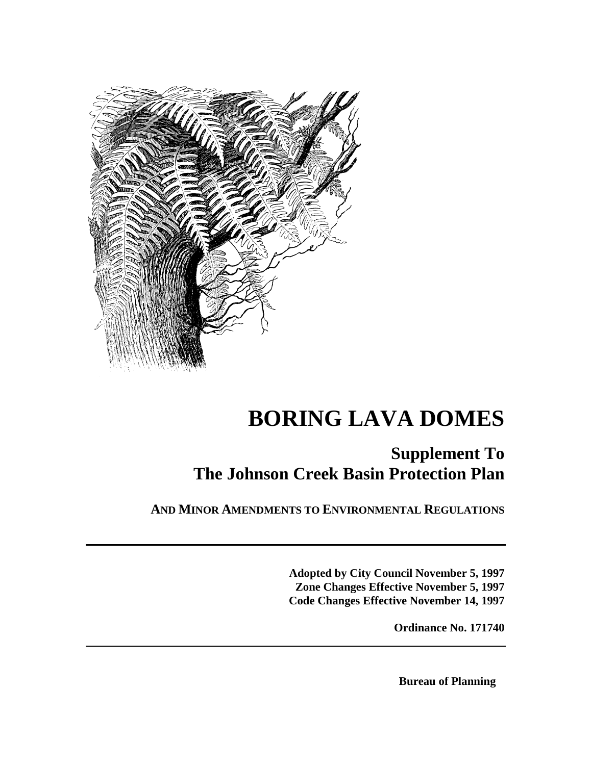# BORING LAVA DOMES

## Supplement To The Johnson Creek Basin Protection Plan

**AND MINOR AMENDMENTS TO ENVIRONMENTAL REGULATIONS**

---

**Adopted by City Council November 5, 1997**
**Zone Changes Effective November 5, 1997**
**Code Changes Effective November 14, 1997**

**Ordinance No. 171740**

---

**Bureau of Planning**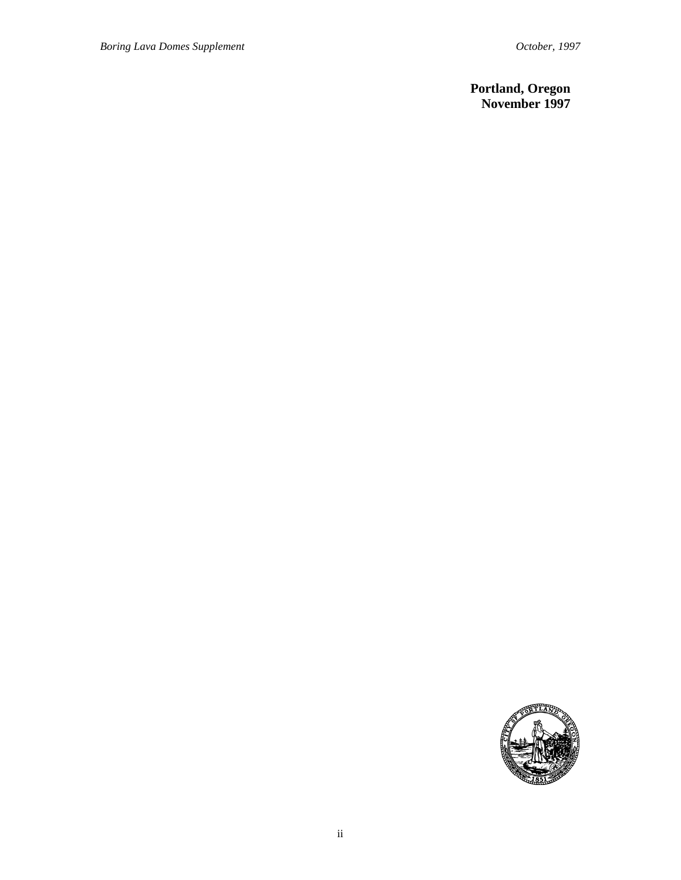**Portland, Oregon**
**November 1997**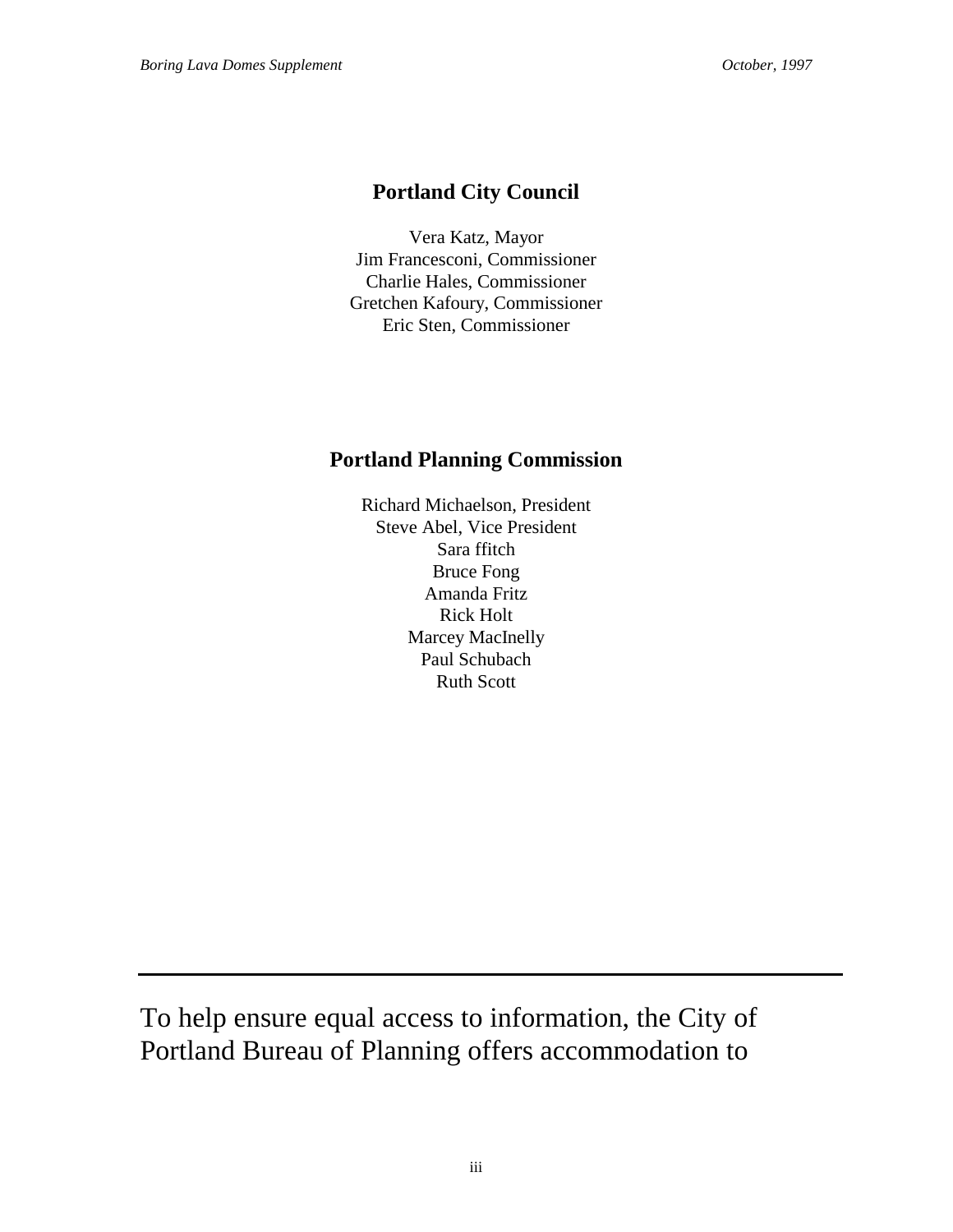## Portland City Council

Vera Katz, Mayor
Jim Francesconi, Commissioner
Charlie Hales, Commissioner
Gretchen Kafoury, Commissioner
Eric Sten, Commissioner

## Portland Planning Commission

Richard Michaelson, President
Steve Abel, Vice President
Sara ffitch
Bruce Fong
Amanda Fritz
Rick Holt
Marcey MacInelly
Paul Schubach
Ruth Scott

---

To help ensure equal access to information, the City of Portland Bureau of Planning offers accommodation to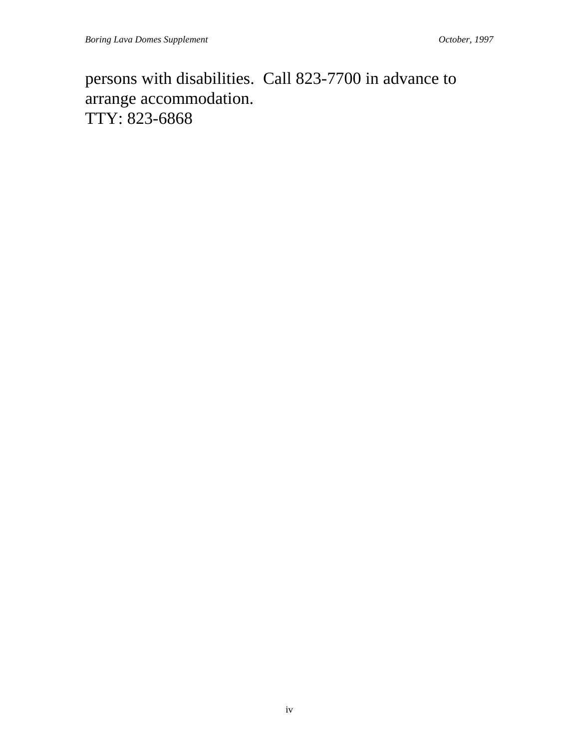persons with disabilities.  Call 823-7700 in advance to arrange accommodation.
TTY: 823-6868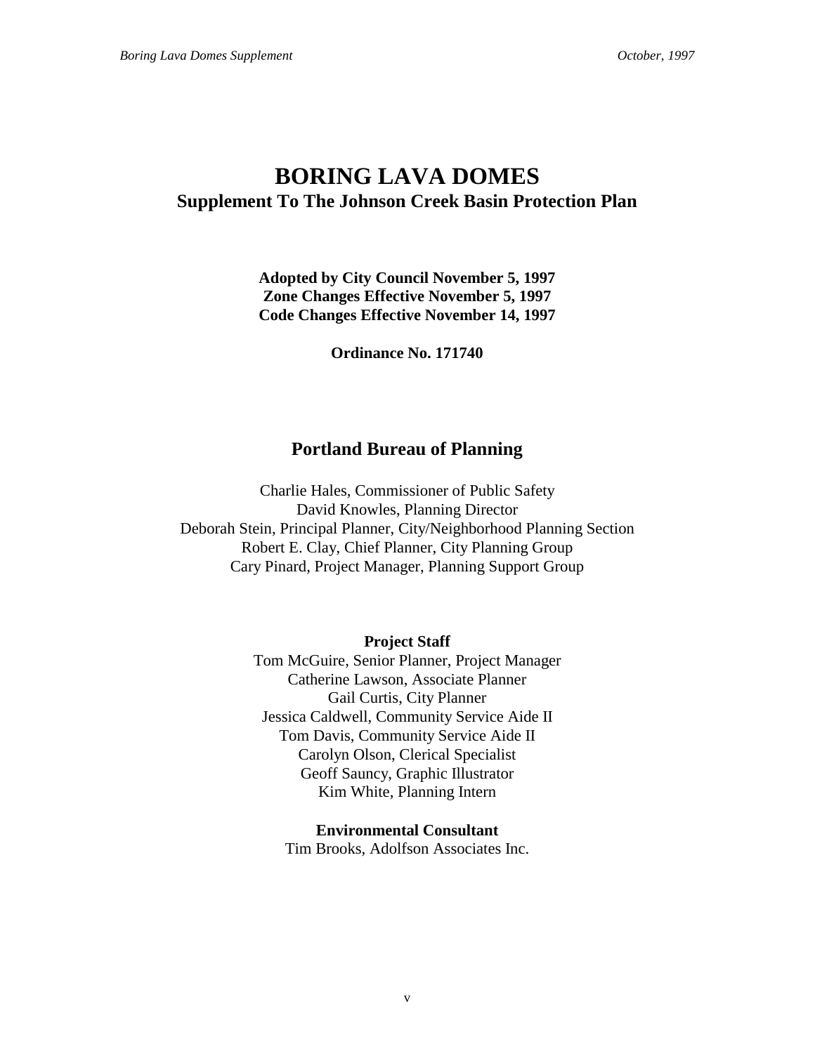# BORING LAVA DOMES

## Supplement To The Johnson Creek Basin Protection Plan

**Adopted by City Council November 5, 1997**
**Zone Changes Effective November 5, 1997**
**Code Changes Effective November 14, 1997**

**Ordinance No. 171740**

## Portland Bureau of Planning

Charlie Hales, Commissioner of Public Safety
David Knowles, Planning Director
Deborah Stein, Principal Planner, City/Neighborhood Planning Section
Robert E. Clay, Chief Planner, City Planning Group
Cary Pinard, Project Manager, Planning Support Group

**Project Staff**

Tom McGuire, Senior Planner, Project Manager
Catherine Lawson, Associate Planner
Gail Curtis, City Planner
Jessica Caldwell, Community Service Aide II
Tom Davis, Community Service Aide II
Carolyn Olson, Clerical Specialist
Geoff Sauncy, Graphic Illustrator
Kim White, Planning Intern

**Environmental Consultant**

Tim Brooks, Adolfson Associates Inc.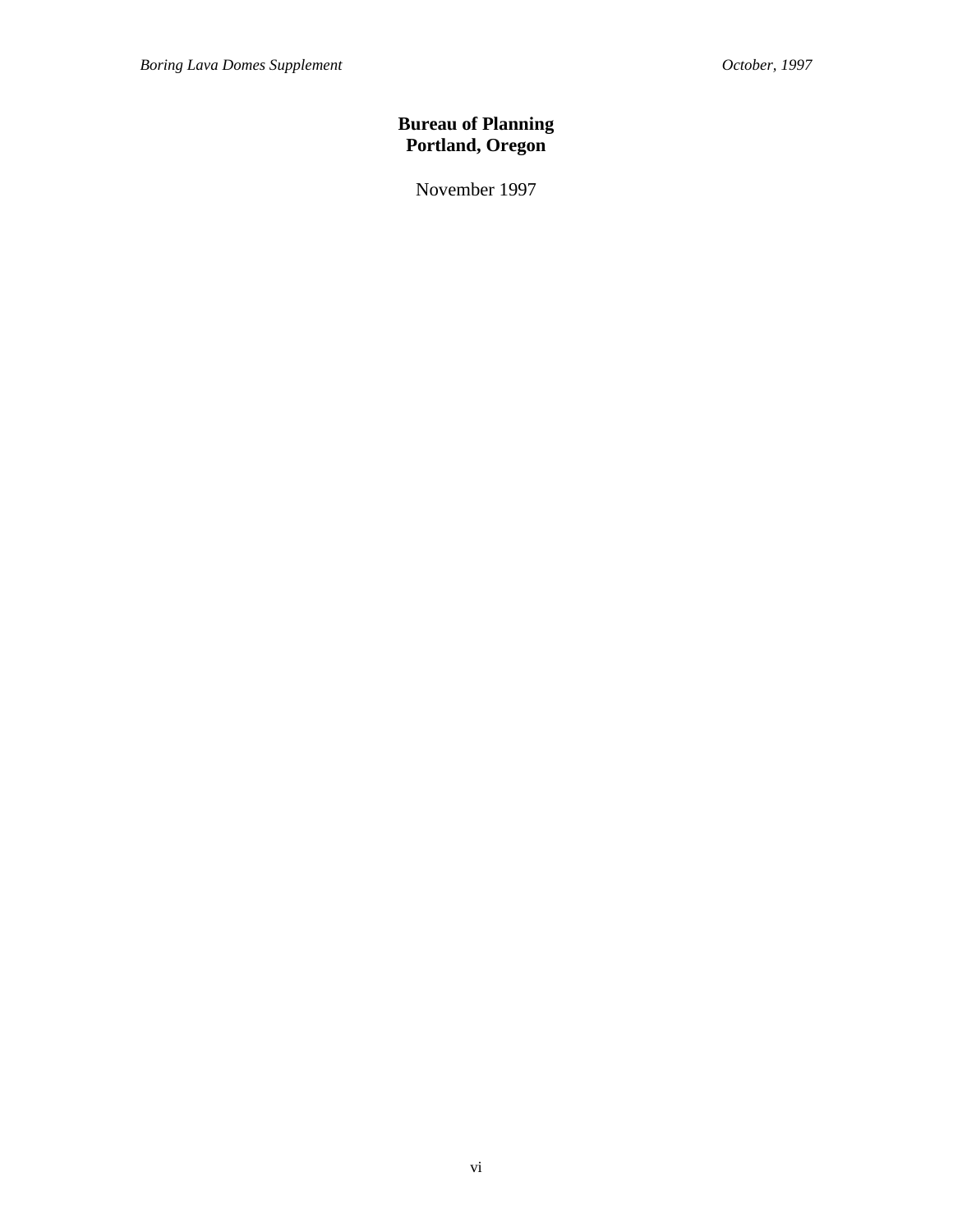**Bureau of Planning**
**Portland, Oregon**

November 1997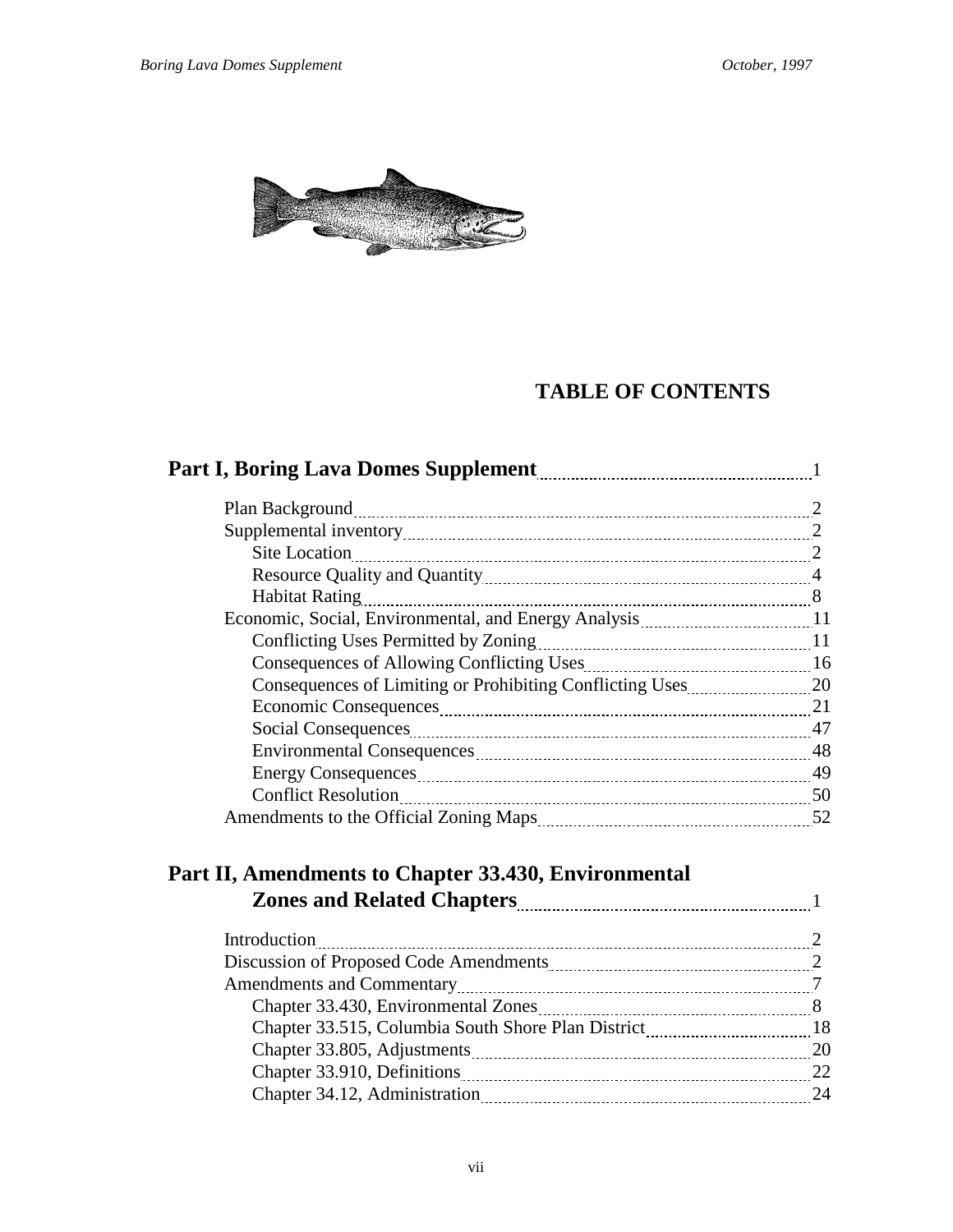# TABLE OF CONTENTS

**Part I, Boring Lava Domes Supplement** ........ 1

- Plan Background ........ 2
- Supplemental inventory ........ 2
  - Site Location ........ 2
  - Resource Quality and Quantity ........ 4
  - Habitat Rating ........ 8
- Economic, Social, Environmental, and Energy Analysis ........ 11
  - Conflicting Uses Permitted by Zoning ........ 11
  - Consequences of Allowing Conflicting Uses ........ 16
  - Consequences of Limiting or Prohibiting Conflicting Uses ........ 20
  - Economic Consequences ........ 21
  - Social Consequences ........ 47
  - Environmental Consequences ........ 48
  - Energy Consequences ........ 49
  - Conflict Resolution ........ 50
- Amendments to the Official Zoning Maps ........ 52

**Part II, Amendments to Chapter 33.430, Environmental Zones and Related Chapters** ........ 1

- Introduction ........ 2
- Discussion of Proposed Code Amendments ........ 2
- Amendments and Commentary ........ 7
  - Chapter 33.430, Environmental Zones ........ 8
  - Chapter 33.515, Columbia South Shore Plan District ........ 18
  - Chapter 33.805, Adjustments ........ 20
  - Chapter 33.910, Definitions ........ 22
  - Chapter 34.12, Administration ........ 24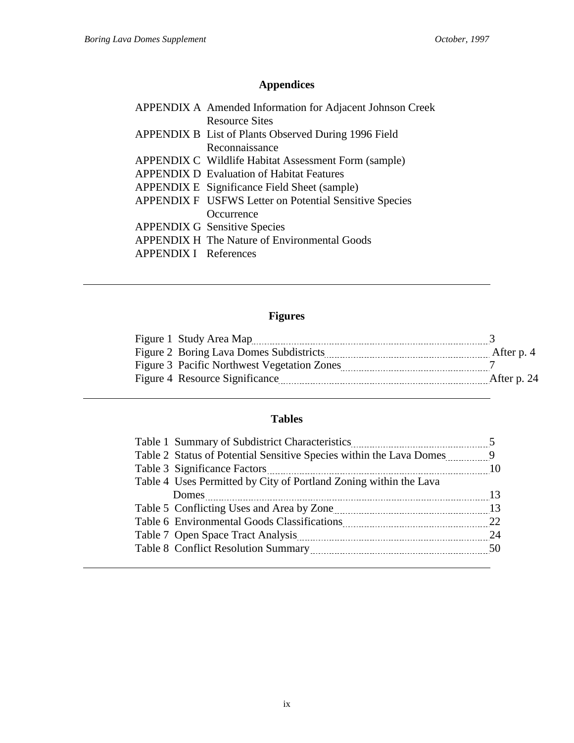## Appendices

APPENDIX A Amended Information for Adjacent Johnson Creek Resource Sites
APPENDIX B List of Plants Observed During 1996 Field Reconnaissance
APPENDIX C Wildlife Habitat Assessment Form (sample)
APPENDIX D Evaluation of Habitat Features
APPENDIX E Significance Field Sheet (sample)
APPENDIX F USFWS Letter on Potential Sensitive Species Occurrence
APPENDIX G Sensitive Species
APPENDIX H The Nature of Environmental Goods
APPENDIX I References

---

## Figures

Figure 1 Study Area Map ........ 3
Figure 2 Boring Lava Domes Subdistricts ........ After p. 4
Figure 3 Pacific Northwest Vegetation Zones ........ 7
Figure 4 Resource Significance ........ After p. 24

---

## Tables

Table 1 Summary of Subdistrict Characteristics ........ 5
Table 2 Status of Potential Sensitive Species within the Lava Domes ........ 9
Table 3 Significance Factors ........ 10
Table 4 Uses Permitted by City of Portland Zoning within the Lava Domes ........ 13
Table 5 Conflicting Uses and Area by Zone ........ 13
Table 6 Environmental Goods Classifications ........ 22
Table 7 Open Space Tract Analysis ........ 24
Table 8 Conflict Resolution Summary ........ 50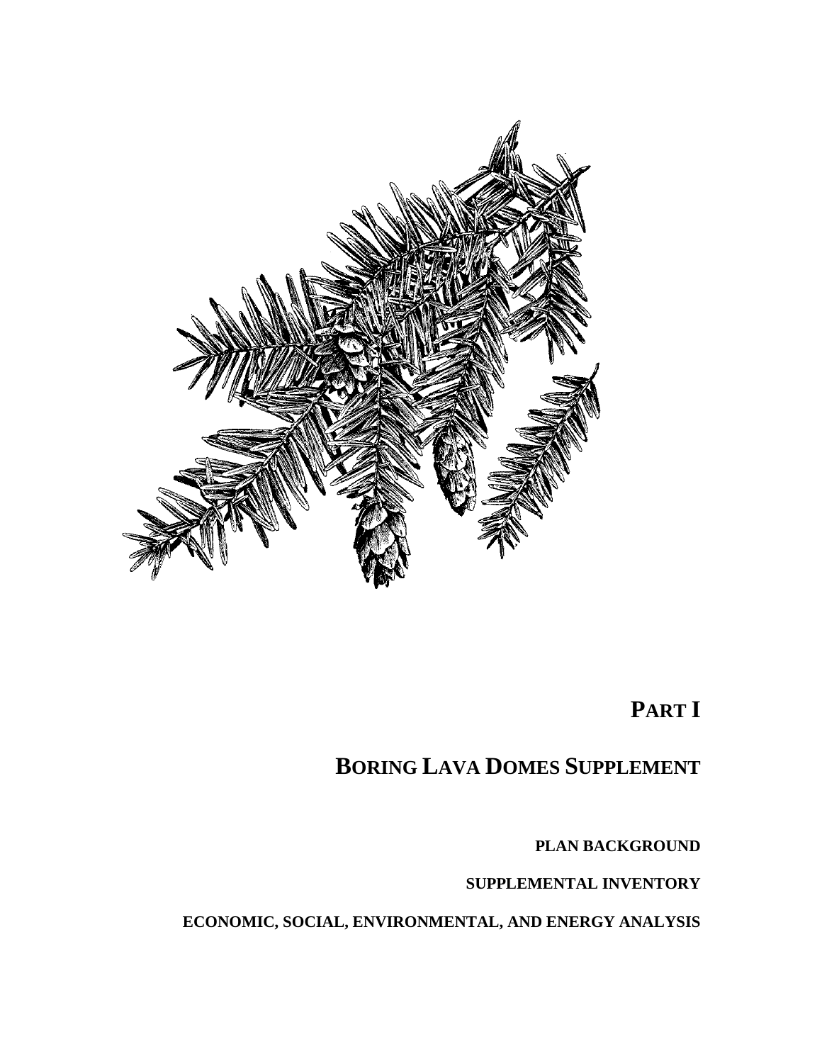# PART I

# BORING LAVA DOMES SUPPLEMENT

**PLAN BACKGROUND**

**SUPPLEMENTAL INVENTORY**

**ECONOMIC, SOCIAL, ENVIRONMENTAL, AND ENERGY ANALYSIS**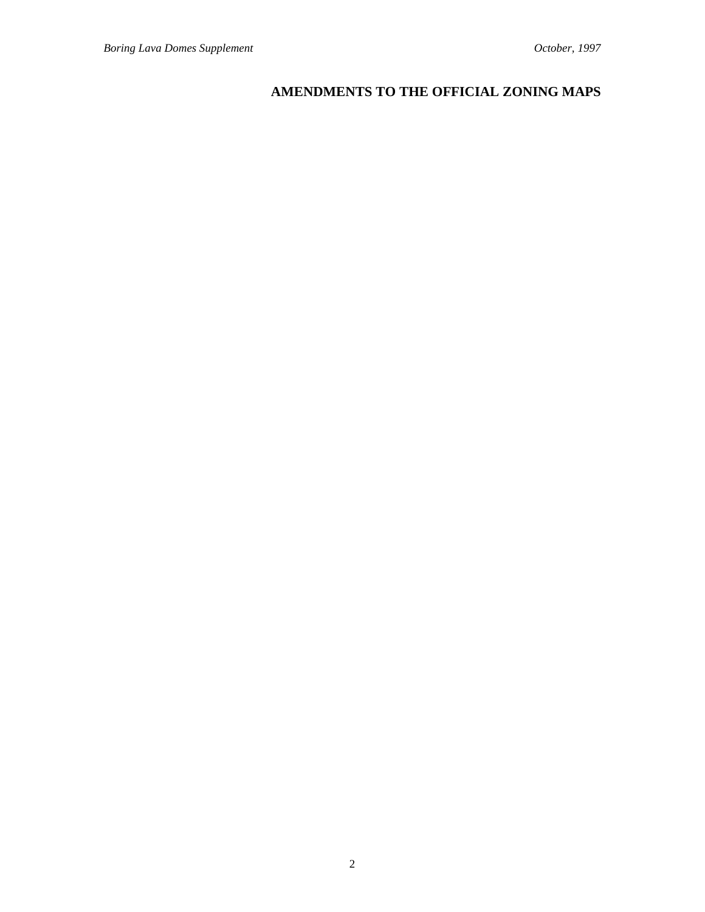# AMENDMENTS TO THE OFFICIAL ZONING MAPS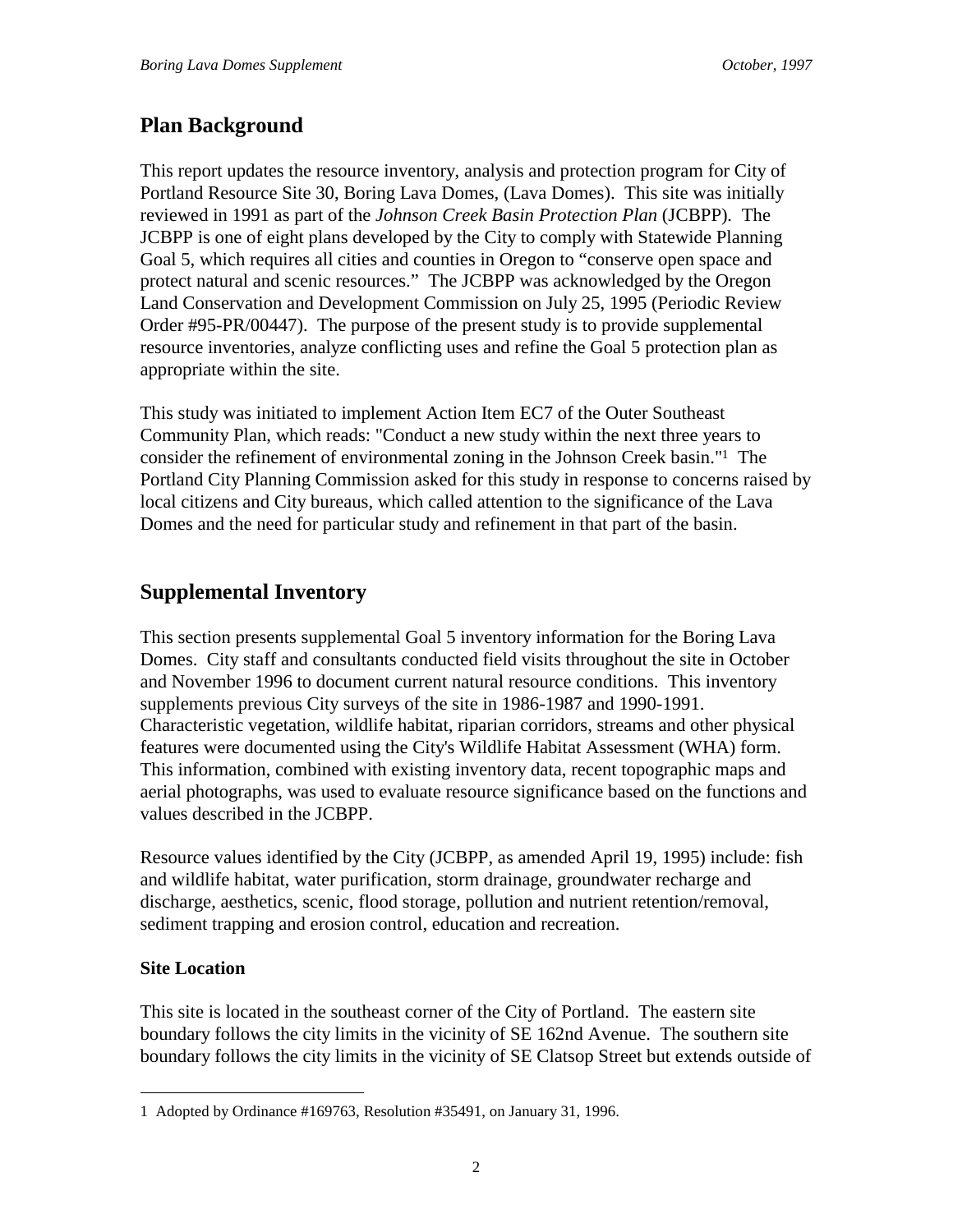## Plan Background

This report updates the resource inventory, analysis and protection program for City of Portland Resource Site 30, Boring Lava Domes, (Lava Domes). This site was initially reviewed in 1991 as part of the *Johnson Creek Basin Protection Plan* (JCBPP). The JCBPP is one of eight plans developed by the City to comply with Statewide Planning Goal 5, which requires all cities and counties in Oregon to "conserve open space and protect natural and scenic resources." The JCBPP was acknowledged by the Oregon Land Conservation and Development Commission on July 25, 1995 (Periodic Review Order #95-PR/00447). The purpose of the present study is to provide supplemental resource inventories, analyze conflicting uses and refine the Goal 5 protection plan as appropriate within the site.

This study was initiated to implement Action Item EC7 of the Outer Southeast Community Plan, which reads: "Conduct a new study within the next three years to consider the refinement of environmental zoning in the Johnson Creek basin."[1] The Portland City Planning Commission asked for this study in response to concerns raised by local citizens and City bureaus, which called attention to the significance of the Lava Domes and the need for particular study and refinement in that part of the basin.

## Supplemental Inventory

This section presents supplemental Goal 5 inventory information for the Boring Lava Domes. City staff and consultants conducted field visits throughout the site in October and November 1996 to document current natural resource conditions. This inventory supplements previous City surveys of the site in 1986-1987 and 1990-1991. Characteristic vegetation, wildlife habitat, riparian corridors, streams and other physical features were documented using the City's Wildlife Habitat Assessment (WHA) form. This information, combined with existing inventory data, recent topographic maps and aerial photographs, was used to evaluate resource significance based on the functions and values described in the JCBPP.

Resource values identified by the City (JCBPP, as amended April 19, 1995) include: fish and wildlife habitat, water purification, storm drainage, groundwater recharge and discharge, aesthetics, scenic, flood storage, pollution and nutrient retention/removal, sediment trapping and erosion control, education and recreation.

### Site Location

This site is located in the southeast corner of the City of Portland. The eastern site boundary follows the city limits in the vicinity of SE 162nd Avenue. The southern site boundary follows the city limits in the vicinity of SE Clatsop Street but extends outside of

---

[1] Adopted by Ordinance #169763, Resolution #35491, on January 31, 1996.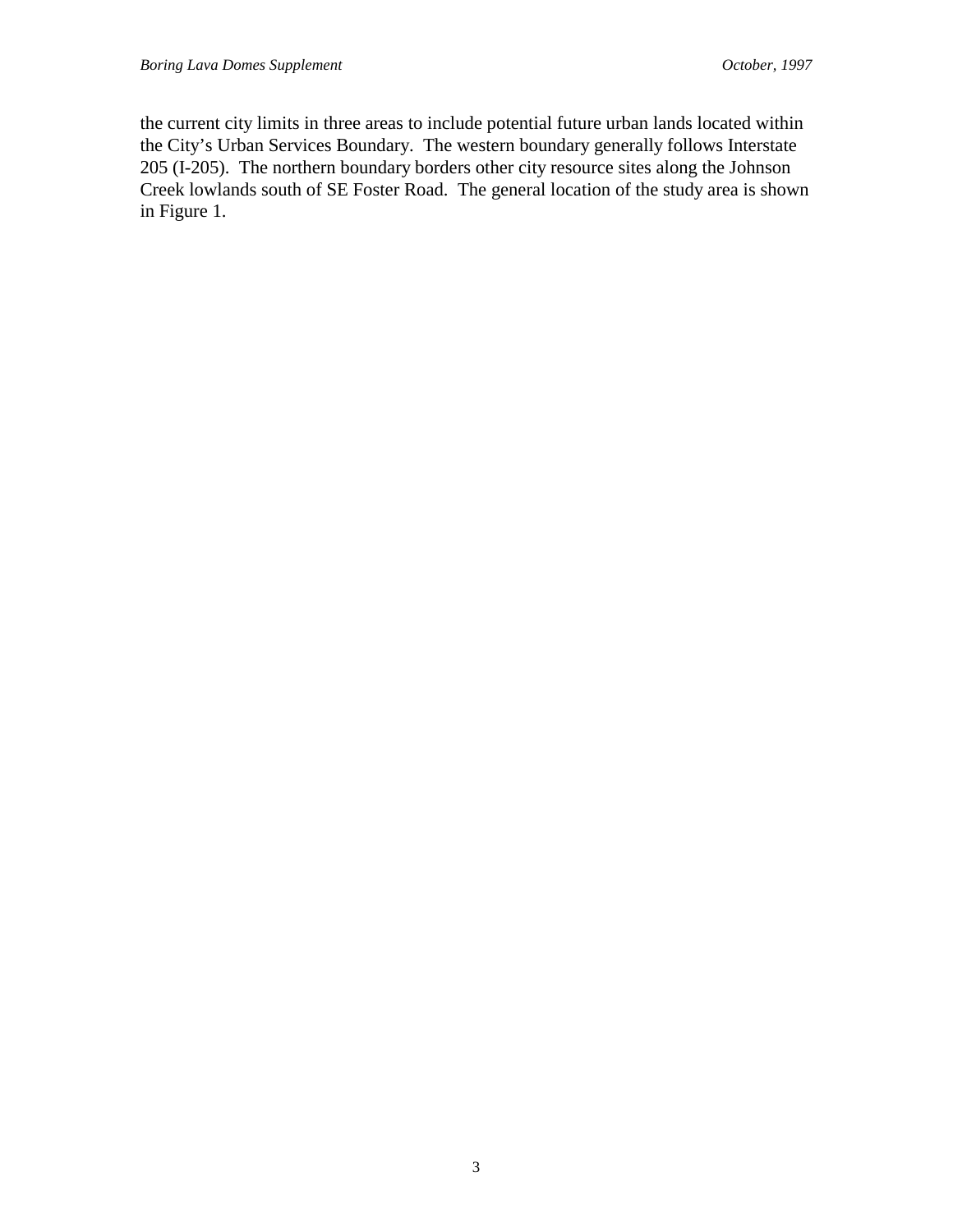the current city limits in three areas to include potential future urban lands located within the City's Urban Services Boundary. The western boundary generally follows Interstate 205 (I-205). The northern boundary borders other city resource sites along the Johnson Creek lowlands south of SE Foster Road. The general location of the study area is shown in Figure 1.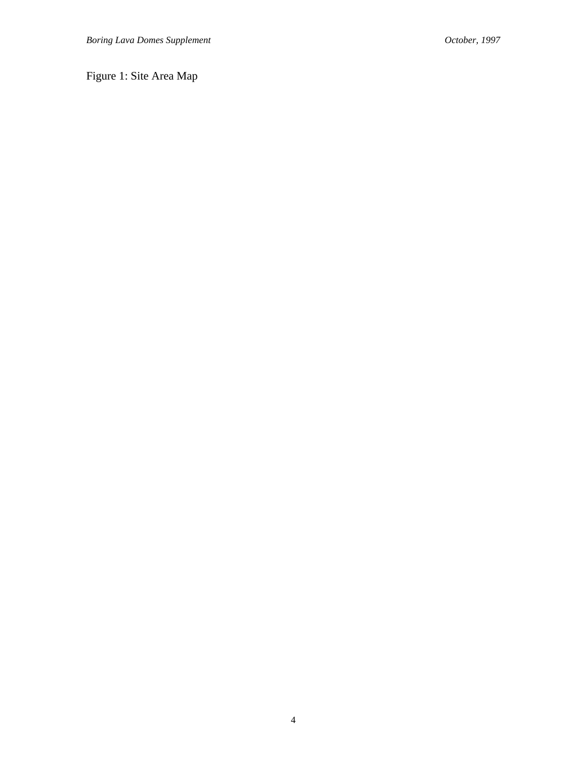Figure 1: Site Area Map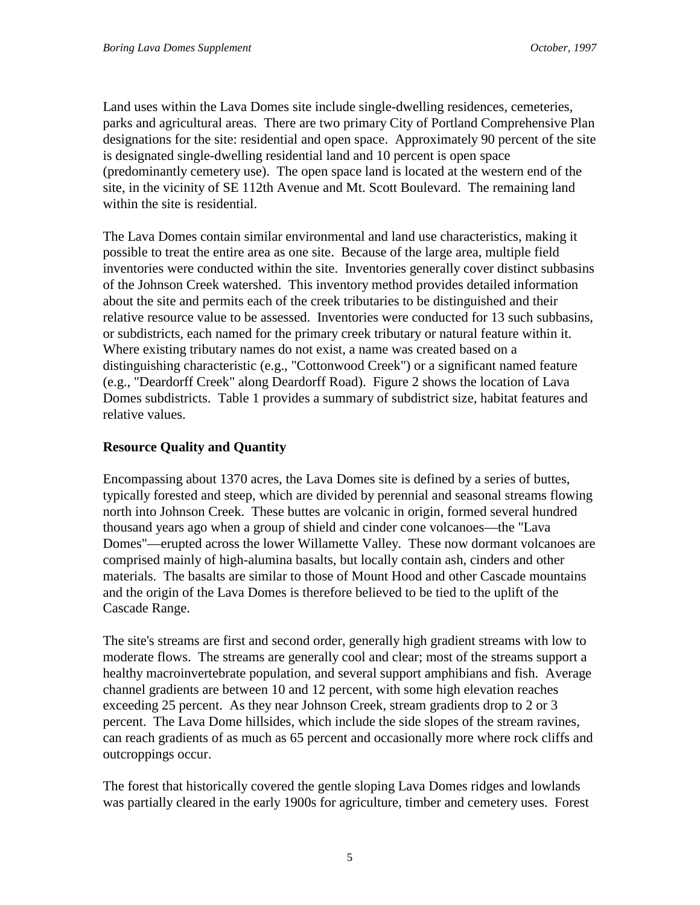Land uses within the Lava Domes site include single-dwelling residences, cemeteries, parks and agricultural areas. There are two primary City of Portland Comprehensive Plan designations for the site: residential and open space. Approximately 90 percent of the site is designated single-dwelling residential land and 10 percent is open space (predominantly cemetery use). The open space land is located at the western end of the site, in the vicinity of SE 112th Avenue and Mt. Scott Boulevard. The remaining land within the site is residential.

The Lava Domes contain similar environmental and land use characteristics, making it possible to treat the entire area as one site. Because of the large area, multiple field inventories were conducted within the site. Inventories generally cover distinct subbasins of the Johnson Creek watershed. This inventory method provides detailed information about the site and permits each of the creek tributaries to be distinguished and their relative resource value to be assessed. Inventories were conducted for 13 such subbasins, or subdistricts, each named for the primary creek tributary or natural feature within it. Where existing tributary names do not exist, a name was created based on a distinguishing characteristic (e.g., "Cottonwood Creek") or a significant named feature (e.g., "Deardorff Creek" along Deardorff Road). Figure 2 shows the location of Lava Domes subdistricts. Table 1 provides a summary of subdistrict size, habitat features and relative values.

**Resource Quality and Quantity**

Encompassing about 1370 acres, the Lava Domes site is defined by a series of buttes, typically forested and steep, which are divided by perennial and seasonal streams flowing north into Johnson Creek. These buttes are volcanic in origin, formed several hundred thousand years ago when a group of shield and cinder cone volcanoes—the "Lava Domes"—erupted across the lower Willamette Valley. These now dormant volcanoes are comprised mainly of high-alumina basalts, but locally contain ash, cinders and other materials. The basalts are similar to those of Mount Hood and other Cascade mountains and the origin of the Lava Domes is therefore believed to be tied to the uplift of the Cascade Range.

The site's streams are first and second order, generally high gradient streams with low to moderate flows. The streams are generally cool and clear; most of the streams support a healthy macroinvertebrate population, and several support amphibians and fish. Average channel gradients are between 10 and 12 percent, with some high elevation reaches exceeding 25 percent. As they near Johnson Creek, stream gradients drop to 2 or 3 percent. The Lava Dome hillsides, which include the side slopes of the stream ravines, can reach gradients of as much as 65 percent and occasionally more where rock cliffs and outcroppings occur.

The forest that historically covered the gentle sloping Lava Domes ridges and lowlands was partially cleared in the early 1900s for agriculture, timber and cemetery uses. Forest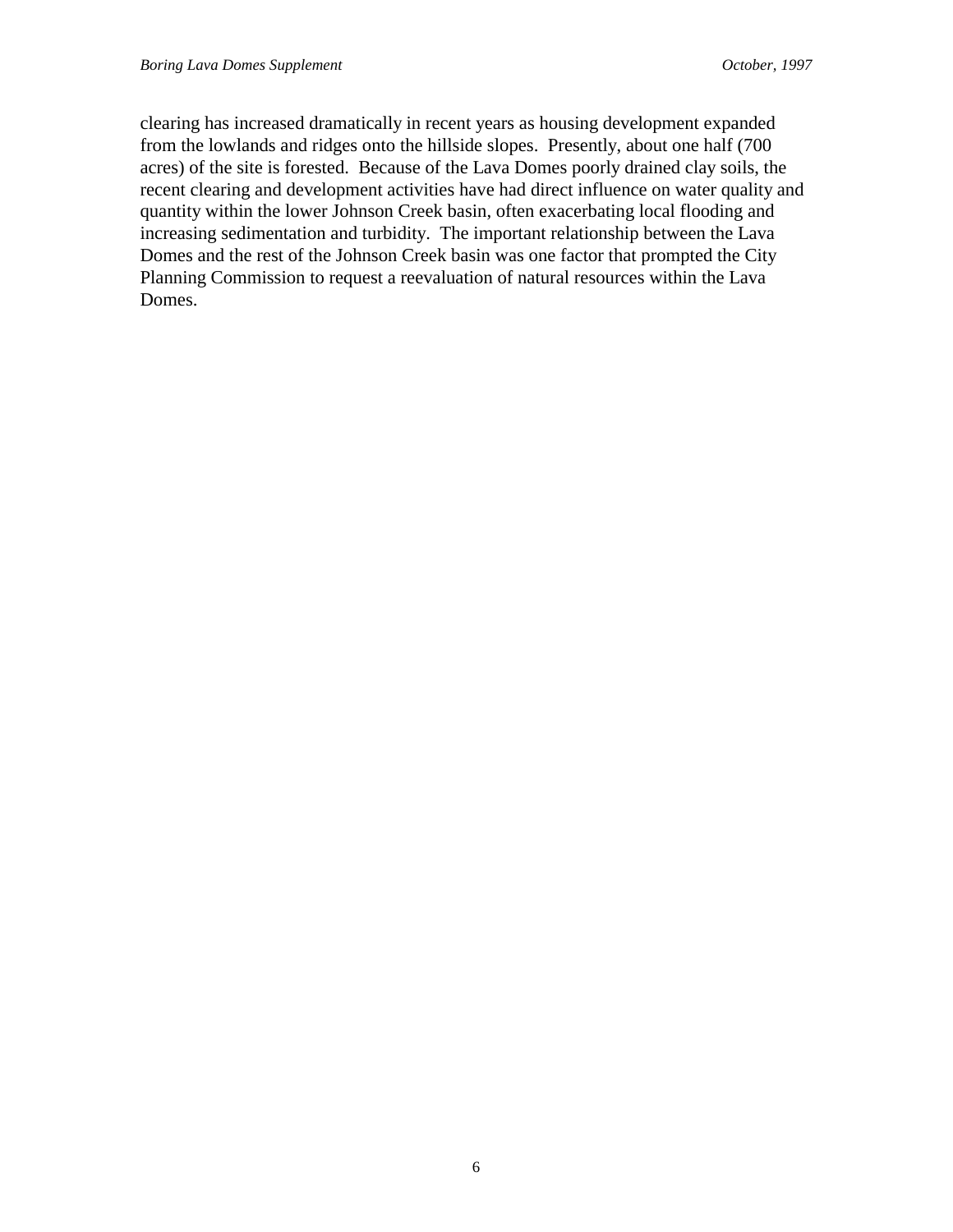clearing has increased dramatically in recent years as housing development expanded from the lowlands and ridges onto the hillside slopes. Presently, about one half (700 acres) of the site is forested. Because of the Lava Domes poorly drained clay soils, the recent clearing and development activities have had direct influence on water quality and quantity within the lower Johnson Creek basin, often exacerbating local flooding and increasing sedimentation and turbidity. The important relationship between the Lava Domes and the rest of the Johnson Creek basin was one factor that prompted the City Planning Commission to request a reevaluation of natural resources within the Lava Domes.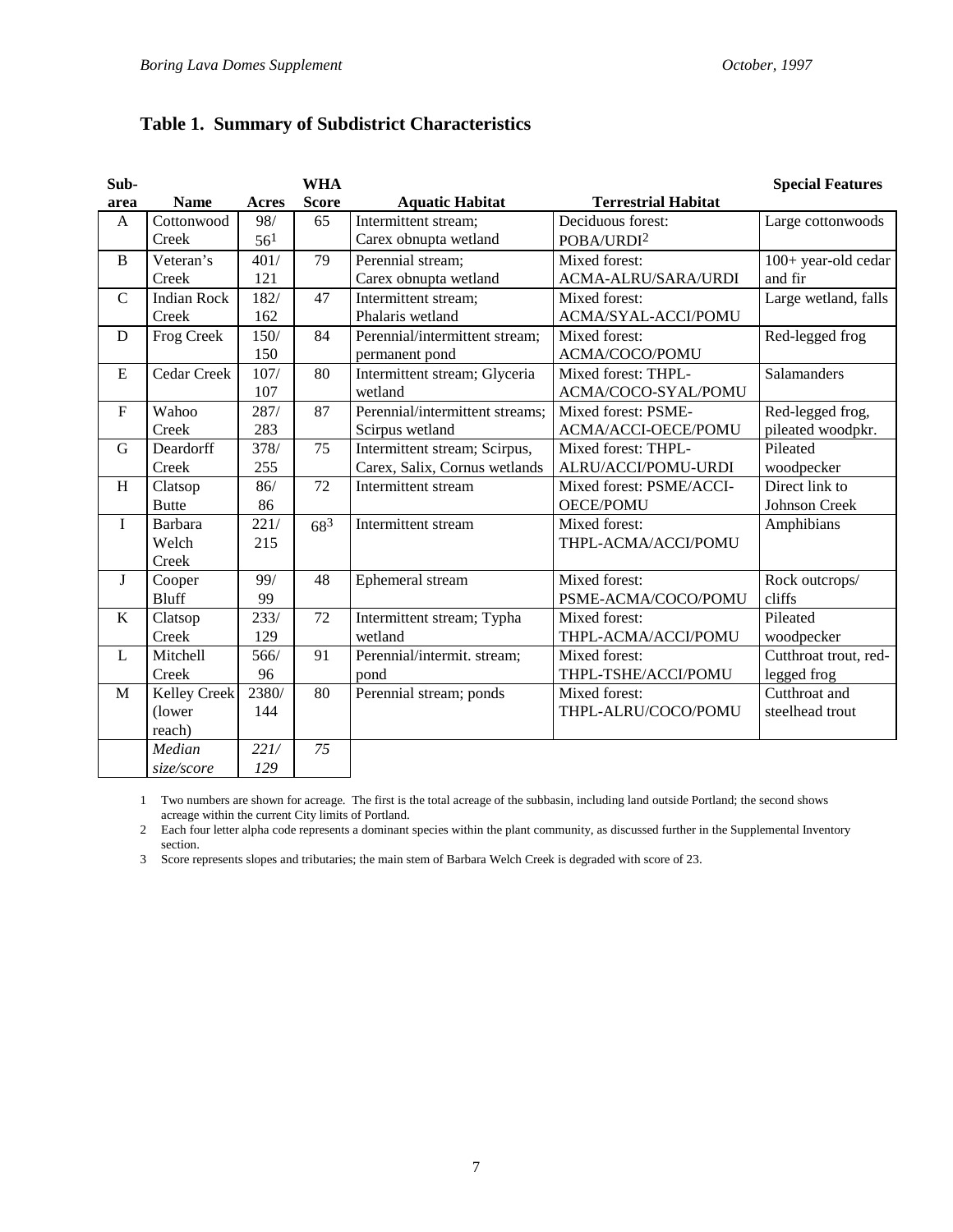## Table 1. Summary of Subdistrict Characteristics

| Sub-area | Name | Acres | WHA Score | Aquatic Habitat | Terrestrial Habitat | Special Features |
|---|---|---|---|---|---|---|
| A | Cottonwood Creek | 98/ 56[1] | 65 | Intermittent stream; Carex obnupta wetland | Deciduous forest: POBA/URDI[2] | Large cottonwoods |
| B | Veteran's Creek | 401/ 121 | 79 | Perennial stream; Carex obnupta wetland | Mixed forest: ACMA-ALRU/SARA/URDI | 100+ year-old cedar and fir |
| C | Indian Rock Creek | 182/ 162 | 47 | Intermittent stream; Phalaris wetland | Mixed forest: ACMA/SYAL-ACCI/POMU | Large wetland, falls |
| D | Frog Creek | 150/ 150 | 84 | Perennial/intermittent stream; permanent pond | Mixed forest: ACMA/COCO/POMU | Red-legged frog |
| E | Cedar Creek | 107/ 107 | 80 | Intermittent stream; Glyceria wetland | Mixed forest: THPL-ACMA/COCO-SYAL/POMU | Salamanders |
| F | Wahoo Creek | 287/ 283 | 87 | Perennial/intermittent streams; Scirpus wetland | Mixed forest: PSME-ACMA/ACCI-OECE/POMU | Red-legged frog, pileated woodpkr. |
| G | Deardorff Creek | 378/ 255 | 75 | Intermittent stream; Scirpus, Carex, Salix, Cornus wetlands | Mixed forest: THPL-ALRU/ACCI/POMU-URDI | Pileated woodpecker |
| H | Clatsop Butte | 86/ 86 | 72 | Intermittent stream | Mixed forest: PSME/ACCI-OECE/POMU | Direct link to Johnson Creek |
| I | Barbara Welch Creek | 221/ 215 | 68[3] | Intermittent stream | Mixed forest: THPL-ACMA/ACCI/POMU | Amphibians |
| J | Cooper Bluff | 99/ 99 | 48 | Ephemeral stream | Mixed forest: PSME-ACMA/COCO/POMU | Rock outcrops/ cliffs |
| K | Clatsop Creek | 233/ 129 | 72 | Intermittent stream; Typha wetland | Mixed forest: THPL-ACMA/ACCI/POMU | Pileated woodpecker |
| L | Mitchell Creek | 566/ 96 | 91 | Perennial/intermit. stream; pond | Mixed forest: THPL-TSHE/ACCI/POMU | Cutthroat trout, red-legged frog |
| M | Kelley Creek (lower reach) | 2380/ 144 | 80 | Perennial stream; ponds | Mixed forest: THPL-ALRU/COCO/POMU | Cutthroat and steelhead trout |
| | *Median size/score* | *221/ 129* | *75* | | | |

1 Two numbers are shown for acreage. The first is the total acreage of the subbasin, including land outside Portland; the second shows acreage within the current City limits of Portland.

2 Each four letter alpha code represents a dominant species within the plant community, as discussed further in the Supplemental Inventory section.

3 Score represents slopes and tributaries; the main stem of Barbara Welch Creek is degraded with score of 23.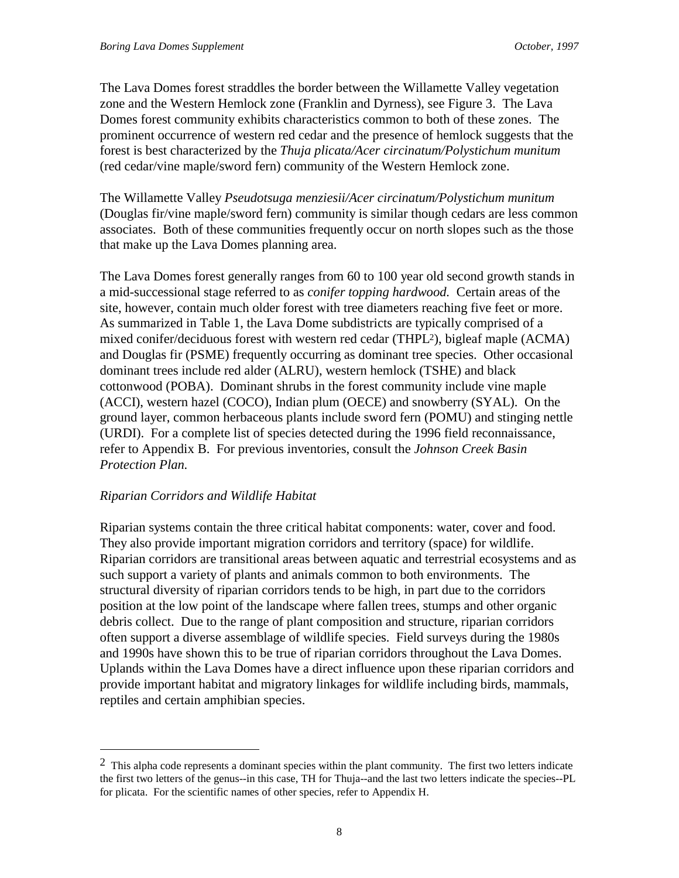The Lava Domes forest straddles the border between the Willamette Valley vegetation zone and the Western Hemlock zone (Franklin and Dyrness), see Figure 3. The Lava Domes forest community exhibits characteristics common to both of these zones. The prominent occurrence of western red cedar and the presence of hemlock suggests that the forest is best characterized by the *Thuja plicata/Acer circinatum/Polystichum munitum* (red cedar/vine maple/sword fern) community of the Western Hemlock zone.

The Willamette Valley *Pseudotsuga menziesii/Acer circinatum/Polystichum munitum* (Douglas fir/vine maple/sword fern) community is similar though cedars are less common associates. Both of these communities frequently occur on north slopes such as the those that make up the Lava Domes planning area.

The Lava Domes forest generally ranges from 60 to 100 year old second growth stands in a mid-successional stage referred to as *conifer topping hardwood.* Certain areas of the site, however, contain much older forest with tree diameters reaching five feet or more. As summarized in Table 1, the Lava Dome subdistricts are typically comprised of a mixed conifer/deciduous forest with western red cedar (THPL[2]), bigleaf maple (ACMA) and Douglas fir (PSME) frequently occurring as dominant tree species. Other occasional dominant trees include red alder (ALRU), western hemlock (TSHE) and black cottonwood (POBA). Dominant shrubs in the forest community include vine maple (ACCI), western hazel (COCO), Indian plum (OECE) and snowberry (SYAL). On the ground layer, common herbaceous plants include sword fern (POMU) and stinging nettle (URDI). For a complete list of species detected during the 1996 field reconnaissance, refer to Appendix B. For previous inventories, consult the *Johnson Creek Basin Protection Plan.*

*Riparian Corridors and Wildlife Habitat*

Riparian systems contain the three critical habitat components: water, cover and food. They also provide important migration corridors and territory (space) for wildlife. Riparian corridors are transitional areas between aquatic and terrestrial ecosystems and as such support a variety of plants and animals common to both environments. The structural diversity of riparian corridors tends to be high, in part due to the corridors position at the low point of the landscape where fallen trees, stumps and other organic debris collect. Due to the range of plant composition and structure, riparian corridors often support a diverse assemblage of wildlife species. Field surveys during the 1980s and 1990s have shown this to be true of riparian corridors throughout the Lava Domes. Uplands within the Lava Domes have a direct influence upon these riparian corridors and provide important habitat and migratory linkages for wildlife including birds, mammals, reptiles and certain amphibian species.

---

[2] This alpha code represents a dominant species within the plant community. The first two letters indicate the first two letters of the genus--in this case, TH for Thuja--and the last two letters indicate the species--PL for plicata. For the scientific names of other species, refer to Appendix H.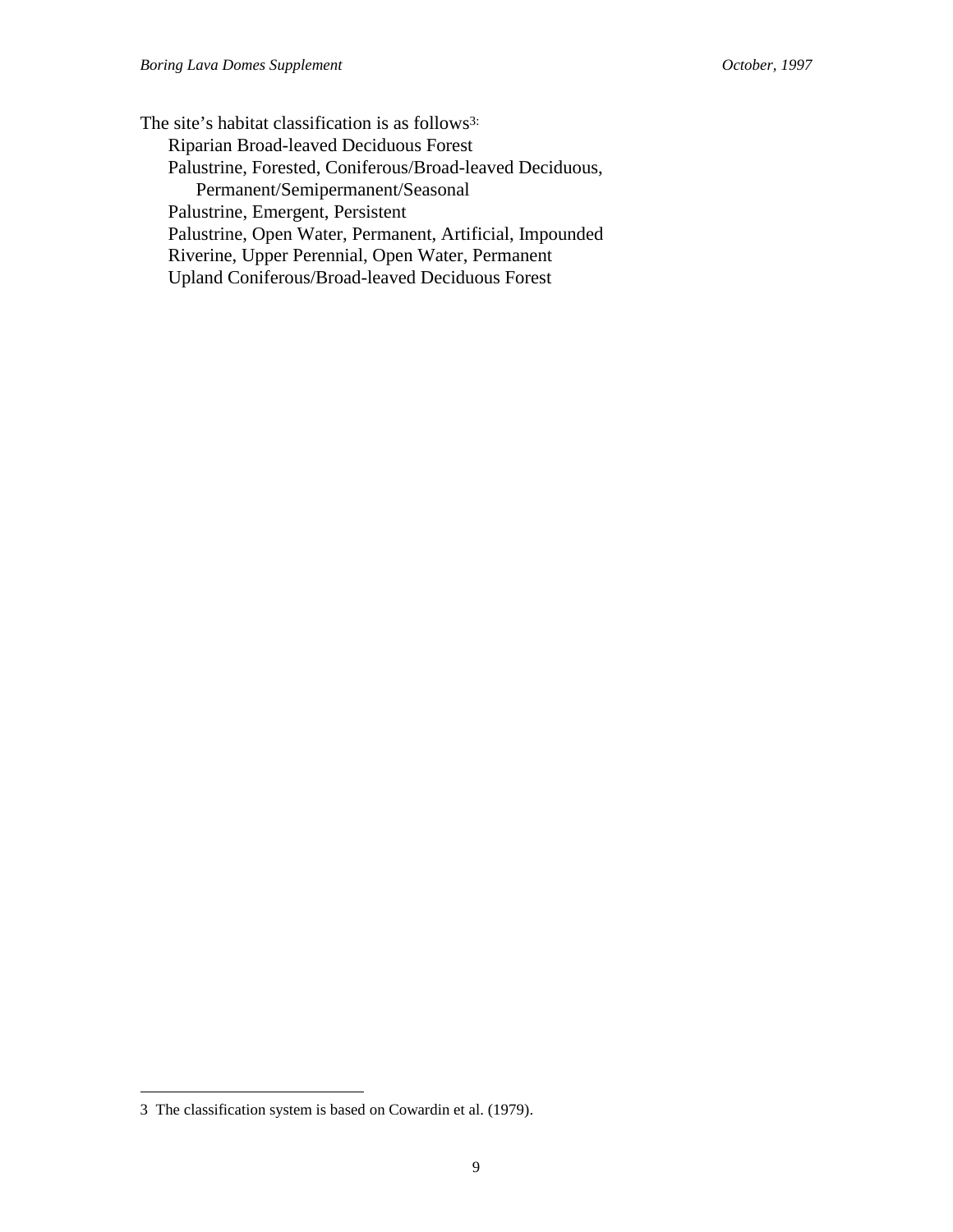The site's habitat classification is as follows[3]:

- Riparian Broad-leaved Deciduous Forest
- Palustrine, Forested, Coniferous/Broad-leaved Deciduous, Permanent/Semipermanent/Seasonal
- Palustrine, Emergent, Persistent
- Palustrine, Open Water, Permanent, Artificial, Impounded
- Riverine, Upper Perennial, Open Water, Permanent
- Upland Coniferous/Broad-leaved Deciduous Forest

---

3 The classification system is based on Cowardin et al. (1979).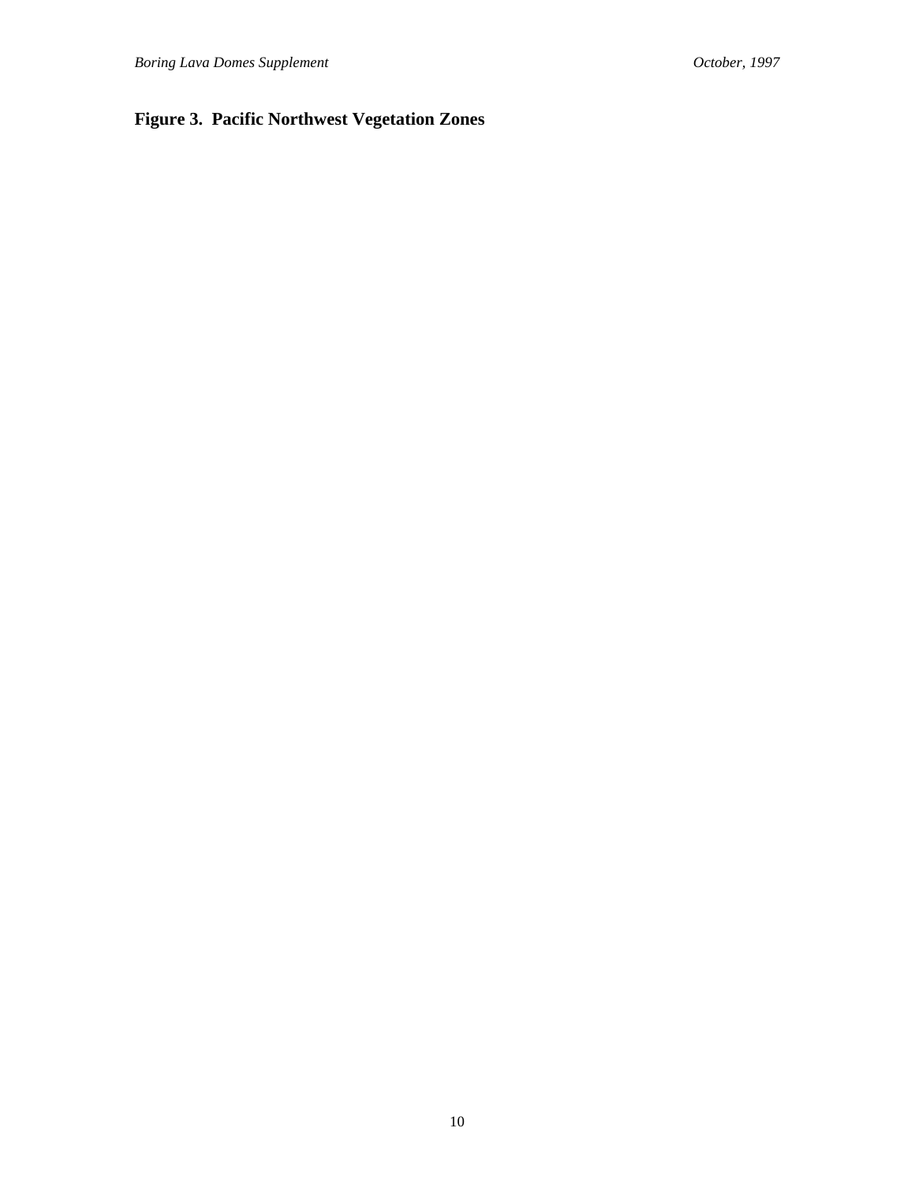**Figure 3. Pacific Northwest Vegetation Zones**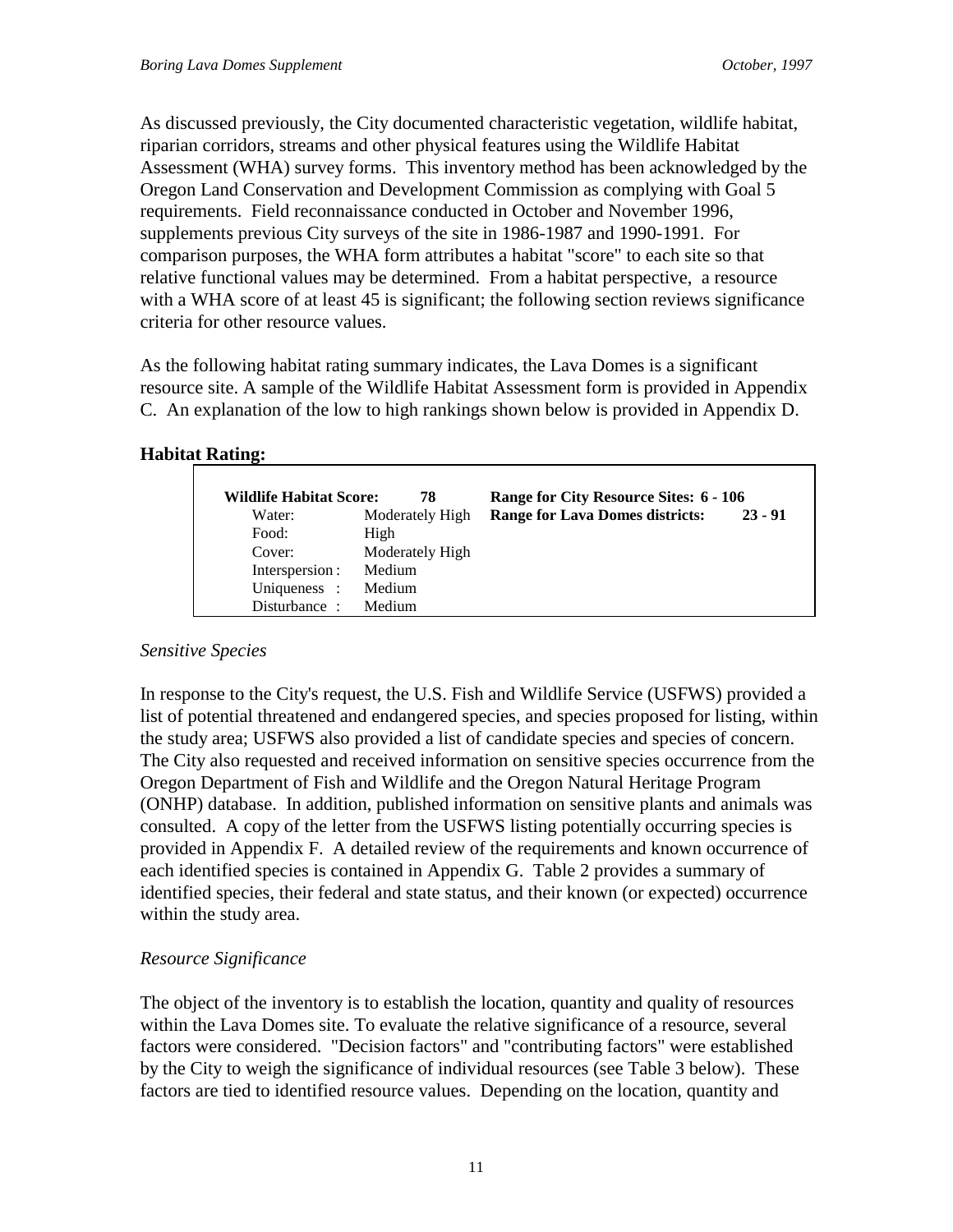As discussed previously, the City documented characteristic vegetation, wildlife habitat, riparian corridors, streams and other physical features using the Wildlife Habitat Assessment (WHA) survey forms. This inventory method has been acknowledged by the Oregon Land Conservation and Development Commission as complying with Goal 5 requirements. Field reconnaissance conducted in October and November 1996, supplements previous City surveys of the site in 1986-1987 and 1990-1991. For comparison purposes, the WHA form attributes a habitat "score" to each site so that relative functional values may be determined. From a habitat perspective, a resource with a WHA score of at least 45 is significant; the following section reviews significance criteria for other resource values.

As the following habitat rating summary indicates, the Lava Domes is a significant resource site. A sample of the Wildlife Habitat Assessment form is provided in Appendix C. An explanation of the low to high rankings shown below is provided in Appendix D.

**Habitat Rating:**

| **Wildlife Habitat Score:** | **78** | **Range for City Resource Sites: 6 - 106** | |
|---|---|---|---|
| Water: | Moderately High | **Range for Lava Domes districts:** | **23 - 91** |
| Food: | High | | |
| Cover: | Moderately High | | |
| Interspersion : | Medium | | |
| Uniqueness : | Medium | | |
| Disturbance : | Medium | | |

*Sensitive Species*

In response to the City's request, the U.S. Fish and Wildlife Service (USFWS) provided a list of potential threatened and endangered species, and species proposed for listing, within the study area; USFWS also provided a list of candidate species and species of concern. The City also requested and received information on sensitive species occurrence from the Oregon Department of Fish and Wildlife and the Oregon Natural Heritage Program (ONHP) database. In addition, published information on sensitive plants and animals was consulted. A copy of the letter from the USFWS listing potentially occurring species is provided in Appendix F. A detailed review of the requirements and known occurrence of each identified species is contained in Appendix G. Table 2 provides a summary of identified species, their federal and state status, and their known (or expected) occurrence within the study area.

*Resource Significance*

The object of the inventory is to establish the location, quantity and quality of resources within the Lava Domes site. To evaluate the relative significance of a resource, several factors were considered. "Decision factors" and "contributing factors" were established by the City to weigh the significance of individual resources (see Table 3 below). These factors are tied to identified resource values. Depending on the location, quantity and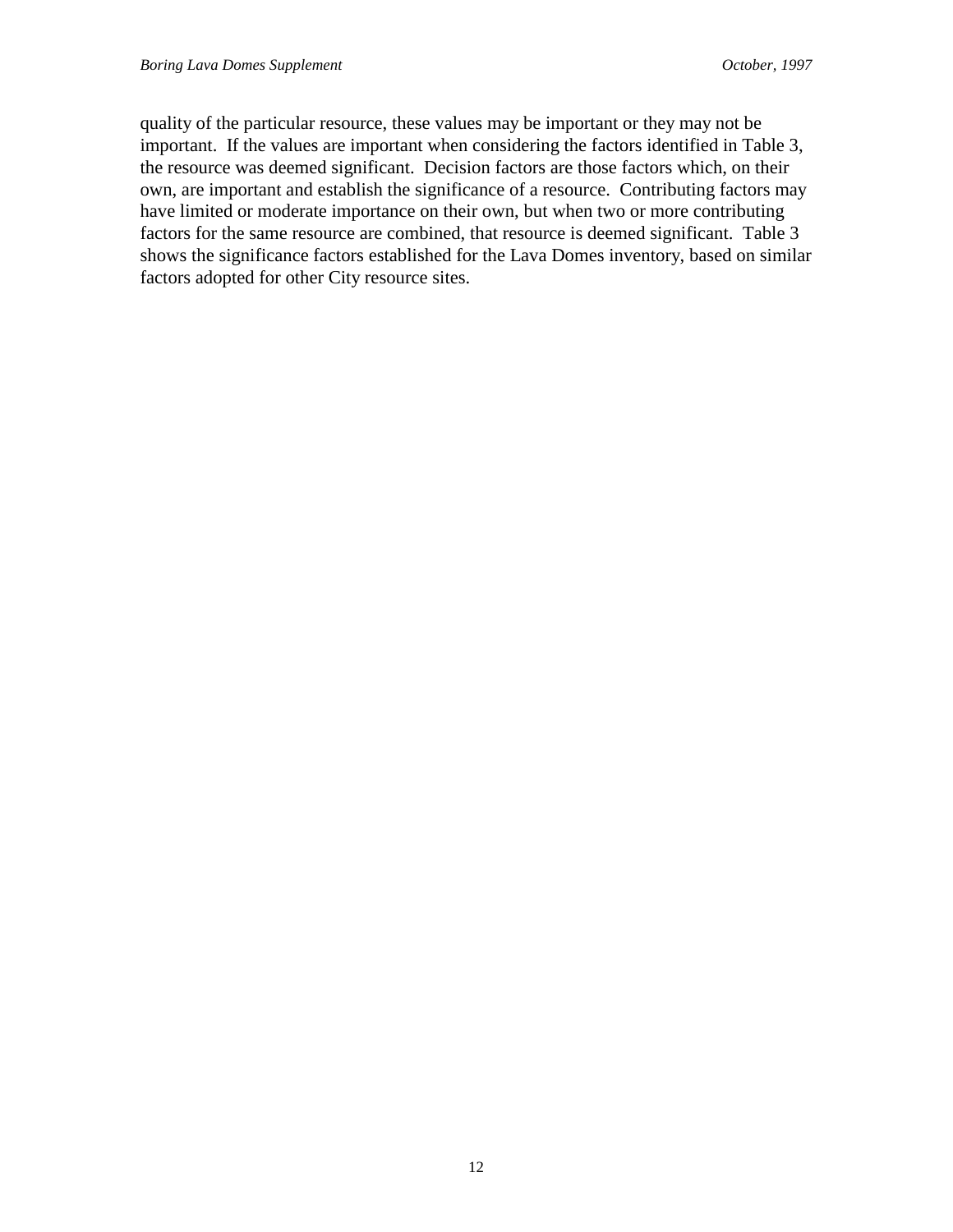quality of the particular resource, these values may be important or they may not be important. If the values are important when considering the factors identified in Table 3, the resource was deemed significant. Decision factors are those factors which, on their own, are important and establish the significance of a resource. Contributing factors may have limited or moderate importance on their own, but when two or more contributing factors for the same resource are combined, that resource is deemed significant. Table 3 shows the significance factors established for the Lava Domes inventory, based on similar factors adopted for other City resource sites.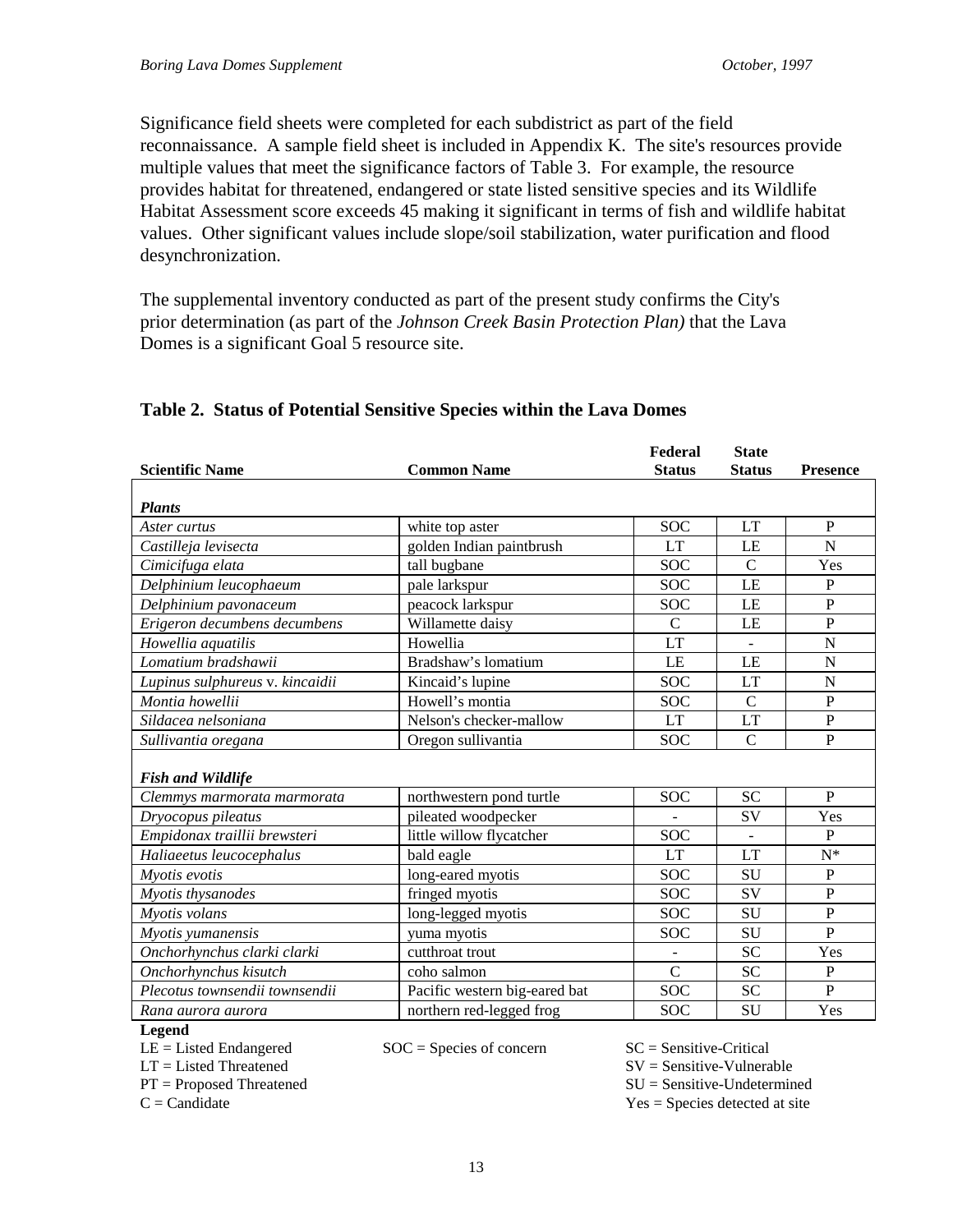Significance field sheets were completed for each subdistrict as part of the field reconnaissance. A sample field sheet is included in Appendix K. The site's resources provide multiple values that meet the significance factors of Table 3. For example, the resource provides habitat for threatened, endangered or state listed sensitive species and its Wildlife Habitat Assessment score exceeds 45 making it significant in terms of fish and wildlife habitat values. Other significant values include slope/soil stabilization, water purification and flood desynchronization.

The supplemental inventory conducted as part of the present study confirms the City's prior determination (as part of the *Johnson Creek Basin Protection Plan)* that the Lava Domes is a significant Goal 5 resource site.

### Table 2. Status of Potential Sensitive Species within the Lava Domes

| Scientific Name | Common Name | Federal Status | State Status | Presence |
|---|---|---|---|---|
| ***Plants*** | | | | |
| *Aster curtus* | white top aster | SOC | LT | P |
| *Castilleja levisecta* | golden Indian paintbrush | LT | LE | N |
| *Cimicifuga elata* | tall bugbane | SOC | C | Yes |
| *Delphinium leucophaeum* | pale larkspur | SOC | LE | P |
| *Delphinium pavonaceum* | peacock larkspur | SOC | LE | P |
| *Erigeron decumbens decumbens* | Willamette daisy | C | LE | P |
| *Howellia aquatilis* | Howellia | LT | - | N |
| *Lomatium bradshawii* | Bradshaw's lomatium | LE | LE | N |
| *Lupinus sulphureus* v. *kincaidii* | Kincaid's lupine | SOC | LT | N |
| *Montia howellii* | Howell's montia | SOC | C | P |
| *Sildacea nelsoniana* | Nelson's checker-mallow | LT | LT | P |
| *Sullivantia oregana* | Oregon sullivantia | SOC | C | P |
| ***Fish and Wildlife*** | | | | |
| *Clemmys marmorata marmorata* | northwestern pond turtle | SOC | SC | P |
| *Dryocopus pileatus* | pileated woodpecker | - | SV | Yes |
| *Empidonax traillii brewsteri* | little willow flycatcher | SOC | - | P |
| *Haliaeetus leucocephalus* | bald eagle | LT | LT | N* |
| *Myotis evotis* | long-eared myotis | SOC | SU | P |
| *Myotis thysanodes* | fringed myotis | SOC | SV | P |
| *Myotis volans* | long-legged myotis | SOC | SU | P |
| *Myotis yumanensis* | yuma myotis | SOC | SU | P |
| *Onchorhynchus clarki clarki* | cutthroat trout | - | SC | Yes |
| *Onchorhynchus kisutch* | coho salmon | C | SC | P |
| *Plecotus townsendii townsendii* | Pacific western big-eared bat | SOC | SC | P |
| *Rana aurora aurora* | northern red-legged frog | SOC | SU | Yes |

**Legend**

LE = Listed Endangered
LT = Listed Threatened
PT = Proposed Threatened
C = Candidate

SOC = Species of concern

SC = Sensitive-Critical
SV = Sensitive-Vulnerable
SU = Sensitive-Undetermined
Yes = Species detected at site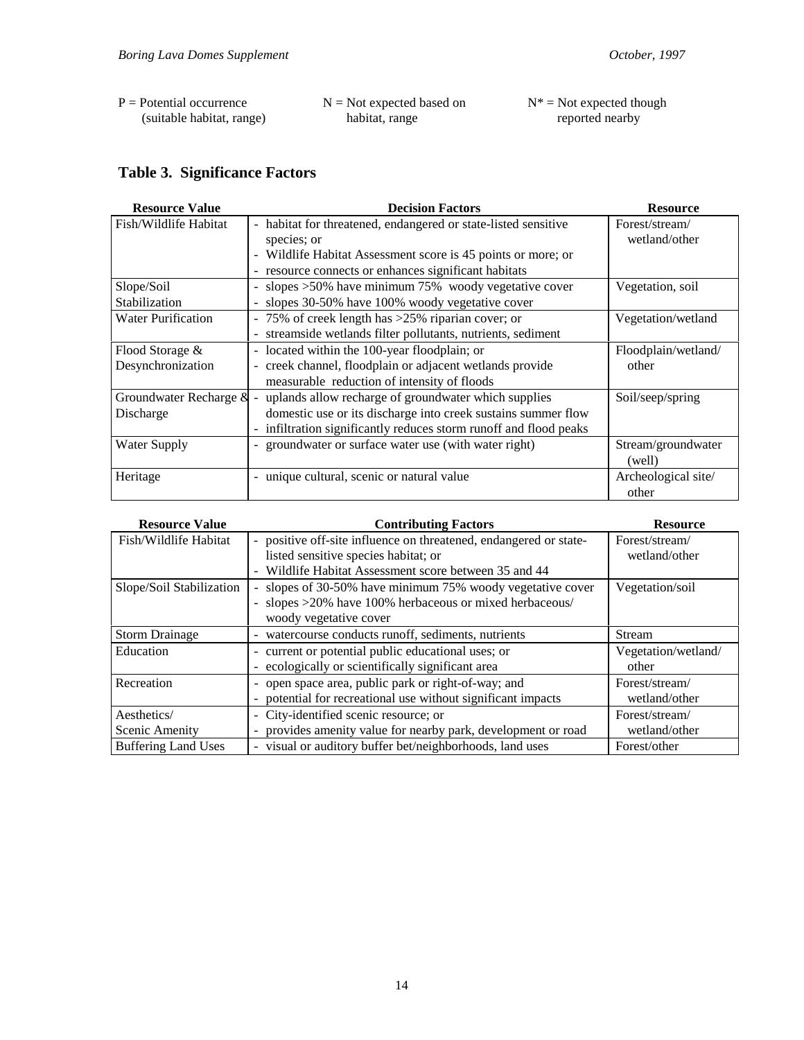P = Potential occurrence (suitable habitat, range)    N = Not expected based on habitat, range    N* = Not expected though reported nearby

## Table 3. Significance Factors

| Resource Value | Decision Factors | Resource |
|---|---|---|
| Fish/Wildlife Habitat | - habitat for threatened, endangered or state-listed sensitive species; or<br>- Wildlife Habitat Assessment score is 45 points or more; or<br>- resource connects or enhances significant habitats | Forest/stream/ wetland/other |
| Slope/Soil Stabilization | - slopes >50% have minimum 75% woody vegetative cover<br>- slopes 30-50% have 100% woody vegetative cover | Vegetation, soil |
| Water Purification | - 75% of creek length has >25% riparian cover; or<br>- streamside wetlands filter pollutants, nutrients, sediment | Vegetation/wetland |
| Flood Storage & Desynchronization | - located within the 100-year floodplain; or<br>- creek channel, floodplain or adjacent wetlands provide measurable reduction of intensity of floods | Floodplain/wetland/ other |
| Groundwater Recharge & Discharge | - uplands allow recharge of groundwater which supplies domestic use or its discharge into creek sustains summer flow<br>- infiltration significantly reduces storm runoff and flood peaks | Soil/seep/spring |
| Water Supply | - groundwater or surface water use (with water right) | Stream/groundwater (well) |
| Heritage | - unique cultural, scenic or natural value | Archeological site/ other |

| Resource Value | Contributing Factors | Resource |
|---|---|---|
| Fish/Wildlife Habitat | - positive off-site influence on threatened, endangered or state-listed sensitive species habitat; or<br>- Wildlife Habitat Assessment score between 35 and 44 | Forest/stream/ wetland/other |
| Slope/Soil Stabilization | - slopes of 30-50% have minimum 75% woody vegetative cover<br>- slopes >20% have 100% herbaceous or mixed herbaceous/ woody vegetative cover | Vegetation/soil |
| Storm Drainage | - watercourse conducts runoff, sediments, nutrients | Stream |
| Education | - current or potential public educational uses; or<br>- ecologically or scientifically significant area | Vegetation/wetland/ other |
| Recreation | - open space area, public park or right-of-way; and<br>- potential for recreational use without significant impacts | Forest/stream/ wetland/other |
| Aesthetics/ Scenic Amenity | - City-identified scenic resource; or<br>- provides amenity value for nearby park, development or road | Forest/stream/ wetland/other |
| Buffering Land Uses | - visual or auditory buffer bet/neighborhoods, land uses | Forest/other |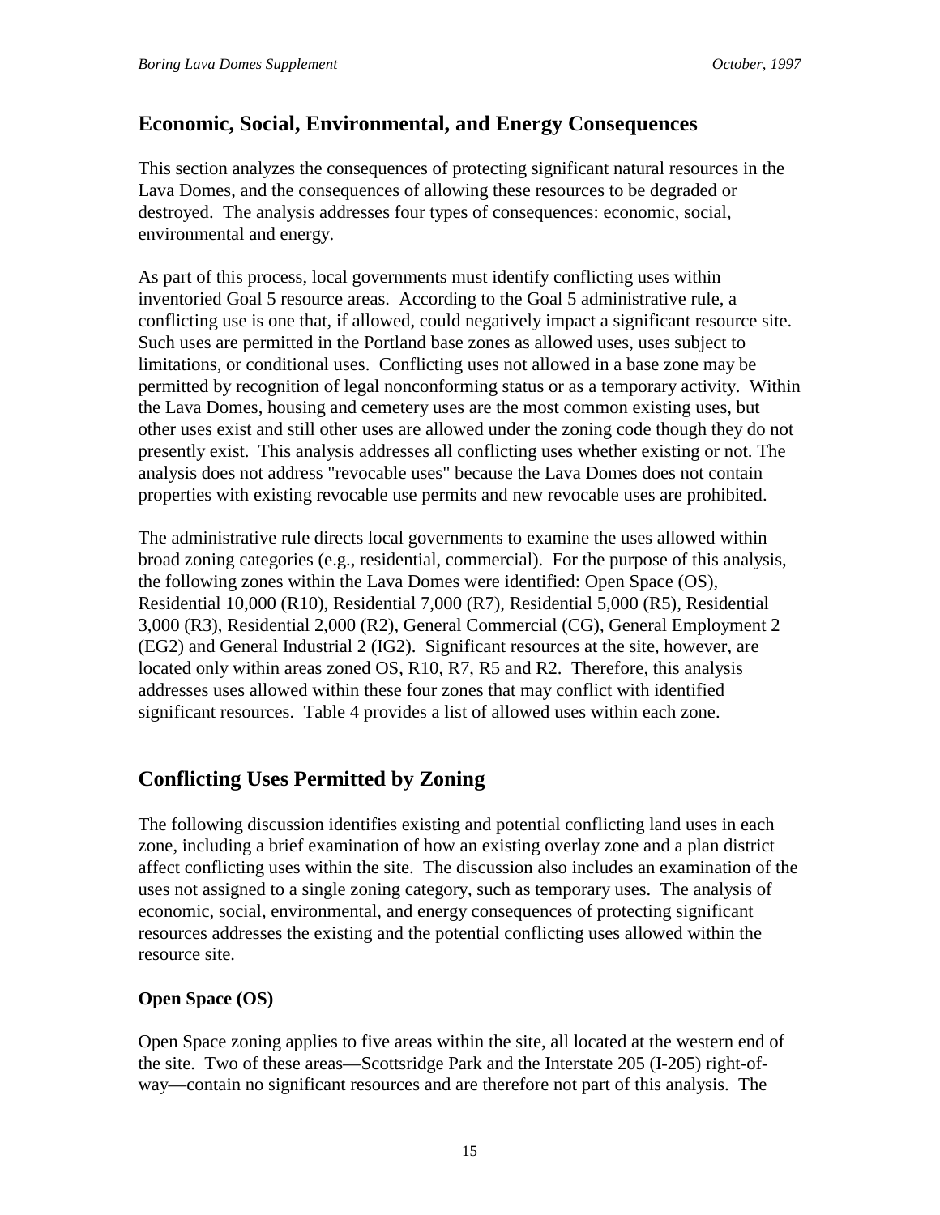## Economic, Social, Environmental, and Energy Consequences

This section analyzes the consequences of protecting significant natural resources in the Lava Domes, and the consequences of allowing these resources to be degraded or destroyed. The analysis addresses four types of consequences: economic, social, environmental and energy.

As part of this process, local governments must identify conflicting uses within inventoried Goal 5 resource areas. According to the Goal 5 administrative rule, a conflicting use is one that, if allowed, could negatively impact a significant resource site. Such uses are permitted in the Portland base zones as allowed uses, uses subject to limitations, or conditional uses. Conflicting uses not allowed in a base zone may be permitted by recognition of legal nonconforming status or as a temporary activity. Within the Lava Domes, housing and cemetery uses are the most common existing uses, but other uses exist and still other uses are allowed under the zoning code though they do not presently exist. This analysis addresses all conflicting uses whether existing or not. The analysis does not address "revocable uses" because the Lava Domes does not contain properties with existing revocable use permits and new revocable uses are prohibited.

The administrative rule directs local governments to examine the uses allowed within broad zoning categories (e.g., residential, commercial). For the purpose of this analysis, the following zones within the Lava Domes were identified: Open Space (OS), Residential 10,000 (R10), Residential 7,000 (R7), Residential 5,000 (R5), Residential 3,000 (R3), Residential 2,000 (R2), General Commercial (CG), General Employment 2 (EG2) and General Industrial 2 (IG2). Significant resources at the site, however, are located only within areas zoned OS, R10, R7, R5 and R2. Therefore, this analysis addresses uses allowed within these four zones that may conflict with identified significant resources. Table 4 provides a list of allowed uses within each zone.

## Conflicting Uses Permitted by Zoning

The following discussion identifies existing and potential conflicting land uses in each zone, including a brief examination of how an existing overlay zone and a plan district affect conflicting uses within the site. The discussion also includes an examination of the uses not assigned to a single zoning category, such as temporary uses. The analysis of economic, social, environmental, and energy consequences of protecting significant resources addresses the existing and the potential conflicting uses allowed within the resource site.

### Open Space (OS)

Open Space zoning applies to five areas within the site, all located at the western end of the site. Two of these areas—Scottsridge Park and the Interstate 205 (I-205) right-of-way—contain no significant resources and are therefore not part of this analysis. The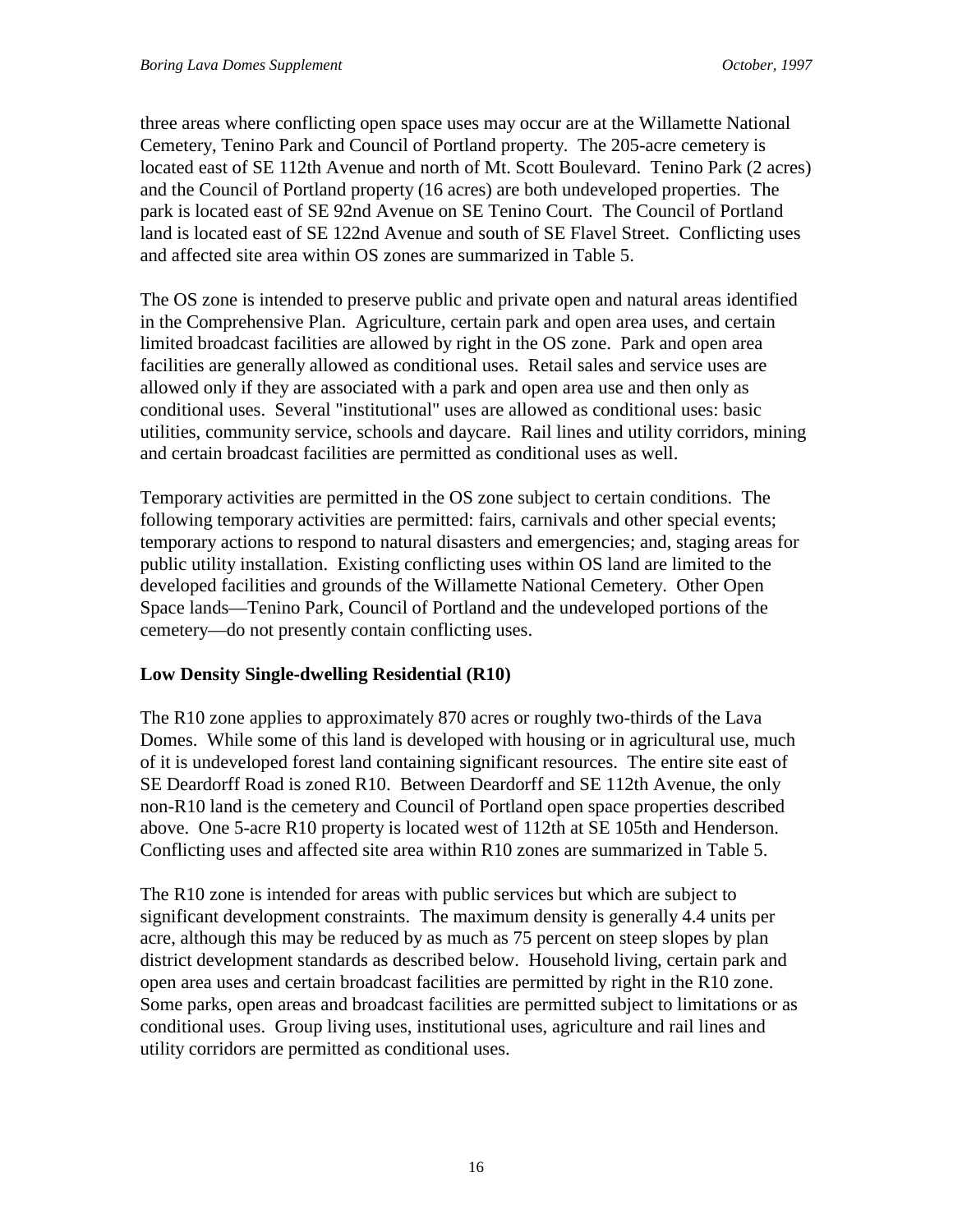three areas where conflicting open space uses may occur are at the Willamette National Cemetery, Tenino Park and Council of Portland property. The 205-acre cemetery is located east of SE 112th Avenue and north of Mt. Scott Boulevard. Tenino Park (2 acres) and the Council of Portland property (16 acres) are both undeveloped properties. The park is located east of SE 92nd Avenue on SE Tenino Court. The Council of Portland land is located east of SE 122nd Avenue and south of SE Flavel Street. Conflicting uses and affected site area within OS zones are summarized in Table 5.

The OS zone is intended to preserve public and private open and natural areas identified in the Comprehensive Plan. Agriculture, certain park and open area uses, and certain limited broadcast facilities are allowed by right in the OS zone. Park and open area facilities are generally allowed as conditional uses. Retail sales and service uses are allowed only if they are associated with a park and open area use and then only as conditional uses. Several "institutional" uses are allowed as conditional uses: basic utilities, community service, schools and daycare. Rail lines and utility corridors, mining and certain broadcast facilities are permitted as conditional uses as well.

Temporary activities are permitted in the OS zone subject to certain conditions. The following temporary activities are permitted: fairs, carnivals and other special events; temporary actions to respond to natural disasters and emergencies; and, staging areas for public utility installation. Existing conflicting uses within OS land are limited to the developed facilities and grounds of the Willamette National Cemetery. Other Open Space lands—Tenino Park, Council of Portland and the undeveloped portions of the cemetery—do not presently contain conflicting uses.

**Low Density Single-dwelling Residential (R10)**

The R10 zone applies to approximately 870 acres or roughly two-thirds of the Lava Domes. While some of this land is developed with housing or in agricultural use, much of it is undeveloped forest land containing significant resources. The entire site east of SE Deardorff Road is zoned R10. Between Deardorff and SE 112th Avenue, the only non-R10 land is the cemetery and Council of Portland open space properties described above. One 5-acre R10 property is located west of 112th at SE 105th and Henderson. Conflicting uses and affected site area within R10 zones are summarized in Table 5.

The R10 zone is intended for areas with public services but which are subject to significant development constraints. The maximum density is generally 4.4 units per acre, although this may be reduced by as much as 75 percent on steep slopes by plan district development standards as described below. Household living, certain park and open area uses and certain broadcast facilities are permitted by right in the R10 zone. Some parks, open areas and broadcast facilities are permitted subject to limitations or as conditional uses. Group living uses, institutional uses, agriculture and rail lines and utility corridors are permitted as conditional uses.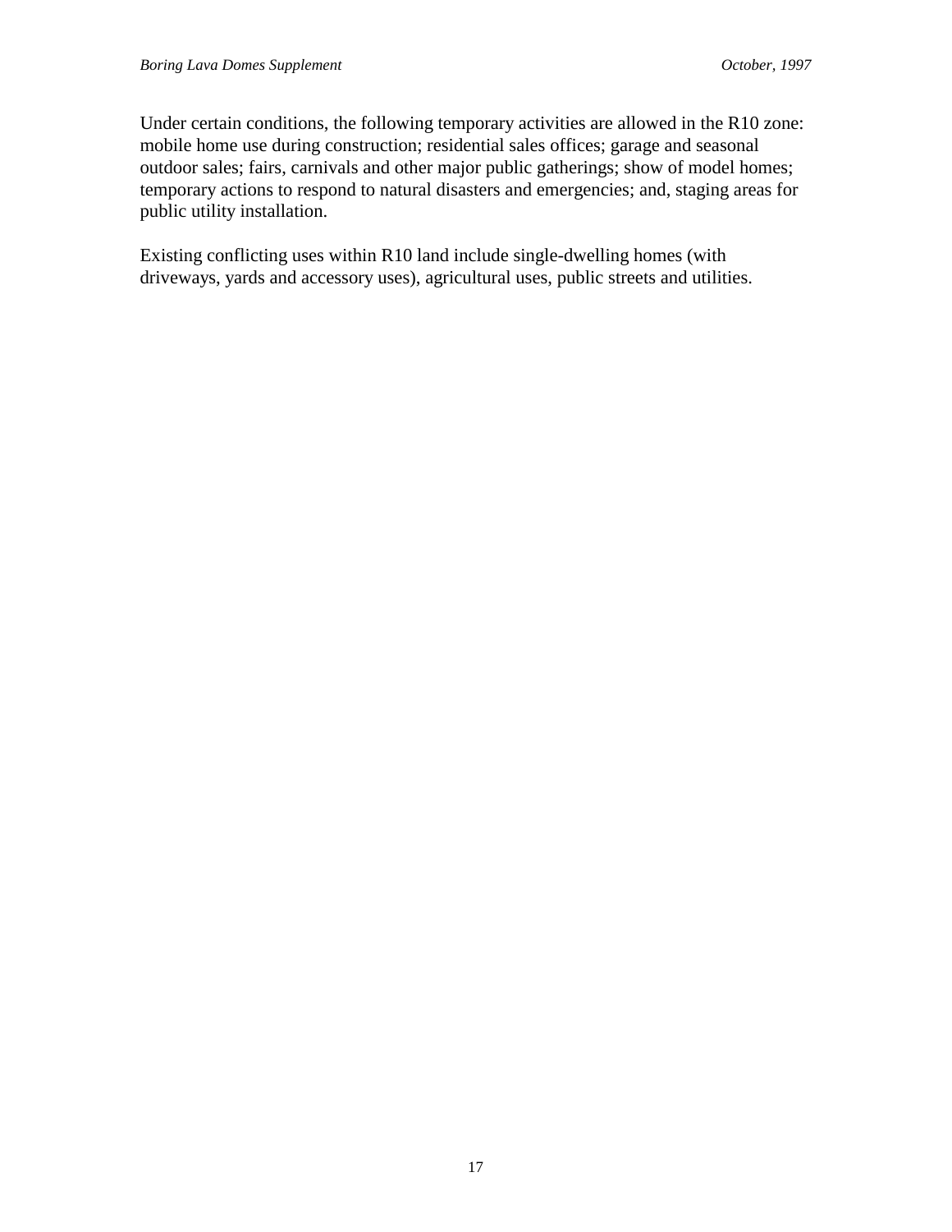Under certain conditions, the following temporary activities are allowed in the R10 zone: mobile home use during construction; residential sales offices; garage and seasonal outdoor sales; fairs, carnivals and other major public gatherings; show of model homes; temporary actions to respond to natural disasters and emergencies; and, staging areas for public utility installation.

Existing conflicting uses within R10 land include single-dwelling homes (with driveways, yards and accessory uses), agricultural uses, public streets and utilities.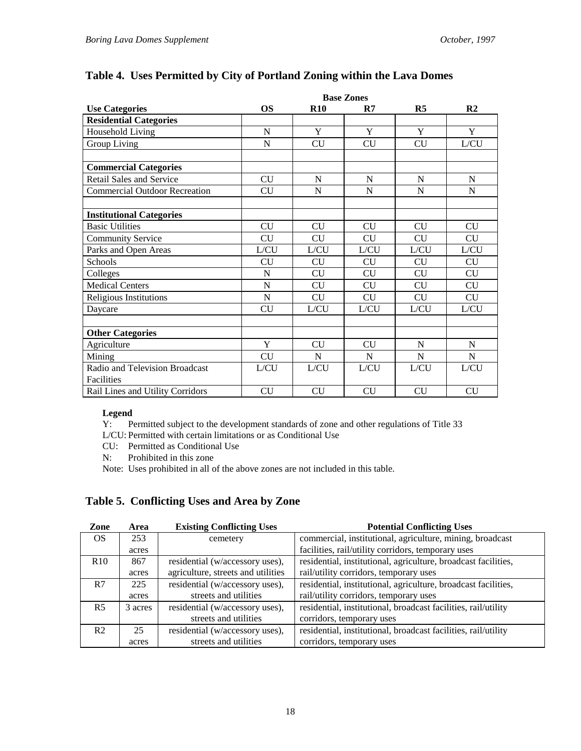## Table 4. Uses Permitted by City of Portland Zoning within the Lava Domes

| | Base Zones | | | | |
|---|---|---|---|---|---|
| **Use Categories** | **OS** | **R10** | **R7** | **R5** | **R2** |
| **Residential Categories** | | | | | |
| Household Living | N | Y | Y | Y | Y |
| Group Living | N | CU | CU | CU | L/CU |
| | | | | | |
| **Commercial Categories** | | | | | |
| Retail Sales and Service | CU | N | N | N | N |
| Commercial Outdoor Recreation | CU | N | N | N | N |
| | | | | | |
| **Institutional Categories** | | | | | |
| Basic Utilities | CU | CU | CU | CU | CU |
| Community Service | CU | CU | CU | CU | CU |
| Parks and Open Areas | L/CU | L/CU | L/CU | L/CU | L/CU |
| Schools | CU | CU | CU | CU | CU |
| Colleges | N | CU | CU | CU | CU |
| Medical Centers | N | CU | CU | CU | CU |
| Religious Institutions | N | CU | CU | CU | CU |
| Daycare | CU | L/CU | L/CU | L/CU | L/CU |
| | | | | | |
| **Other Categories** | | | | | |
| Agriculture | Y | CU | CU | N | N |
| Mining | CU | N | N | N | N |
| Radio and Television Broadcast Facilities | L/CU | L/CU | L/CU | L/CU | L/CU |
| Rail Lines and Utility Corridors | CU | CU | CU | CU | CU |

**Legend**
Y: Permitted subject to the development standards of zone and other regulations of Title 33
L/CU: Permitted with certain limitations or as Conditional Use
CU: Permitted as Conditional Use
N: Prohibited in this zone
Note: Uses prohibited in all of the above zones are not included in this table.

## Table 5. Conflicting Uses and Area by Zone

| Zone | Area | Existing Conflicting Uses | Potential Conflicting Uses |
|---|---|---|---|
| OS | 253 acres | cemetery | commercial, institutional, agriculture, mining, broadcast facilities, rail/utility corridors, temporary uses |
| R10 | 867 acres | residential (w/accessory uses), agriculture, streets and utilities | residential, institutional, agriculture, broadcast facilities, rail/utility corridors, temporary uses |
| R7 | 225 acres | residential (w/accessory uses), streets and utilities | residential, institutional, agriculture, broadcast facilities, rail/utility corridors, temporary uses |
| R5 | 3 acres | residential (w/accessory uses), streets and utilities | residential, institutional, broadcast facilities, rail/utility corridors, temporary uses |
| R2 | 25 acres | residential (w/accessory uses), streets and utilities | residential, institutional, broadcast facilities, rail/utility corridors, temporary uses |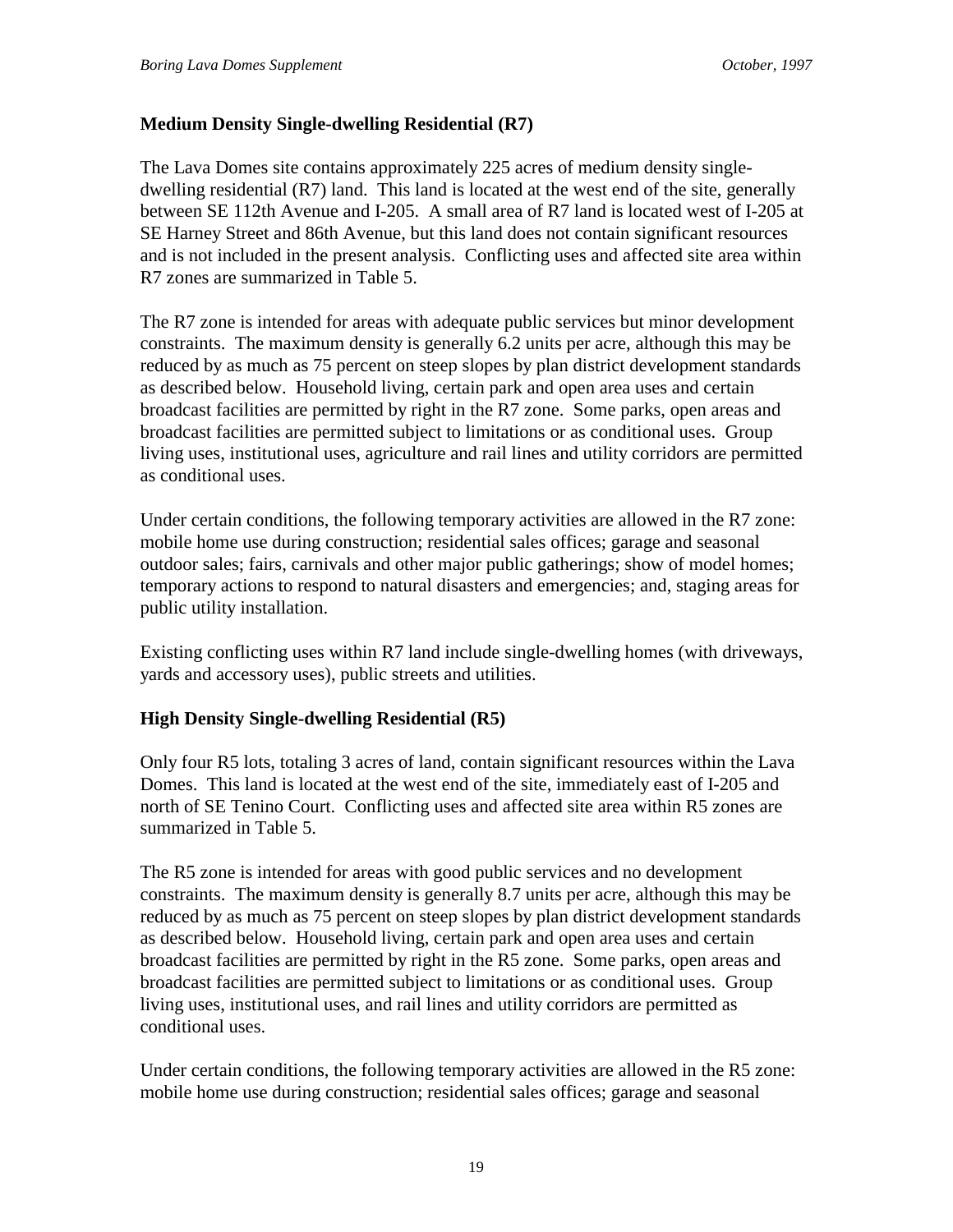### Medium Density Single-dwelling Residential (R7)

The Lava Domes site contains approximately 225 acres of medium density single-dwelling residential (R7) land. This land is located at the west end of the site, generally between SE 112th Avenue and I-205. A small area of R7 land is located west of I-205 at SE Harney Street and 86th Avenue, but this land does not contain significant resources and is not included in the present analysis. Conflicting uses and affected site area within R7 zones are summarized in Table 5.

The R7 zone is intended for areas with adequate public services but minor development constraints. The maximum density is generally 6.2 units per acre, although this may be reduced by as much as 75 percent on steep slopes by plan district development standards as described below. Household living, certain park and open area uses and certain broadcast facilities are permitted by right in the R7 zone. Some parks, open areas and broadcast facilities are permitted subject to limitations or as conditional uses. Group living uses, institutional uses, agriculture and rail lines and utility corridors are permitted as conditional uses.

Under certain conditions, the following temporary activities are allowed in the R7 zone: mobile home use during construction; residential sales offices; garage and seasonal outdoor sales; fairs, carnivals and other major public gatherings; show of model homes; temporary actions to respond to natural disasters and emergencies; and, staging areas for public utility installation.

Existing conflicting uses within R7 land include single-dwelling homes (with driveways, yards and accessory uses), public streets and utilities.

### High Density Single-dwelling Residential (R5)

Only four R5 lots, totaling 3 acres of land, contain significant resources within the Lava Domes. This land is located at the west end of the site, immediately east of I-205 and north of SE Tenino Court. Conflicting uses and affected site area within R5 zones are summarized in Table 5.

The R5 zone is intended for areas with good public services and no development constraints. The maximum density is generally 8.7 units per acre, although this may be reduced by as much as 75 percent on steep slopes by plan district development standards as described below. Household living, certain park and open area uses and certain broadcast facilities are permitted by right in the R5 zone. Some parks, open areas and broadcast facilities are permitted subject to limitations or as conditional uses. Group living uses, institutional uses, and rail lines and utility corridors are permitted as conditional uses.

Under certain conditions, the following temporary activities are allowed in the R5 zone: mobile home use during construction; residential sales offices; garage and seasonal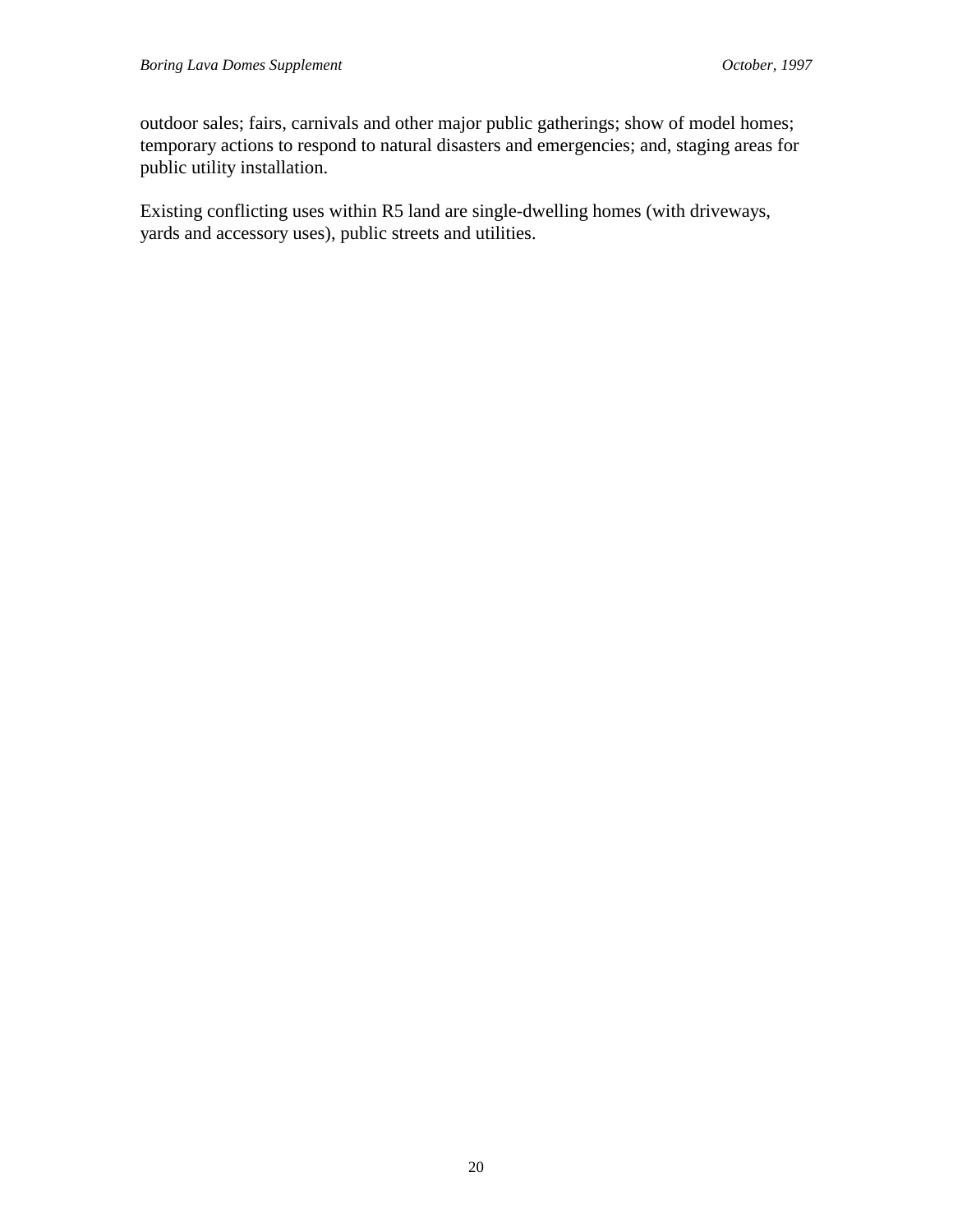outdoor sales; fairs, carnivals and other major public gatherings; show of model homes; temporary actions to respond to natural disasters and emergencies; and, staging areas for public utility installation.

Existing conflicting uses within R5 land are single-dwelling homes (with driveways, yards and accessory uses), public streets and utilities.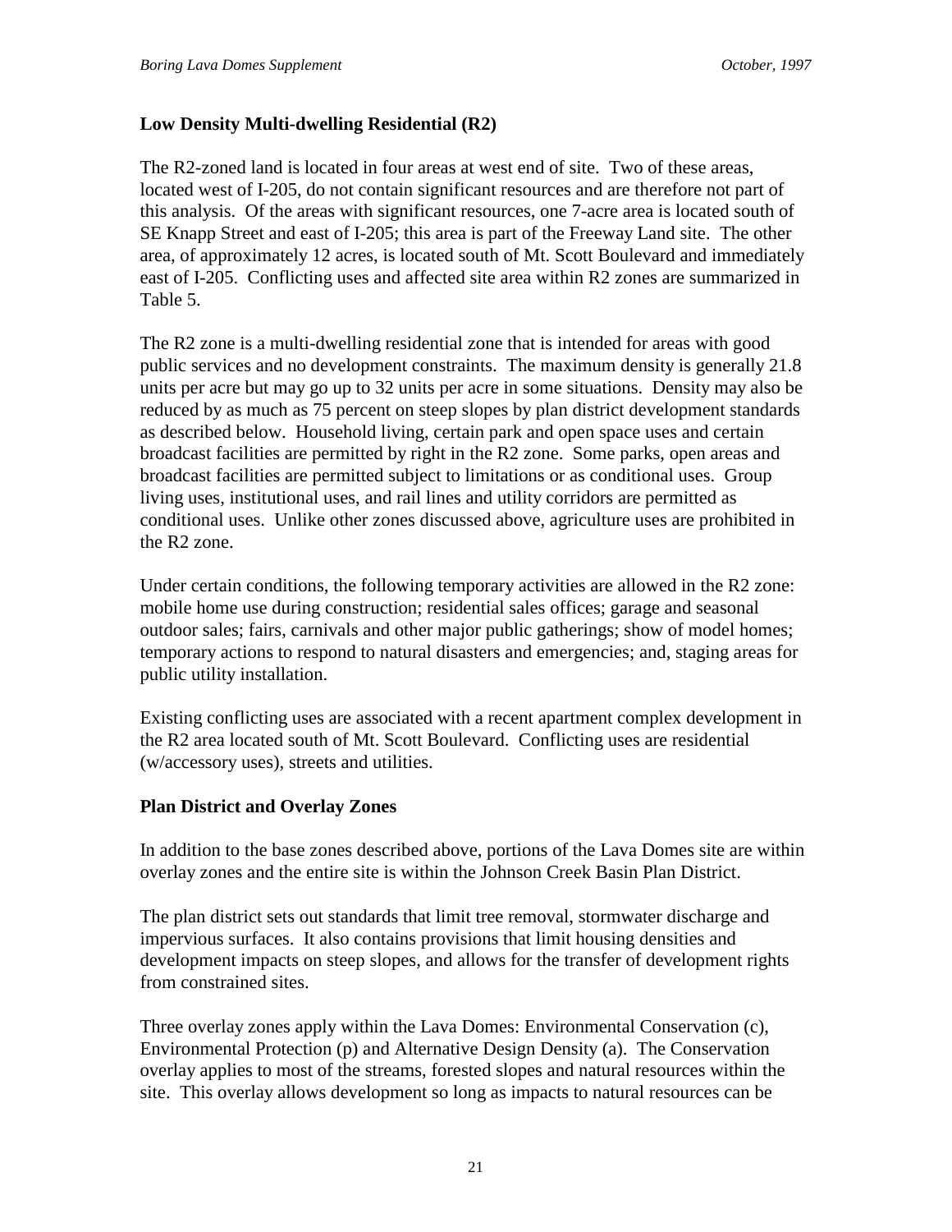**Low Density Multi-dwelling Residential (R2)**

The R2-zoned land is located in four areas at west end of site. Two of these areas, located west of I-205, do not contain significant resources and are therefore not part of this analysis. Of the areas with significant resources, one 7-acre area is located south of SE Knapp Street and east of I-205; this area is part of the Freeway Land site. The other area, of approximately 12 acres, is located south of Mt. Scott Boulevard and immediately east of I-205. Conflicting uses and affected site area within R2 zones are summarized in Table 5.

The R2 zone is a multi-dwelling residential zone that is intended for areas with good public services and no development constraints. The maximum density is generally 21.8 units per acre but may go up to 32 units per acre in some situations. Density may also be reduced by as much as 75 percent on steep slopes by plan district development standards as described below. Household living, certain park and open space uses and certain broadcast facilities are permitted by right in the R2 zone. Some parks, open areas and broadcast facilities are permitted subject to limitations or as conditional uses. Group living uses, institutional uses, and rail lines and utility corridors are permitted as conditional uses. Unlike other zones discussed above, agriculture uses are prohibited in the R2 zone.

Under certain conditions, the following temporary activities are allowed in the R2 zone: mobile home use during construction; residential sales offices; garage and seasonal outdoor sales; fairs, carnivals and other major public gatherings; show of model homes; temporary actions to respond to natural disasters and emergencies; and, staging areas for public utility installation.

Existing conflicting uses are associated with a recent apartment complex development in the R2 area located south of Mt. Scott Boulevard. Conflicting uses are residential (w/accessory uses), streets and utilities.

**Plan District and Overlay Zones**

In addition to the base zones described above, portions of the Lava Domes site are within overlay zones and the entire site is within the Johnson Creek Basin Plan District.

The plan district sets out standards that limit tree removal, stormwater discharge and impervious surfaces. It also contains provisions that limit housing densities and development impacts on steep slopes, and allows for the transfer of development rights from constrained sites.

Three overlay zones apply within the Lava Domes: Environmental Conservation (c), Environmental Protection (p) and Alternative Design Density (a). The Conservation overlay applies to most of the streams, forested slopes and natural resources within the site. This overlay allows development so long as impacts to natural resources can be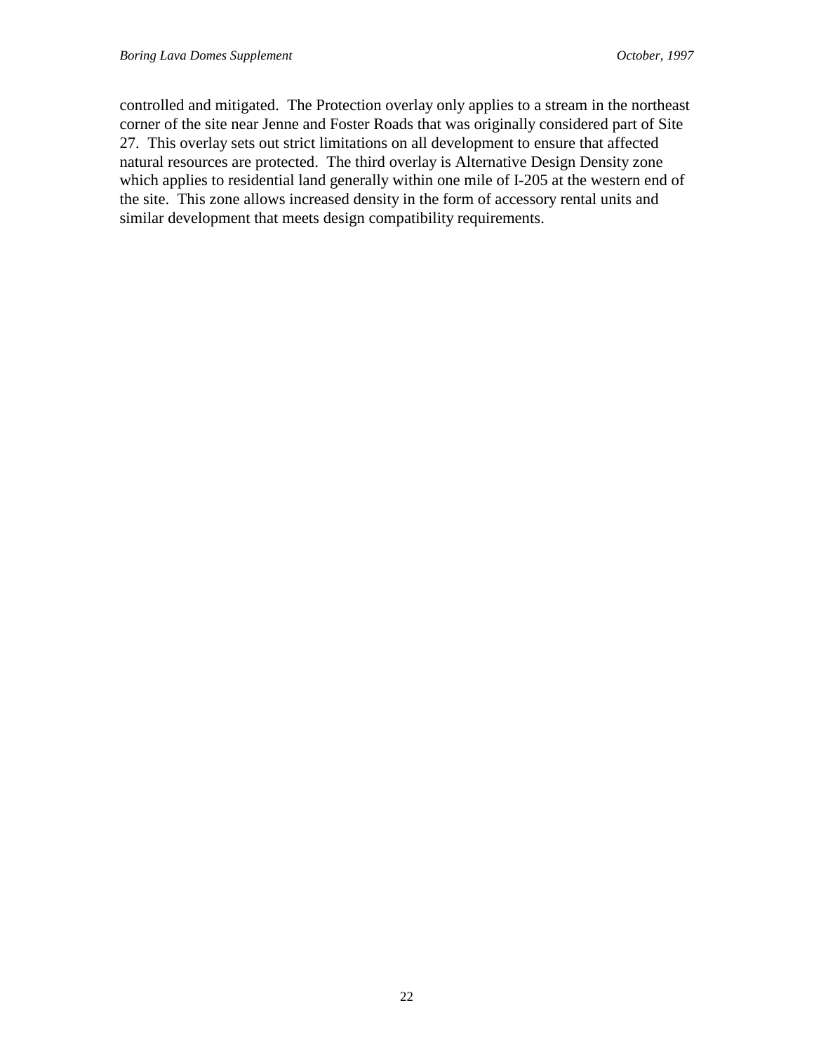controlled and mitigated. The Protection overlay only applies to a stream in the northeast corner of the site near Jenne and Foster Roads that was originally considered part of Site 27. This overlay sets out strict limitations on all development to ensure that affected natural resources are protected. The third overlay is Alternative Design Density zone which applies to residential land generally within one mile of I-205 at the western end of the site. This zone allows increased density in the form of accessory rental units and similar development that meets design compatibility requirements.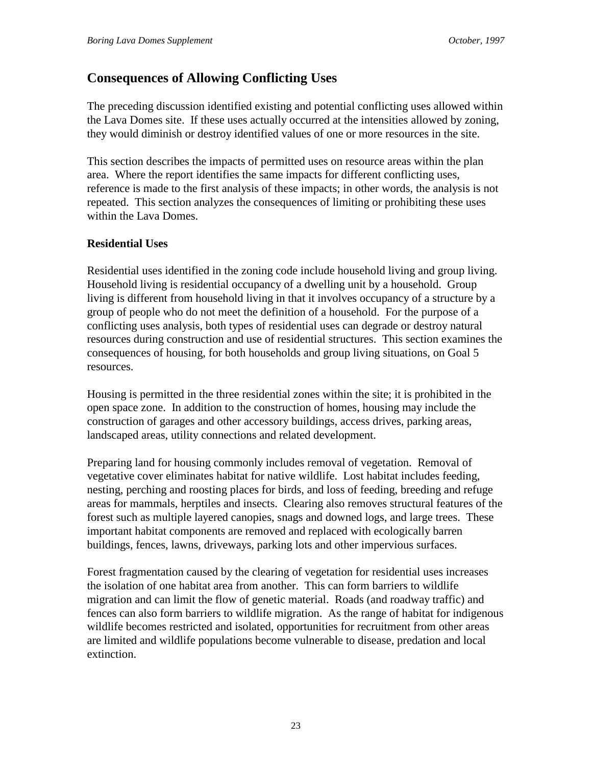## Consequences of Allowing Conflicting Uses

The preceding discussion identified existing and potential conflicting uses allowed within the Lava Domes site. If these uses actually occurred at the intensities allowed by zoning, they would diminish or destroy identified values of one or more resources in the site.

This section describes the impacts of permitted uses on resource areas within the plan area. Where the report identifies the same impacts for different conflicting uses, reference is made to the first analysis of these impacts; in other words, the analysis is not repeated. This section analyzes the consequences of limiting or prohibiting these uses within the Lava Domes.

### Residential Uses

Residential uses identified in the zoning code include household living and group living. Household living is residential occupancy of a dwelling unit by a household. Group living is different from household living in that it involves occupancy of a structure by a group of people who do not meet the definition of a household. For the purpose of a conflicting uses analysis, both types of residential uses can degrade or destroy natural resources during construction and use of residential structures. This section examines the consequences of housing, for both households and group living situations, on Goal 5 resources.

Housing is permitted in the three residential zones within the site; it is prohibited in the open space zone. In addition to the construction of homes, housing may include the construction of garages and other accessory buildings, access drives, parking areas, landscaped areas, utility connections and related development.

Preparing land for housing commonly includes removal of vegetation. Removal of vegetative cover eliminates habitat for native wildlife. Lost habitat includes feeding, nesting, perching and roosting places for birds, and loss of feeding, breeding and refuge areas for mammals, herptiles and insects. Clearing also removes structural features of the forest such as multiple layered canopies, snags and downed logs, and large trees. These important habitat components are removed and replaced with ecologically barren buildings, fences, lawns, driveways, parking lots and other impervious surfaces.

Forest fragmentation caused by the clearing of vegetation for residential uses increases the isolation of one habitat area from another. This can form barriers to wildlife migration and can limit the flow of genetic material. Roads (and roadway traffic) and fences can also form barriers to wildlife migration. As the range of habitat for indigenous wildlife becomes restricted and isolated, opportunities for recruitment from other areas are limited and wildlife populations become vulnerable to disease, predation and local extinction.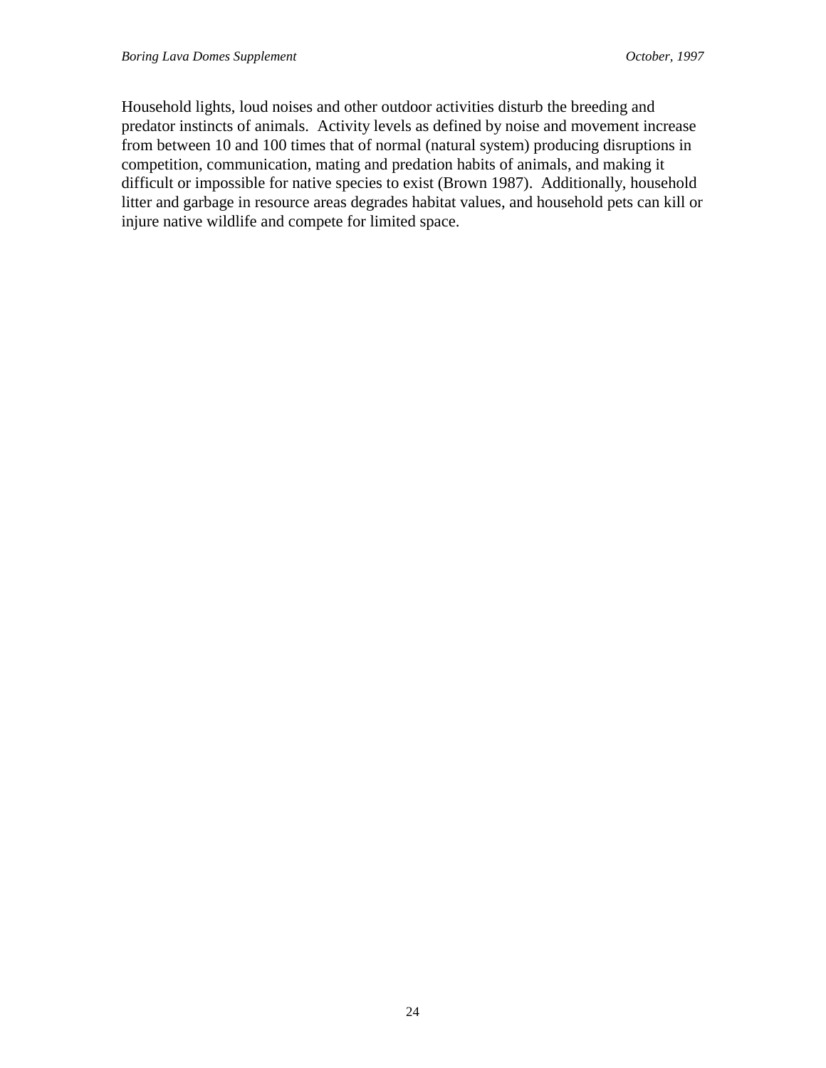Household lights, loud noises and other outdoor activities disturb the breeding and predator instincts of animals. Activity levels as defined by noise and movement increase from between 10 and 100 times that of normal (natural system) producing disruptions in competition, communication, mating and predation habits of animals, and making it difficult or impossible for native species to exist (Brown 1987). Additionally, household litter and garbage in resource areas degrades habitat values, and household pets can kill or injure native wildlife and compete for limited space.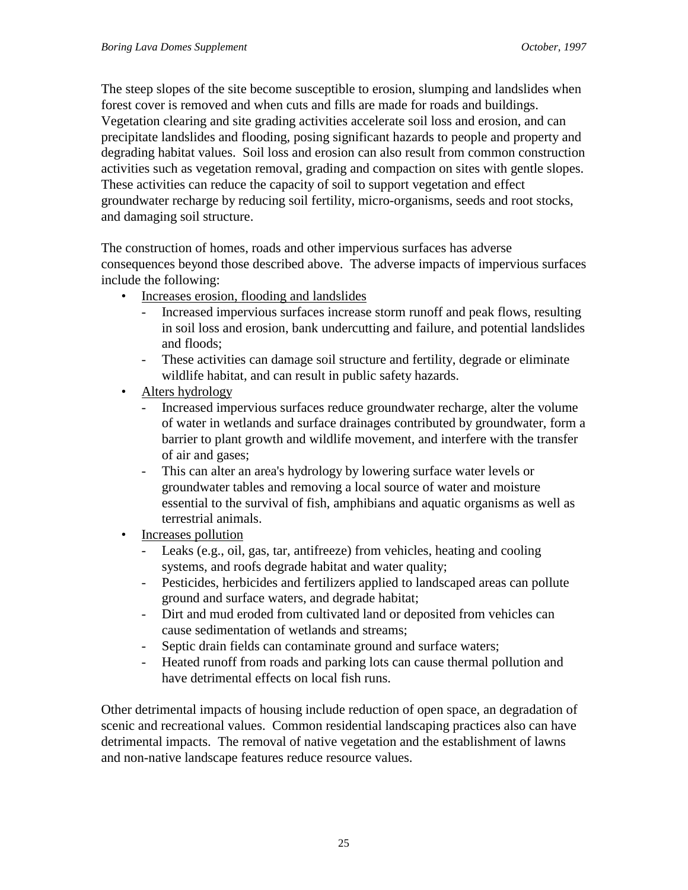The steep slopes of the site become susceptible to erosion, slumping and landslides when forest cover is removed and when cuts and fills are made for roads and buildings. Vegetation clearing and site grading activities accelerate soil loss and erosion, and can precipitate landslides and flooding, posing significant hazards to people and property and degrading habitat values. Soil loss and erosion can also result from common construction activities such as vegetation removal, grading and compaction on sites with gentle slopes. These activities can reduce the capacity of soil to support vegetation and effect groundwater recharge by reducing soil fertility, micro-organisms, seeds and root stocks, and damaging soil structure.

The construction of homes, roads and other impervious surfaces has adverse consequences beyond those described above. The adverse impacts of impervious surfaces include the following:

- <u>Increases erosion, flooding and landslides</u>
  - Increased impervious surfaces increase storm runoff and peak flows, resulting in soil loss and erosion, bank undercutting and failure, and potential landslides and floods;
  - These activities can damage soil structure and fertility, degrade or eliminate wildlife habitat, and can result in public safety hazards.
- <u>Alters hydrology</u>
  - Increased impervious surfaces reduce groundwater recharge, alter the volume of water in wetlands and surface drainages contributed by groundwater, form a barrier to plant growth and wildlife movement, and interfere with the transfer of air and gases;
  - This can alter an area's hydrology by lowering surface water levels or groundwater tables and removing a local source of water and moisture essential to the survival of fish, amphibians and aquatic organisms as well as terrestrial animals.
- <u>Increases pollution</u>
  - Leaks (e.g., oil, gas, tar, antifreeze) from vehicles, heating and cooling systems, and roofs degrade habitat and water quality;
  - Pesticides, herbicides and fertilizers applied to landscaped areas can pollute ground and surface waters, and degrade habitat;
  - Dirt and mud eroded from cultivated land or deposited from vehicles can cause sedimentation of wetlands and streams;
  - Septic drain fields can contaminate ground and surface waters;
  - Heated runoff from roads and parking lots can cause thermal pollution and have detrimental effects on local fish runs.

Other detrimental impacts of housing include reduction of open space, an degradation of scenic and recreational values. Common residential landscaping practices also can have detrimental impacts. The removal of native vegetation and the establishment of lawns and non-native landscape features reduce resource values.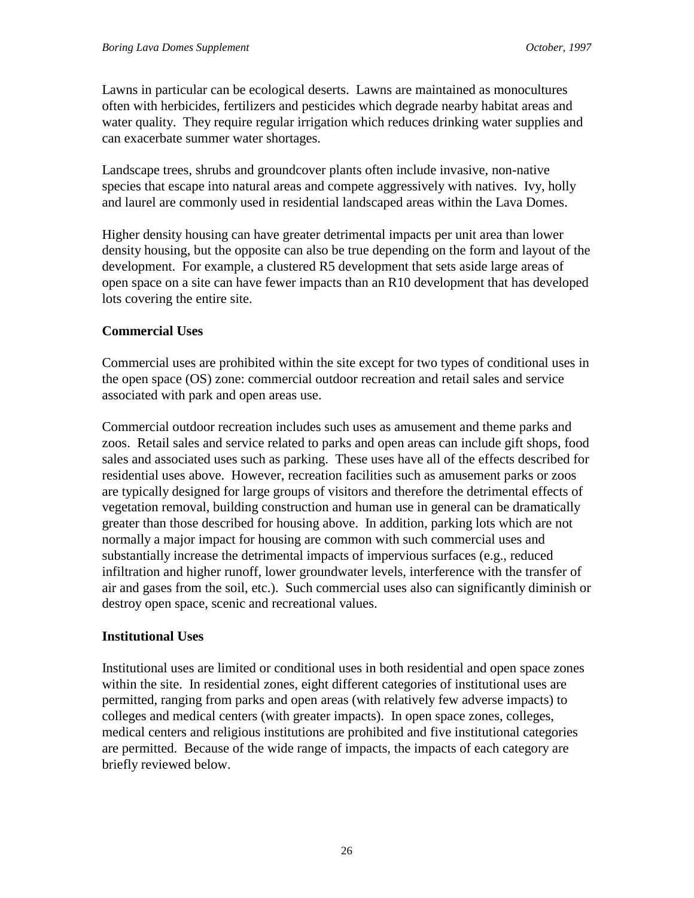Lawns in particular can be ecological deserts. Lawns are maintained as monocultures often with herbicides, fertilizers and pesticides which degrade nearby habitat areas and water quality. They require regular irrigation which reduces drinking water supplies and can exacerbate summer water shortages.

Landscape trees, shrubs and groundcover plants often include invasive, non-native species that escape into natural areas and compete aggressively with natives. Ivy, holly and laurel are commonly used in residential landscaped areas within the Lava Domes.

Higher density housing can have greater detrimental impacts per unit area than lower density housing, but the opposite can also be true depending on the form and layout of the development. For example, a clustered R5 development that sets aside large areas of open space on a site can have fewer impacts than an R10 development that has developed lots covering the entire site.

**Commercial Uses**

Commercial uses are prohibited within the site except for two types of conditional uses in the open space (OS) zone: commercial outdoor recreation and retail sales and service associated with park and open areas use.

Commercial outdoor recreation includes such uses as amusement and theme parks and zoos. Retail sales and service related to parks and open areas can include gift shops, food sales and associated uses such as parking. These uses have all of the effects described for residential uses above. However, recreation facilities such as amusement parks or zoos are typically designed for large groups of visitors and therefore the detrimental effects of vegetation removal, building construction and human use in general can be dramatically greater than those described for housing above. In addition, parking lots which are not normally a major impact for housing are common with such commercial uses and substantially increase the detrimental impacts of impervious surfaces (e.g., reduced infiltration and higher runoff, lower groundwater levels, interference with the transfer of air and gases from the soil, etc.). Such commercial uses also can significantly diminish or destroy open space, scenic and recreational values.

**Institutional Uses**

Institutional uses are limited or conditional uses in both residential and open space zones within the site. In residential zones, eight different categories of institutional uses are permitted, ranging from parks and open areas (with relatively few adverse impacts) to colleges and medical centers (with greater impacts). In open space zones, colleges, medical centers and religious institutions are prohibited and five institutional categories are permitted. Because of the wide range of impacts, the impacts of each category are briefly reviewed below.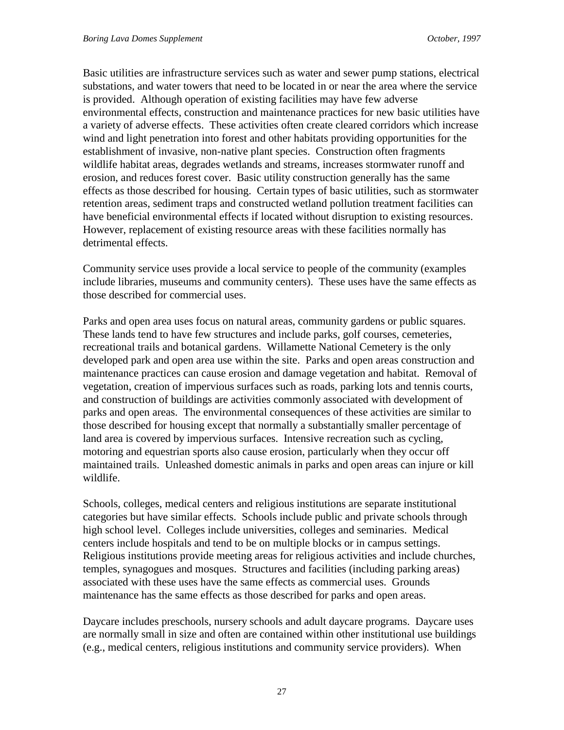Basic utilities are infrastructure services such as water and sewer pump stations, electrical substations, and water towers that need to be located in or near the area where the service is provided. Although operation of existing facilities may have few adverse environmental effects, construction and maintenance practices for new basic utilities have a variety of adverse effects. These activities often create cleared corridors which increase wind and light penetration into forest and other habitats providing opportunities for the establishment of invasive, non-native plant species. Construction often fragments wildlife habitat areas, degrades wetlands and streams, increases stormwater runoff and erosion, and reduces forest cover. Basic utility construction generally has the same effects as those described for housing. Certain types of basic utilities, such as stormwater retention areas, sediment traps and constructed wetland pollution treatment facilities can have beneficial environmental effects if located without disruption to existing resources. However, replacement of existing resource areas with these facilities normally has detrimental effects.

Community service uses provide a local service to people of the community (examples include libraries, museums and community centers). These uses have the same effects as those described for commercial uses.

Parks and open area uses focus on natural areas, community gardens or public squares. These lands tend to have few structures and include parks, golf courses, cemeteries, recreational trails and botanical gardens. Willamette National Cemetery is the only developed park and open area use within the site. Parks and open areas construction and maintenance practices can cause erosion and damage vegetation and habitat. Removal of vegetation, creation of impervious surfaces such as roads, parking lots and tennis courts, and construction of buildings are activities commonly associated with development of parks and open areas. The environmental consequences of these activities are similar to those described for housing except that normally a substantially smaller percentage of land area is covered by impervious surfaces. Intensive recreation such as cycling, motoring and equestrian sports also cause erosion, particularly when they occur off maintained trails. Unleashed domestic animals in parks and open areas can injure or kill wildlife.

Schools, colleges, medical centers and religious institutions are separate institutional categories but have similar effects. Schools include public and private schools through high school level. Colleges include universities, colleges and seminaries. Medical centers include hospitals and tend to be on multiple blocks or in campus settings. Religious institutions provide meeting areas for religious activities and include churches, temples, synagogues and mosques. Structures and facilities (including parking areas) associated with these uses have the same effects as commercial uses. Grounds maintenance has the same effects as those described for parks and open areas.

Daycare includes preschools, nursery schools and adult daycare programs. Daycare uses are normally small in size and often are contained within other institutional use buildings (e.g., medical centers, religious institutions and community service providers). When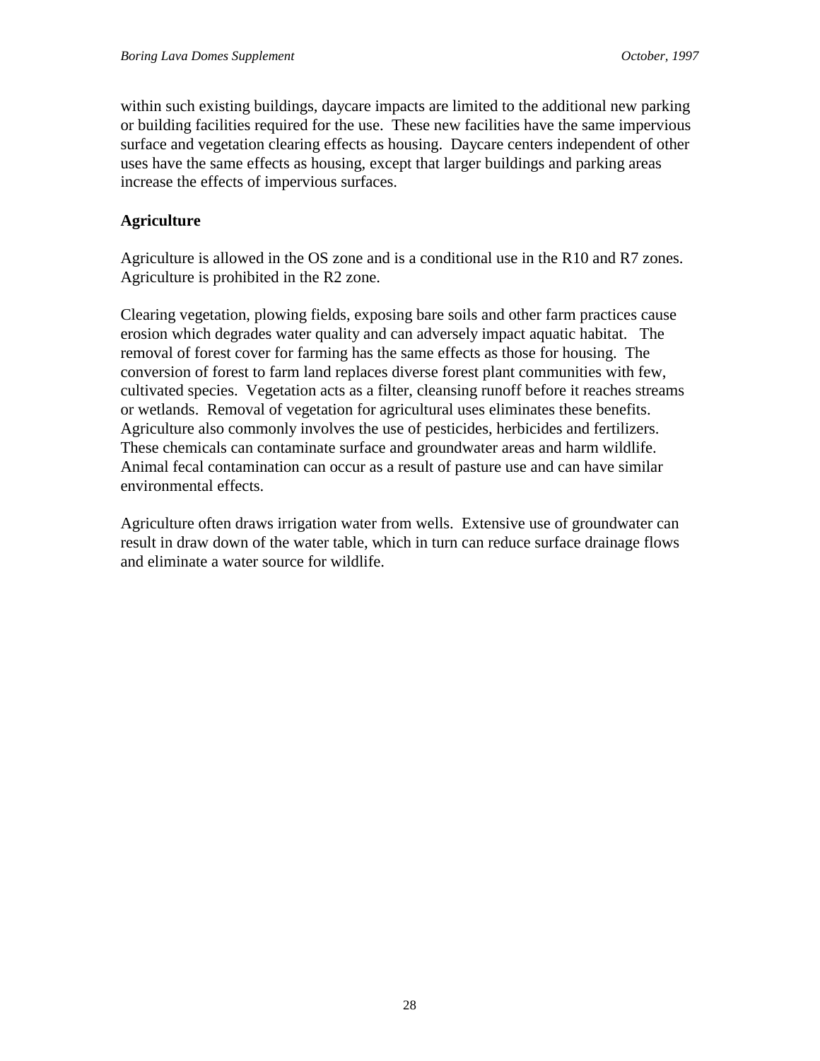within such existing buildings, daycare impacts are limited to the additional new parking or building facilities required for the use. These new facilities have the same impervious surface and vegetation clearing effects as housing. Daycare centers independent of other uses have the same effects as housing, except that larger buildings and parking areas increase the effects of impervious surfaces.

**Agriculture**

Agriculture is allowed in the OS zone and is a conditional use in the R10 and R7 zones. Agriculture is prohibited in the R2 zone.

Clearing vegetation, plowing fields, exposing bare soils and other farm practices cause erosion which degrades water quality and can adversely impact aquatic habitat. The removal of forest cover for farming has the same effects as those for housing. The conversion of forest to farm land replaces diverse forest plant communities with few, cultivated species. Vegetation acts as a filter, cleansing runoff before it reaches streams or wetlands. Removal of vegetation for agricultural uses eliminates these benefits. Agriculture also commonly involves the use of pesticides, herbicides and fertilizers. These chemicals can contaminate surface and groundwater areas and harm wildlife. Animal fecal contamination can occur as a result of pasture use and can have similar environmental effects.

Agriculture often draws irrigation water from wells. Extensive use of groundwater can result in draw down of the water table, which in turn can reduce surface drainage flows and eliminate a water source for wildlife.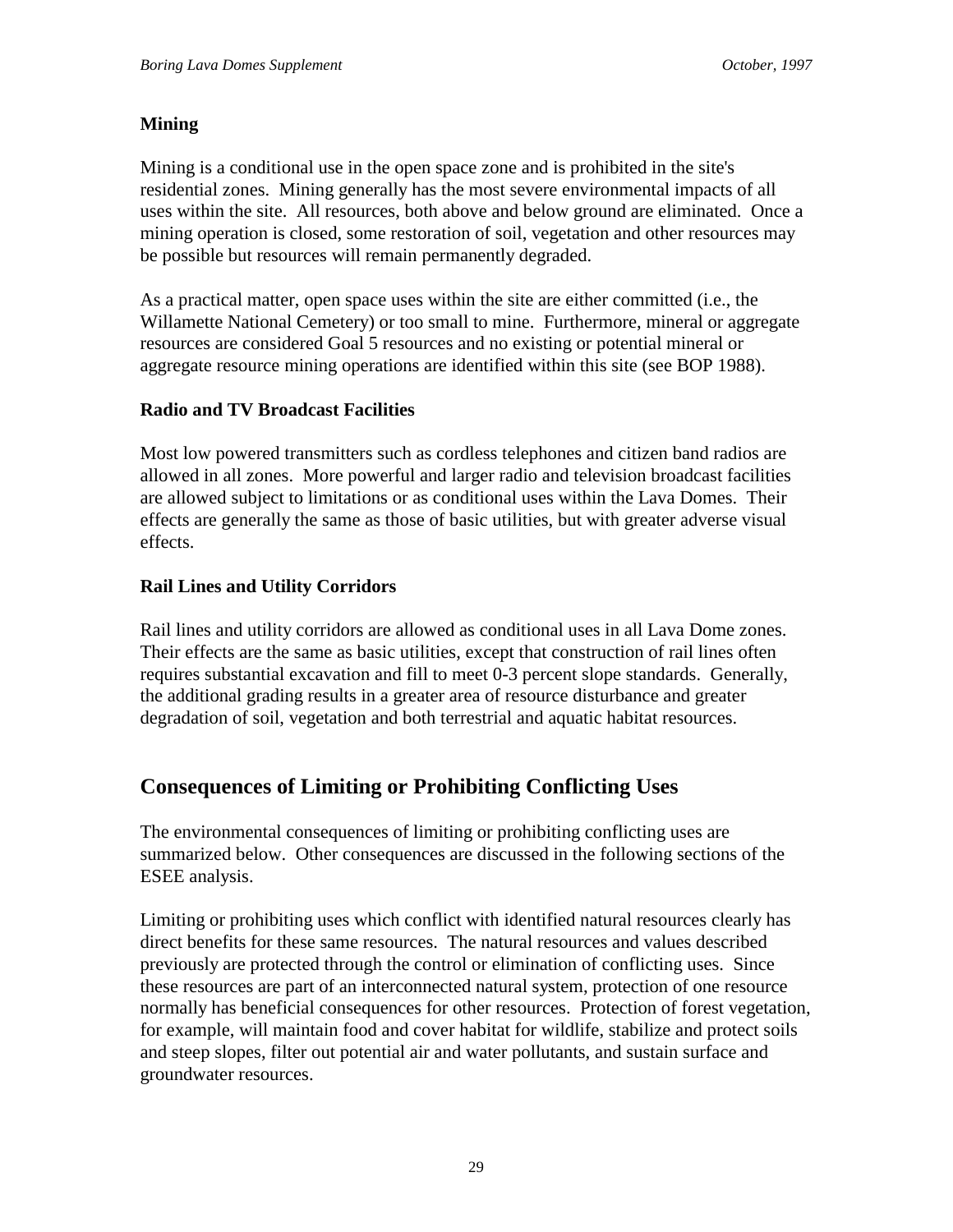**Mining**

Mining is a conditional use in the open space zone and is prohibited in the site's residential zones. Mining generally has the most severe environmental impacts of all uses within the site. All resources, both above and below ground are eliminated. Once a mining operation is closed, some restoration of soil, vegetation and other resources may be possible but resources will remain permanently degraded.

As a practical matter, open space uses within the site are either committed (i.e., the Willamette National Cemetery) or too small to mine. Furthermore, mineral or aggregate resources are considered Goal 5 resources and no existing or potential mineral or aggregate resource mining operations are identified within this site (see BOP 1988).

**Radio and TV Broadcast Facilities**

Most low powered transmitters such as cordless telephones and citizen band radios are allowed in all zones. More powerful and larger radio and television broadcast facilities are allowed subject to limitations or as conditional uses within the Lava Domes. Their effects are generally the same as those of basic utilities, but with greater adverse visual effects.

**Rail Lines and Utility Corridors**

Rail lines and utility corridors are allowed as conditional uses in all Lava Dome zones. Their effects are the same as basic utilities, except that construction of rail lines often requires substantial excavation and fill to meet 0-3 percent slope standards. Generally, the additional grading results in a greater area of resource disturbance and greater degradation of soil, vegetation and both terrestrial and aquatic habitat resources.

## Consequences of Limiting or Prohibiting Conflicting Uses

The environmental consequences of limiting or prohibiting conflicting uses are summarized below. Other consequences are discussed in the following sections of the ESEE analysis.

Limiting or prohibiting uses which conflict with identified natural resources clearly has direct benefits for these same resources. The natural resources and values described previously are protected through the control or elimination of conflicting uses. Since these resources are part of an interconnected natural system, protection of one resource normally has beneficial consequences for other resources. Protection of forest vegetation, for example, will maintain food and cover habitat for wildlife, stabilize and protect soils and steep slopes, filter out potential air and water pollutants, and sustain surface and groundwater resources.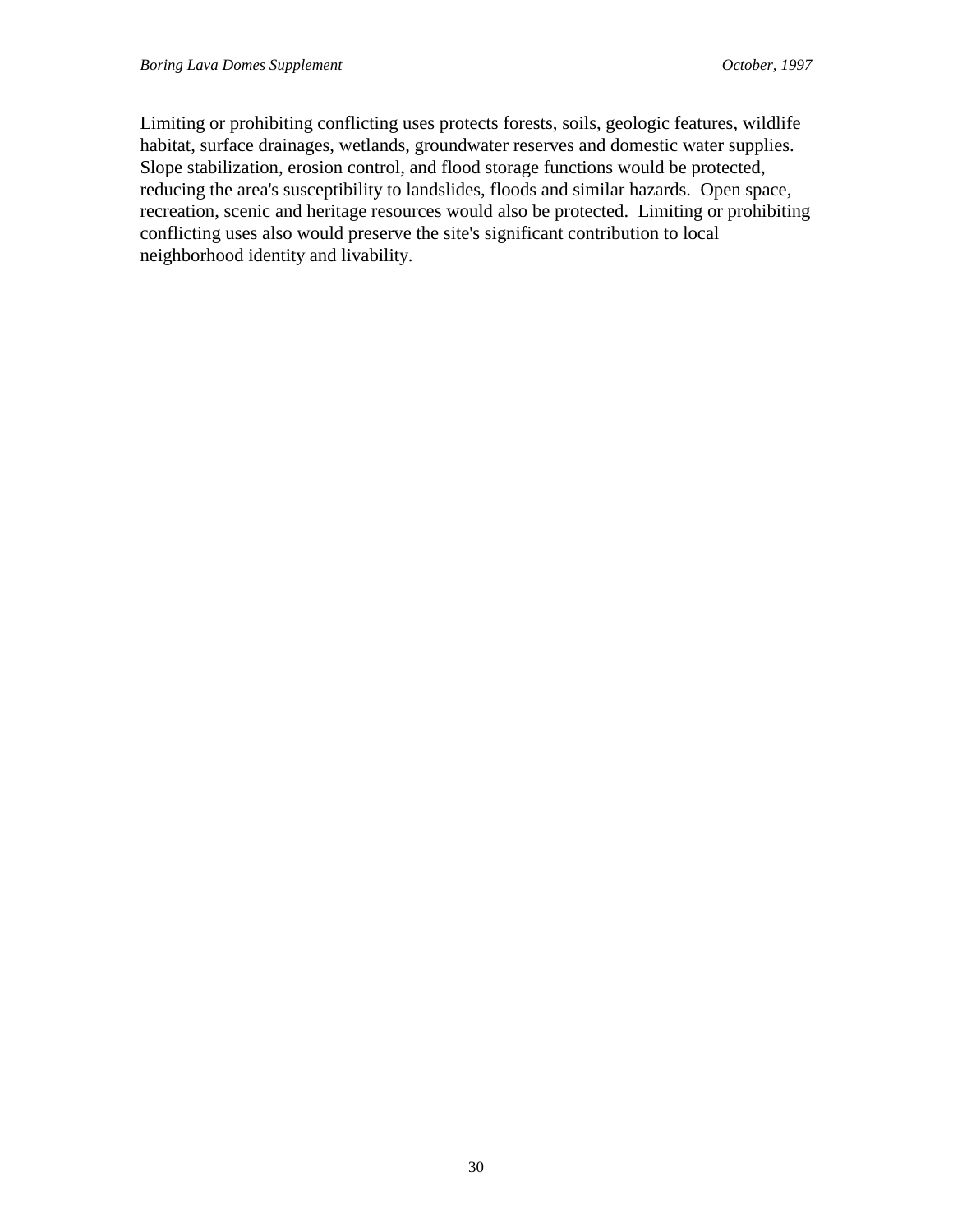Limiting or prohibiting conflicting uses protects forests, soils, geologic features, wildlife habitat, surface drainages, wetlands, groundwater reserves and domestic water supplies. Slope stabilization, erosion control, and flood storage functions would be protected, reducing the area's susceptibility to landslides, floods and similar hazards. Open space, recreation, scenic and heritage resources would also be protected. Limiting or prohibiting conflicting uses also would preserve the site's significant contribution to local neighborhood identity and livability.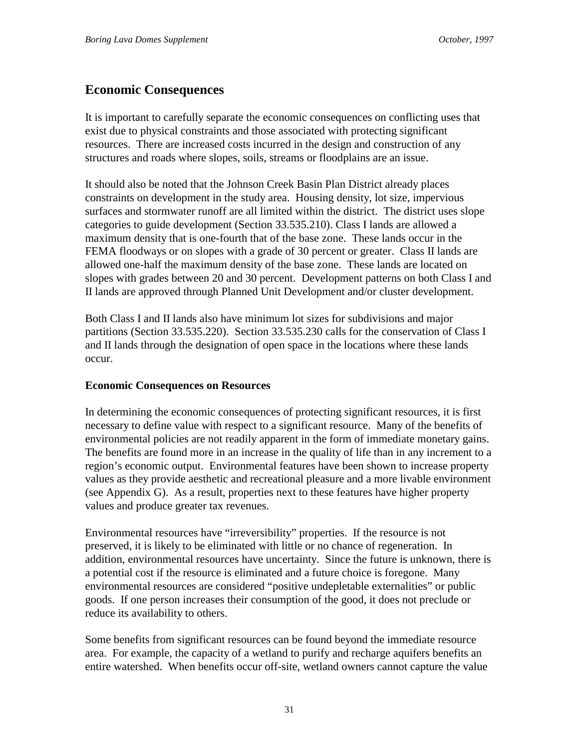## Economic Consequences

It is important to carefully separate the economic consequences on conflicting uses that exist due to physical constraints and those associated with protecting significant resources. There are increased costs incurred in the design and construction of any structures and roads where slopes, soils, streams or floodplains are an issue.

It should also be noted that the Johnson Creek Basin Plan District already places constraints on development in the study area. Housing density, lot size, impervious surfaces and stormwater runoff are all limited within the district. The district uses slope categories to guide development (Section 33.535.210). Class I lands are allowed a maximum density that is one-fourth that of the base zone. These lands occur in the FEMA floodways or on slopes with a grade of 30 percent or greater. Class II lands are allowed one-half the maximum density of the base zone. These lands are located on slopes with grades between 20 and 30 percent. Development patterns on both Class I and II lands are approved through Planned Unit Development and/or cluster development.

Both Class I and II lands also have minimum lot sizes for subdivisions and major partitions (Section 33.535.220). Section 33.535.230 calls for the conservation of Class I and II lands through the designation of open space in the locations where these lands occur.

### Economic Consequences on Resources

In determining the economic consequences of protecting significant resources, it is first necessary to define value with respect to a significant resource. Many of the benefits of environmental policies are not readily apparent in the form of immediate monetary gains. The benefits are found more in an increase in the quality of life than in any increment to a region's economic output. Environmental features have been shown to increase property values as they provide aesthetic and recreational pleasure and a more livable environment (see Appendix G). As a result, properties next to these features have higher property values and produce greater tax revenues.

Environmental resources have "irreversibility" properties. If the resource is not preserved, it is likely to be eliminated with little or no chance of regeneration. In addition, environmental resources have uncertainty. Since the future is unknown, there is a potential cost if the resource is eliminated and a future choice is foregone. Many environmental resources are considered "positive undepletable externalities" or public goods. If one person increases their consumption of the good, it does not preclude or reduce its availability to others.

Some benefits from significant resources can be found beyond the immediate resource area. For example, the capacity of a wetland to purify and recharge aquifers benefits an entire watershed. When benefits occur off-site, wetland owners cannot capture the value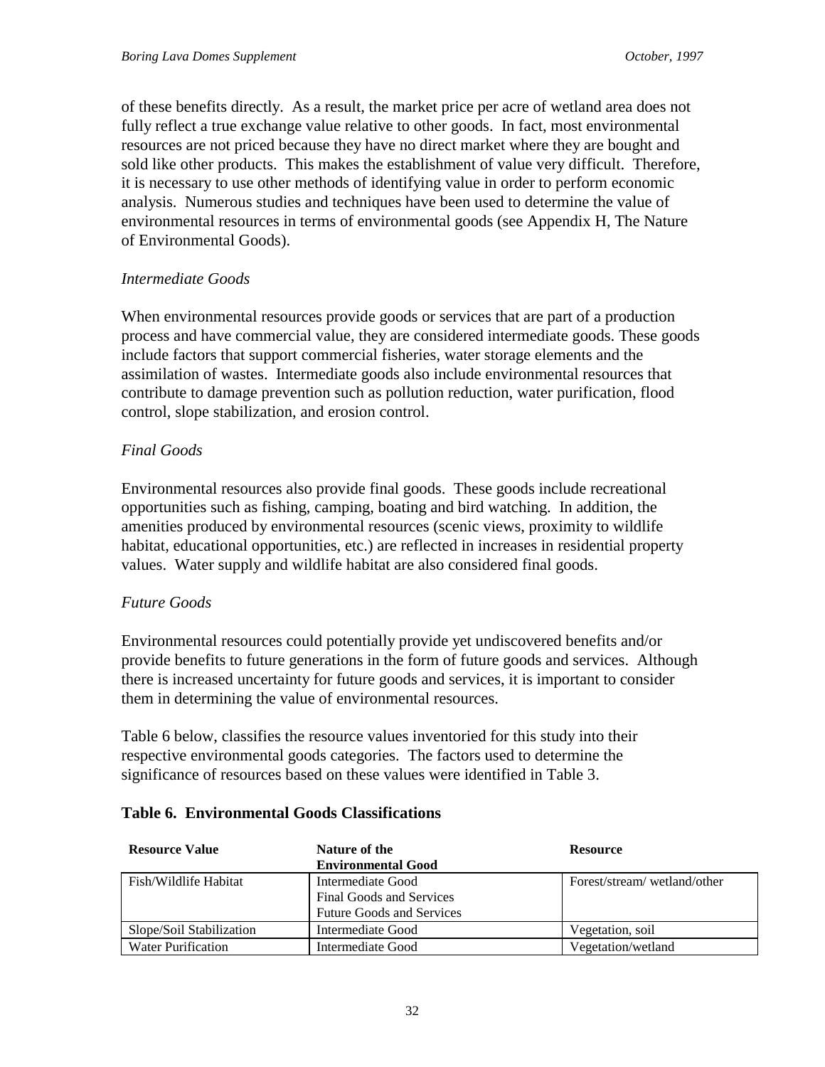of these benefits directly. As a result, the market price per acre of wetland area does not fully reflect a true exchange value relative to other goods. In fact, most environmental resources are not priced because they have no direct market where they are bought and sold like other products. This makes the establishment of value very difficult. Therefore, it is necessary to use other methods of identifying value in order to perform economic analysis. Numerous studies and techniques have been used to determine the value of environmental resources in terms of environmental goods (see Appendix H, The Nature of Environmental Goods).

*Intermediate Goods*

When environmental resources provide goods or services that are part of a production process and have commercial value, they are considered intermediate goods. These goods include factors that support commercial fisheries, water storage elements and the assimilation of wastes. Intermediate goods also include environmental resources that contribute to damage prevention such as pollution reduction, water purification, flood control, slope stabilization, and erosion control.

*Final Goods*

Environmental resources also provide final goods. These goods include recreational opportunities such as fishing, camping, boating and bird watching. In addition, the amenities produced by environmental resources (scenic views, proximity to wildlife habitat, educational opportunities, etc.) are reflected in increases in residential property values. Water supply and wildlife habitat are also considered final goods.

*Future Goods*

Environmental resources could potentially provide yet undiscovered benefits and/or provide benefits to future generations in the form of future goods and services. Although there is increased uncertainty for future goods and services, it is important to consider them in determining the value of environmental resources.

Table 6 below, classifies the resource values inventoried for this study into their respective environmental goods categories. The factors used to determine the significance of resources based on these values were identified in Table 3.

**Table 6. Environmental Goods Classifications**

| Resource Value | Nature of the Environmental Good | Resource |
|---|---|---|
| Fish/Wildlife Habitat | Intermediate Good<br>Final Goods and Services<br>Future Goods and Services | Forest/stream/ wetland/other |
| Slope/Soil Stabilization | Intermediate Good | Vegetation, soil |
| Water Purification | Intermediate Good | Vegetation/wetland |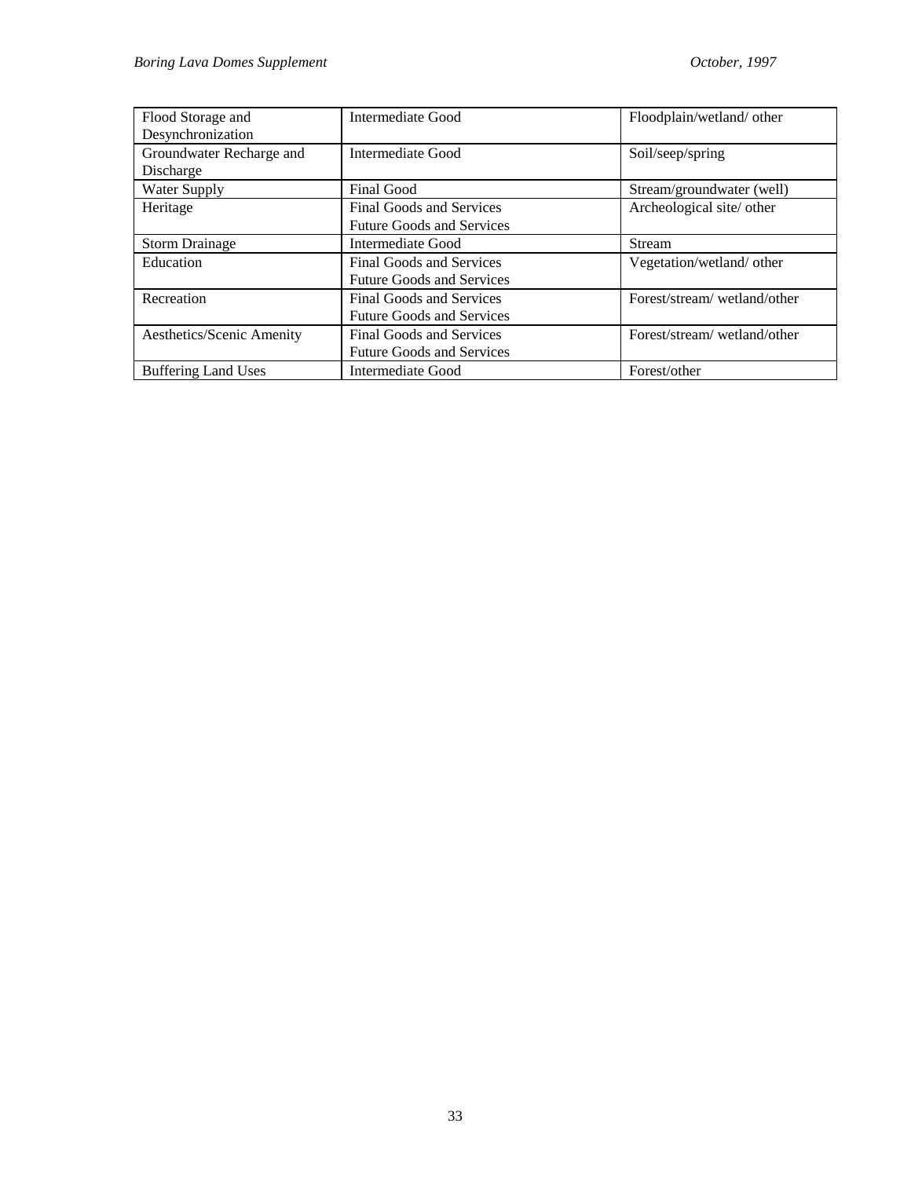| Flood Storage and Desynchronization | Intermediate Good | Floodplain/wetland/ other |
|---|---|---|
| Groundwater Recharge and Discharge | Intermediate Good | Soil/seep/spring |
| Water Supply | Final Good | Stream/groundwater (well) |
| Heritage | Final Goods and Services<br>Future Goods and Services | Archeological site/ other |
| Storm Drainage | Intermediate Good | Stream |
| Education | Final Goods and Services<br>Future Goods and Services | Vegetation/wetland/ other |
| Recreation | Final Goods and Services<br>Future Goods and Services | Forest/stream/ wetland/other |
| Aesthetics/Scenic Amenity | Final Goods and Services<br>Future Goods and Services | Forest/stream/ wetland/other |
| Buffering Land Uses | Intermediate Good | Forest/other |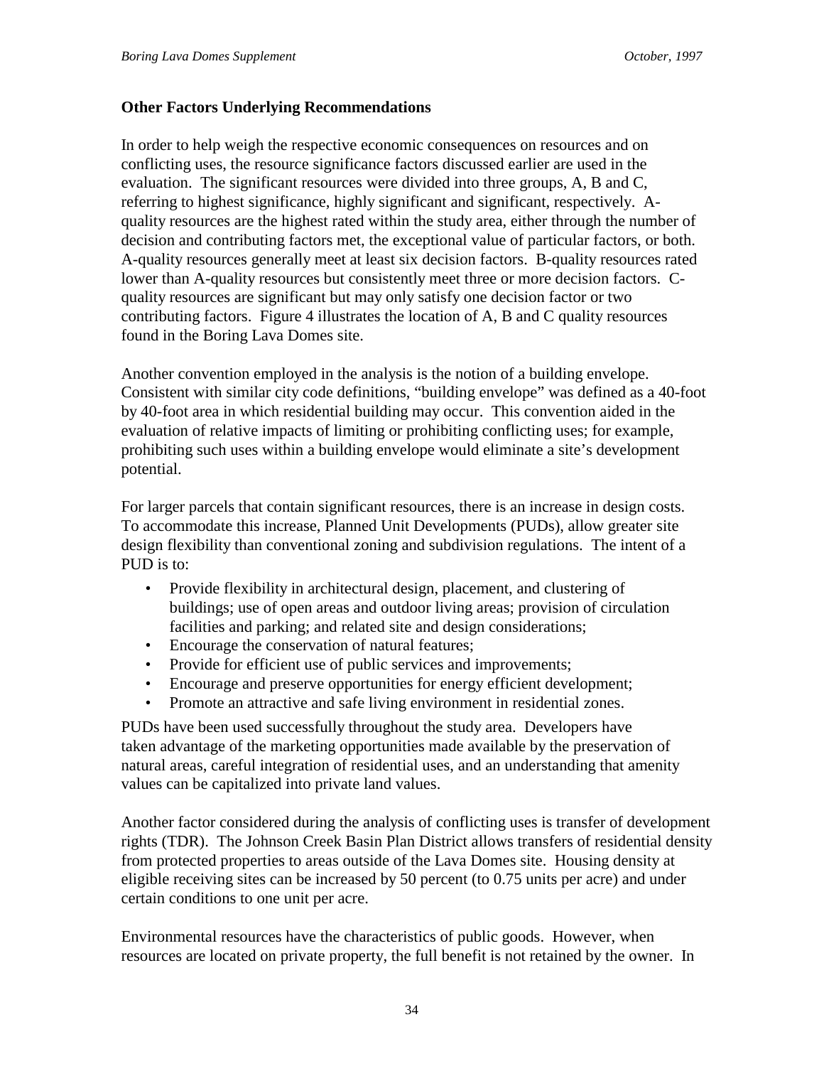**Other Factors Underlying Recommendations**

In order to help weigh the respective economic consequences on resources and on conflicting uses, the resource significance factors discussed earlier are used in the evaluation. The significant resources were divided into three groups, A, B and C, referring to highest significance, highly significant and significant, respectively. A-quality resources are the highest rated within the study area, either through the number of decision and contributing factors met, the exceptional value of particular factors, or both. A-quality resources generally meet at least six decision factors. B-quality resources rated lower than A-quality resources but consistently meet three or more decision factors. C-quality resources are significant but may only satisfy one decision factor or two contributing factors. Figure 4 illustrates the location of A, B and C quality resources found in the Boring Lava Domes site.

Another convention employed in the analysis is the notion of a building envelope. Consistent with similar city code definitions, "building envelope" was defined as a 40-foot by 40-foot area in which residential building may occur. This convention aided in the evaluation of relative impacts of limiting or prohibiting conflicting uses; for example, prohibiting such uses within a building envelope would eliminate a site's development potential.

For larger parcels that contain significant resources, there is an increase in design costs. To accommodate this increase, Planned Unit Developments (PUDs), allow greater site design flexibility than conventional zoning and subdivision regulations. The intent of a PUD is to:

- Provide flexibility in architectural design, placement, and clustering of buildings; use of open areas and outdoor living areas; provision of circulation facilities and parking; and related site and design considerations;
- Encourage the conservation of natural features;
- Provide for efficient use of public services and improvements;
- Encourage and preserve opportunities for energy efficient development;
- Promote an attractive and safe living environment in residential zones.

PUDs have been used successfully throughout the study area. Developers have taken advantage of the marketing opportunities made available by the preservation of natural areas, careful integration of residential uses, and an understanding that amenity values can be capitalized into private land values.

Another factor considered during the analysis of conflicting uses is transfer of development rights (TDR). The Johnson Creek Basin Plan District allows transfers of residential density from protected properties to areas outside of the Lava Domes site. Housing density at eligible receiving sites can be increased by 50 percent (to 0.75 units per acre) and under certain conditions to one unit per acre.

Environmental resources have the characteristics of public goods. However, when resources are located on private property, the full benefit is not retained by the owner. In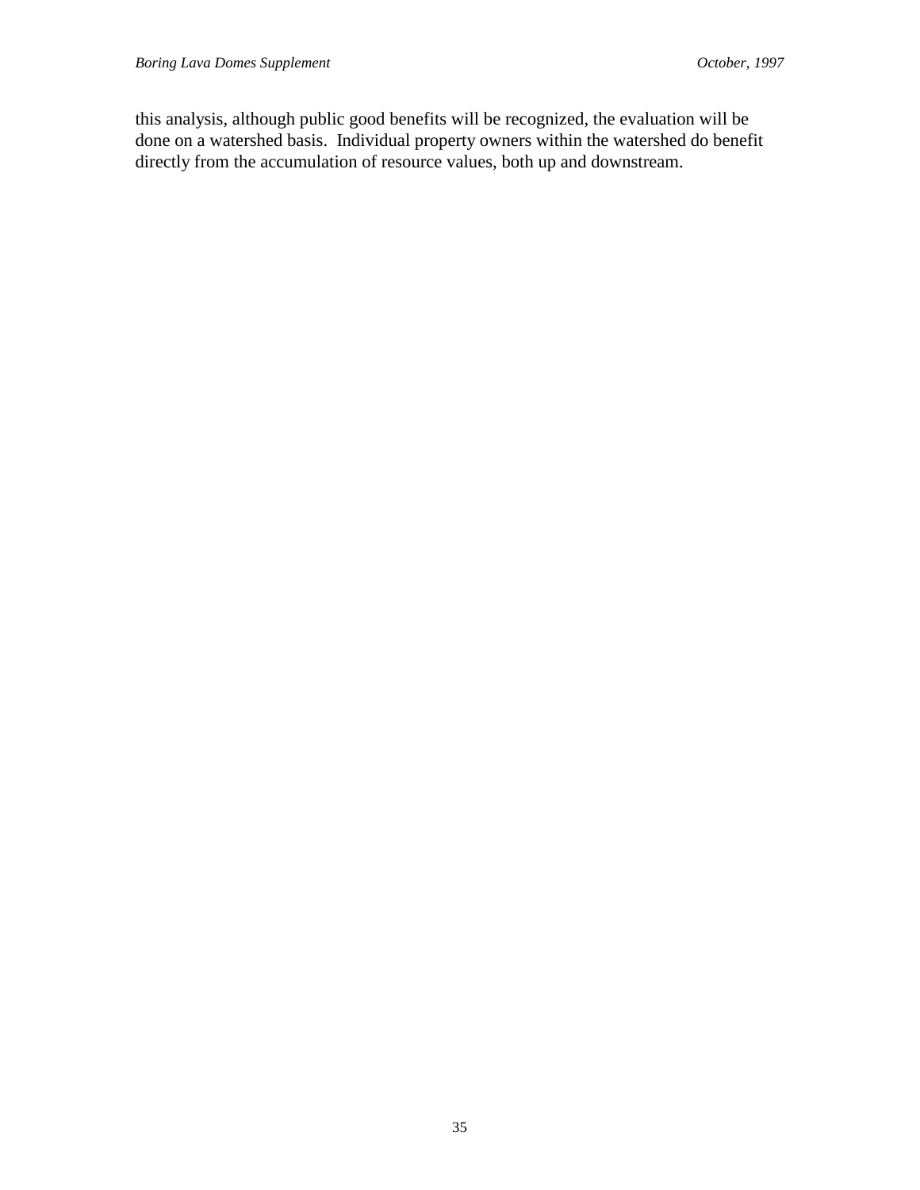this analysis, although public good benefits will be recognized, the evaluation will be done on a watershed basis. Individual property owners within the watershed do benefit directly from the accumulation of resource values, both up and downstream.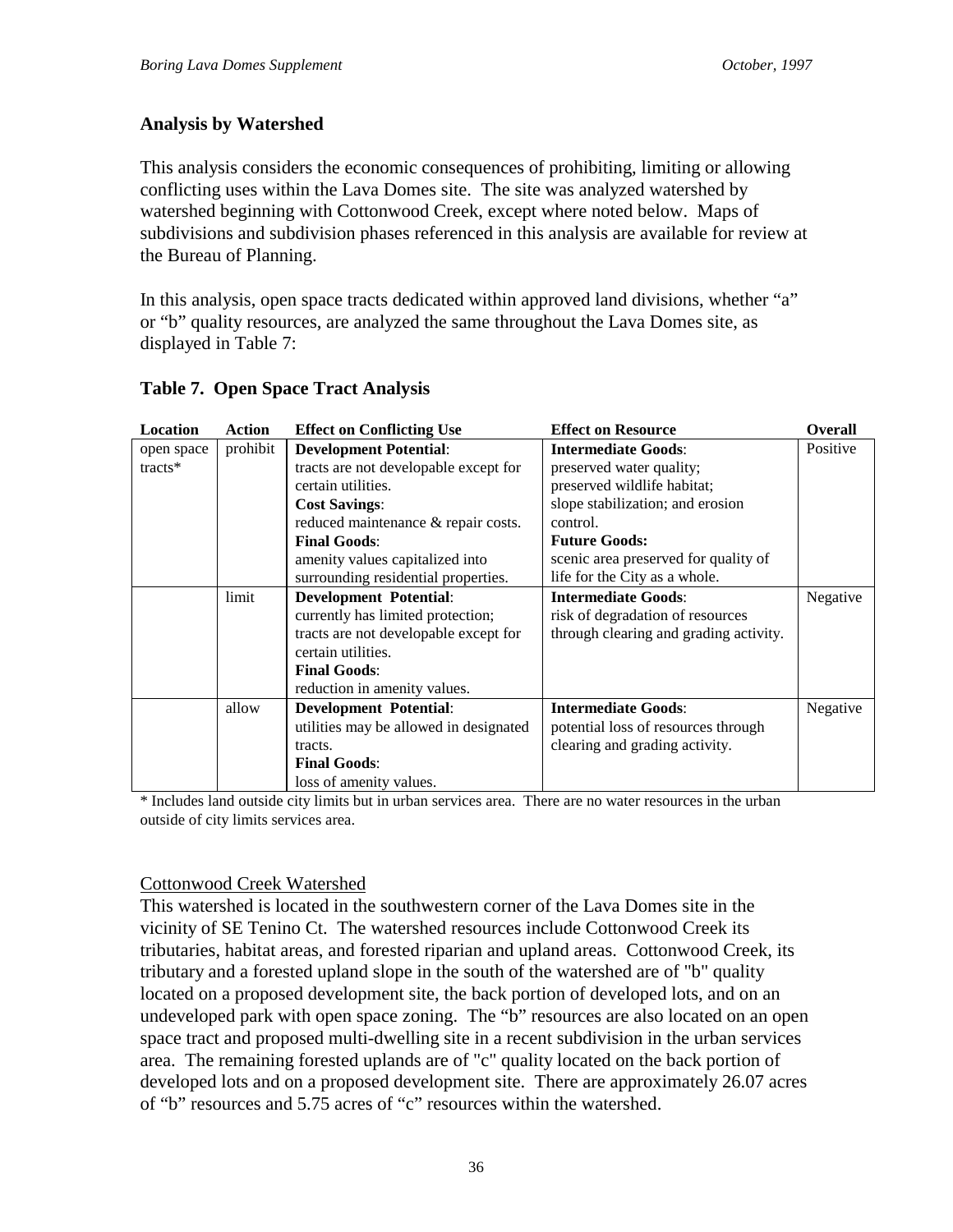## Analysis by Watershed

This analysis considers the economic consequences of prohibiting, limiting or allowing conflicting uses within the Lava Domes site. The site was analyzed watershed by watershed beginning with Cottonwood Creek, except where noted below. Maps of subdivisions and subdivision phases referenced in this analysis are available for review at the Bureau of Planning.

In this analysis, open space tracts dedicated within approved land divisions, whether "a" or "b" quality resources, are analyzed the same throughout the Lava Domes site, as displayed in Table 7:

### Table 7. Open Space Tract Analysis

| Location | Action | Effect on Conflicting Use | Effect on Resource | Overall |
|---|---|---|---|---|
| open space tracts* | prohibit | **Development Potential**: tracts are not developable except for certain utilities. **Cost Savings**: reduced maintenance & repair costs. **Final Goods**: amenity values capitalized into surrounding residential properties. | **Intermediate Goods**: preserved water quality; preserved wildlife habitat; slope stabilization; and erosion control. **Future Goods:** scenic area preserved for quality of life for the City as a whole. | Positive |
| | limit | **Development Potential**: currently has limited protection; tracts are not developable except for certain utilities. **Final Goods**: reduction in amenity values. | **Intermediate Goods**: risk of degradation of resources through clearing and grading activity. | Negative |
| | allow | **Development Potential**: utilities may be allowed in designated tracts. **Final Goods**: loss of amenity values. | **Intermediate Goods**: potential loss of resources through clearing and grading activity. | Negative |

\* Includes land outside city limits but in urban services area. There are no water resources in the urban outside of city limits services area.

Cottonwood Creek Watershed

This watershed is located in the southwestern corner of the Lava Domes site in the vicinity of SE Tenino Ct. The watershed resources include Cottonwood Creek its tributaries, habitat areas, and forested riparian and upland areas. Cottonwood Creek, its tributary and a forested upland slope in the south of the watershed are of "b" quality located on a proposed development site, the back portion of developed lots, and on an undeveloped park with open space zoning. The "b" resources are also located on an open space tract and proposed multi-dwelling site in a recent subdivision in the urban services area. The remaining forested uplands are of "c" quality located on the back portion of developed lots and on a proposed development site. There are approximately 26.07 acres of "b" resources and 5.75 acres of "c" resources within the watershed.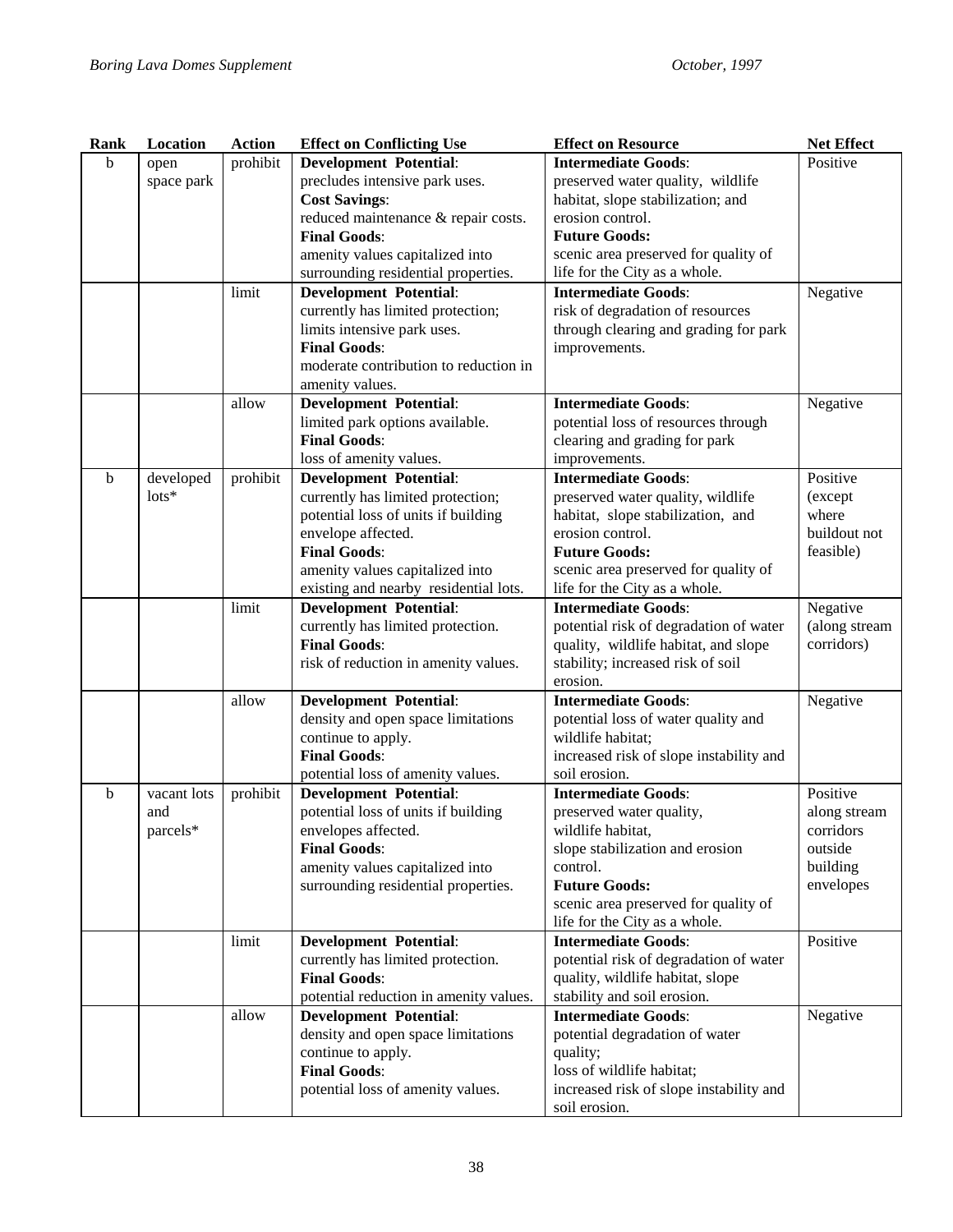| Rank | Location | Action | Effect on Conflicting Use | Effect on Resource | Net Effect |
|---|---|---|---|---|---|
| b | open space park | prohibit | **Development Potential**: precludes intensive park uses. **Cost Savings**: reduced maintenance & repair costs. **Final Goods**: amenity values capitalized into surrounding residential properties. | **Intermediate Goods**: preserved water quality, wildlife habitat, slope stabilization; and erosion control. **Future Goods:** scenic area preserved for quality of life for the City as a whole. | Positive |
| | | limit | **Development Potential**: currently has limited protection; limits intensive park uses. **Final Goods**: moderate contribution to reduction in amenity values. | **Intermediate Goods**: risk of degradation of resources through clearing and grading for park improvements. | Negative |
| | | allow | **Development Potential**: limited park options available. **Final Goods**: loss of amenity values. | **Intermediate Goods**: potential loss of resources through clearing and grading for park improvements. | Negative |
| b | developed lots* | prohibit | **Development Potential**: currently has limited protection; potential loss of units if building envelope affected. **Final Goods**: amenity values capitalized into existing and nearby residential lots. | **Intermediate Goods**: preserved water quality, wildlife habitat, slope stabilization, and erosion control. **Future Goods:** scenic area preserved for quality of life for the City as a whole. | Positive (except where buildout not feasible) |
| | | limit | **Development Potential**: currently has limited protection. **Final Goods**: risk of reduction in amenity values. | **Intermediate Goods**: potential risk of degradation of water quality, wildlife habitat, and slope stability; increased risk of soil erosion. | Negative (along stream corridors) |
| | | allow | **Development Potential**: density and open space limitations continue to apply. **Final Goods**: potential loss of amenity values. | **Intermediate Goods**: potential loss of water quality and wildlife habitat; increased risk of slope instability and soil erosion. | Negative |
| b | vacant lots and parcels* | prohibit | **Development Potential**: potential loss of units if building envelopes affected. **Final Goods**: amenity values capitalized into surrounding residential properties. | **Intermediate Goods**: preserved water quality, wildlife habitat, slope stabilization and erosion control. **Future Goods:** scenic area preserved for quality of life for the City as a whole. | Positive along stream corridors outside building envelopes |
| | | limit | **Development Potential**: currently has limited protection. **Final Goods**: potential reduction in amenity values. | **Intermediate Goods**: potential risk of degradation of water quality, wildlife habitat, slope stability and soil erosion. | Positive |
| | | allow | **Development Potential**: density and open space limitations continue to apply. **Final Goods**: potential loss of amenity values. | **Intermediate Goods**: potential degradation of water quality; loss of wildlife habitat; increased risk of slope instability and soil erosion. | Negative |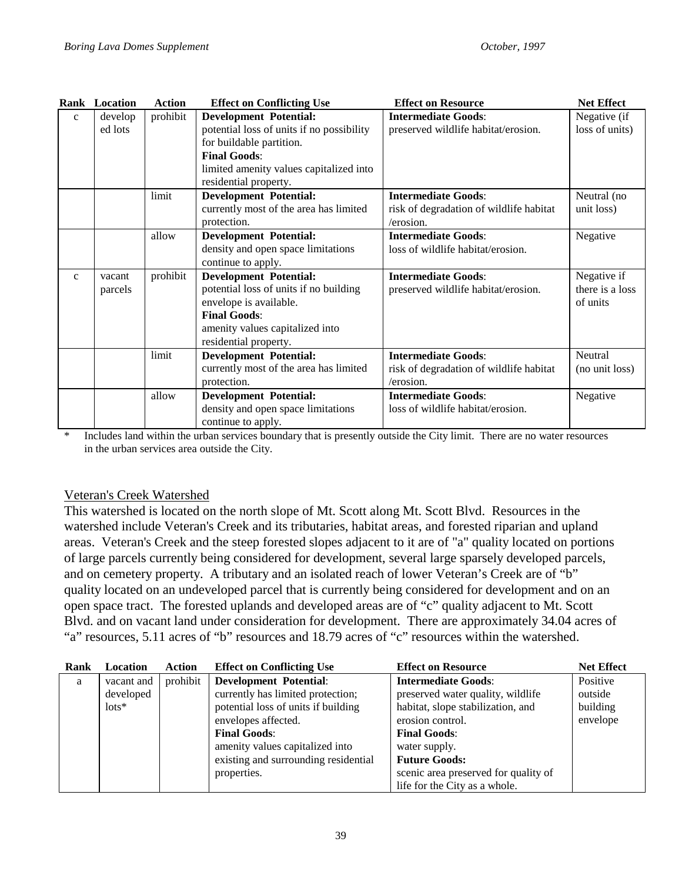| Rank | Location | Action | Effect on Conflicting Use | Effect on Resource | Net Effect |
|---|---|---|---|---|---|
| c | developed lots | prohibit | **Development Potential:** potential loss of units if no possibility for buildable partition. **Final Goods**: limited amenity values capitalized into residential property. | **Intermediate Goods**: preserved wildlife habitat/erosion. | Negative (if loss of units) |
| | | limit | **Development Potential:** currently most of the area has limited protection. | **Intermediate Goods**: risk of degradation of wildlife habitat /erosion. | Neutral (no unit loss) |
| | | allow | **Development Potential:** density and open space limitations continue to apply. | **Intermediate Goods**: loss of wildlife habitat/erosion. | Negative |
| c | vacant parcels | prohibit | **Development Potential:** potential loss of units if no building envelope is available. **Final Goods**: amenity values capitalized into residential property. | **Intermediate Goods**: preserved wildlife habitat/erosion. | Negative if there is a loss of units |
| | | limit | **Development Potential:** currently most of the area has limited protection. | **Intermediate Goods**: risk of degradation of wildlife habitat /erosion. | Neutral (no unit loss) |
| | | allow | **Development Potential:** density and open space limitations continue to apply. | **Intermediate Goods**: loss of wildlife habitat/erosion. | Negative |

* Includes land within the urban services boundary that is presently outside the City limit. There are no water resources in the urban services area outside the City.

## Veteran's Creek Watershed

This watershed is located on the north slope of Mt. Scott along Mt. Scott Blvd. Resources in the watershed include Veteran's Creek and its tributaries, habitat areas, and forested riparian and upland areas. Veteran's Creek and the steep forested slopes adjacent to it are of "a" quality located on portions of large parcels currently being considered for development, several large sparsely developed parcels, and on cemetery property. A tributary and an isolated reach of lower Veteran's Creek are of "b" quality located on an undeveloped parcel that is currently being considered for development and on an open space tract. The forested uplands and developed areas are of "c" quality adjacent to Mt. Scott Blvd. and on vacant land under consideration for development. There are approximately 34.04 acres of "a" resources, 5.11 acres of "b" resources and 18.79 acres of "c" resources within the watershed.

| Rank | Location | Action | Effect on Conflicting Use | Effect on Resource | Net Effect |
|---|---|---|---|---|---|
| a | vacant and developed lots* | prohibit | **Development Potential**: currently has limited protection; potential loss of units if building envelopes affected. **Final Goods**: amenity values capitalized into existing and surrounding residential properties. | **Intermediate Goods**: preserved water quality, wildlife habitat, slope stabilization, and erosion control. **Final Goods**: water supply. **Future Goods:** scenic area preserved for quality of life for the City as a whole. | Positive outside building envelope |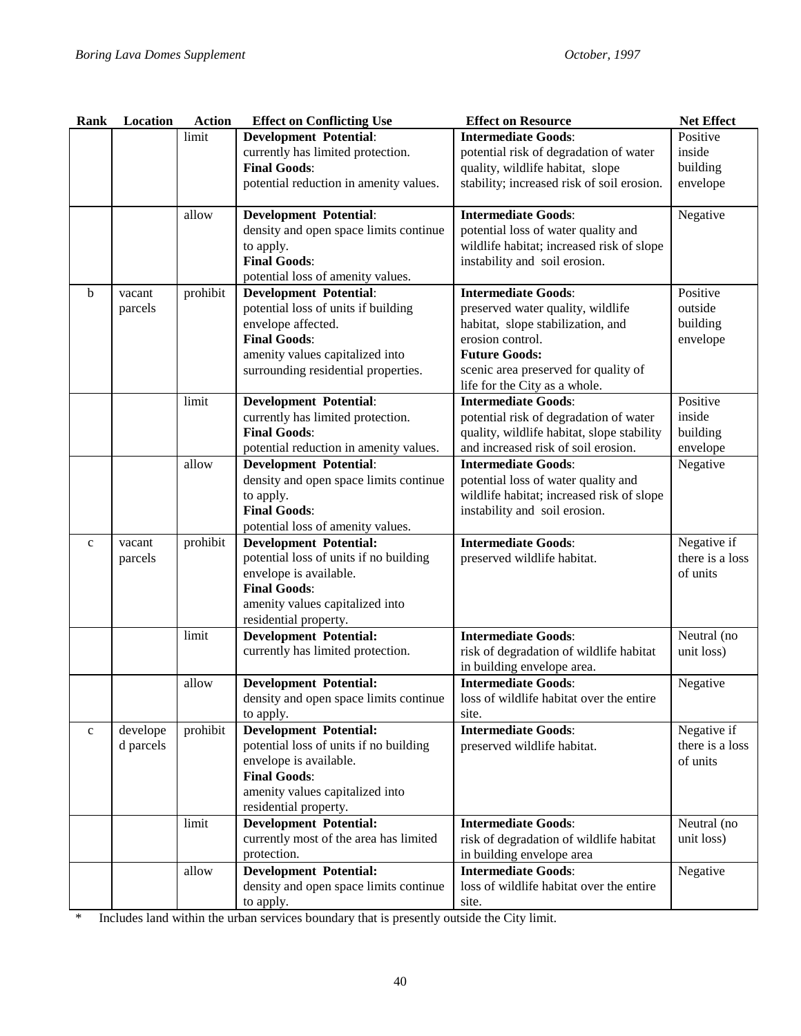| Rank | Location | Action | Effect on Conflicting Use | Effect on Resource | Net Effect |
|---|---|---|---|---|---|
| | | limit | **Development Potential**: currently has limited protection. **Final Goods**: potential reduction in amenity values. | **Intermediate Goods**: potential risk of degradation of water quality, wildlife habitat, slope stability; increased risk of soil erosion. | Positive inside building envelope |
| | | allow | **Development Potential**: density and open space limits continue to apply. **Final Goods**: potential loss of amenity values. | **Intermediate Goods**: potential loss of water quality and wildlife habitat; increased risk of slope instability and soil erosion. | Negative |
| b | vacant parcels | prohibit | **Development Potential**: potential loss of units if building envelope affected. **Final Goods**: amenity values capitalized into surrounding residential properties. | **Intermediate Goods**: preserved water quality, wildlife habitat, slope stabilization, and erosion control. **Future Goods:** scenic area preserved for quality of life for the City as a whole. | Positive outside building envelope |
| | | limit | **Development Potential**: currently has limited protection. **Final Goods**: potential reduction in amenity values. | **Intermediate Goods**: potential risk of degradation of water quality, wildlife habitat, slope stability and increased risk of soil erosion. | Positive inside building envelope |
| | | allow | **Development Potential**: density and open space limits continue to apply. **Final Goods**: potential loss of amenity values. | **Intermediate Goods**: potential loss of water quality and wildlife habitat; increased risk of slope instability and soil erosion. | Negative |
| c | vacant parcels | prohibit | **Development Potential:** potential loss of units if no building envelope is available. **Final Goods**: amenity values capitalized into residential property. | **Intermediate Goods**: preserved wildlife habitat. | Negative if there is a loss of units |
| | | limit | **Development Potential:** currently has limited protection. | **Intermediate Goods**: risk of degradation of wildlife habitat in building envelope area. | Neutral (no unit loss) |
| | | allow | **Development Potential:** density and open space limits continue to apply. | **Intermediate Goods**: loss of wildlife habitat over the entire site. | Negative |
| c | developed parcels | prohibit | **Development Potential:** potential loss of units if no building envelope is available. **Final Goods**: amenity values capitalized into residential property. | **Intermediate Goods**: preserved wildlife habitat. | Negative if there is a loss of units |
| | | limit | **Development Potential:** currently most of the area has limited protection. | **Intermediate Goods**: risk of degradation of wildlife habitat in building envelope area | Neutral (no unit loss) |
| | | allow | **Development Potential:** density and open space limits continue to apply. | **Intermediate Goods**: loss of wildlife habitat over the entire site. | Negative |

\* Includes land within the urban services boundary that is presently outside the City limit.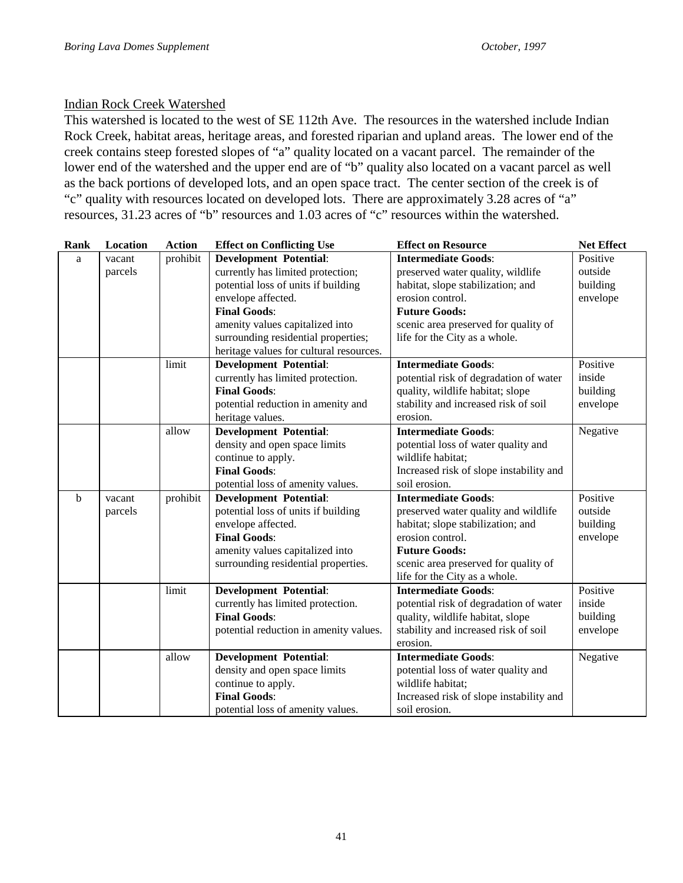Indian Rock Creek Watershed

This watershed is located to the west of SE 112th Ave. The resources in the watershed include Indian Rock Creek, habitat areas, heritage areas, and forested riparian and upland areas. The lower end of the creek contains steep forested slopes of "a" quality located on a vacant parcel. The remainder of the lower end of the watershed and the upper end are of "b" quality also located on a vacant parcel as well as the back portions of developed lots, and an open space tract. The center section of the creek is of "c" quality with resources located on developed lots. There are approximately 3.28 acres of "a" resources, 31.23 acres of "b" resources and 1.03 acres of "c" resources within the watershed.

| Rank | Location | Action | Effect on Conflicting Use | Effect on Resource | Net Effect |
|---|---|---|---|---|---|
| a | vacant parcels | prohibit | **Development Potential**: currently has limited protection; potential loss of units if building envelope affected. **Final Goods**: amenity values capitalized into surrounding residential properties; heritage values for cultural resources. | **Intermediate Goods**: preserved water quality, wildlife habitat, slope stabilization; and erosion control. **Future Goods:** scenic area preserved for quality of life for the City as a whole. | Positive outside building envelope |
| | | limit | **Development Potential**: currently has limited protection. **Final Goods**: potential reduction in amenity and heritage values. | **Intermediate Goods**: potential risk of degradation of water quality, wildlife habitat; slope stability and increased risk of soil erosion. | Positive inside building envelope |
| | | allow | **Development Potential**: density and open space limits continue to apply. **Final Goods**: potential loss of amenity values. | **Intermediate Goods**: potential loss of water quality and wildlife habitat; Increased risk of slope instability and soil erosion. | Negative |
| b | vacant parcels | prohibit | **Development Potential**: potential loss of units if building envelope affected. **Final Goods**: amenity values capitalized into surrounding residential properties. | **Intermediate Goods**: preserved water quality and wildlife habitat; slope stabilization; and erosion control. **Future Goods:** scenic area preserved for quality of life for the City as a whole. | Positive outside building envelope |
| | | limit | **Development Potential**: currently has limited protection. **Final Goods**: potential reduction in amenity values. | **Intermediate Goods**: potential risk of degradation of water quality, wildlife habitat, slope stability and increased risk of soil erosion. | Positive inside building envelope |
| | | allow | **Development Potential**: density and open space limits continue to apply. **Final Goods**: potential loss of amenity values. | **Intermediate Goods**: potential loss of water quality and wildlife habitat; Increased risk of slope instability and soil erosion. | Negative |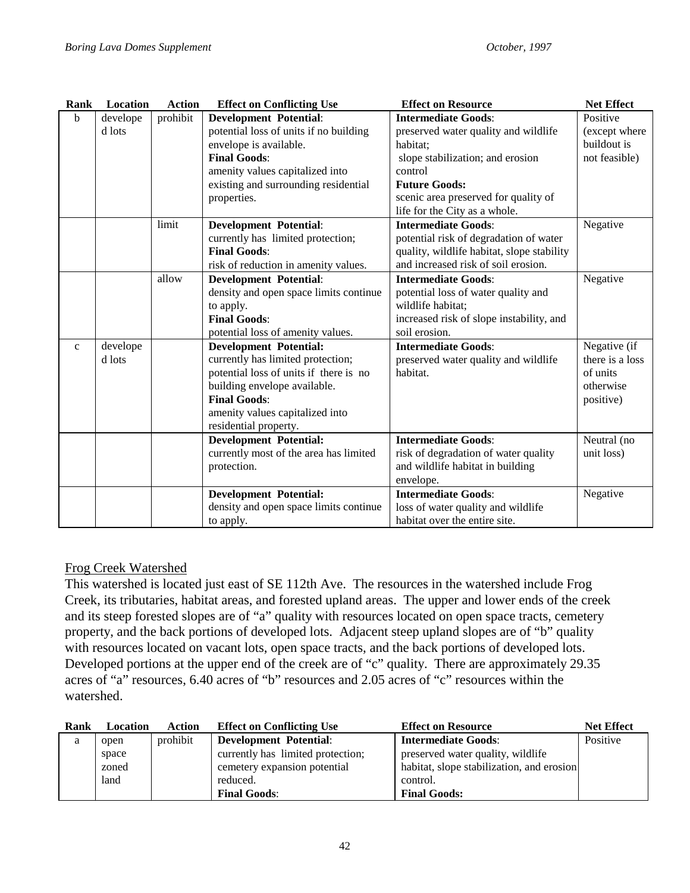| Rank | Location | Action | Effect on Conflicting Use | Effect on Resource | Net Effect |
|---|---|---|---|---|---|
| b | developed lots | prohibit | **Development Potential**: potential loss of units if no building envelope is available. **Final Goods**: amenity values capitalized into existing and surrounding residential properties. | **Intermediate Goods**: preserved water quality and wildlife habitat; slope stabilization; and erosion control **Future Goods:** scenic area preserved for quality of life for the City as a whole. | Positive (except where buildout is not feasible) |
| | | limit | **Development Potential**: currently has limited protection; **Final Goods**: risk of reduction in amenity values. | **Intermediate Goods**: potential risk of degradation of water quality, wildlife habitat, slope stability and increased risk of soil erosion. | Negative |
| | | allow | **Development Potential**: density and open space limits continue to apply. **Final Goods**: potential loss of amenity values. | **Intermediate Goods**: potential loss of water quality and wildlife habitat; increased risk of slope instability, and soil erosion. | Negative |
| c | developed lots | | **Development Potential:** currently has limited protection; potential loss of units if there is no building envelope available. **Final Goods**: amenity values capitalized into residential property. | **Intermediate Goods**: preserved water quality and wildlife habitat. | Negative (if there is a loss of units otherwise positive) |
| | | | **Development Potential:** currently most of the area has limited protection. | **Intermediate Goods**: risk of degradation of water quality and wildlife habitat in building envelope. | Neutral (no unit loss) |
| | | | **Development Potential:** density and open space limits continue to apply. | **Intermediate Goods**: loss of water quality and wildlife habitat over the entire site. | Negative |

<u>Frog Creek Watershed</u>

This watershed is located just east of SE 112th Ave. The resources in the watershed include Frog Creek, its tributaries, habitat areas, and forested upland areas. The upper and lower ends of the creek and its steep forested slopes are of "a" quality with resources located on open space tracts, cemetery property, and the back portions of developed lots. Adjacent steep upland slopes are of "b" quality with resources located on vacant lots, open space tracts, and the back portions of developed lots. Developed portions at the upper end of the creek are of "c" quality. There are approximately 29.35 acres of "a" resources, 6.40 acres of "b" resources and 2.05 acres of "c" resources within the watershed.

| Rank | Location | Action | Effect on Conflicting Use | Effect on Resource | Net Effect |
|---|---|---|---|---|---|
| a | open space zoned land | prohibit | **Development Potential**: currently has limited protection; cemetery expansion potential reduced. **Final Goods**: | **Intermediate Goods**: preserved water quality, wildlife habitat, slope stabilization, and erosion control. **Final Goods:** | Positive |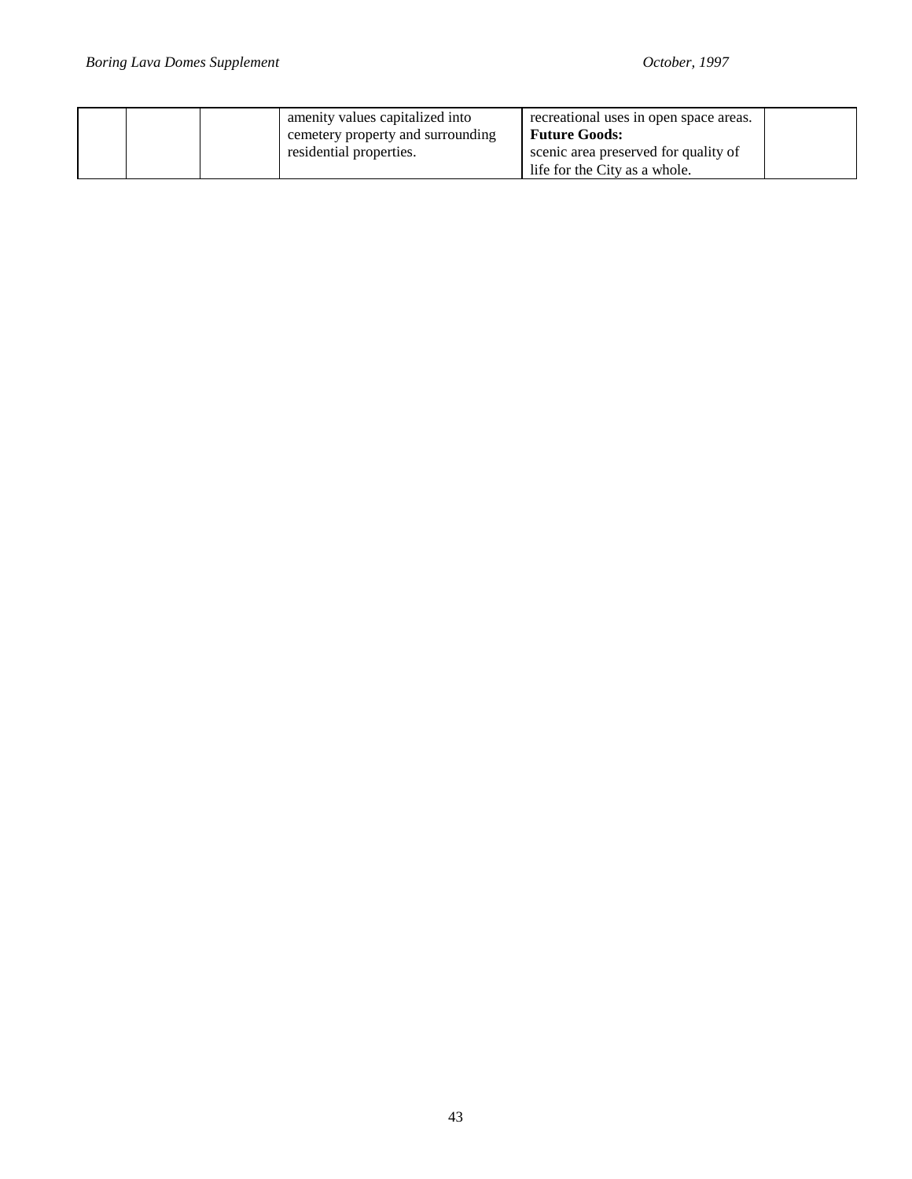| | | | | | |
|---|---|---|---|---|---|
| | | | amenity values capitalized into cemetery property and surrounding residential properties. | recreational uses in open space areas. **Future Goods:** scenic area preserved for quality of life for the City as a whole. | |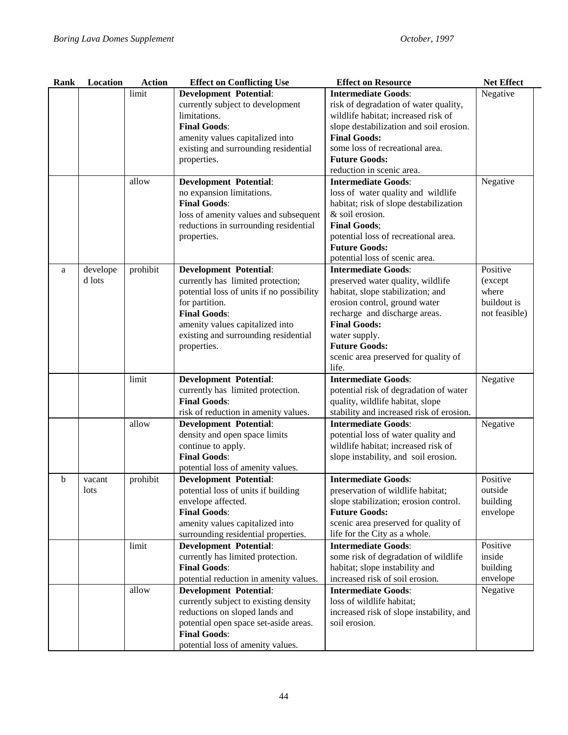| Rank | Location | Action | Effect on Conflicting Use | Effect on Resource | Net Effect |
|---|---|---|---|---|---|
| | | limit | **Development Potential**: currently subject to development limitations. **Final Goods**: amenity values capitalized into existing and surrounding residential properties. | **Intermediate Goods**: risk of degradation of water quality, wildlife habitat; increased risk of slope destabilization and soil erosion. **Final Goods:** some loss of recreational area. **Future Goods:** reduction in scenic area. | Negative |
| | | allow | **Development Potential**: no expansion limitations. **Final Goods**: loss of amenity values and subsequent reductions in surrounding residential properties. | **Intermediate Goods**: loss of water quality and wildlife habitat; risk of slope destabilization & soil erosion. **Final Goods**; potential loss of recreational area. **Future Goods:** potential loss of scenic area. | Negative |
| a | developed lots | prohibit | **Development Potential**: currently has limited protection; potential loss of units if no possibility for partition. **Final Goods**: amenity values capitalized into existing and surrounding residential properties. | **Intermediate Goods**: preserved water quality, wildlife habitat, slope stabilization; and erosion control, ground water recharge and discharge areas. **Final Goods:** water supply. **Future Goods:** scenic area preserved for quality of life. | Positive (except where buildout is not feasible) |
| | | limit | **Development Potential**: currently has limited protection. **Final Goods**: risk of reduction in amenity values. | **Intermediate Goods**: potential risk of degradation of water quality, wildlife habitat, slope stability and increased risk of erosion. | Negative |
| | | allow | **Development Potential**: density and open space limits continue to apply. **Final Goods**: potential loss of amenity values. | **Intermediate Goods**: potential loss of water quality and wildlife habitat; increased risk of slope instability, and soil erosion. | Negative |
| b | vacant lots | prohibit | **Development Potential**: potential loss of units if building envelope affected. **Final Goods**: amenity values capitalized into surrounding residential properties. | **Intermediate Goods**: preservation of wildlife habitat; slope stabilization; erosion control. **Future Goods:** scenic area preserved for quality of life for the City as a whole. | Positive outside building envelope |
| | | limit | **Development Potential**: currently has limited protection. **Final Goods**: potential reduction in amenity values. | **Intermediate Goods**: some risk of degradation of wildlife habitat; slope instability and increased risk of soil erosion. | Positive inside building envelope |
| | | allow | **Development Potential**: currently subject to existing density reductions on sloped lands and potential open space set-aside areas. **Final Goods**: potential loss of amenity values. | **Intermediate Goods**: loss of wildlife habitat; increased risk of slope instability, and soil erosion. | Negative |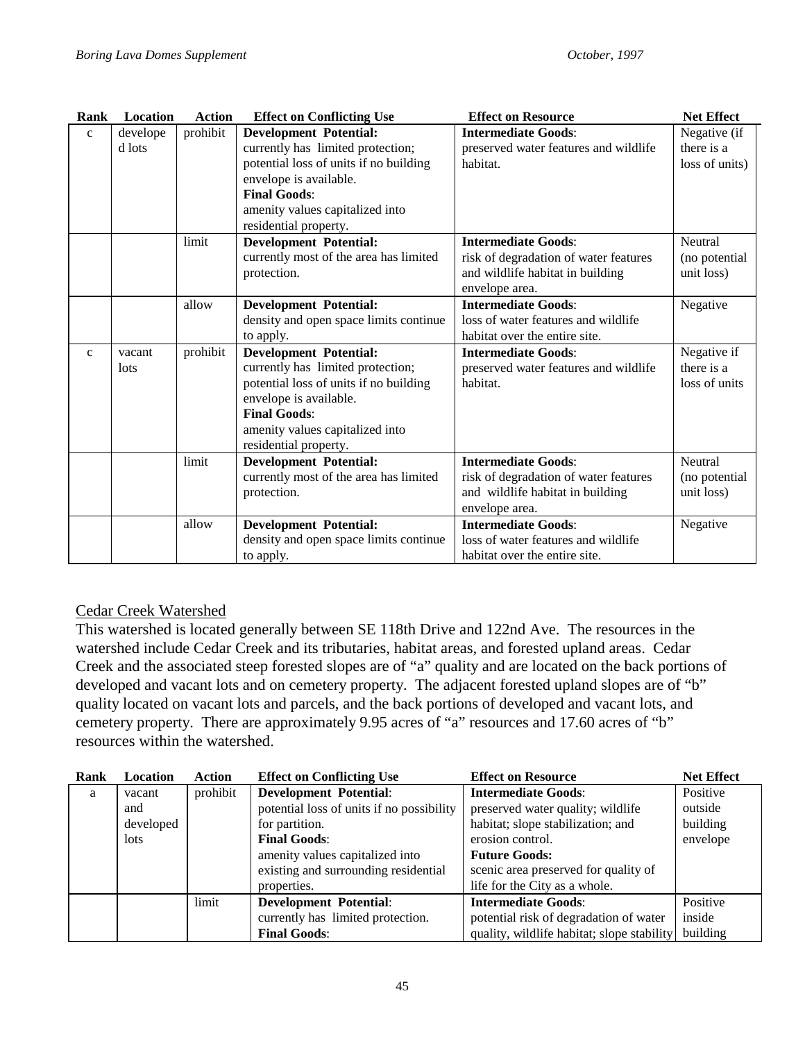| Rank | Location | Action | Effect on Conflicting Use | Effect on Resource | Net Effect |
|---|---|---|---|---|---|
| c | developed lots | prohibit | **Development Potential:** currently has limited protection; potential loss of units if no building envelope is available. **Final Goods**: amenity values capitalized into residential property. | **Intermediate Goods**: preserved water features and wildlife habitat. | Negative (if there is a loss of units) |
| | | limit | **Development Potential:** currently most of the area has limited protection. | **Intermediate Goods**: risk of degradation of water features and wildlife habitat in building envelope area. | Neutral (no potential unit loss) |
| | | allow | **Development Potential:** density and open space limits continue to apply. | **Intermediate Goods**: loss of water features and wildlife habitat over the entire site. | Negative |
| c | vacant lots | prohibit | **Development Potential:** currently has limited protection; potential loss of units if no building envelope is available. **Final Goods**: amenity values capitalized into residential property. | **Intermediate Goods**: preserved water features and wildlife habitat. | Negative if there is a loss of units |
| | | limit | **Development Potential:** currently most of the area has limited protection. | **Intermediate Goods**: risk of degradation of water features and wildlife habitat in building envelope area. | Neutral (no potential unit loss) |
| | | allow | **Development Potential:** density and open space limits continue to apply. | **Intermediate Goods**: loss of water features and wildlife habitat over the entire site. | Negative |

Cedar Creek Watershed

This watershed is located generally between SE 118th Drive and 122nd Ave. The resources in the watershed include Cedar Creek and its tributaries, habitat areas, and forested upland areas. Cedar Creek and the associated steep forested slopes are of "a" quality and are located on the back portions of developed and vacant lots and on cemetery property. The adjacent forested upland slopes are of "b" quality located on vacant lots and parcels, and the back portions of developed and vacant lots, and cemetery property. There are approximately 9.95 acres of "a" resources and 17.60 acres of "b" resources within the watershed.

| Rank | Location | Action | Effect on Conflicting Use | Effect on Resource | Net Effect |
|---|---|---|---|---|---|
| a | vacant and developed lots | prohibit | **Development Potential**: potential loss of units if no possibility for partition. **Final Goods**: amenity values capitalized into existing and surrounding residential properties. | **Intermediate Goods**: preserved water quality; wildlife habitat; slope stabilization; and erosion control. **Future Goods:** scenic area preserved for quality of life for the City as a whole. | Positive outside building envelope |
| | | limit | **Development Potential**: currently has limited protection. **Final Goods**: | **Intermediate Goods**: potential risk of degradation of water quality, wildlife habitat; slope stability | Positive inside building |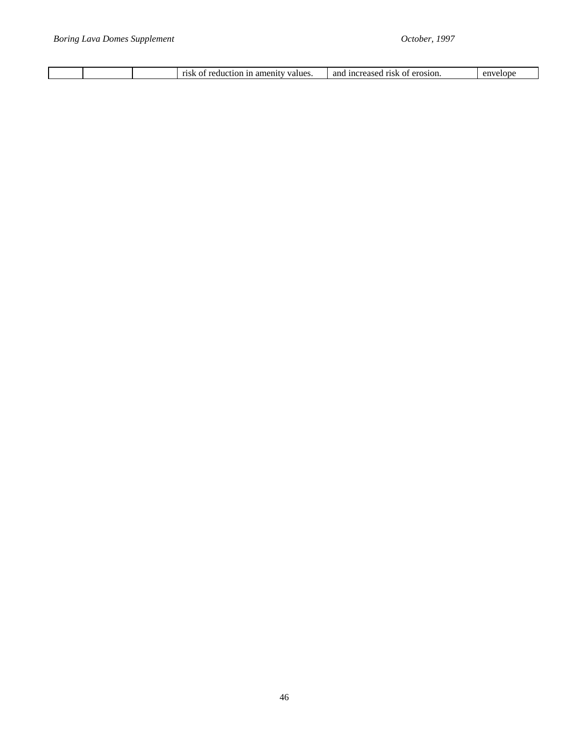|  |  |  | risk of reduction in amenity values. | and increased risk of erosion. | envelope |
|---|---|---|---|---|---|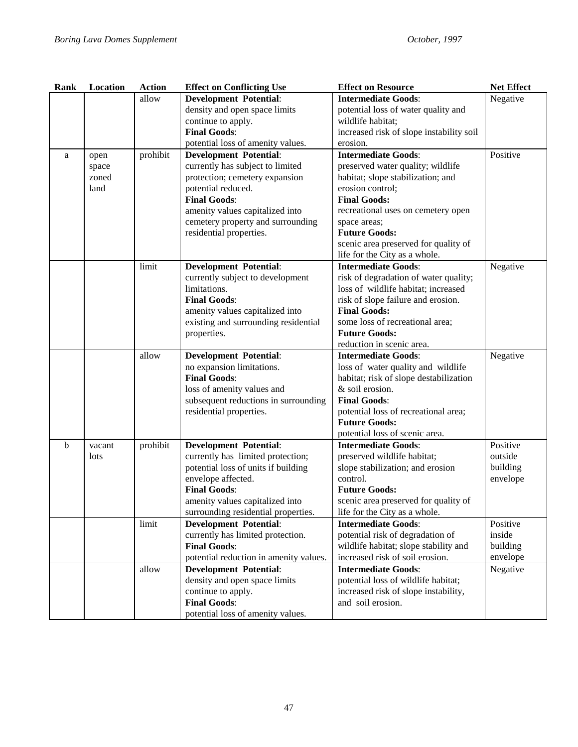| Rank | Location | Action | Effect on Conflicting Use | Effect on Resource | Net Effect |
|---|---|---|---|---|---|
| | | allow | **Development Potential**: density and open space limits continue to apply. **Final Goods**: potential loss of amenity values. | **Intermediate Goods**: potential loss of water quality and wildlife habitat; increased risk of slope instability soil erosion. | Negative |
| a | open space zoned land | prohibit | **Development Potential**: currently has subject to limited protection; cemetery expansion potential reduced. **Final Goods**: amenity values capitalized into cemetery property and surrounding residential properties. | **Intermediate Goods**: preserved water quality; wildlife habitat; slope stabilization; and erosion control; **Final Goods:** recreational uses on cemetery open space areas; **Future Goods:** scenic area preserved for quality of life for the City as a whole. | Positive |
| | | limit | **Development Potential**: currently subject to development limitations. **Final Goods**: amenity values capitalized into existing and surrounding residential properties. | **Intermediate Goods**: risk of degradation of water quality; loss of wildlife habitat; increased risk of slope failure and erosion. **Final Goods:** some loss of recreational area; **Future Goods:** reduction in scenic area. | Negative |
| | | allow | **Development Potential**: no expansion limitations. **Final Goods**: loss of amenity values and subsequent reductions in surrounding residential properties. | **Intermediate Goods**: loss of water quality and wildlife habitat; risk of slope destabilization & soil erosion. **Final Goods**: potential loss of recreational area; **Future Goods:** potential loss of scenic area. | Negative |
| b | vacant lots | prohibit | **Development Potential**: currently has limited protection; potential loss of units if building envelope affected. **Final Goods**: amenity values capitalized into surrounding residential properties. | **Intermediate Goods**: preserved wildlife habitat; slope stabilization; and erosion control. **Future Goods:** scenic area preserved for quality of life for the City as a whole. | Positive outside building envelope |
| | | limit | **Development Potential**: currently has limited protection. **Final Goods**: potential reduction in amenity values. | **Intermediate Goods**: potential risk of degradation of wildlife habitat; slope stability and increased risk of soil erosion. | Positive inside building envelope |
| | | allow | **Development Potential**: density and open space limits continue to apply. **Final Goods**: potential loss of amenity values. | **Intermediate Goods**: potential loss of wildlife habitat; increased risk of slope instability, and soil erosion. | Negative |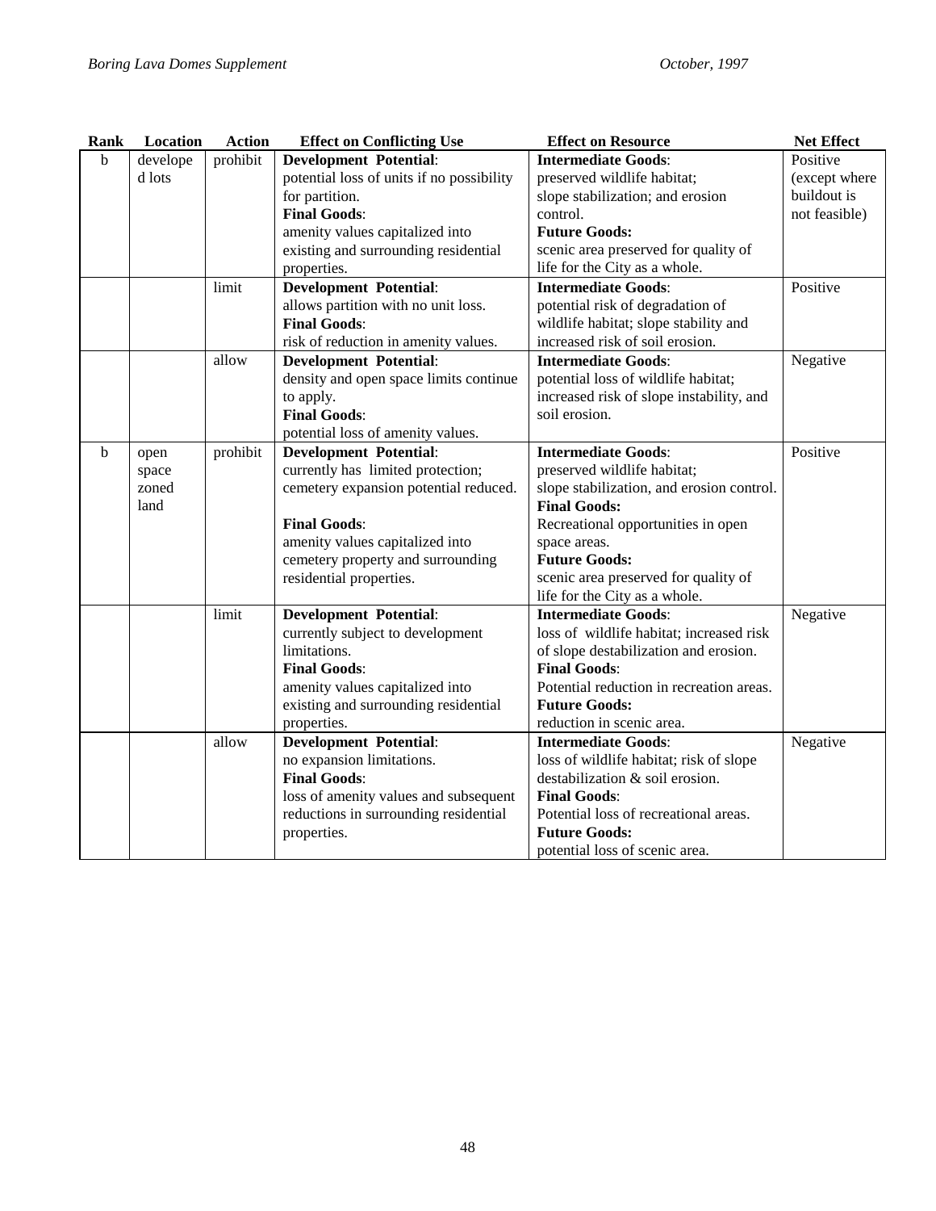| Rank | Location | Action | Effect on Conflicting Use | Effect on Resource | Net Effect |
|---|---|---|---|---|---|
| b | developed lots | prohibit | **Development Potential**: potential loss of units if no possibility for partition. **Final Goods**: amenity values capitalized into existing and surrounding residential properties. | **Intermediate Goods**: preserved wildlife habitat; slope stabilization; and erosion control. **Future Goods:** scenic area preserved for quality of life for the City as a whole. | Positive (except where buildout is not feasible) |
| | | limit | **Development Potential**: allows partition with no unit loss. **Final Goods**: risk of reduction in amenity values. | **Intermediate Goods**: potential risk of degradation of wildlife habitat; slope stability and increased risk of soil erosion. | Positive |
| | | allow | **Development Potential**: density and open space limits continue to apply. **Final Goods**: potential loss of amenity values. | **Intermediate Goods**: potential loss of wildlife habitat; increased risk of slope instability, and soil erosion. | Negative |
| b | open space zoned land | prohibit | **Development Potential**: currently has limited protection; cemetery expansion potential reduced. **Final Goods**: amenity values capitalized into cemetery property and surrounding residential properties. | **Intermediate Goods**: preserved wildlife habitat; slope stabilization, and erosion control. **Final Goods:** Recreational opportunities in open space areas. **Future Goods:** scenic area preserved for quality of life for the City as a whole. | Positive |
| | | limit | **Development Potential**: currently subject to development limitations. **Final Goods**: amenity values capitalized into existing and surrounding residential properties. | **Intermediate Goods**: loss of wildlife habitat; increased risk of slope destabilization and erosion. **Final Goods**: Potential reduction in recreation areas. **Future Goods:** reduction in scenic area. | Negative |
| | | allow | **Development Potential**: no expansion limitations. **Final Goods**: loss of amenity values and subsequent reductions in surrounding residential properties. | **Intermediate Goods**: loss of wildlife habitat; risk of slope destabilization & soil erosion. **Final Goods**: Potential loss of recreational areas. **Future Goods:** potential loss of scenic area. | Negative |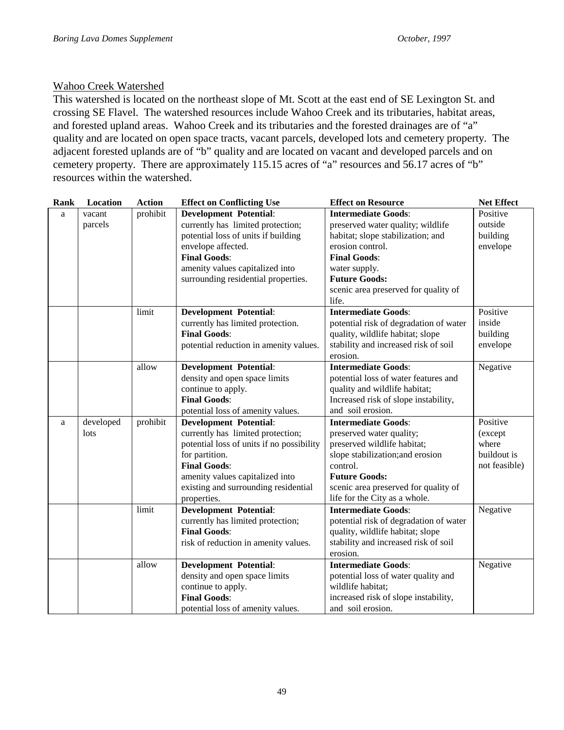## Wahoo Creek Watershed

This watershed is located on the northeast slope of Mt. Scott at the east end of SE Lexington St. and crossing SE Flavel. The watershed resources include Wahoo Creek and its tributaries, habitat areas, and forested upland areas. Wahoo Creek and its tributaries and the forested drainages are of "a" quality and are located on open space tracts, vacant parcels, developed lots and cemetery property. The adjacent forested uplands are of "b" quality and are located on vacant and developed parcels and on cemetery property. There are approximately 115.15 acres of "a" resources and 56.17 acres of "b" resources within the watershed.

| Rank | Location | Action | Effect on Conflicting Use | Effect on Resource | Net Effect |
|---|---|---|---|---|---|
| a | vacant parcels | prohibit | **Development Potential**: currently has limited protection; potential loss of units if building envelope affected. **Final Goods**: amenity values capitalized into surrounding residential properties. | **Intermediate Goods**: preserved water quality; wildlife habitat; slope stabilization; and erosion control. **Final Goods**: water supply. **Future Goods:** scenic area preserved for quality of life. | Positive outside building envelope |
| | | limit | **Development Potential**: currently has limited protection. **Final Goods**: potential reduction in amenity values. | **Intermediate Goods**: potential risk of degradation of water quality, wildlife habitat; slope stability and increased risk of soil erosion. | Positive inside building envelope |
| | | allow | **Development Potential**: density and open space limits continue to apply. **Final Goods**: potential loss of amenity values. | **Intermediate Goods**: potential loss of water features and quality and wildlife habitat; Increased risk of slope instability, and soil erosion. | Negative |
| a | developed lots | prohibit | **Development Potential**: currently has limited protection; potential loss of units if no possibility for partition. **Final Goods**: amenity values capitalized into existing and surrounding residential properties. | **Intermediate Goods**: preserved water quality; preserved wildlife habitat; slope stabilization;and erosion control. **Future Goods:** scenic area preserved for quality of life for the City as a whole. | Positive (except where buildout is not feasible) |
| | | limit | **Development Potential**: currently has limited protection; **Final Goods**: risk of reduction in amenity values. | **Intermediate Goods**: potential risk of degradation of water quality, wildlife habitat; slope stability and increased risk of soil erosion. | Negative |
| | | allow | **Development Potential**: density and open space limits continue to apply. **Final Goods**: potential loss of amenity values. | **Intermediate Goods**: potential loss of water quality and wildlife habitat; increased risk of slope instability, and soil erosion. | Negative |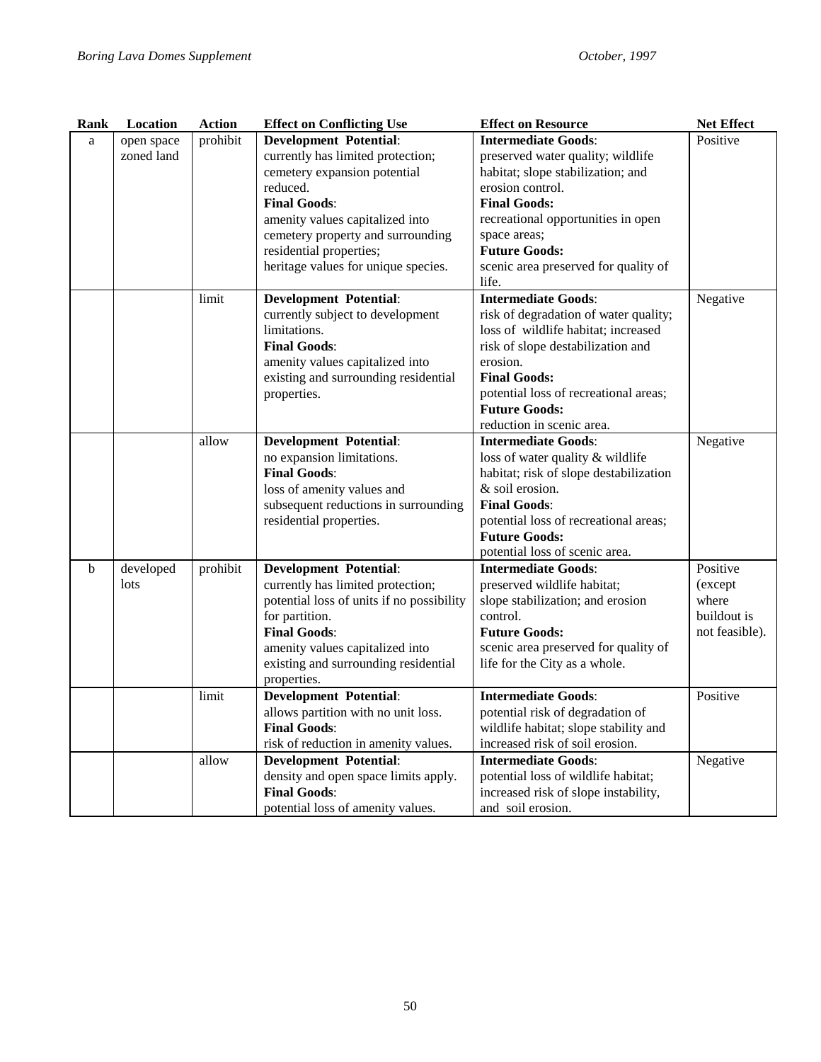| Rank | Location | Action | Effect on Conflicting Use | Effect on Resource | Net Effect |
|---|---|---|---|---|---|
| a | open space zoned land | prohibit | **Development Potential**: currently has limited protection; cemetery expansion potential reduced. **Final Goods**: amenity values capitalized into cemetery property and surrounding residential properties; heritage values for unique species. | **Intermediate Goods**: preserved water quality; wildlife habitat; slope stabilization; and erosion control. **Final Goods:** recreational opportunities in open space areas; **Future Goods:** scenic area preserved for quality of life. | Positive |
| | | limit | **Development Potential**: currently subject to development limitations. **Final Goods**: amenity values capitalized into existing and surrounding residential properties. | **Intermediate Goods**: risk of degradation of water quality; loss of wildlife habitat; increased risk of slope destabilization and erosion. **Final Goods:** potential loss of recreational areas; **Future Goods:** reduction in scenic area. | Negative |
| | | allow | **Development Potential**: no expansion limitations. **Final Goods**: loss of amenity values and subsequent reductions in surrounding residential properties. | **Intermediate Goods**: loss of water quality & wildlife habitat; risk of slope destabilization & soil erosion. **Final Goods**: potential loss of recreational areas; **Future Goods:** potential loss of scenic area. | Negative |
| b | developed lots | prohibit | **Development Potential**: currently has limited protection; potential loss of units if no possibility for partition. **Final Goods**: amenity values capitalized into existing and surrounding residential properties. | **Intermediate Goods**: preserved wildlife habitat; slope stabilization; and erosion control. **Future Goods:** scenic area preserved for quality of life for the City as a whole. | Positive (except where buildout is not feasible). |
| | | limit | **Development Potential**: allows partition with no unit loss. **Final Goods**: risk of reduction in amenity values. | **Intermediate Goods**: potential risk of degradation of wildlife habitat; slope stability and increased risk of soil erosion. | Positive |
| | | allow | **Development Potential**: density and open space limits apply. **Final Goods**: potential loss of amenity values. | **Intermediate Goods**: potential loss of wildlife habitat; increased risk of slope instability, and soil erosion. | Negative |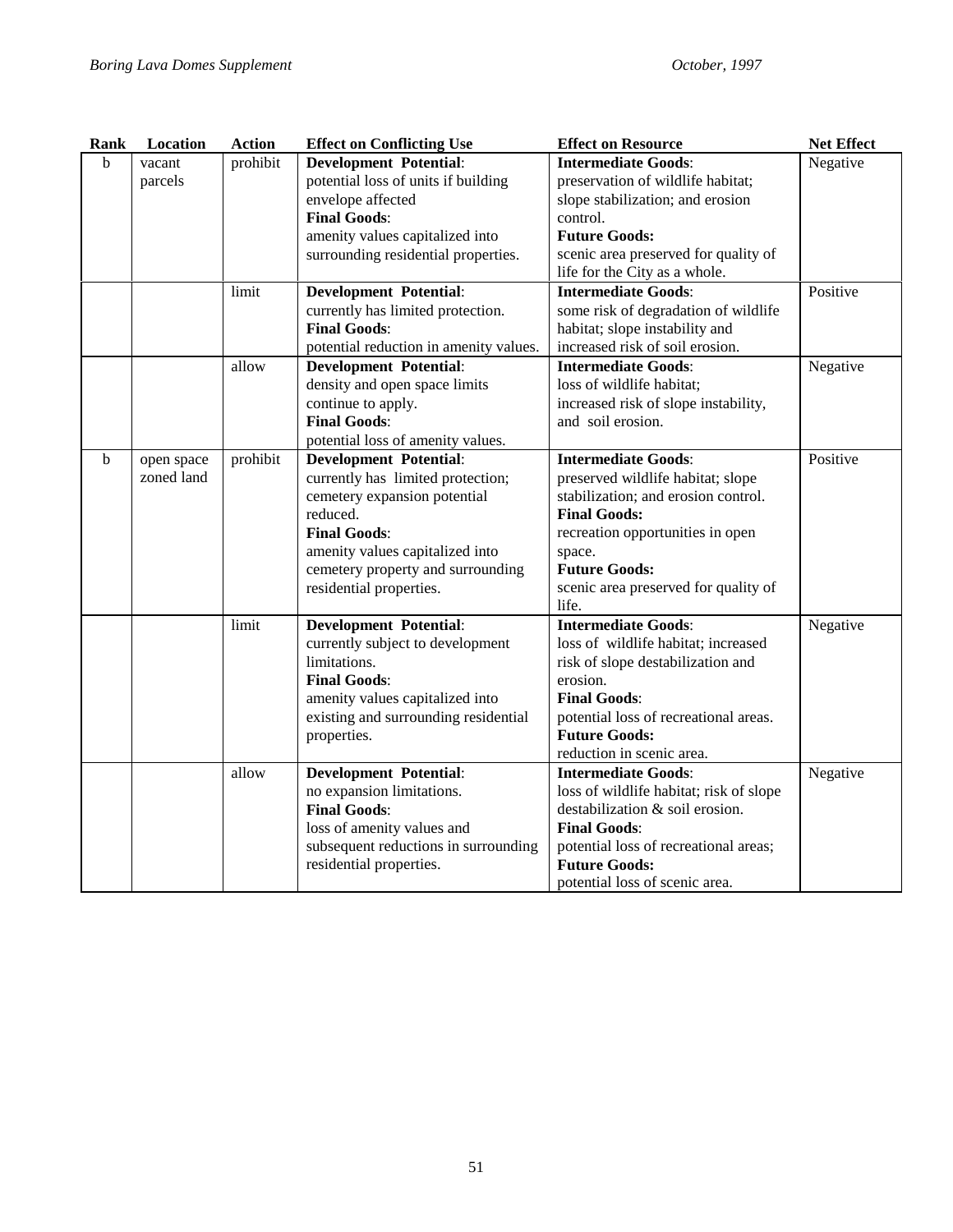| Rank | Location | Action | Effect on Conflicting Use | Effect on Resource | Net Effect |
|---|---|---|---|---|---|
| b | vacant parcels | prohibit | **Development Potential**: potential loss of units if building envelope affected **Final Goods**: amenity values capitalized into surrounding residential properties. | **Intermediate Goods**: preservation of wildlife habitat; slope stabilization; and erosion control. **Future Goods:** scenic area preserved for quality of life for the City as a whole. | Negative |
| | | limit | **Development Potential**: currently has limited protection. **Final Goods**: potential reduction in amenity values. | **Intermediate Goods**: some risk of degradation of wildlife habitat; slope instability and increased risk of soil erosion. | Positive |
| | | allow | **Development Potential**: density and open space limits continue to apply. **Final Goods**: potential loss of amenity values. | **Intermediate Goods**: loss of wildlife habitat; increased risk of slope instability, and soil erosion. | Negative |
| b | open space zoned land | prohibit | **Development Potential**: currently has limited protection; cemetery expansion potential reduced. **Final Goods**: amenity values capitalized into cemetery property and surrounding residential properties. | **Intermediate Goods**: preserved wildlife habitat; slope stabilization; and erosion control. **Final Goods:** recreation opportunities in open space. **Future Goods:** scenic area preserved for quality of life. | Positive |
| | | limit | **Development Potential**: currently subject to development limitations. **Final Goods**: amenity values capitalized into existing and surrounding residential properties. | **Intermediate Goods**: loss of wildlife habitat; increased risk of slope destabilization and erosion. **Final Goods**: potential loss of recreational areas. **Future Goods:** reduction in scenic area. | Negative |
| | | allow | **Development Potential**: no expansion limitations. **Final Goods**: loss of amenity values and subsequent reductions in surrounding residential properties. | **Intermediate Goods**: loss of wildlife habitat; risk of slope destabilization & soil erosion. **Final Goods**: potential loss of recreational areas; **Future Goods:** potential loss of scenic area. | Negative |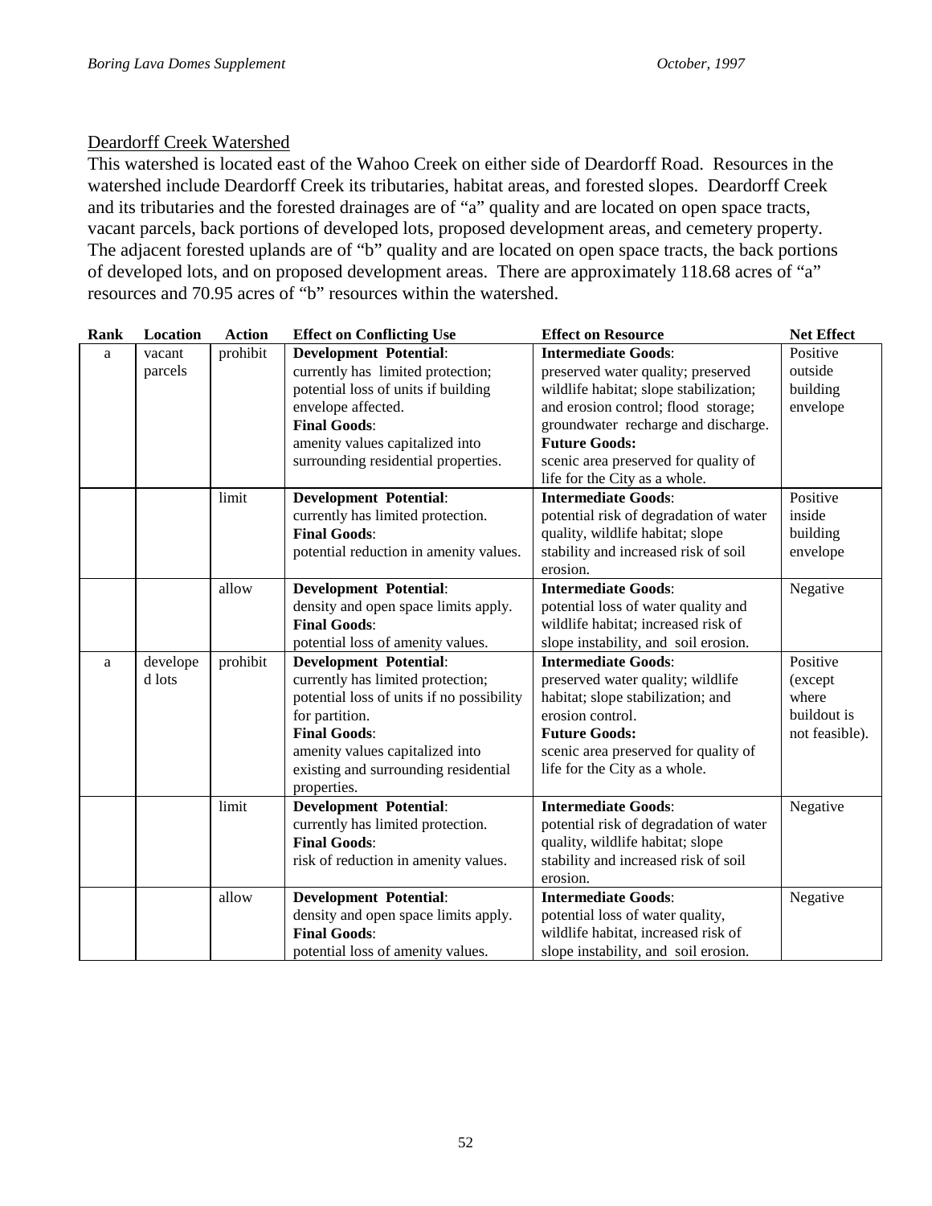## Deardorff Creek Watershed

This watershed is located east of the Wahoo Creek on either side of Deardorff Road. Resources in the watershed include Deardorff Creek its tributaries, habitat areas, and forested slopes. Deardorff Creek and its tributaries and the forested drainages are of "a" quality and are located on open space tracts, vacant parcels, back portions of developed lots, proposed development areas, and cemetery property. The adjacent forested uplands are of "b" quality and are located on open space tracts, the back portions of developed lots, and on proposed development areas. There are approximately 118.68 acres of "a" resources and 70.95 acres of "b" resources within the watershed.

| Rank | Location | Action | Effect on Conflicting Use | Effect on Resource | Net Effect |
|---|---|---|---|---|---|
| a | vacant parcels | prohibit | **Development Potential**: currently has limited protection; potential loss of units if building envelope affected. **Final Goods**: amenity values capitalized into surrounding residential properties. | **Intermediate Goods**: preserved water quality; preserved wildlife habitat; slope stabilization; and erosion control; flood storage; groundwater recharge and discharge. **Future Goods:** scenic area preserved for quality of life for the City as a whole. | Positive outside building envelope |
| | | limit | **Development Potential**: currently has limited protection. **Final Goods**: potential reduction in amenity values. | **Intermediate Goods**: potential risk of degradation of water quality, wildlife habitat; slope stability and increased risk of soil erosion. | Positive inside building envelope |
| | | allow | **Development Potential**: density and open space limits apply. **Final Goods**: potential loss of amenity values. | **Intermediate Goods**: potential loss of water quality and wildlife habitat; increased risk of slope instability, and soil erosion. | Negative |
| a | developed lots | prohibit | **Development Potential**: currently has limited protection; potential loss of units if no possibility for partition. **Final Goods**: amenity values capitalized into existing and surrounding residential properties. | **Intermediate Goods**: preserved water quality; wildlife habitat; slope stabilization; and erosion control. **Future Goods:** scenic area preserved for quality of life for the City as a whole. | Positive (except where buildout is not feasible). |
| | | limit | **Development Potential**: currently has limited protection. **Final Goods**: risk of reduction in amenity values. | **Intermediate Goods**: potential risk of degradation of water quality, wildlife habitat; slope stability and increased risk of soil erosion. | Negative |
| | | allow | **Development Potential**: density and open space limits apply. **Final Goods**: potential loss of amenity values. | **Intermediate Goods**: potential loss of water quality, wildlife habitat, increased risk of slope instability, and soil erosion. | Negative |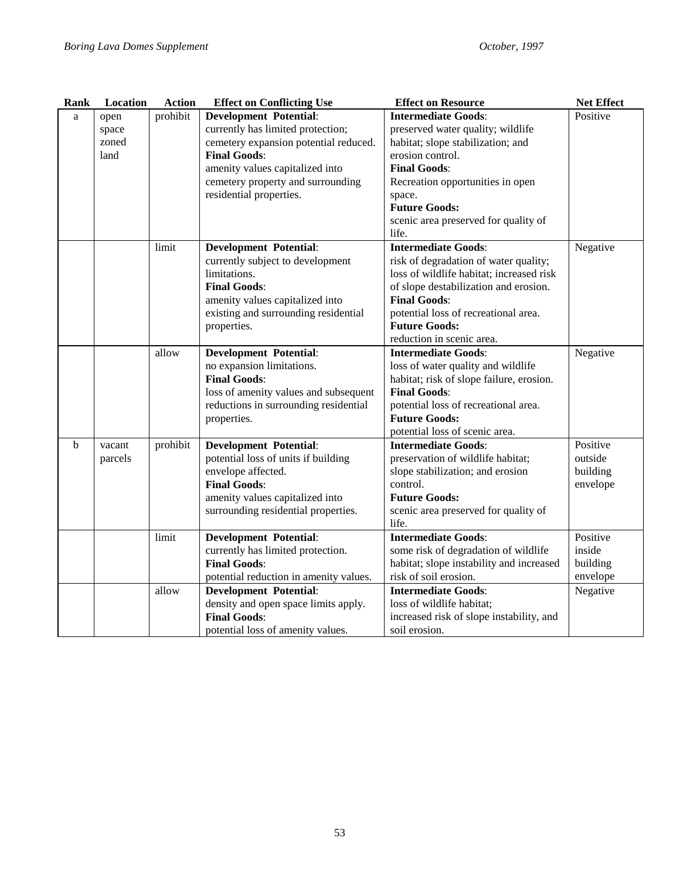| Rank | Location | Action | Effect on Conflicting Use | Effect on Resource | Net Effect |
|---|---|---|---|---|---|
| a | open space zoned land | prohibit | **Development Potential**: currently has limited protection; cemetery expansion potential reduced. **Final Goods**: amenity values capitalized into cemetery property and surrounding residential properties. | **Intermediate Goods**: preserved water quality; wildlife habitat; slope stabilization; and erosion control. **Final Goods**: Recreation opportunities in open space. **Future Goods:** scenic area preserved for quality of life. | Positive |
| | | limit | **Development Potential**: currently subject to development limitations. **Final Goods**: amenity values capitalized into existing and surrounding residential properties. | **Intermediate Goods**: risk of degradation of water quality; loss of wildlife habitat; increased risk of slope destabilization and erosion. **Final Goods**: potential loss of recreational area. **Future Goods:** reduction in scenic area. | Negative |
| | | allow | **Development Potential**: no expansion limitations. **Final Goods**: loss of amenity values and subsequent reductions in surrounding residential properties. | **Intermediate Goods**: loss of water quality and wildlife habitat; risk of slope failure, erosion. **Final Goods**: potential loss of recreational area. **Future Goods:** potential loss of scenic area. | Negative |
| b | vacant parcels | prohibit | **Development Potential**: potential loss of units if building envelope affected. **Final Goods**: amenity values capitalized into surrounding residential properties. | **Intermediate Goods**: preservation of wildlife habitat; slope stabilization; and erosion control. **Future Goods:** scenic area preserved for quality of life. | Positive outside building envelope |
| | | limit | **Development Potential**: currently has limited protection. **Final Goods**: potential reduction in amenity values. | **Intermediate Goods**: some risk of degradation of wildlife habitat; slope instability and increased risk of soil erosion. | Positive inside building envelope |
| | | allow | **Development Potential**: density and open space limits apply. **Final Goods**: potential loss of amenity values. | **Intermediate Goods**: loss of wildlife habitat; increased risk of slope instability, and soil erosion. | Negative |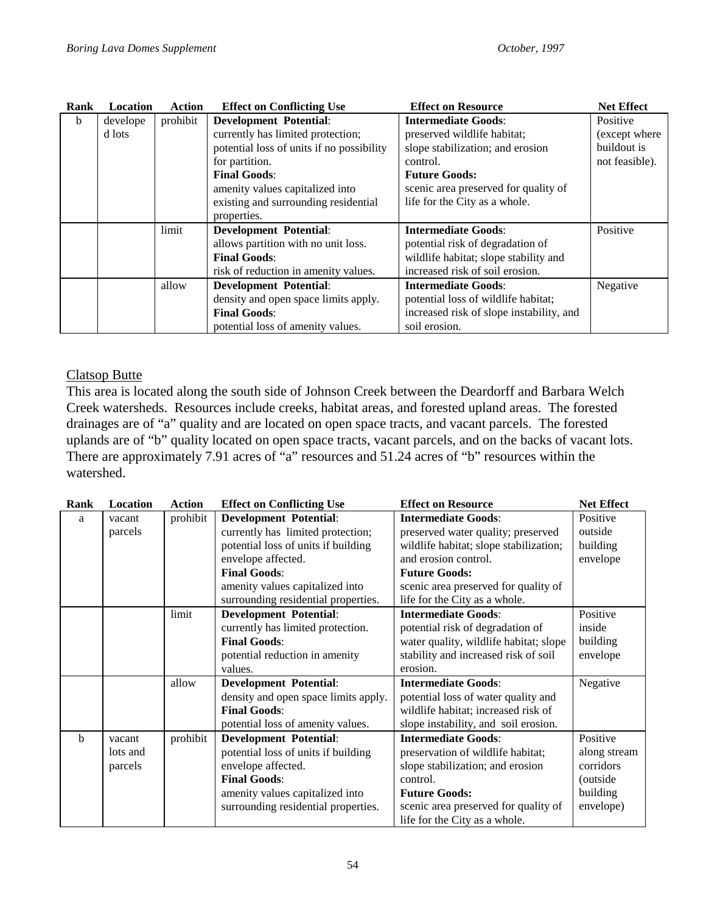| Rank | Location | Action | Effect on Conflicting Use | Effect on Resource | Net Effect |
|---|---|---|---|---|---|
| b | developed lots | prohibit | **Development Potential**: currently has limited protection; potential loss of units if no possibility for partition. **Final Goods**: amenity values capitalized into existing and surrounding residential properties. | **Intermediate Goods**: preserved wildlife habitat; slope stabilization; and erosion control. **Future Goods:** scenic area preserved for quality of life for the City as a whole. | Positive (except where buildout is not feasible). |
| | | limit | **Development Potential**: allows partition with no unit loss. **Final Goods**: risk of reduction in amenity values. | **Intermediate Goods**: potential risk of degradation of wildlife habitat; slope stability and increased risk of soil erosion. | Positive |
| | | allow | **Development Potential**: density and open space limits apply. **Final Goods**: potential loss of amenity values. | **Intermediate Goods**: potential loss of wildlife habitat; increased risk of slope instability, and soil erosion. | Negative |

Clatsop Butte

This area is located along the south side of Johnson Creek between the Deardorff and Barbara Welch Creek watersheds. Resources include creeks, habitat areas, and forested upland areas. The forested drainages are of "a" quality and are located on open space tracts, and vacant parcels. The forested uplands are of "b" quality located on open space tracts, vacant parcels, and on the backs of vacant lots. There are approximately 7.91 acres of "a" resources and 51.24 acres of "b" resources within the watershed.

| Rank | Location | Action | Effect on Conflicting Use | Effect on Resource | Net Effect |
|---|---|---|---|---|---|
| a | vacant parcels | prohibit | **Development Potential**: currently has limited protection; potential loss of units if building envelope affected. **Final Goods**: amenity values capitalized into surrounding residential properties. | **Intermediate Goods**: preserved water quality; preserved wildlife habitat; slope stabilization; and erosion control. **Future Goods:** scenic area preserved for quality of life for the City as a whole. | Positive outside building envelope |
| | | limit | **Development Potential**: currently has limited protection. **Final Goods**: potential reduction in amenity values. | **Intermediate Goods**: potential risk of degradation of water quality, wildlife habitat; slope stability and increased risk of soil erosion. | Positive inside building envelope |
| | | allow | **Development Potential**: density and open space limits apply. **Final Goods**: potential loss of amenity values. | **Intermediate Goods**: potential loss of water quality and wildlife habitat; increased risk of slope instability, and soil erosion. | Negative |
| b | vacant lots and parcels | prohibit | **Development Potential**: potential loss of units if building envelope affected. **Final Goods**: amenity values capitalized into surrounding residential properties. | **Intermediate Goods**: preservation of wildlife habitat; slope stabilization; and erosion control. **Future Goods:** scenic area preserved for quality of life for the City as a whole. | Positive along stream corridors (outside building envelope) |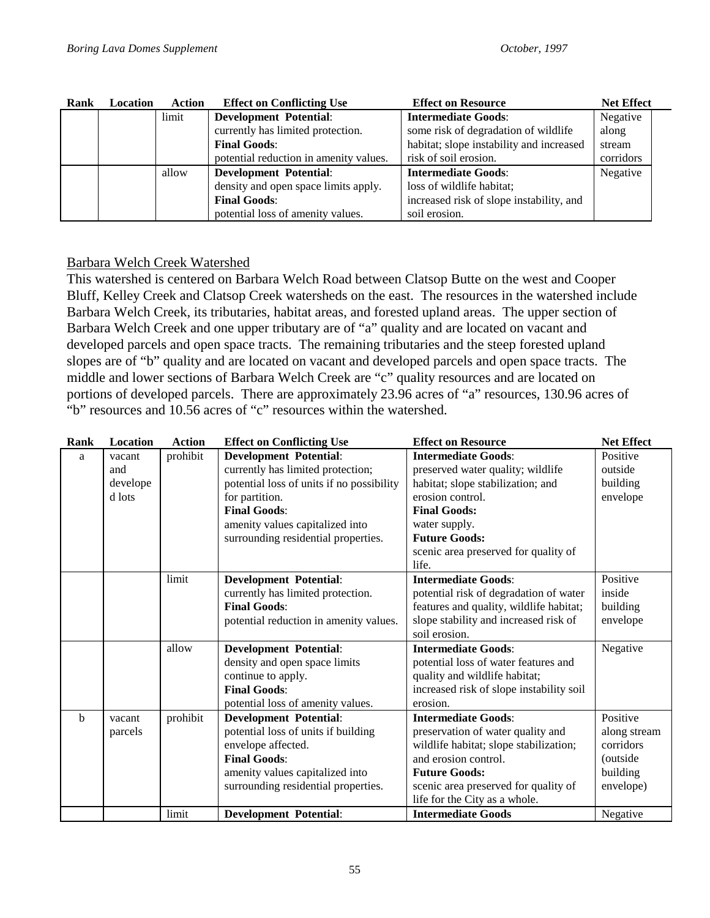| Rank | Location | Action | Effect on Conflicting Use | Effect on Resource | Net Effect |
|---|---|---|---|---|---|
| | | limit | **Development Potential**: currently has limited protection. **Final Goods**: potential reduction in amenity values. | **Intermediate Goods**: some risk of degradation of wildlife habitat; slope instability and increased risk of soil erosion. | Negative along stream corridors |
| | | allow | **Development Potential**: density and open space limits apply. **Final Goods**: potential loss of amenity values. | **Intermediate Goods**: loss of wildlife habitat; increased risk of slope instability, and soil erosion. | Negative |

<u>Barbara Welch Creek Watershed</u>

This watershed is centered on Barbara Welch Road between Clatsop Butte on the west and Cooper Bluff, Kelley Creek and Clatsop Creek watersheds on the east. The resources in the watershed include Barbara Welch Creek, its tributaries, habitat areas, and forested upland areas. The upper section of Barbara Welch Creek and one upper tributary are of "a" quality and are located on vacant and developed parcels and open space tracts. The remaining tributaries and the steep forested upland slopes are of "b" quality and are located on vacant and developed parcels and open space tracts. The middle and lower sections of Barbara Welch Creek are "c" quality resources and are located on portions of developed parcels. There are approximately 23.96 acres of "a" resources, 130.96 acres of "b" resources and 10.56 acres of "c" resources within the watershed.

| Rank | Location | Action | Effect on Conflicting Use | Effect on Resource | Net Effect |
|---|---|---|---|---|---|
| a | vacant and developed lots | prohibit | **Development Potential**: currently has limited protection; potential loss of units if no possibility for partition. **Final Goods**: amenity values capitalized into surrounding residential properties. | **Intermediate Goods**: preserved water quality; wildlife habitat; slope stabilization; and erosion control. **Final Goods:** water supply. **Future Goods:** scenic area preserved for quality of life. | Positive outside building envelope |
| | | limit | **Development Potential**: currently has limited protection. **Final Goods**: potential reduction in amenity values. | **Intermediate Goods**: potential risk of degradation of water features and quality, wildlife habitat; slope stability and increased risk of soil erosion. | Positive inside building envelope |
| | | allow | **Development Potential**: density and open space limits continue to apply. **Final Goods**: potential loss of amenity values. | **Intermediate Goods**: potential loss of water features and quality and wildlife habitat; increased risk of slope instability soil erosion. | Negative |
| b | vacant parcels | prohibit | **Development Potential**: potential loss of units if building envelope affected. **Final Goods**: amenity values capitalized into surrounding residential properties. | **Intermediate Goods**: preservation of water quality and wildlife habitat; slope stabilization; and erosion control. **Future Goods:** scenic area preserved for quality of life for the City as a whole. | Positive along stream corridors (outside building envelope) |
| | | limit | **Development Potential**: | **Intermediate Goods** | Negative |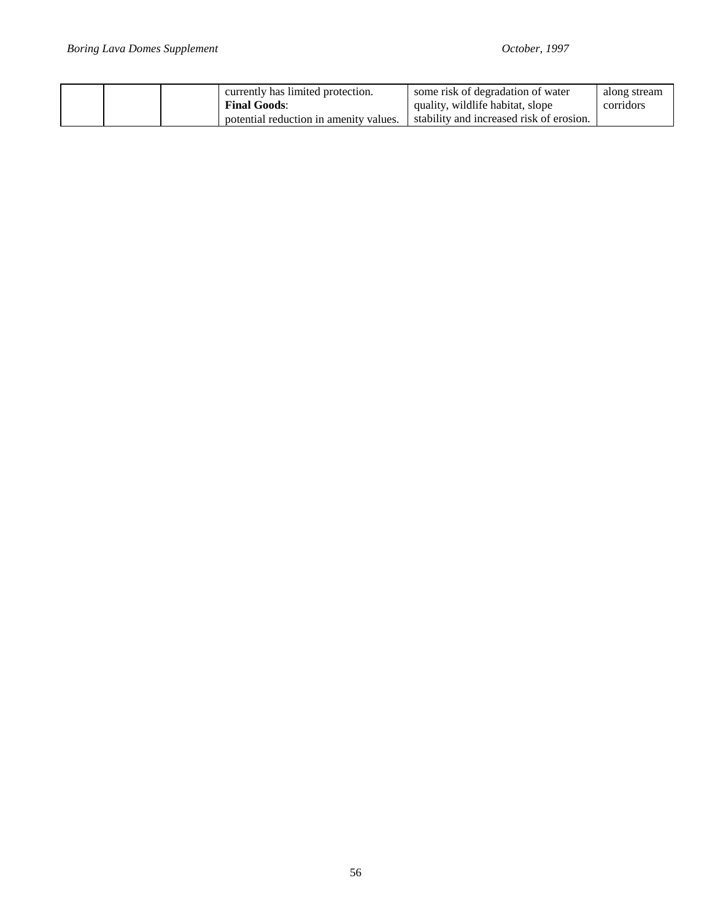|  |  |  | currently has limited protection. **Final Goods**: potential reduction in amenity values. | some risk of degradation of water quality, wildlife habitat, slope stability and increased risk of erosion. | along stream corridors |
|---|---|---|---|---|---|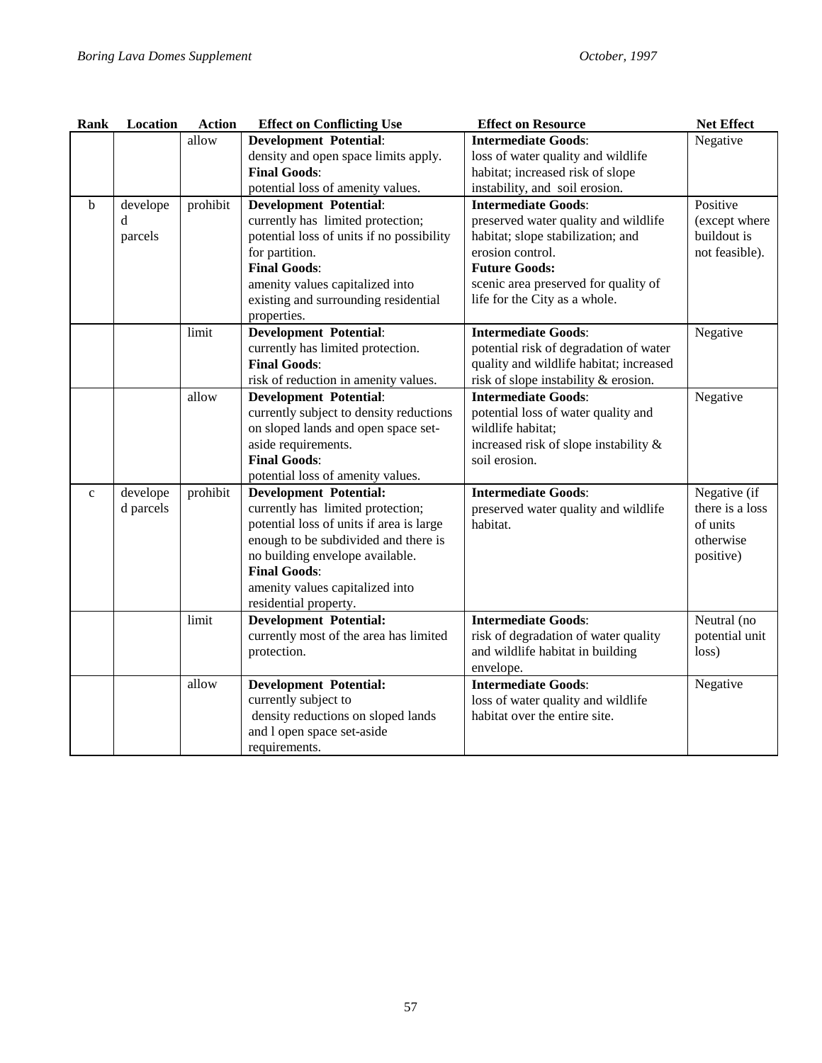| Rank | Location | Action | Effect on Conflicting Use | Effect on Resource | Net Effect |
|---|---|---|---|---|---|
| | | allow | **Development Potential**: density and open space limits apply. **Final Goods**: potential loss of amenity values. | **Intermediate Goods**: loss of water quality and wildlife habitat; increased risk of slope instability, and soil erosion. | Negative |
| b | developed parcels | prohibit | **Development Potential**: currently has limited protection; potential loss of units if no possibility for partition. **Final Goods**: amenity values capitalized into existing and surrounding residential properties. | **Intermediate Goods**: preserved water quality and wildlife habitat; slope stabilization; and erosion control. **Future Goods:** scenic area preserved for quality of life for the City as a whole. | Positive (except where buildout is not feasible). |
| | | limit | **Development Potential**: currently has limited protection. **Final Goods**: risk of reduction in amenity values. | **Intermediate Goods**: potential risk of degradation of water quality and wildlife habitat; increased risk of slope instability & erosion. | Negative |
| | | allow | **Development Potential**: currently subject to density reductions on sloped lands and open space set-aside requirements. **Final Goods**: potential loss of amenity values. | **Intermediate Goods**: potential loss of water quality and wildlife habitat; increased risk of slope instability & soil erosion. | Negative |
| c | developed parcels | prohibit | **Development Potential:** currently has limited protection; potential loss of units if area is large enough to be subdivided and there is no building envelope available. **Final Goods**: amenity values capitalized into residential property. | **Intermediate Goods**: preserved water quality and wildlife habitat. | Negative (if there is a loss of units otherwise positive) |
| | | limit | **Development Potential:** currently most of the area has limited protection. | **Intermediate Goods**: risk of degradation of water quality and wildlife habitat in building envelope. | Neutral (no potential unit loss) |
| | | allow | **Development Potential:** currently subject to density reductions on sloped lands and l open space set-aside requirements. | **Intermediate Goods**: loss of water quality and wildlife habitat over the entire site. | Negative |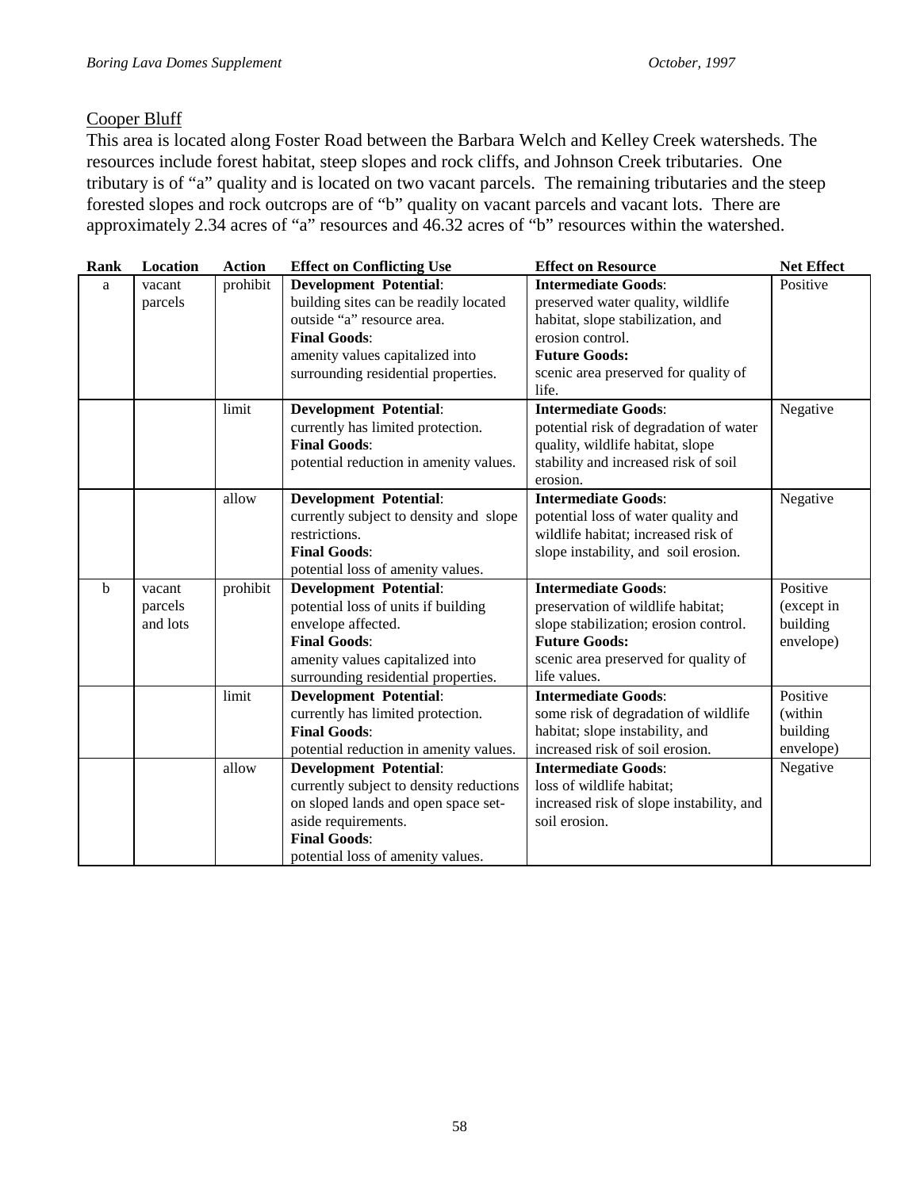## Cooper Bluff

This area is located along Foster Road between the Barbara Welch and Kelley Creek watersheds. The resources include forest habitat, steep slopes and rock cliffs, and Johnson Creek tributaries. One tributary is of "a" quality and is located on two vacant parcels. The remaining tributaries and the steep forested slopes and rock outcrops are of "b" quality on vacant parcels and vacant lots. There are approximately 2.34 acres of "a" resources and 46.32 acres of "b" resources within the watershed.

| Rank | Location | Action | Effect on Conflicting Use | Effect on Resource | Net Effect |
|---|---|---|---|---|---|
| a | vacant parcels | prohibit | **Development Potential**: building sites can be readily located outside "a" resource area. **Final Goods**: amenity values capitalized into surrounding residential properties. | **Intermediate Goods**: preserved water quality, wildlife habitat, slope stabilization, and erosion control. **Future Goods:** scenic area preserved for quality of life. | Positive |
| | | limit | **Development Potential**: currently has limited protection. **Final Goods**: potential reduction in amenity values. | **Intermediate Goods**: potential risk of degradation of water quality, wildlife habitat, slope stability and increased risk of soil erosion. | Negative |
| | | allow | **Development Potential**: currently subject to density and slope restrictions. **Final Goods**: potential loss of amenity values. | **Intermediate Goods**: potential loss of water quality and wildlife habitat; increased risk of slope instability, and soil erosion. | Negative |
| b | vacant parcels and lots | prohibit | **Development Potential**: potential loss of units if building envelope affected. **Final Goods**: amenity values capitalized into surrounding residential properties. | **Intermediate Goods**: preservation of wildlife habitat; slope stabilization; erosion control. **Future Goods:** scenic area preserved for quality of life values. | Positive (except in building envelope) |
| | | limit | **Development Potential**: currently has limited protection. **Final Goods**: potential reduction in amenity values. | **Intermediate Goods**: some risk of degradation of wildlife habitat; slope instability, and increased risk of soil erosion. | Positive (within building envelope) |
| | | allow | **Development Potential**: currently subject to density reductions on sloped lands and open space set-aside requirements. **Final Goods**: potential loss of amenity values. | **Intermediate Goods**: loss of wildlife habitat; increased risk of slope instability, and soil erosion. | Negative |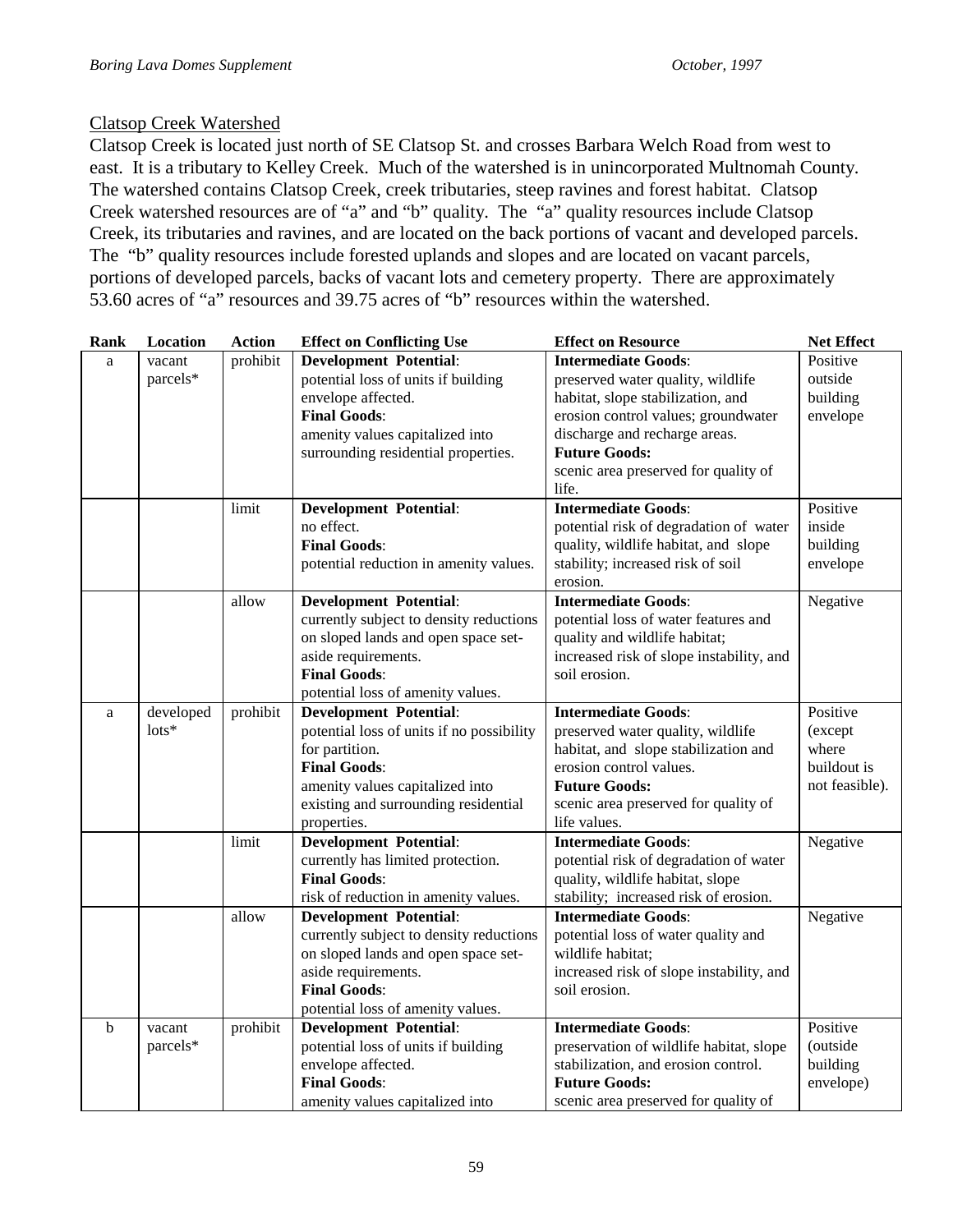Clatsop Creek Watershed

Clatsop Creek is located just north of SE Clatsop St. and crosses Barbara Welch Road from west to east. It is a tributary to Kelley Creek. Much of the watershed is in unincorporated Multnomah County. The watershed contains Clatsop Creek, creek tributaries, steep ravines and forest habitat. Clatsop Creek watershed resources are of "a" and "b" quality. The "a" quality resources include Clatsop Creek, its tributaries and ravines, and are located on the back portions of vacant and developed parcels. The "b" quality resources include forested uplands and slopes and are located on vacant parcels, portions of developed parcels, backs of vacant lots and cemetery property. There are approximately 53.60 acres of "a" resources and 39.75 acres of "b" resources within the watershed.

| Rank | Location | Action | Effect on Conflicting Use | Effect on Resource | Net Effect |
|---|---|---|---|---|---|
| a | vacant parcels* | prohibit | **Development Potential**: potential loss of units if building envelope affected. **Final Goods**: amenity values capitalized into surrounding residential properties. | **Intermediate Goods**: preserved water quality, wildlife habitat, slope stabilization, and erosion control values; groundwater discharge and recharge areas. **Future Goods:** scenic area preserved for quality of life. | Positive outside building envelope |
| | | limit | **Development Potential**: no effect. **Final Goods**: potential reduction in amenity values. | **Intermediate Goods**: potential risk of degradation of water quality, wildlife habitat, and slope stability; increased risk of soil erosion. | Positive inside building envelope |
| | | allow | **Development Potential**: currently subject to density reductions on sloped lands and open space set-aside requirements. **Final Goods**: potential loss of amenity values. | **Intermediate Goods**: potential loss of water features and quality and wildlife habitat; increased risk of slope instability, and soil erosion. | Negative |
| a | developed lots* | prohibit | **Development Potential**: potential loss of units if no possibility for partition. **Final Goods**: amenity values capitalized into existing and surrounding residential properties. | **Intermediate Goods**: preserved water quality, wildlife habitat, and slope stabilization and erosion control values. **Future Goods:** scenic area preserved for quality of life values. | Positive (except where buildout is not feasible). |
| | | limit | **Development Potential**: currently has limited protection. **Final Goods**: risk of reduction in amenity values. | **Intermediate Goods**: potential risk of degradation of water quality, wildlife habitat, slope stability; increased risk of erosion. | Negative |
| | | allow | **Development Potential**: currently subject to density reductions on sloped lands and open space set-aside requirements. **Final Goods**: potential loss of amenity values. | **Intermediate Goods**: potential loss of water quality and wildlife habitat; increased risk of slope instability, and soil erosion. | Negative |
| b | vacant parcels* | prohibit | **Development Potential**: potential loss of units if building envelope affected. **Final Goods**: amenity values capitalized into | **Intermediate Goods**: preservation of wildlife habitat, slope stabilization, and erosion control. **Future Goods:** scenic area preserved for quality of | Positive (outside building envelope) |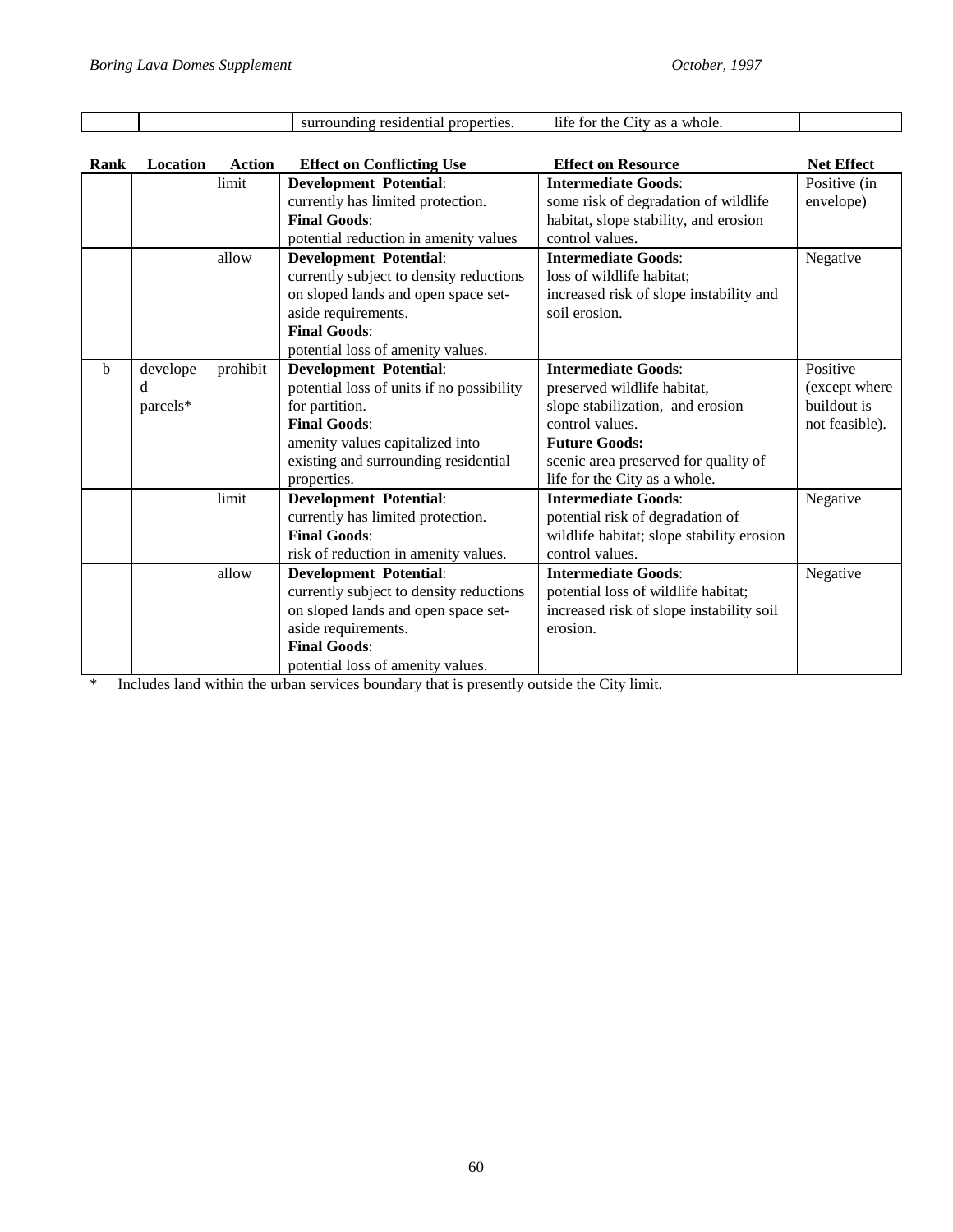| | | | surrounding residential properties. | life for the City as a whole. | |
|---|---|---|---|---|---|

| Rank | Location | Action | Effect on Conflicting Use | Effect on Resource | Net Effect |
|---|---|---|---|---|---|
| | | limit | **Development Potential**: currently has limited protection. **Final Goods**: potential reduction in amenity values | **Intermediate Goods**: some risk of degradation of wildlife habitat, slope stability, and erosion control values. | Positive (in envelope) |
| | | allow | **Development Potential**: currently subject to density reductions on sloped lands and open space set-aside requirements. **Final Goods**: potential loss of amenity values. | **Intermediate Goods**: loss of wildlife habitat; increased risk of slope instability and soil erosion. | Negative |
| b | developed parcels* | prohibit | **Development Potential**: potential loss of units if no possibility for partition. **Final Goods**: amenity values capitalized into existing and surrounding residential properties. | **Intermediate Goods**: preserved wildlife habitat, slope stabilization, and erosion control values. **Future Goods:** scenic area preserved for quality of life for the City as a whole. | Positive (except where buildout is not feasible). |
| | | limit | **Development Potential**: currently has limited protection. **Final Goods**: risk of reduction in amenity values. | **Intermediate Goods**: potential risk of degradation of wildlife habitat; slope stability erosion control values. | Negative |
| | | allow | **Development Potential**: currently subject to density reductions on sloped lands and open space set-aside requirements. **Final Goods**: potential loss of amenity values. | **Intermediate Goods**: potential loss of wildlife habitat; increased risk of slope instability soil erosion. | Negative |

\* Includes land within the urban services boundary that is presently outside the City limit.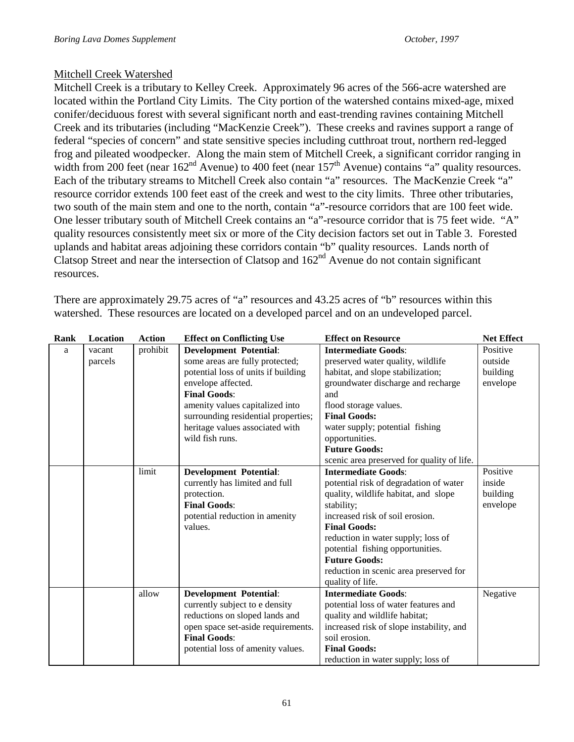## Mitchell Creek Watershed

Mitchell Creek is a tributary to Kelley Creek. Approximately 96 acres of the 566-acre watershed are located within the Portland City Limits. The City portion of the watershed contains mixed-age, mixed conifer/deciduous forest with several significant north and east-trending ravines containing Mitchell Creek and its tributaries (including "MacKenzie Creek"). These creeks and ravines support a range of federal "species of concern" and state sensitive species including cutthroat trout, northern red-legged frog and pileated woodpecker. Along the main stem of Mitchell Creek, a significant corridor ranging in width from 200 feet (near 162nd Avenue) to 400 feet (near 157th Avenue) contains "a" quality resources. Each of the tributary streams to Mitchell Creek also contain "a" resources. The MacKenzie Creek "a" resource corridor extends 100 feet east of the creek and west to the city limits. Three other tributaries, two south of the main stem and one to the north, contain "a"-resource corridors that are 100 feet wide. One lesser tributary south of Mitchell Creek contains an "a"-resource corridor that is 75 feet wide. "A" quality resources consistently meet six or more of the City decision factors set out in Table 3. Forested uplands and habitat areas adjoining these corridors contain "b" quality resources. Lands north of Clatsop Street and near the intersection of Clatsop and 162nd Avenue do not contain significant resources.

There are approximately 29.75 acres of "a" resources and 43.25 acres of "b" resources within this watershed. These resources are located on a developed parcel and on an undeveloped parcel.

| Rank | Location | Action | Effect on Conflicting Use | Effect on Resource | Net Effect |
|---|---|---|---|---|---|
| a | vacant parcels | prohibit | **Development Potential**: some areas are fully protected; potential loss of units if building envelope affected. **Final Goods**: amenity values capitalized into surrounding residential properties; heritage values associated with wild fish runs. | **Intermediate Goods**: preserved water quality, wildlife habitat, and slope stabilization; groundwater discharge and recharge and flood storage values. **Final Goods:** water supply; potential fishing opportunities. **Future Goods:** scenic area preserved for quality of life. | Positive outside building envelope |
| | | limit | **Development Potential**: currently has limited and full protection. **Final Goods**: potential reduction in amenity values. | **Intermediate Goods**: potential risk of degradation of water quality, wildlife habitat, and slope stability; increased risk of soil erosion. **Final Goods:** reduction in water supply; loss of potential fishing opportunities. **Future Goods:** reduction in scenic area preserved for quality of life. | Positive inside building envelope |
| | | allow | **Development Potential**: currently subject to e density reductions on sloped lands and open space set-aside requirements. **Final Goods**: potential loss of amenity values. | **Intermediate Goods**: potential loss of water features and quality and wildlife habitat; increased risk of slope instability, and soil erosion. **Final Goods:** reduction in water supply; loss of | Negative |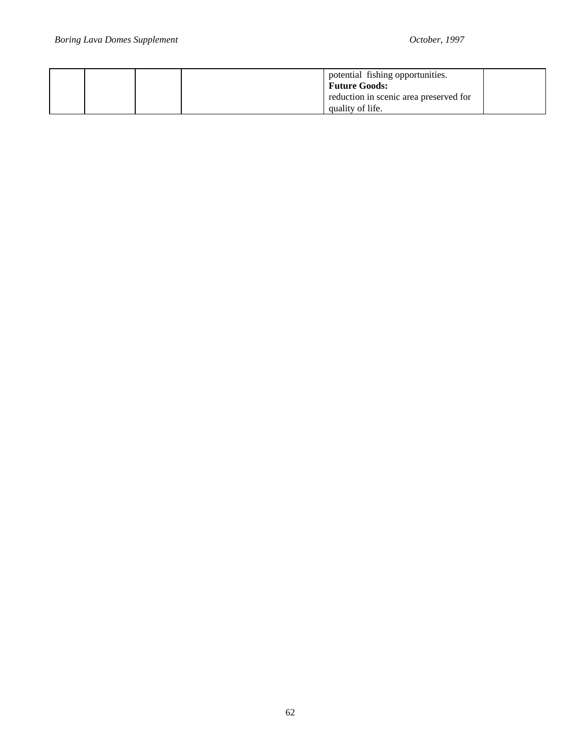|  |  |  |  |  |  |
|---|---|---|---|---|---|
|  |  |  |  | potential fishing opportunities.<br>**Future Goods:**<br>reduction in scenic area preserved for quality of life. |  |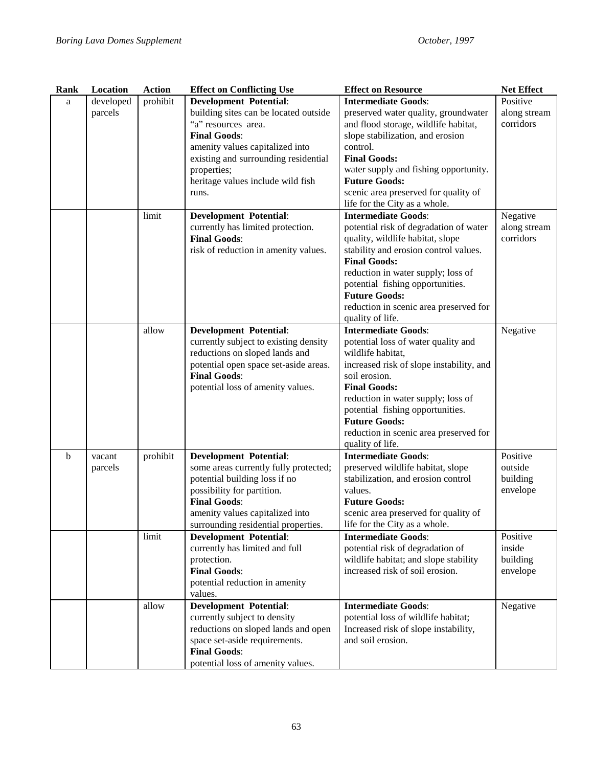| Rank | Location | Action | Effect on Conflicting Use | Effect on Resource | Net Effect |
|---|---|---|---|---|---|
| a | developed parcels | prohibit | **Development Potential**: building sites can be located outside "a" resources area. **Final Goods**: amenity values capitalized into existing and surrounding residential properties; heritage values include wild fish runs. | **Intermediate Goods**: preserved water quality, groundwater and flood storage, wildlife habitat, slope stabilization, and erosion control. **Final Goods:** water supply and fishing opportunity. **Future Goods:** scenic area preserved for quality of life for the City as a whole. | Positive along stream corridors |
| | | limit | **Development Potential**: currently has limited protection. **Final Goods**: risk of reduction in amenity values. | **Intermediate Goods**: potential risk of degradation of water quality, wildlife habitat, slope stability and erosion control values. **Final Goods:** reduction in water supply; loss of potential fishing opportunities. **Future Goods:** reduction in scenic area preserved for quality of life. | Negative along stream corridors |
| | | allow | **Development Potential**: currently subject to existing density reductions on sloped lands and potential open space set-aside areas. **Final Goods**: potential loss of amenity values. | **Intermediate Goods**: potential loss of water quality and wildlife habitat, increased risk of slope instability, and soil erosion. **Final Goods:** reduction in water supply; loss of potential fishing opportunities. **Future Goods:** reduction in scenic area preserved for quality of life. | Negative |
| b | vacant parcels | prohibit | **Development Potential**: some areas currently fully protected; potential building loss if no possibility for partition. **Final Goods**: amenity values capitalized into surrounding residential properties. | **Intermediate Goods**: preserved wildlife habitat, slope stabilization, and erosion control values. **Future Goods:** scenic area preserved for quality of life for the City as a whole. | Positive outside building envelope |
| | | limit | **Development Potential**: currently has limited and full protection. **Final Goods**: potential reduction in amenity values. | **Intermediate Goods**: potential risk of degradation of wildlife habitat; and slope stability increased risk of soil erosion. | Positive inside building envelope |
| | | allow | **Development Potential**: currently subject to density reductions on sloped lands and open space set-aside requirements. **Final Goods**: potential loss of amenity values. | **Intermediate Goods**: potential loss of wildlife habitat; Increased risk of slope instability, and soil erosion. | Negative |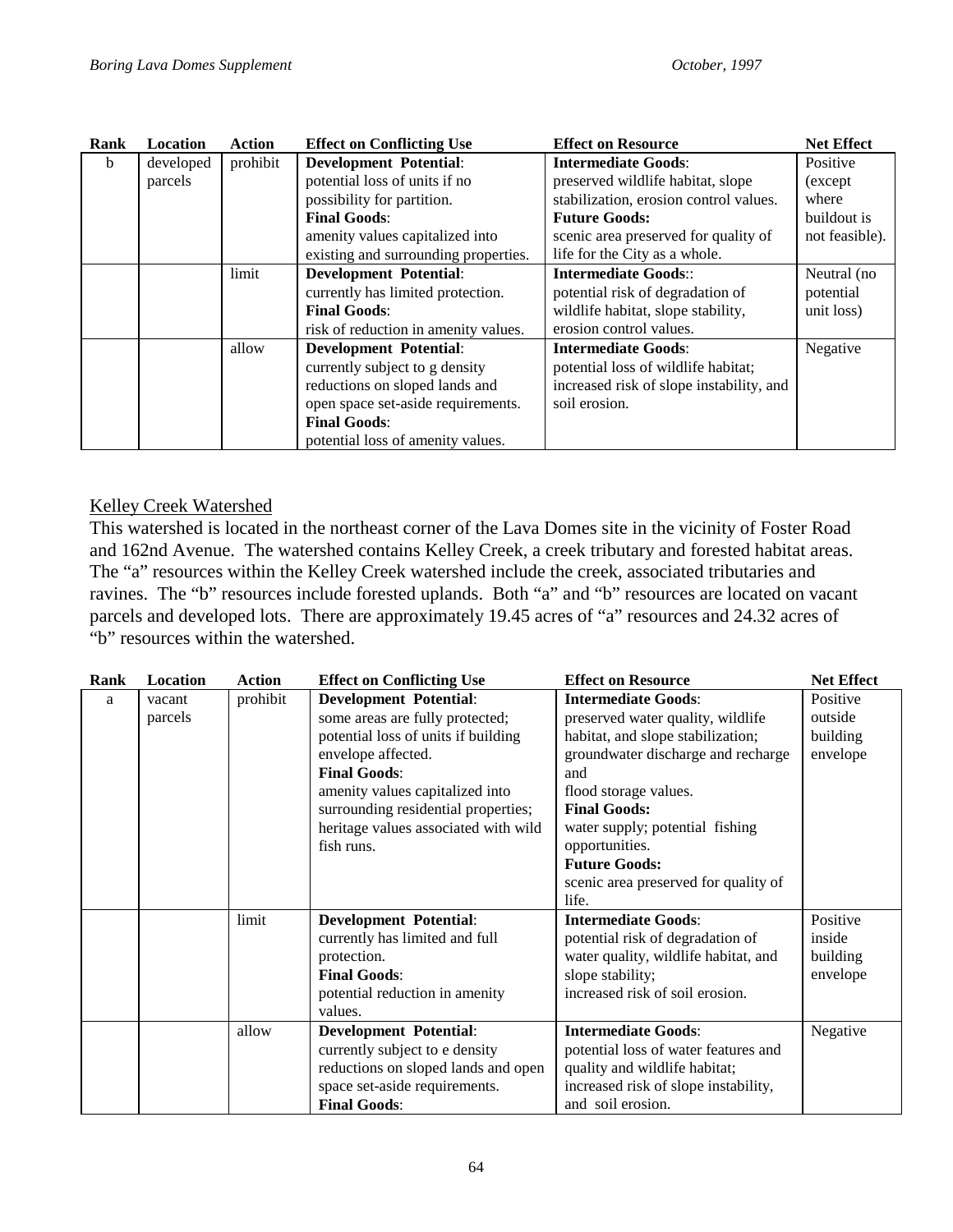| Rank | Location | Action | Effect on Conflicting Use | Effect on Resource | Net Effect |
|---|---|---|---|---|---|
| b | developed parcels | prohibit | **Development Potential**: potential loss of units if no possibility for partition. **Final Goods**: amenity values capitalized into existing and surrounding properties. | **Intermediate Goods**: preserved wildlife habitat, slope stabilization, erosion control values. **Future Goods:** scenic area preserved for quality of life for the City as a whole. | Positive (except where buildout is not feasible). |
| | | limit | **Development Potential**: currently has limited protection. **Final Goods**: risk of reduction in amenity values. | **Intermediate Goods**:: potential risk of degradation of wildlife habitat, slope stability, erosion control values. | Neutral (no potential unit loss) |
| | | allow | **Development Potential**: currently subject to g density reductions on sloped lands and open space set-aside requirements. **Final Goods**: potential loss of amenity values. | **Intermediate Goods**: potential loss of wildlife habitat; increased risk of slope instability, and soil erosion. | Negative |

<u>Kelley Creek Watershed</u>

This watershed is located in the northeast corner of the Lava Domes site in the vicinity of Foster Road and 162nd Avenue. The watershed contains Kelley Creek, a creek tributary and forested habitat areas. The "a" resources within the Kelley Creek watershed include the creek, associated tributaries and ravines. The "b" resources include forested uplands. Both "a" and "b" resources are located on vacant parcels and developed lots. There are approximately 19.45 acres of "a" resources and 24.32 acres of "b" resources within the watershed.

| Rank | Location | Action | Effect on Conflicting Use | Effect on Resource | Net Effect |
|---|---|---|---|---|---|
| a | vacant parcels | prohibit | **Development Potential**: some areas are fully protected; potential loss of units if building envelope affected. **Final Goods**: amenity values capitalized into surrounding residential properties; heritage values associated with wild fish runs. | **Intermediate Goods**: preserved water quality, wildlife habitat, and slope stabilization; groundwater discharge and recharge and flood storage values. **Final Goods:** water supply; potential fishing opportunities. **Future Goods:** scenic area preserved for quality of life. | Positive outside building envelope |
| | | limit | **Development Potential**: currently has limited and full protection. **Final Goods**: potential reduction in amenity values. | **Intermediate Goods**: potential risk of degradation of water quality, wildlife habitat, and slope stability; increased risk of soil erosion. | Positive inside building envelope |
| | | allow | **Development Potential**: currently subject to e density reductions on sloped lands and open space set-aside requirements. **Final Goods**: | **Intermediate Goods**: potential loss of water features and quality and wildlife habitat; increased risk of slope instability, and soil erosion. | Negative |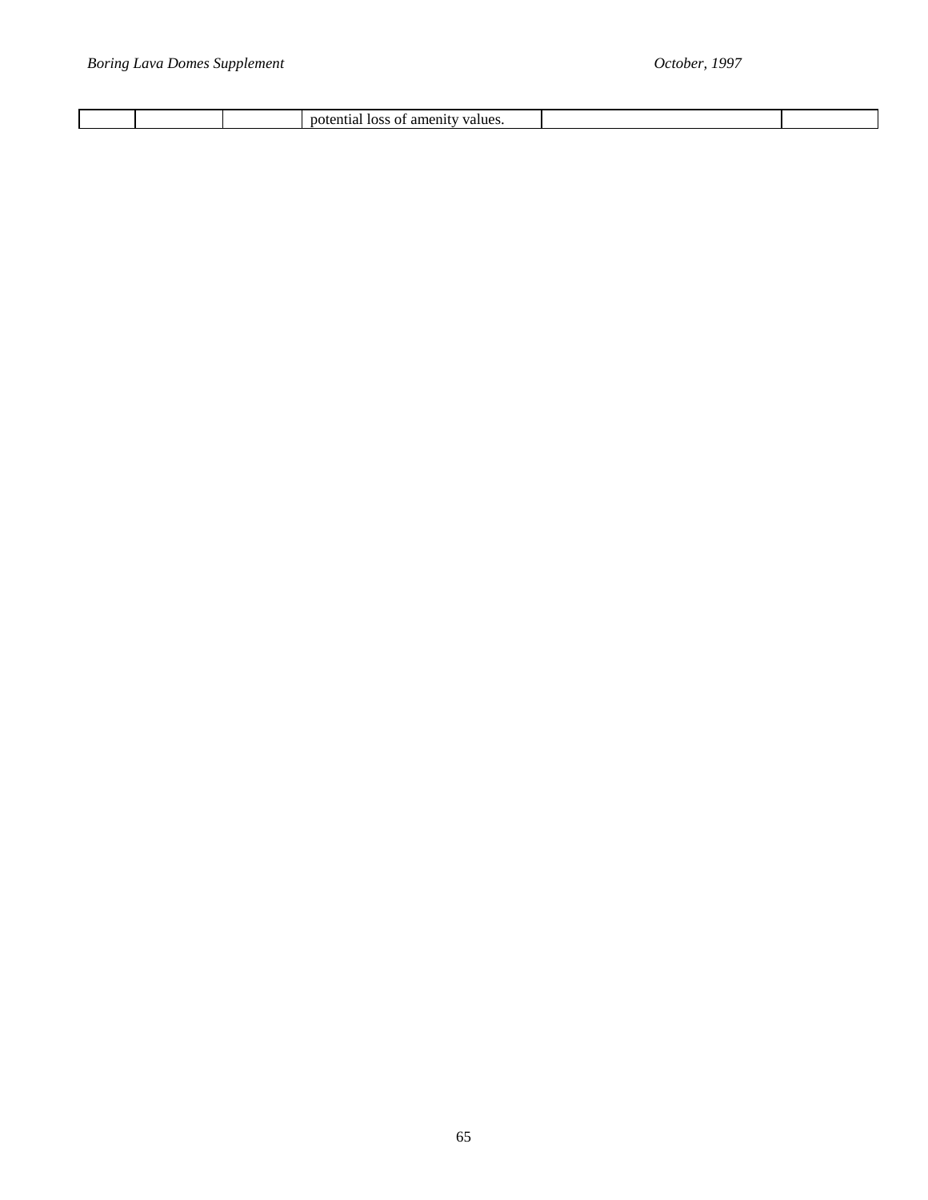| | | | | | |
|---|---|---|---|---|---|
| | | | potential loss of amenity values. | | |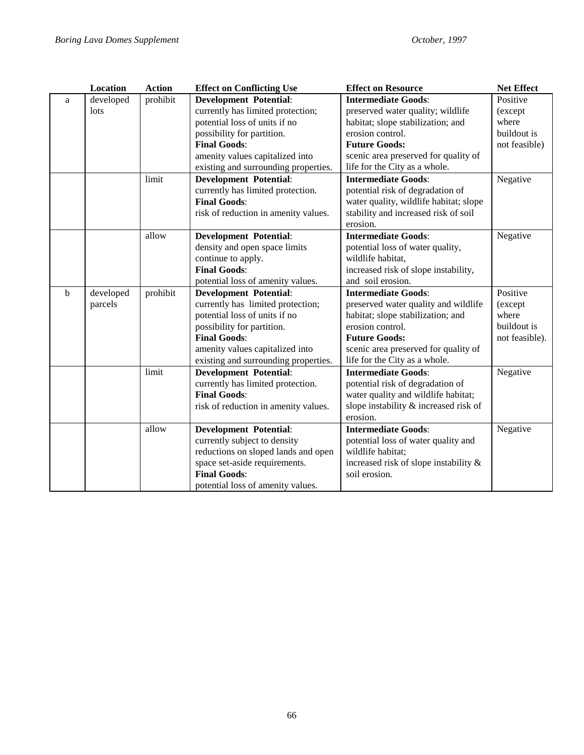| | Location | Action | Effect on Conflicting Use | Effect on Resource | Net Effect |
|---|---|---|---|---|---|
| a | developed lots | prohibit | **Development Potential**: currently has limited protection; potential loss of units if no possibility for partition. **Final Goods**: amenity values capitalized into existing and surrounding properties. | **Intermediate Goods**: preserved water quality; wildlife habitat; slope stabilization; and erosion control. **Future Goods:** scenic area preserved for quality of life for the City as a whole. | Positive (except where buildout is not feasible) |
| | | limit | **Development Potential**: currently has limited protection. **Final Goods**: risk of reduction in amenity values. | **Intermediate Goods**: potential risk of degradation of water quality, wildlife habitat; slope stability and increased risk of soil erosion. | Negative |
| | | allow | **Development Potential**: density and open space limits continue to apply. **Final Goods**: potential loss of amenity values. | **Intermediate Goods**: potential loss of water quality, wildlife habitat, increased risk of slope instability, and soil erosion. | Negative |
| b | developed parcels | prohibit | **Development Potential**: currently has limited protection; potential loss of units if no possibility for partition. **Final Goods**: amenity values capitalized into existing and surrounding properties. | **Intermediate Goods**: preserved water quality and wildlife habitat; slope stabilization; and erosion control. **Future Goods:** scenic area preserved for quality of life for the City as a whole. | Positive (except where buildout is not feasible). |
| | | limit | **Development Potential**: currently has limited protection. **Final Goods**: risk of reduction in amenity values. | **Intermediate Goods**: potential risk of degradation of water quality and wildlife habitat; slope instability & increased risk of erosion. | Negative |
| | | allow | **Development Potential**: currently subject to density reductions on sloped lands and open space set-aside requirements. **Final Goods**: potential loss of amenity values. | **Intermediate Goods**: potential loss of water quality and wildlife habitat; increased risk of slope instability & soil erosion. | Negative |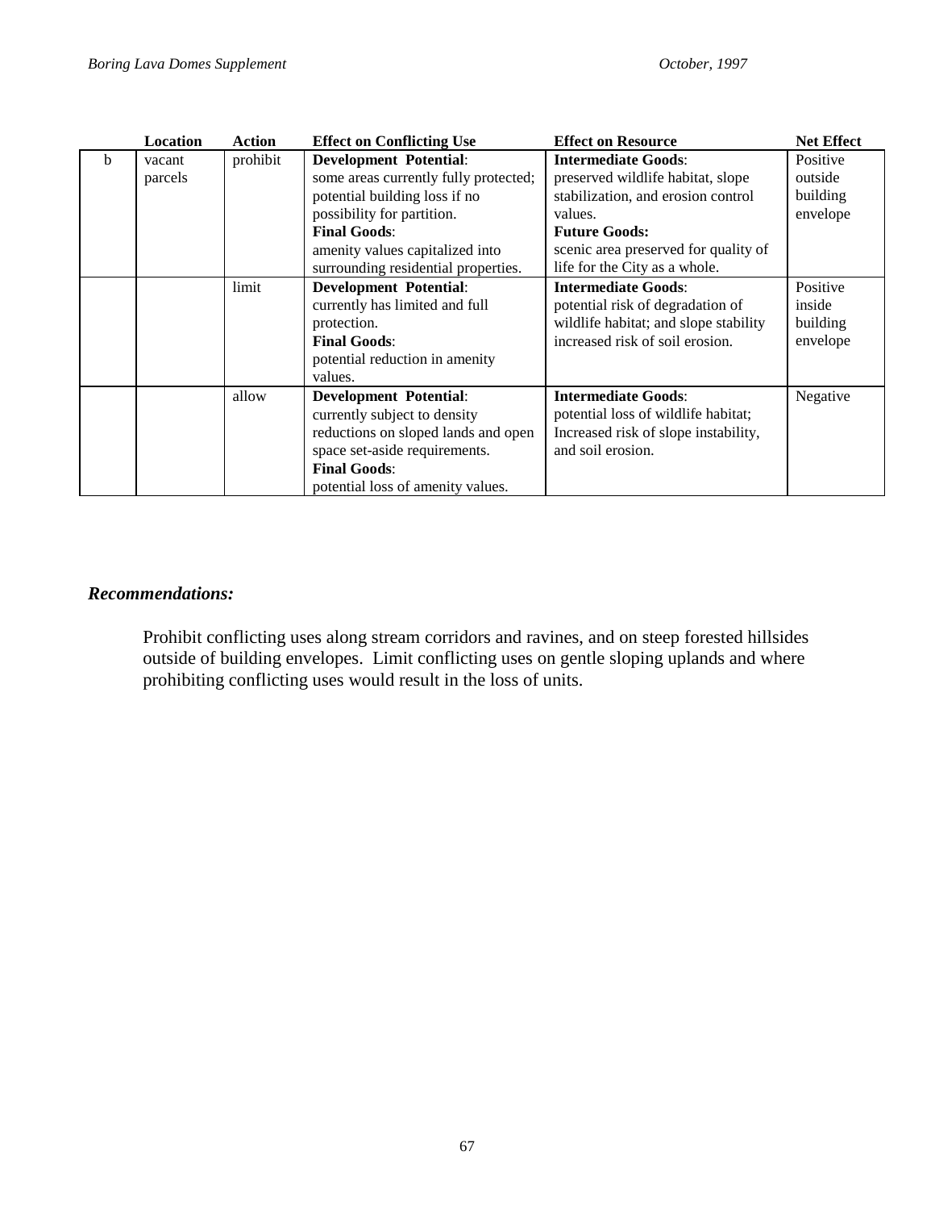| | Location | Action | Effect on Conflicting Use | Effect on Resource | Net Effect |
|---|---|---|---|---|---|
| b | vacant parcels | prohibit | **Development Potential**: some areas currently fully protected; potential building loss if no possibility for partition. **Final Goods**: amenity values capitalized into surrounding residential properties. | **Intermediate Goods**: preserved wildlife habitat, slope stabilization, and erosion control values. **Future Goods:** scenic area preserved for quality of life for the City as a whole. | Positive outside building envelope |
| | | limit | **Development Potential**: currently has limited and full protection. **Final Goods**: potential reduction in amenity values. | **Intermediate Goods**: potential risk of degradation of wildlife habitat; and slope stability increased risk of soil erosion. | Positive inside building envelope |
| | | allow | **Development Potential**: currently subject to density reductions on sloped lands and open space set-aside requirements. **Final Goods**: potential loss of amenity values. | **Intermediate Goods**: potential loss of wildlife habitat; Increased risk of slope instability, and soil erosion. | Negative |

***Recommendations:***

Prohibit conflicting uses along stream corridors and ravines, and on steep forested hillsides outside of building envelopes. Limit conflicting uses on gentle sloping uplands and where prohibiting conflicting uses would result in the loss of units.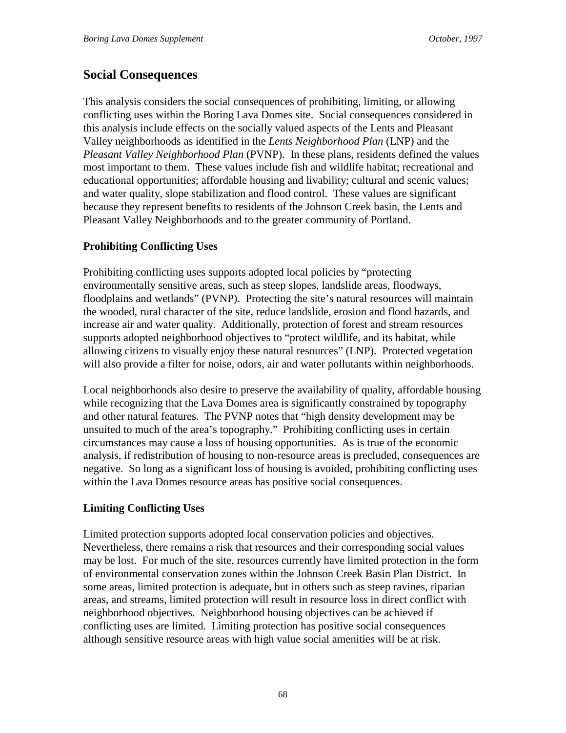## Social Consequences

This analysis considers the social consequences of prohibiting, limiting, or allowing conflicting uses within the Boring Lava Domes site. Social consequences considered in this analysis include effects on the socially valued aspects of the Lents and Pleasant Valley neighborhoods as identified in the *Lents Neighborhood Plan* (LNP) and the *Pleasant Valley Neighborhood Plan* (PVNP). In these plans, residents defined the values most important to them. These values include fish and wildlife habitat; recreational and educational opportunities; affordable housing and livability; cultural and scenic values; and water quality, slope stabilization and flood control. These values are significant because they represent benefits to residents of the Johnson Creek basin, the Lents and Pleasant Valley Neighborhoods and to the greater community of Portland.

### Prohibiting Conflicting Uses

Prohibiting conflicting uses supports adopted local policies by "protecting environmentally sensitive areas, such as steep slopes, landslide areas, floodways, floodplains and wetlands" (PVNP). Protecting the site's natural resources will maintain the wooded, rural character of the site, reduce landslide, erosion and flood hazards, and increase air and water quality. Additionally, protection of forest and stream resources supports adopted neighborhood objectives to "protect wildlife, and its habitat, while allowing citizens to visually enjoy these natural resources" (LNP). Protected vegetation will also provide a filter for noise, odors, air and water pollutants within neighborhoods.

Local neighborhoods also desire to preserve the availability of quality, affordable housing while recognizing that the Lava Domes area is significantly constrained by topography and other natural features. The PVNP notes that "high density development may be unsuited to much of the area's topography." Prohibiting conflicting uses in certain circumstances may cause a loss of housing opportunities. As is true of the economic analysis, if redistribution of housing to non-resource areas is precluded, consequences are negative. So long as a significant loss of housing is avoided, prohibiting conflicting uses within the Lava Domes resource areas has positive social consequences.

### Limiting Conflicting Uses

Limited protection supports adopted local conservation policies and objectives. Nevertheless, there remains a risk that resources and their corresponding social values may be lost. For much of the site, resources currently have limited protection in the form of environmental conservation zones within the Johnson Creek Basin Plan District. In some areas, limited protection is adequate, but in others such as steep ravines, riparian areas, and streams, limited protection will result in resource loss in direct conflict with neighborhood objectives. Neighborhood housing objectives can be achieved if conflicting uses are limited. Limiting protection has positive social consequences although sensitive resource areas with high value social amenities will be at risk.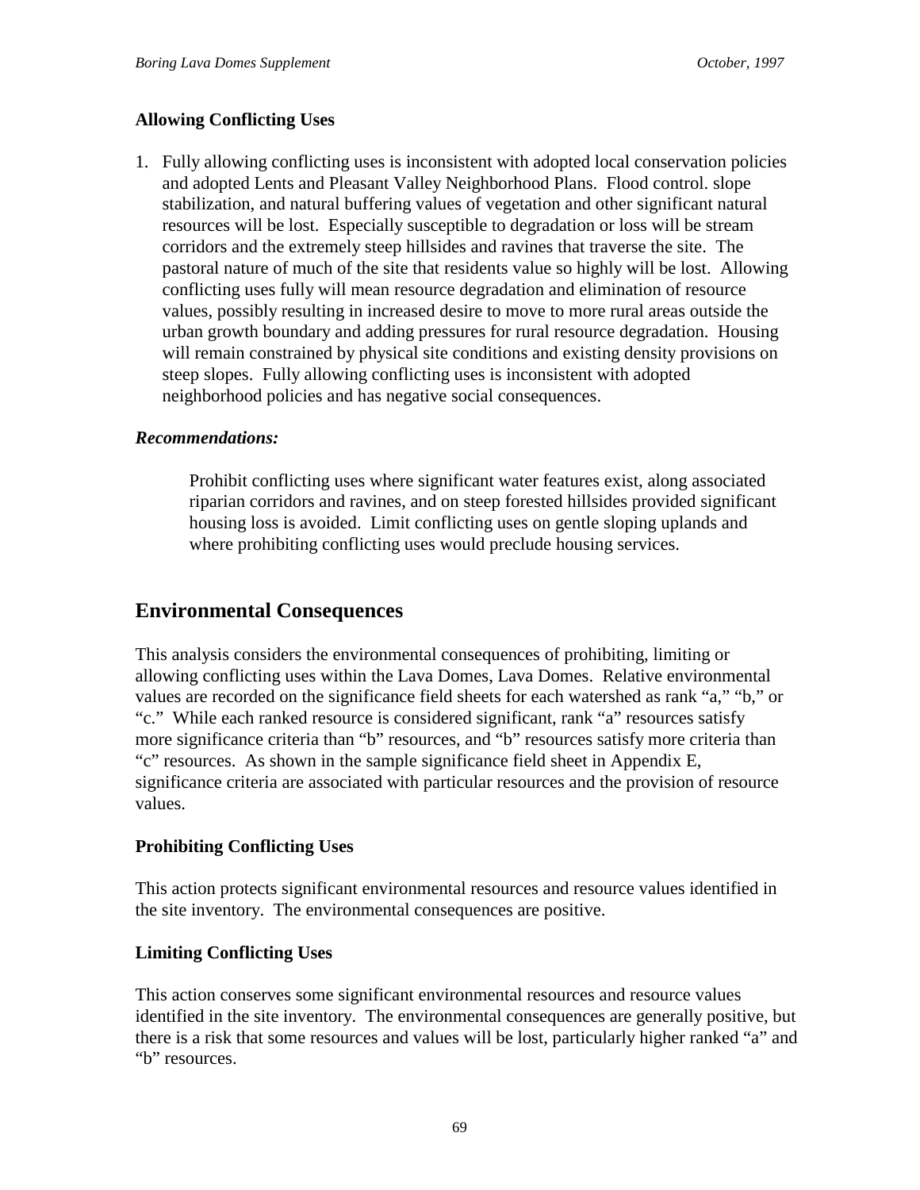**Allowing Conflicting Uses**

1. Fully allowing conflicting uses is inconsistent with adopted local conservation policies and adopted Lents and Pleasant Valley Neighborhood Plans. Flood control. slope stabilization, and natural buffering values of vegetation and other significant natural resources will be lost. Especially susceptible to degradation or loss will be stream corridors and the extremely steep hillsides and ravines that traverse the site. The pastoral nature of much of the site that residents value so highly will be lost. Allowing conflicting uses fully will mean resource degradation and elimination of resource values, possibly resulting in increased desire to move to more rural areas outside the urban growth boundary and adding pressures for rural resource degradation. Housing will remain constrained by physical site conditions and existing density provisions on steep slopes. Fully allowing conflicting uses is inconsistent with adopted neighborhood policies and has negative social consequences.

***Recommendations:***

Prohibit conflicting uses where significant water features exist, along associated riparian corridors and ravines, and on steep forested hillsides provided significant housing loss is avoided. Limit conflicting uses on gentle sloping uplands and where prohibiting conflicting uses would preclude housing services.

## Environmental Consequences

This analysis considers the environmental consequences of prohibiting, limiting or allowing conflicting uses within the Lava Domes, Lava Domes. Relative environmental values are recorded on the significance field sheets for each watershed as rank “a,” “b,” or “c.” While each ranked resource is considered significant, rank “a” resources satisfy more significance criteria than “b” resources, and “b” resources satisfy more criteria than “c” resources. As shown in the sample significance field sheet in Appendix E, significance criteria are associated with particular resources and the provision of resource values.

**Prohibiting Conflicting Uses**

This action protects significant environmental resources and resource values identified in the site inventory. The environmental consequences are positive.

**Limiting Conflicting Uses**

This action conserves some significant environmental resources and resource values identified in the site inventory. The environmental consequences are generally positive, but there is a risk that some resources and values will be lost, particularly higher ranked “a” and “b” resources.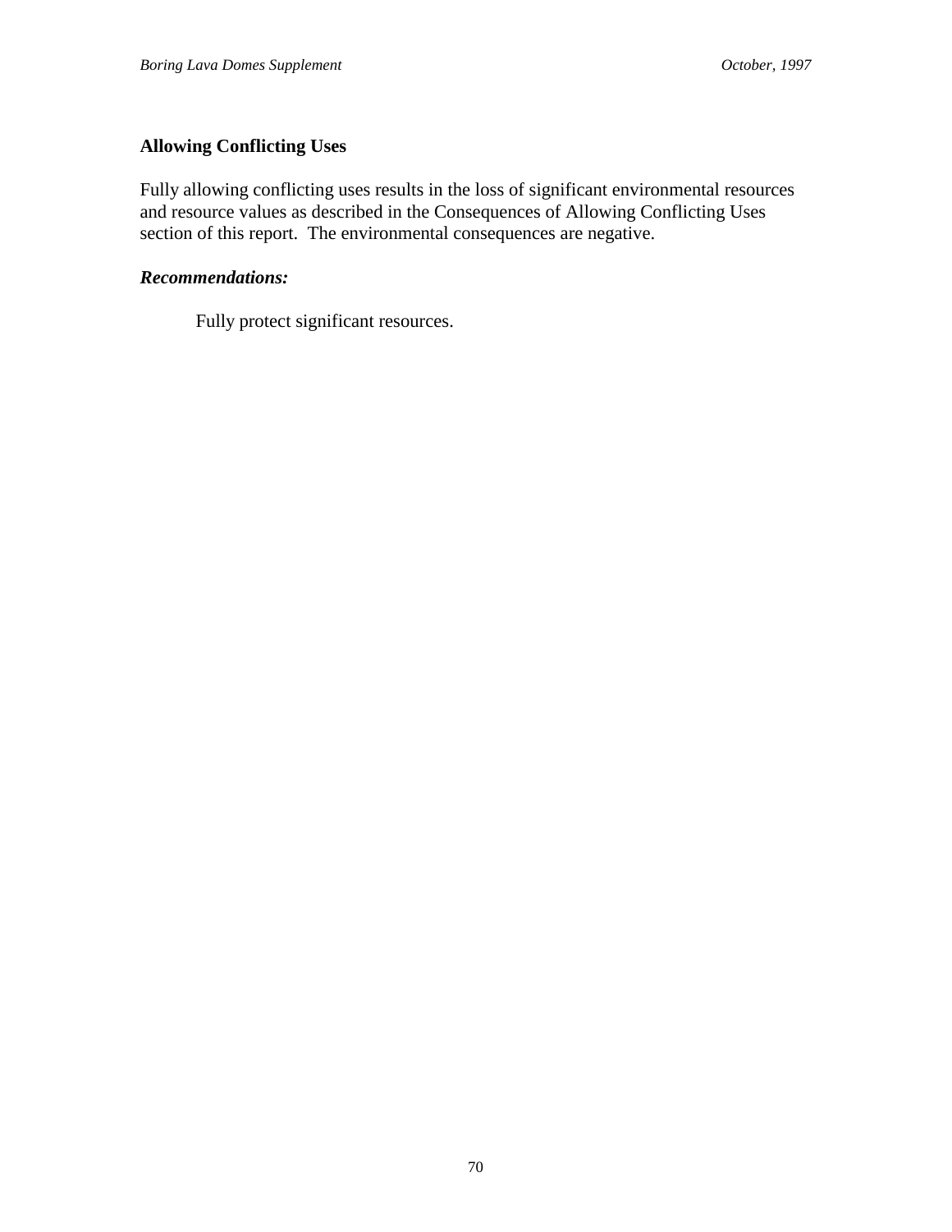**Allowing Conflicting Uses**

Fully allowing conflicting uses results in the loss of significant environmental resources and resource values as described in the Consequences of Allowing Conflicting Uses section of this report. The environmental consequences are negative.

***Recommendations:***

Fully protect significant resources.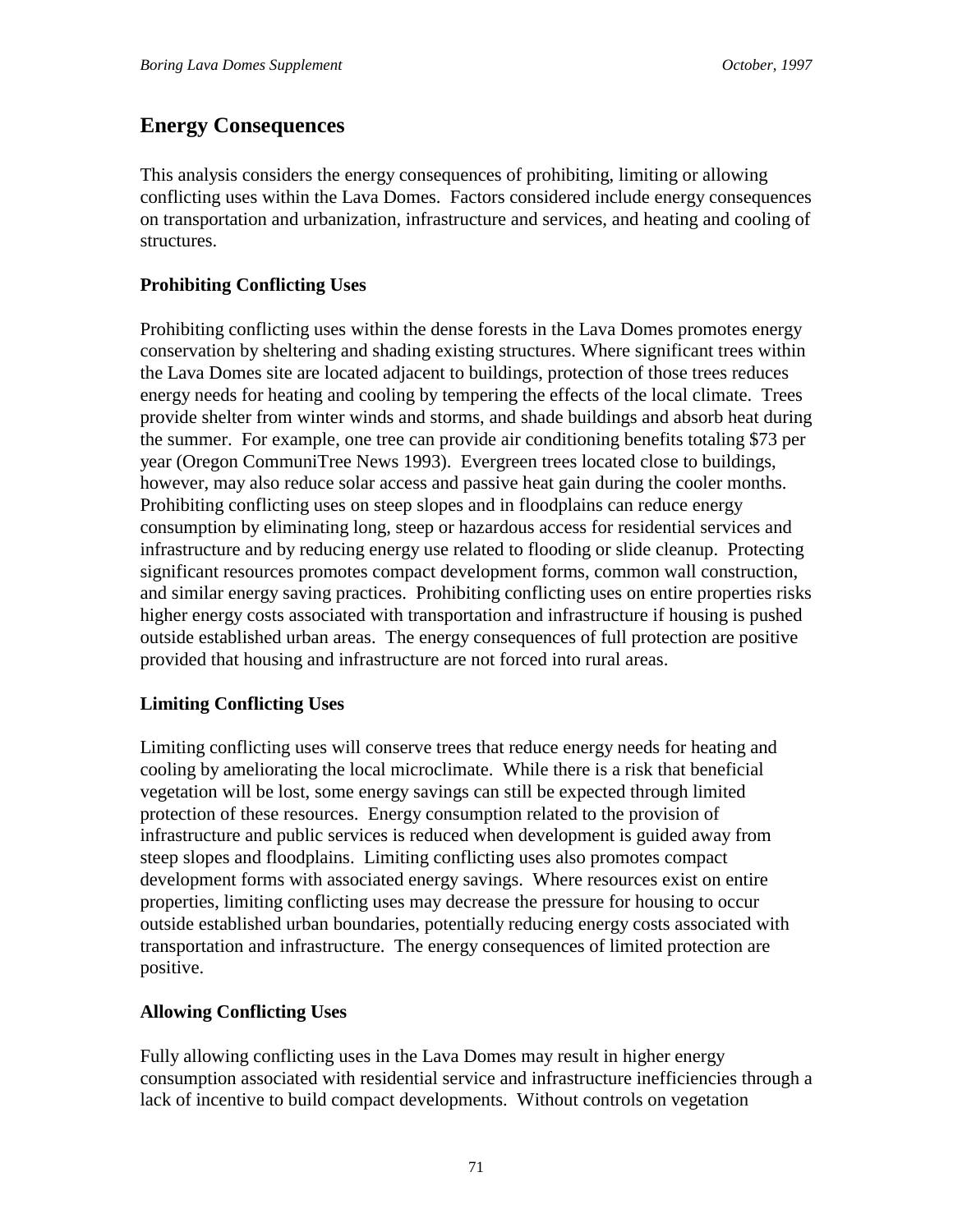## Energy Consequences

This analysis considers the energy consequences of prohibiting, limiting or allowing conflicting uses within the Lava Domes. Factors considered include energy consequences on transportation and urbanization, infrastructure and services, and heating and cooling of structures.

### Prohibiting Conflicting Uses

Prohibiting conflicting uses within the dense forests in the Lava Domes promotes energy conservation by sheltering and shading existing structures. Where significant trees within the Lava Domes site are located adjacent to buildings, protection of those trees reduces energy needs for heating and cooling by tempering the effects of the local climate. Trees provide shelter from winter winds and storms, and shade buildings and absorb heat during the summer. For example, one tree can provide air conditioning benefits totaling $73 per year (Oregon CommuniTree News 1993). Evergreen trees located close to buildings, however, may also reduce solar access and passive heat gain during the cooler months. Prohibiting conflicting uses on steep slopes and in floodplains can reduce energy consumption by eliminating long, steep or hazardous access for residential services and infrastructure and by reducing energy use related to flooding or slide cleanup. Protecting significant resources promotes compact development forms, common wall construction, and similar energy saving practices. Prohibiting conflicting uses on entire properties risks higher energy costs associated with transportation and infrastructure if housing is pushed outside established urban areas. The energy consequences of full protection are positive provided that housing and infrastructure are not forced into rural areas.

### Limiting Conflicting Uses

Limiting conflicting uses will conserve trees that reduce energy needs for heating and cooling by ameliorating the local microclimate. While there is a risk that beneficial vegetation will be lost, some energy savings can still be expected through limited protection of these resources. Energy consumption related to the provision of infrastructure and public services is reduced when development is guided away from steep slopes and floodplains. Limiting conflicting uses also promotes compact development forms with associated energy savings. Where resources exist on entire properties, limiting conflicting uses may decrease the pressure for housing to occur outside established urban boundaries, potentially reducing energy costs associated with transportation and infrastructure. The energy consequences of limited protection are positive.

### Allowing Conflicting Uses

Fully allowing conflicting uses in the Lava Domes may result in higher energy consumption associated with residential service and infrastructure inefficiencies through a lack of incentive to build compact developments. Without controls on vegetation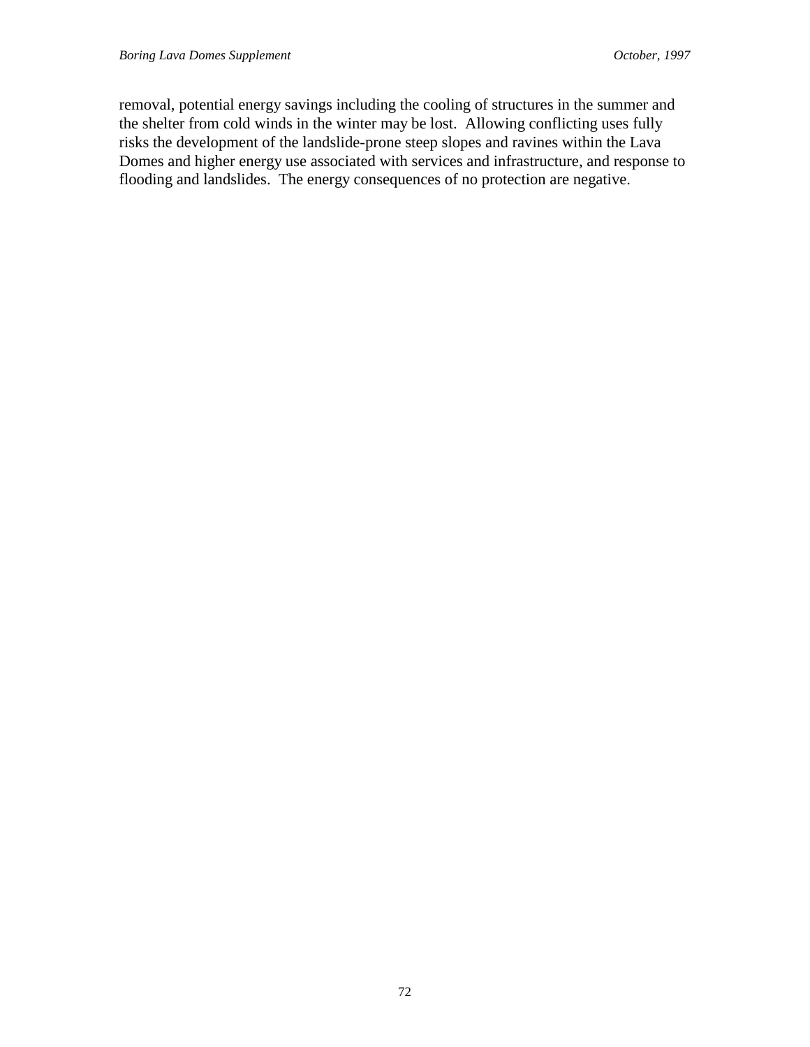removal, potential energy savings including the cooling of structures in the summer and the shelter from cold winds in the winter may be lost. Allowing conflicting uses fully risks the development of the landslide-prone steep slopes and ravines within the Lava Domes and higher energy use associated with services and infrastructure, and response to flooding and landslides. The energy consequences of no protection are negative.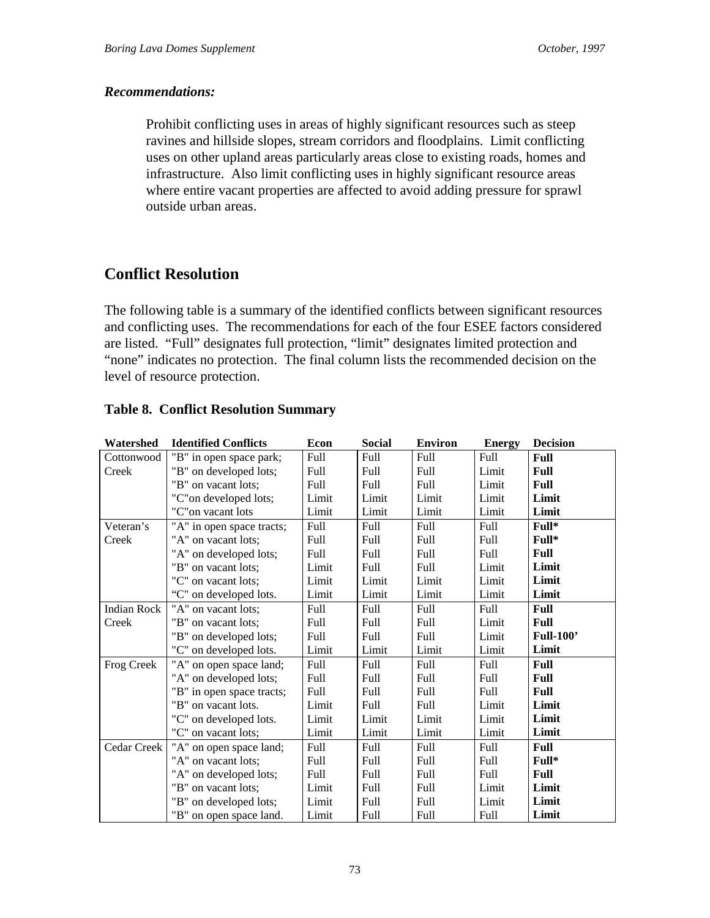***Recommendations:***

Prohibit conflicting uses in areas of highly significant resources such as steep ravines and hillside slopes, stream corridors and floodplains. Limit conflicting uses on other upland areas particularly areas close to existing roads, homes and infrastructure. Also limit conflicting uses in highly significant resource areas where entire vacant properties are affected to avoid adding pressure for sprawl outside urban areas.

## Conflict Resolution

The following table is a summary of the identified conflicts between significant resources and conflicting uses. The recommendations for each of the four ESEE factors considered are listed. "Full" designates full protection, "limit" designates limited protection and "none" indicates no protection. The final column lists the recommended decision on the level of resource protection.

**Table 8. Conflict Resolution Summary**

| Watershed | Identified Conflicts | Econ | Social | Environ | Energy | Decision |
|---|---|---|---|---|---|---|
| Cottonwood Creek | "B" in open space park; | Full | Full | Full | Full | **Full** |
| | "B" on developed lots; | Full | Full | Full | Limit | **Full** |
| | "B" on vacant lots; | Full | Full | Full | Limit | **Full** |
| | "C"on developed lots; | Limit | Limit | Limit | Limit | **Limit** |
| | "C"on vacant lots | Limit | Limit | Limit | Limit | **Limit** |
| Veteran's Creek | "A" in open space tracts; | Full | Full | Full | Full | **Full*** |
| | "A" on vacant lots; | Full | Full | Full | Full | **Full*** |
| | "A" on developed lots; | Full | Full | Full | Full | **Full** |
| | "B" on vacant lots; | Limit | Full | Full | Limit | **Limit** |
| | "C" on vacant lots; | Limit | Limit | Limit | Limit | **Limit** |
| | "C" on developed lots. | Limit | Limit | Limit | Limit | **Limit** |
| Indian Rock Creek | "A" on vacant lots; | Full | Full | Full | Full | **Full** |
| | "B" on vacant lots; | Full | Full | Full | Limit | **Full** |
| | "B" on developed lots; | Full | Full | Full | Limit | **Full-100'** |
| | "C" on developed lots. | Limit | Limit | Limit | Limit | **Limit** |
| Frog Creek | "A" on open space land; | Full | Full | Full | Full | **Full** |
| | "A" on developed lots; | Full | Full | Full | Full | **Full** |
| | "B" in open space tracts; | Full | Full | Full | Full | **Full** |
| | "B" on vacant lots. | Limit | Full | Full | Limit | **Limit** |
| | "C" on developed lots. | Limit | Limit | Limit | Limit | **Limit** |
| | "C" on vacant lots; | Limit | Limit | Limit | Limit | **Limit** |
| Cedar Creek | "A" on open space land; | Full | Full | Full | Full | **Full** |
| | "A" on vacant lots; | Full | Full | Full | Full | **Full*** |
| | "A" on developed lots; | Full | Full | Full | Full | **Full** |
| | "B" on vacant lots; | Limit | Full | Full | Limit | **Limit** |
| | "B" on developed lots; | Limit | Full | Full | Limit | **Limit** |
| | "B" on open space land. | Limit | Full | Full | Full | **Limit** |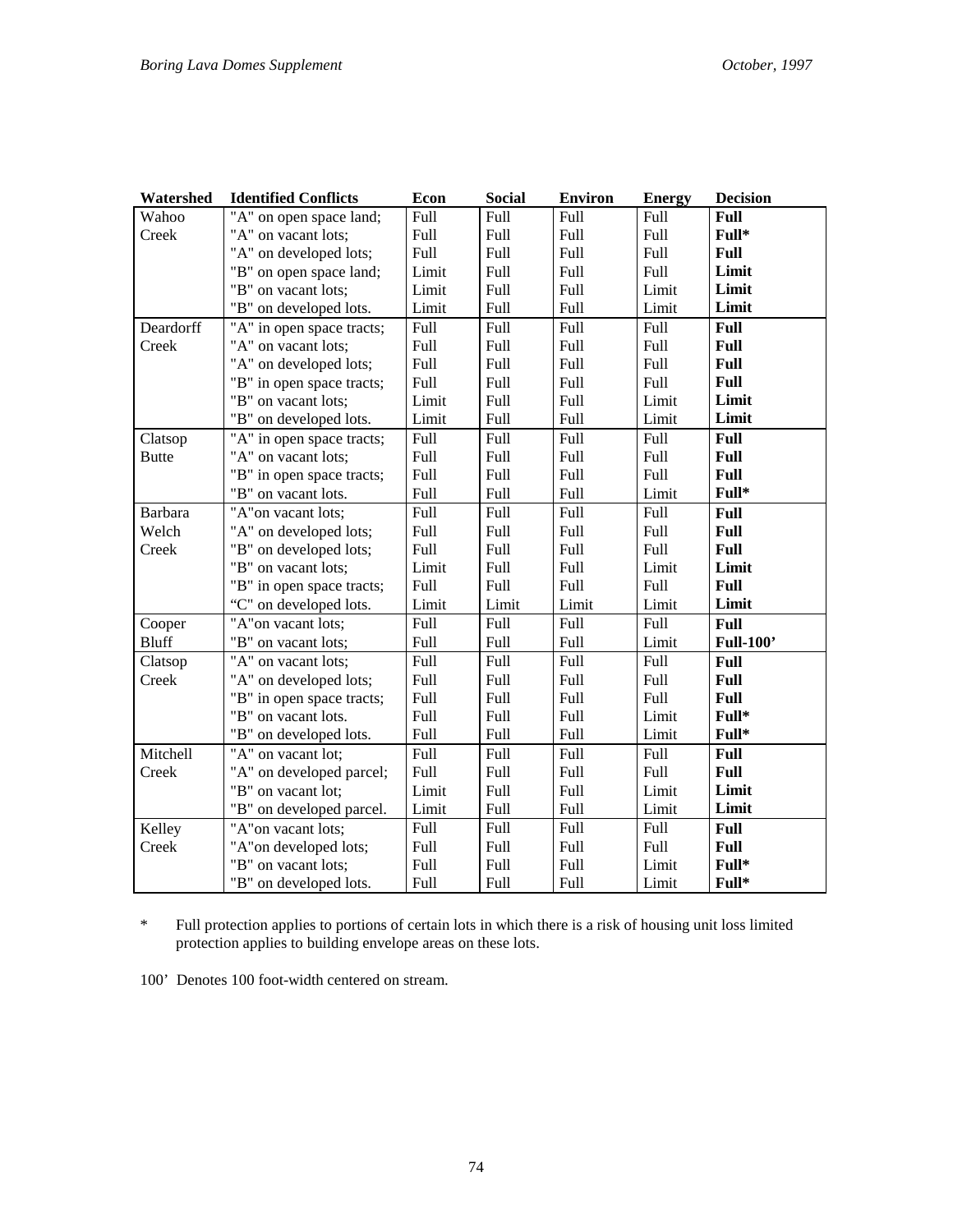| Watershed | Identified Conflicts | Econ | Social | Environ | Energy | Decision |
|---|---|---|---|---|---|---|
| Wahoo Creek | "A" on open space land; | Full | Full | Full | Full | **Full** |
| | "A" on vacant lots; | Full | Full | Full | Full | **Full*** |
| | "A" on developed lots; | Full | Full | Full | Full | **Full** |
| | "B" on open space land; | Limit | Full | Full | Full | **Limit** |
| | "B" on vacant lots; | Limit | Full | Full | Limit | **Limit** |
| | "B" on developed lots. | Limit | Full | Full | Limit | **Limit** |
| Deardorff Creek | "A" in open space tracts; | Full | Full | Full | Full | **Full** |
| | "A" on vacant lots; | Full | Full | Full | Full | **Full** |
| | "A" on developed lots; | Full | Full | Full | Full | **Full** |
| | "B" in open space tracts; | Full | Full | Full | Full | **Full** |
| | "B" on vacant lots; | Limit | Full | Full | Limit | **Limit** |
| | "B" on developed lots. | Limit | Full | Full | Limit | **Limit** |
| Clatsop Butte | "A" in open space tracts; | Full | Full | Full | Full | **Full** |
| | "A" on vacant lots; | Full | Full | Full | Full | **Full** |
| | "B" in open space tracts; | Full | Full | Full | Full | **Full** |
| | "B" on vacant lots. | Full | Full | Full | Limit | **Full*** |
| Barbara Welch Creek | "A"on vacant lots; | Full | Full | Full | Full | **Full** |
| | "A" on developed lots; | Full | Full | Full | Full | **Full** |
| | "B" on developed lots; | Full | Full | Full | Full | **Full** |
| | "B" on vacant lots; | Limit | Full | Full | Limit | **Limit** |
| | "B" in open space tracts; | Full | Full | Full | Full | **Full** |
| | "C" on developed lots. | Limit | Limit | Limit | Limit | **Limit** |
| Cooper Bluff | "A"on vacant lots; | Full | Full | Full | Full | **Full** |
| | "B" on vacant lots; | Full | Full | Full | Limit | **Full-100'** |
| Clatsop Creek | "A" on vacant lots; | Full | Full | Full | Full | **Full** |
| | "A" on developed lots; | Full | Full | Full | Full | **Full** |
| | "B" in open space tracts; | Full | Full | Full | Full | **Full** |
| | "B" on vacant lots. | Full | Full | Full | Limit | **Full*** |
| | "B" on developed lots. | Full | Full | Full | Limit | **Full*** |
| Mitchell Creek | "A" on vacant lot; | Full | Full | Full | Full | **Full** |
| | "A" on developed parcel; | Full | Full | Full | Full | **Full** |
| | "B" on vacant lot; | Limit | Full | Full | Limit | **Limit** |
| | "B" on developed parcel. | Limit | Full | Full | Limit | **Limit** |
| Kelley Creek | "A"on vacant lots; | Full | Full | Full | Full | **Full** |
| | "A"on developed lots; | Full | Full | Full | Full | **Full** |
| | "B" on vacant lots; | Full | Full | Full | Limit | **Full*** |
| | "B" on developed lots. | Full | Full | Full | Limit | **Full*** |

\* Full protection applies to portions of certain lots in which there is a risk of housing unit loss limited protection applies to building envelope areas on these lots.

100' Denotes 100 foot-width centered on stream.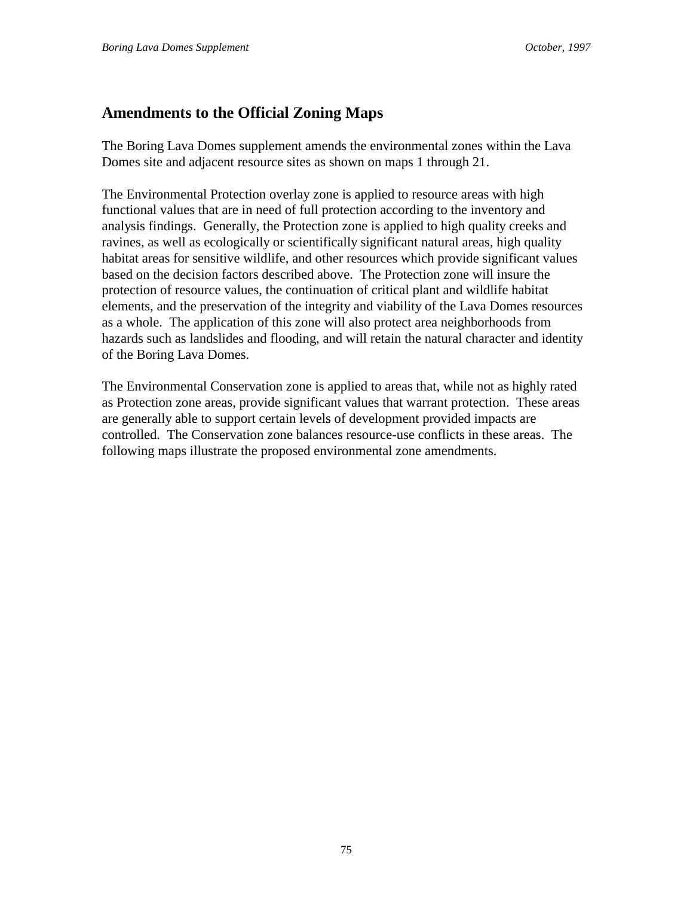## Amendments to the Official Zoning Maps

The Boring Lava Domes supplement amends the environmental zones within the Lava Domes site and adjacent resource sites as shown on maps 1 through 21.

The Environmental Protection overlay zone is applied to resource areas with high functional values that are in need of full protection according to the inventory and analysis findings. Generally, the Protection zone is applied to high quality creeks and ravines, as well as ecologically or scientifically significant natural areas, high quality habitat areas for sensitive wildlife, and other resources which provide significant values based on the decision factors described above. The Protection zone will insure the protection of resource values, the continuation of critical plant and wildlife habitat elements, and the preservation of the integrity and viability of the Lava Domes resources as a whole. The application of this zone will also protect area neighborhoods from hazards such as landslides and flooding, and will retain the natural character and identity of the Boring Lava Domes.

The Environmental Conservation zone is applied to areas that, while not as highly rated as Protection zone areas, provide significant values that warrant protection. These areas are generally able to support certain levels of development provided impacts are controlled. The Conservation zone balances resource-use conflicts in these areas. The following maps illustrate the proposed environmental zone amendments.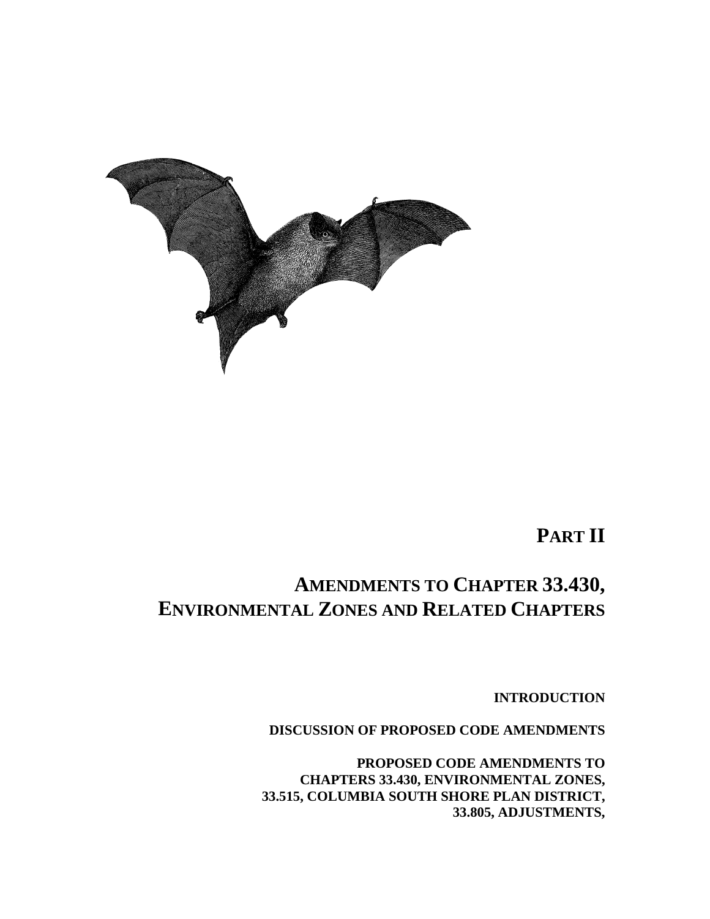# PART II

# AMENDMENTS TO CHAPTER 33.430, ENVIRONMENTAL ZONES AND RELATED CHAPTERS

**INTRODUCTION**

**DISCUSSION OF PROPOSED CODE AMENDMENTS**

**PROPOSED CODE AMENDMENTS TO CHAPTERS 33.430, ENVIRONMENTAL ZONES, 33.515, COLUMBIA SOUTH SHORE PLAN DISTRICT, 33.805, ADJUSTMENTS,**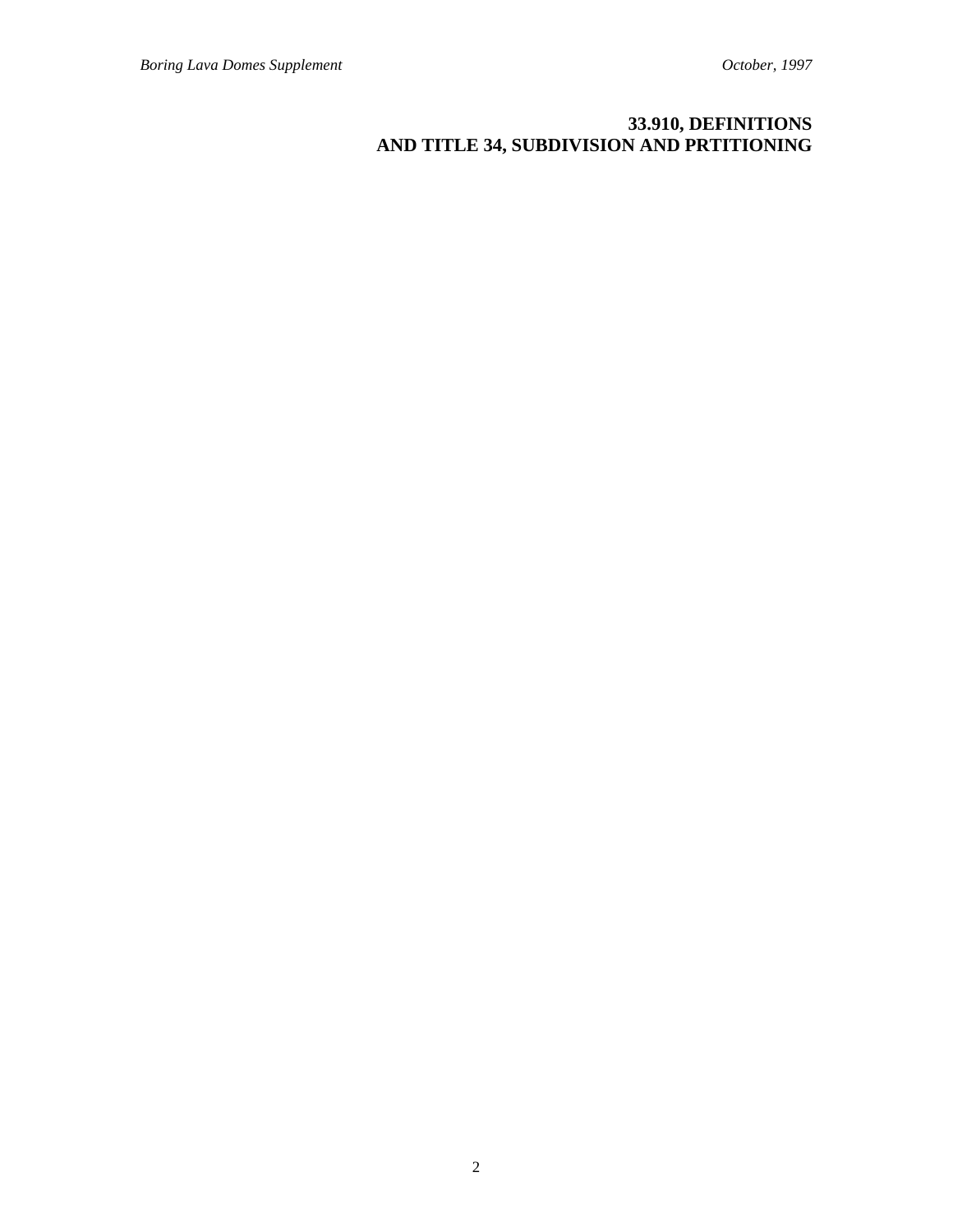## 33.910, DEFINITIONS AND TITLE 34, SUBDIVISION AND PRTITIONING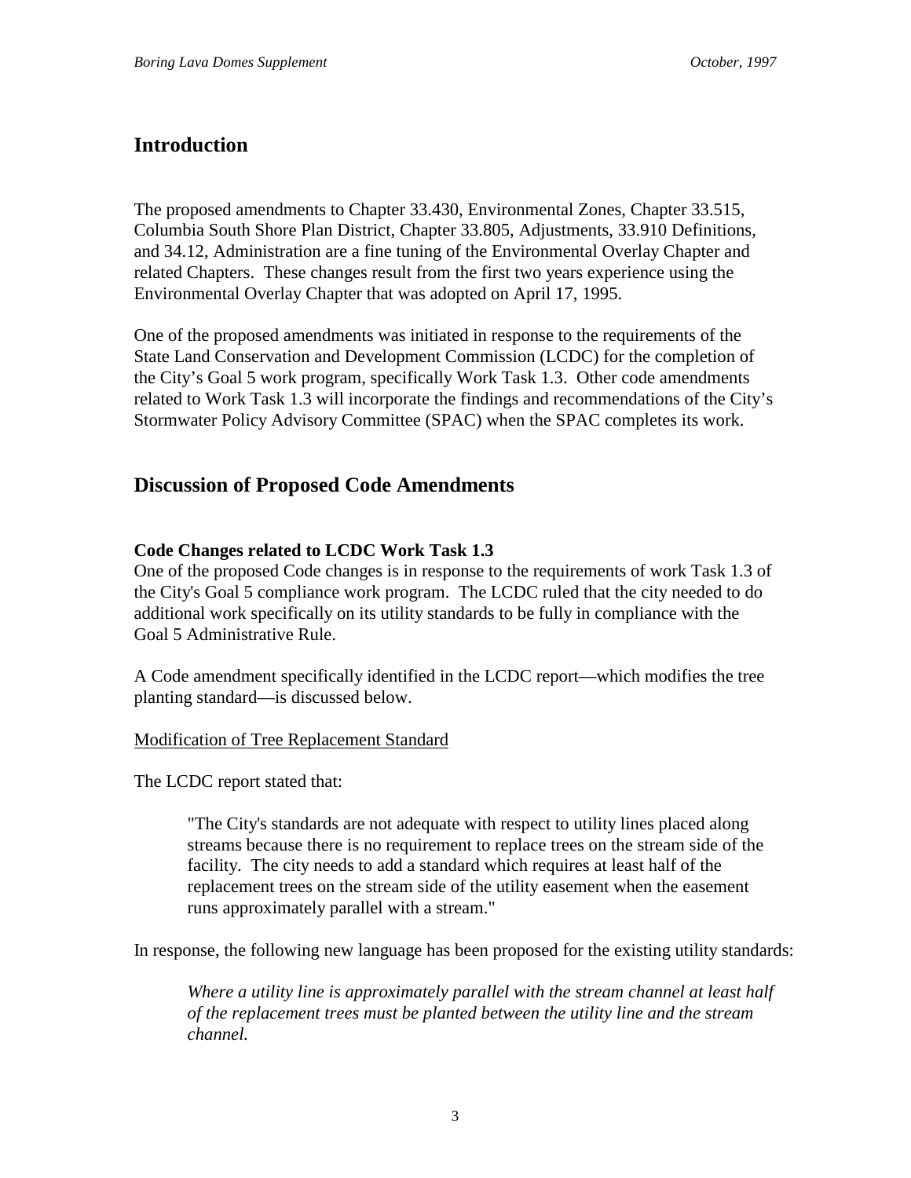## Introduction

The proposed amendments to Chapter 33.430, Environmental Zones, Chapter 33.515, Columbia South Shore Plan District, Chapter 33.805, Adjustments, 33.910 Definitions, and 34.12, Administration are a fine tuning of the Environmental Overlay Chapter and related Chapters. These changes result from the first two years experience using the Environmental Overlay Chapter that was adopted on April 17, 1995.

One of the proposed amendments was initiated in response to the requirements of the State Land Conservation and Development Commission (LCDC) for the completion of the City's Goal 5 work program, specifically Work Task 1.3. Other code amendments related to Work Task 1.3 will incorporate the findings and recommendations of the City's Stormwater Policy Advisory Committee (SPAC) when the SPAC completes its work.

## Discussion of Proposed Code Amendments

**Code Changes related to LCDC Work Task 1.3**

One of the proposed Code changes is in response to the requirements of work Task 1.3 of the City's Goal 5 compliance work program. The LCDC ruled that the city needed to do additional work specifically on its utility standards to be fully in compliance with the Goal 5 Administrative Rule.

A Code amendment specifically identified in the LCDC report—which modifies the tree planting standard—is discussed below.

<u>Modification of Tree Replacement Standard</u>

The LCDC report stated that:

> "The City's standards are not adequate with respect to utility lines placed along streams because there is no requirement to replace trees on the stream side of the facility. The city needs to add a standard which requires at least half of the replacement trees on the stream side of the utility easement when the easement runs approximately parallel with a stream."

In response, the following new language has been proposed for the existing utility standards:

> *Where a utility line is approximately parallel with the stream channel at least half of the replacement trees must be planted between the utility line and the stream channel.*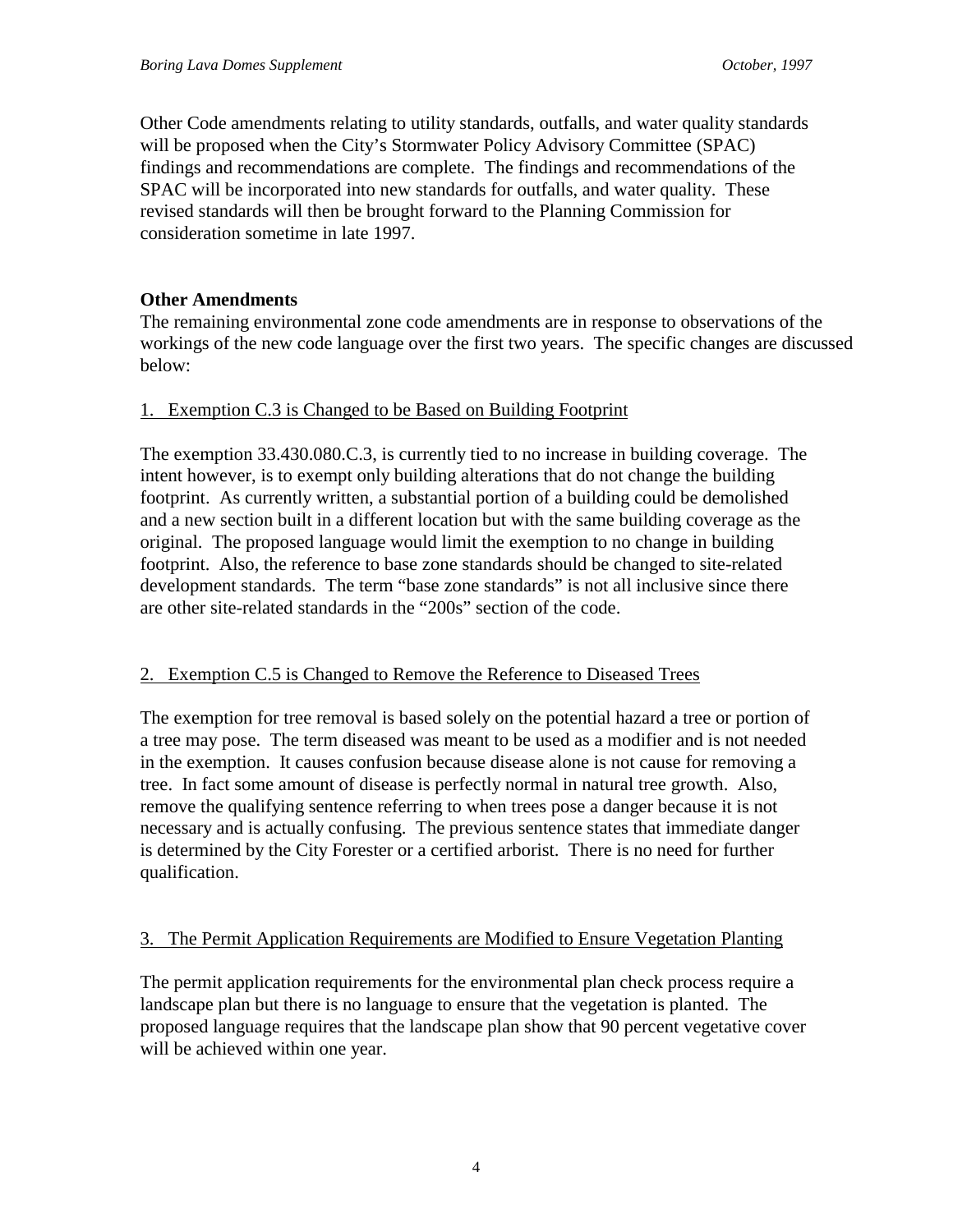Other Code amendments relating to utility standards, outfalls, and water quality standards will be proposed when the City's Stormwater Policy Advisory Committee (SPAC) findings and recommendations are complete. The findings and recommendations of the SPAC will be incorporated into new standards for outfalls, and water quality. These revised standards will then be brought forward to the Planning Commission for consideration sometime in late 1997.

**Other Amendments**

The remaining environmental zone code amendments are in response to observations of the workings of the new code language over the first two years. The specific changes are discussed below:

1. Exemption C.3 is Changed to be Based on Building Footprint

The exemption 33.430.080.C.3, is currently tied to no increase in building coverage. The intent however, is to exempt only building alterations that do not change the building footprint. As currently written, a substantial portion of a building could be demolished and a new section built in a different location but with the same building coverage as the original. The proposed language would limit the exemption to no change in building footprint. Also, the reference to base zone standards should be changed to site-related development standards. The term "base zone standards" is not all inclusive since there are other site-related standards in the "200s" section of the code.

2. Exemption C.5 is Changed to Remove the Reference to Diseased Trees

The exemption for tree removal is based solely on the potential hazard a tree or portion of a tree may pose. The term diseased was meant to be used as a modifier and is not needed in the exemption. It causes confusion because disease alone is not cause for removing a tree. In fact some amount of disease is perfectly normal in natural tree growth. Also, remove the qualifying sentence referring to when trees pose a danger because it is not necessary and is actually confusing. The previous sentence states that immediate danger is determined by the City Forester or a certified arborist. There is no need for further qualification.

3. The Permit Application Requirements are Modified to Ensure Vegetation Planting

The permit application requirements for the environmental plan check process require a landscape plan but there is no language to ensure that the vegetation is planted. The proposed language requires that the landscape plan show that 90 percent vegetative cover will be achieved within one year.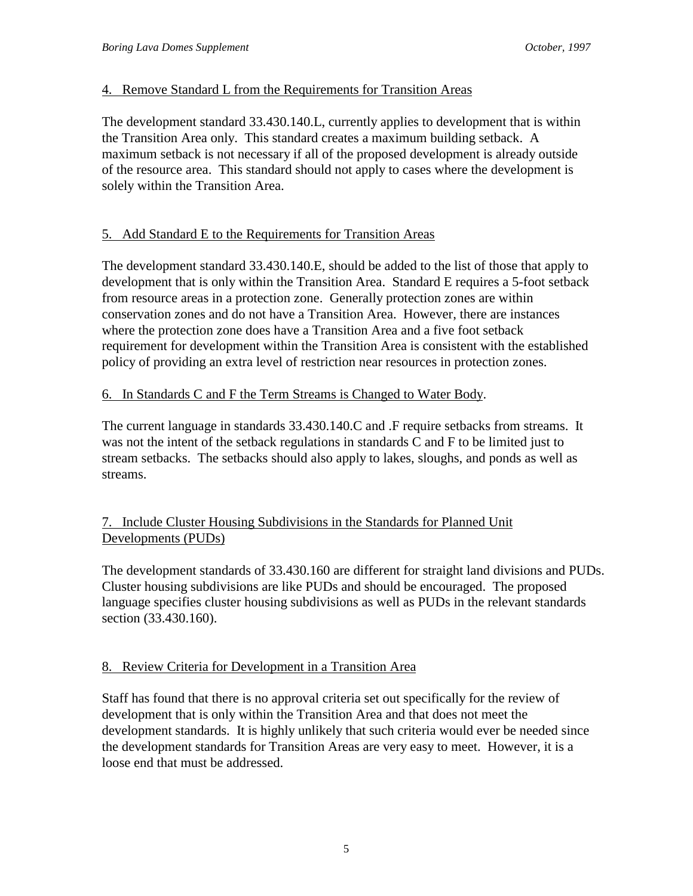## 4. Remove Standard L from the Requirements for Transition Areas

The development standard 33.430.140.L, currently applies to development that is within the Transition Area only. This standard creates a maximum building setback. A maximum setback is not necessary if all of the proposed development is already outside of the resource area. This standard should not apply to cases where the development is solely within the Transition Area.

## 5. Add Standard E to the Requirements for Transition Areas

The development standard 33.430.140.E, should be added to the list of those that apply to development that is only within the Transition Area. Standard E requires a 5-foot setback from resource areas in a protection zone. Generally protection zones are within conservation zones and do not have a Transition Area. However, there are instances where the protection zone does have a Transition Area and a five foot setback requirement for development within the Transition Area is consistent with the established policy of providing an extra level of restriction near resources in protection zones.

## 6. In Standards C and F the Term Streams is Changed to Water Body.

The current language in standards 33.430.140.C and .F require setbacks from streams. It was not the intent of the setback regulations in standards C and F to be limited just to stream setbacks. The setbacks should also apply to lakes, sloughs, and ponds as well as streams.

## 7. Include Cluster Housing Subdivisions in the Standards for Planned Unit Developments (PUDs)

The development standards of 33.430.160 are different for straight land divisions and PUDs. Cluster housing subdivisions are like PUDs and should be encouraged. The proposed language specifies cluster housing subdivisions as well as PUDs in the relevant standards section (33.430.160).

## 8. Review Criteria for Development in a Transition Area

Staff has found that there is no approval criteria set out specifically for the review of development that is only within the Transition Area and that does not meet the development standards. It is highly unlikely that such criteria would ever be needed since the development standards for Transition Areas are very easy to meet. However, it is a loose end that must be addressed.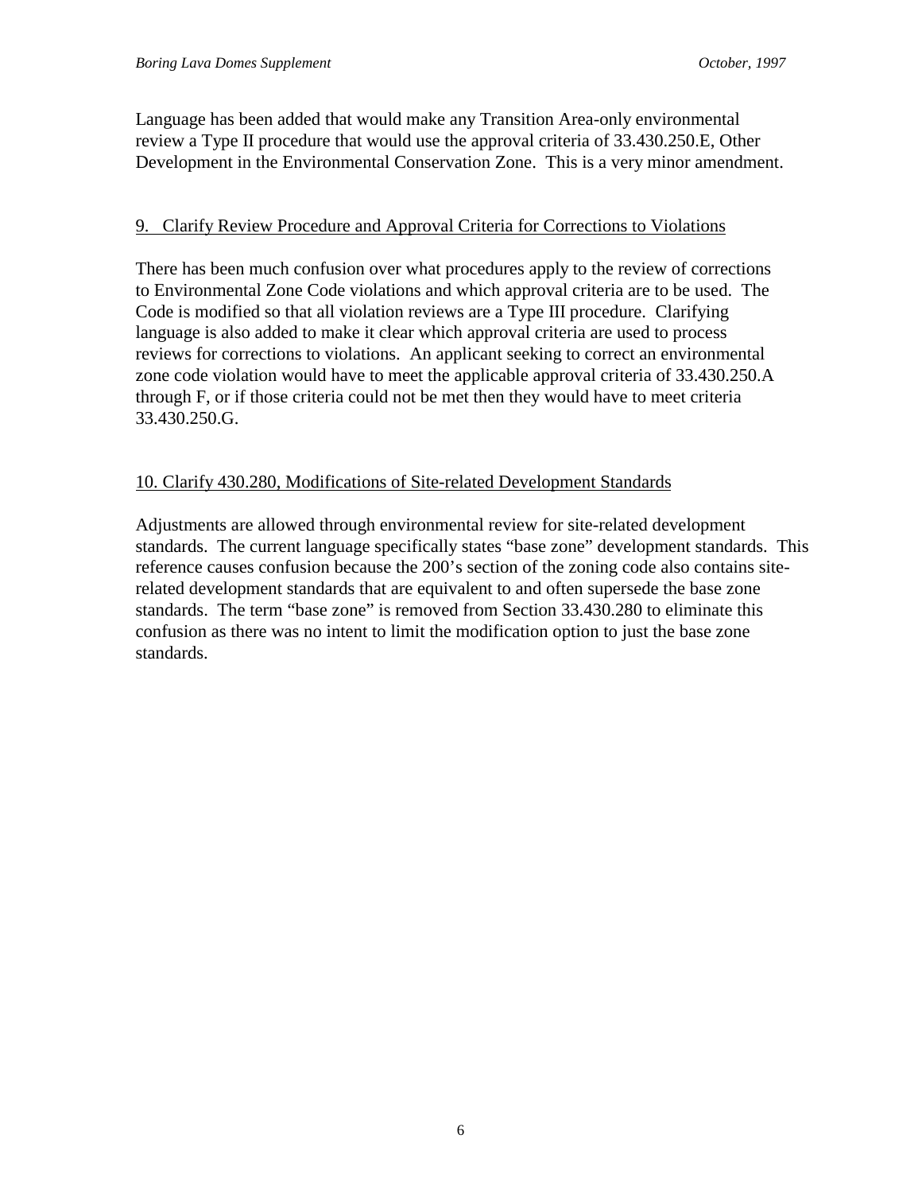Language has been added that would make any Transition Area-only environmental review a Type II procedure that would use the approval criteria of 33.430.250.E, Other Development in the Environmental Conservation Zone. This is a very minor amendment.

## 9. Clarify Review Procedure and Approval Criteria for Corrections to Violations

There has been much confusion over what procedures apply to the review of corrections to Environmental Zone Code violations and which approval criteria are to be used. The Code is modified so that all violation reviews are a Type III procedure. Clarifying language is also added to make it clear which approval criteria are used to process reviews for corrections to violations. An applicant seeking to correct an environmental zone code violation would have to meet the applicable approval criteria of 33.430.250.A through F, or if those criteria could not be met then they would have to meet criteria 33.430.250.G.

## 10. Clarify 430.280, Modifications of Site-related Development Standards

Adjustments are allowed through environmental review for site-related development standards. The current language specifically states "base zone" development standards. This reference causes confusion because the 200's section of the zoning code also contains site-related development standards that are equivalent to and often supersede the base zone standards. The term "base zone" is removed from Section 33.430.280 to eliminate this confusion as there was no intent to limit the modification option to just the base zone standards.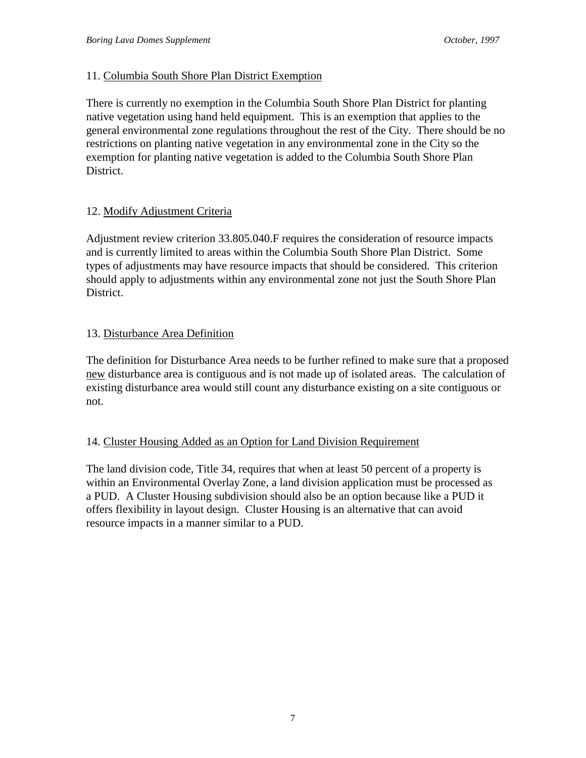11. <u>Columbia South Shore Plan District Exemption</u>

There is currently no exemption in the Columbia South Shore Plan District for planting native vegetation using hand held equipment. This is an exemption that applies to the general environmental zone regulations throughout the rest of the City. There should be no restrictions on planting native vegetation in any environmental zone in the City so the exemption for planting native vegetation is added to the Columbia South Shore Plan District.

12. <u>Modify Adjustment Criteria</u>

Adjustment review criterion 33.805.040.F requires the consideration of resource impacts and is currently limited to areas within the Columbia South Shore Plan District. Some types of adjustments may have resource impacts that should be considered. This criterion should apply to adjustments within any environmental zone not just the South Shore Plan District.

13. <u>Disturbance Area Definition</u>

The definition for Disturbance Area needs to be further refined to make sure that a proposed <u>new</u> disturbance area is contiguous and is not made up of isolated areas. The calculation of existing disturbance area would still count any disturbance existing on a site contiguous or not.

14. <u>Cluster Housing Added as an Option for Land Division Requirement</u>

The land division code, Title 34, requires that when at least 50 percent of a property is within an Environmental Overlay Zone, a land division application must be processed as a PUD. A Cluster Housing subdivision should also be an option because like a PUD it offers flexibility in layout design. Cluster Housing is an alternative that can avoid resource impacts in a manner similar to a PUD.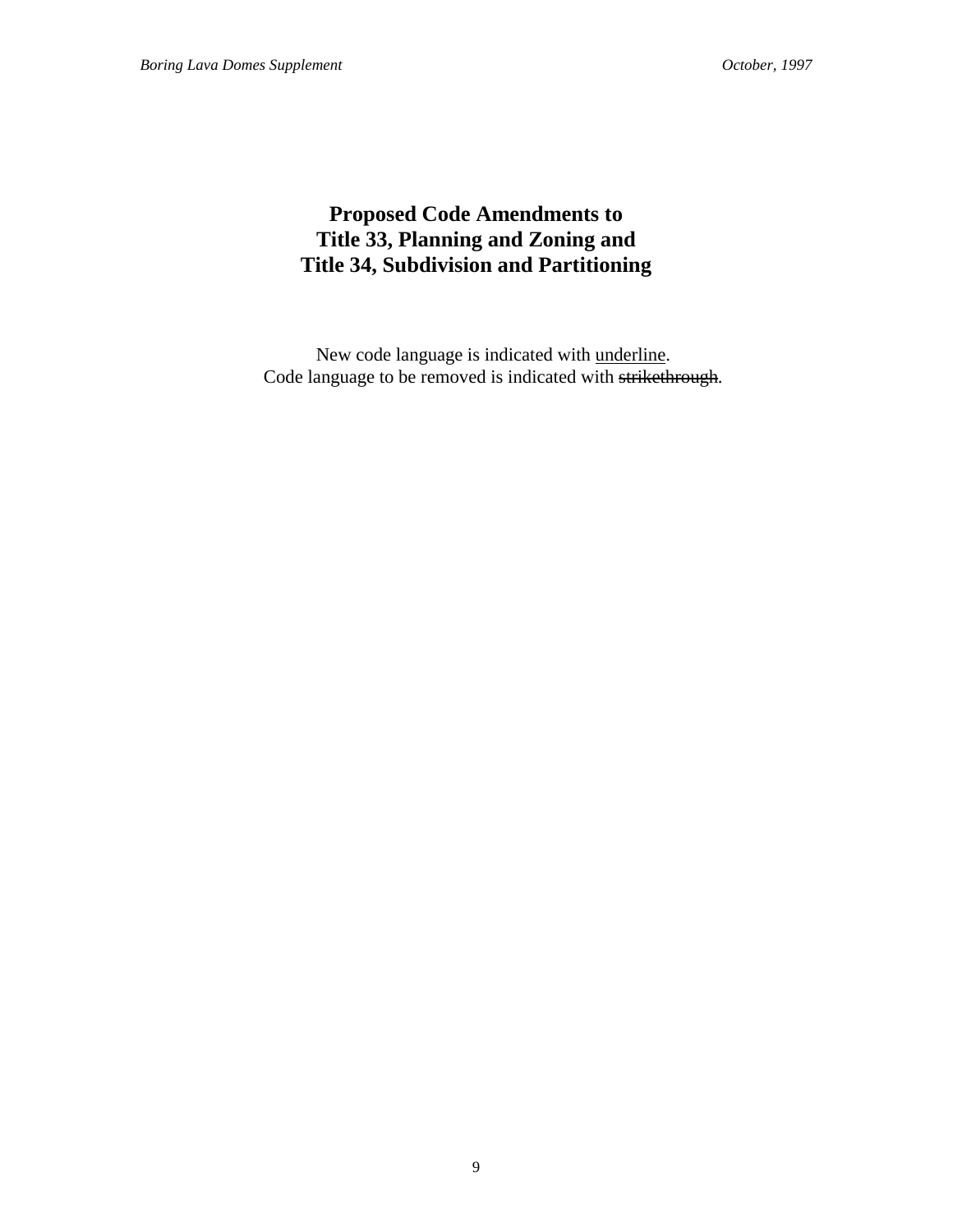# Proposed Code Amendments to Title 33, Planning and Zoning and Title 34, Subdivision and Partitioning

New code language is indicated with <u>underline</u>.
Code language to be removed is indicated with ~~strikethrough~~.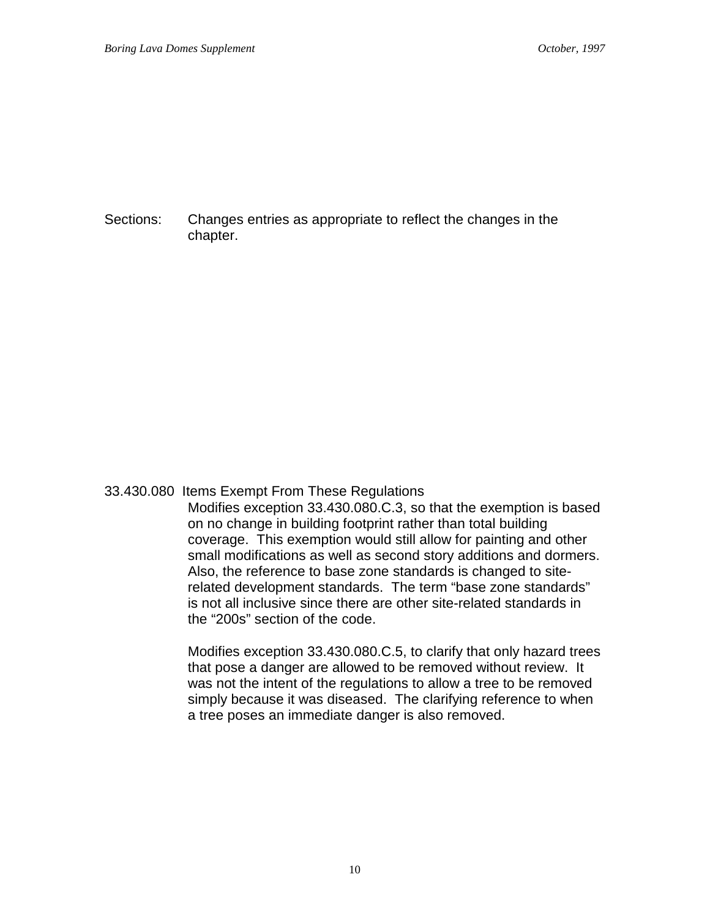Sections: Changes entries as appropriate to reflect the changes in the chapter.

33.430.080 Items Exempt From These Regulations

Modifies exception 33.430.080.C.3, so that the exemption is based on no change in building footprint rather than total building coverage. This exemption would still allow for painting and other small modifications as well as second story additions and dormers. Also, the reference to base zone standards is changed to site-related development standards. The term "base zone standards" is not all inclusive since there are other site-related standards in the "200s" section of the code.

Modifies exception 33.430.080.C.5, to clarify that only hazard trees that pose a danger are allowed to be removed without review. It was not the intent of the regulations to allow a tree to be removed simply because it was diseased. The clarifying reference to when a tree poses an immediate danger is also removed.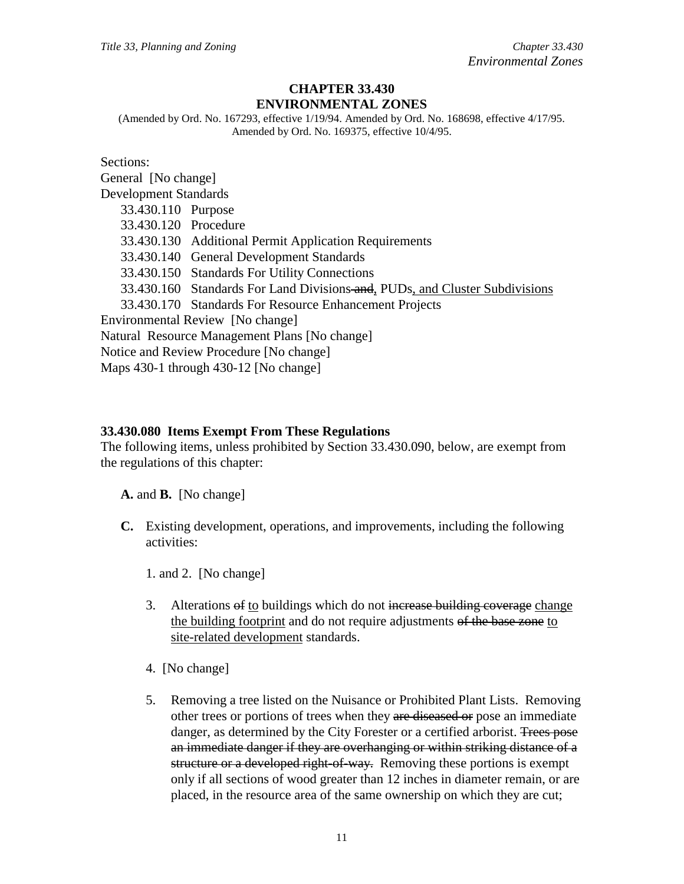# CHAPTER 33.430
# ENVIRONMENTAL ZONES

(Amended by Ord. No. 167293, effective 1/19/94. Amended by Ord. No. 168698, effective 4/17/95. Amended by Ord. No. 169375, effective 10/4/95.

Sections:
General [No change]
Development Standards
- 33.430.110 Purpose
- 33.430.120 Procedure
- 33.430.130 Additional Permit Application Requirements
- 33.430.140 General Development Standards
- 33.430.150 Standards For Utility Connections
- 33.430.160 Standards For Land Divisions ~~and~~<u>,</u> PUDs<u>, and Cluster Subdivisions</u>
- 33.430.170 Standards For Resource Enhancement Projects

Environmental Review [No change]
Natural Resource Management Plans [No change]
Notice and Review Procedure [No change]
Maps 430-1 through 430-12 [No change]

### 33.430.080 Items Exempt From These Regulations

The following items, unless prohibited by Section 33.430.090, below, are exempt from the regulations of this chapter:

**A.** and **B.** [No change]

**C.** Existing development, operations, and improvements, including the following activities:

1. and 2. [No change]

3. Alterations ~~of~~ <u>to</u> buildings which do not ~~increase building coverage~~ <u>change the building footprint</u> and do not require adjustments ~~of the base zone~~ <u>to site-related development</u> standards.

4. [No change]

5. Removing a tree listed on the Nuisance or Prohibited Plant Lists. Removing other trees or portions of trees when they ~~are diseased or~~ pose an immediate danger, as determined by the City Forester or a certified arborist. ~~Trees pose an immediate danger if they are overhanging or within striking distance of a structure or a developed right-of-way.~~ Removing these portions is exempt only if all sections of wood greater than 12 inches in diameter remain, or are placed, in the resource area of the same ownership on which they are cut;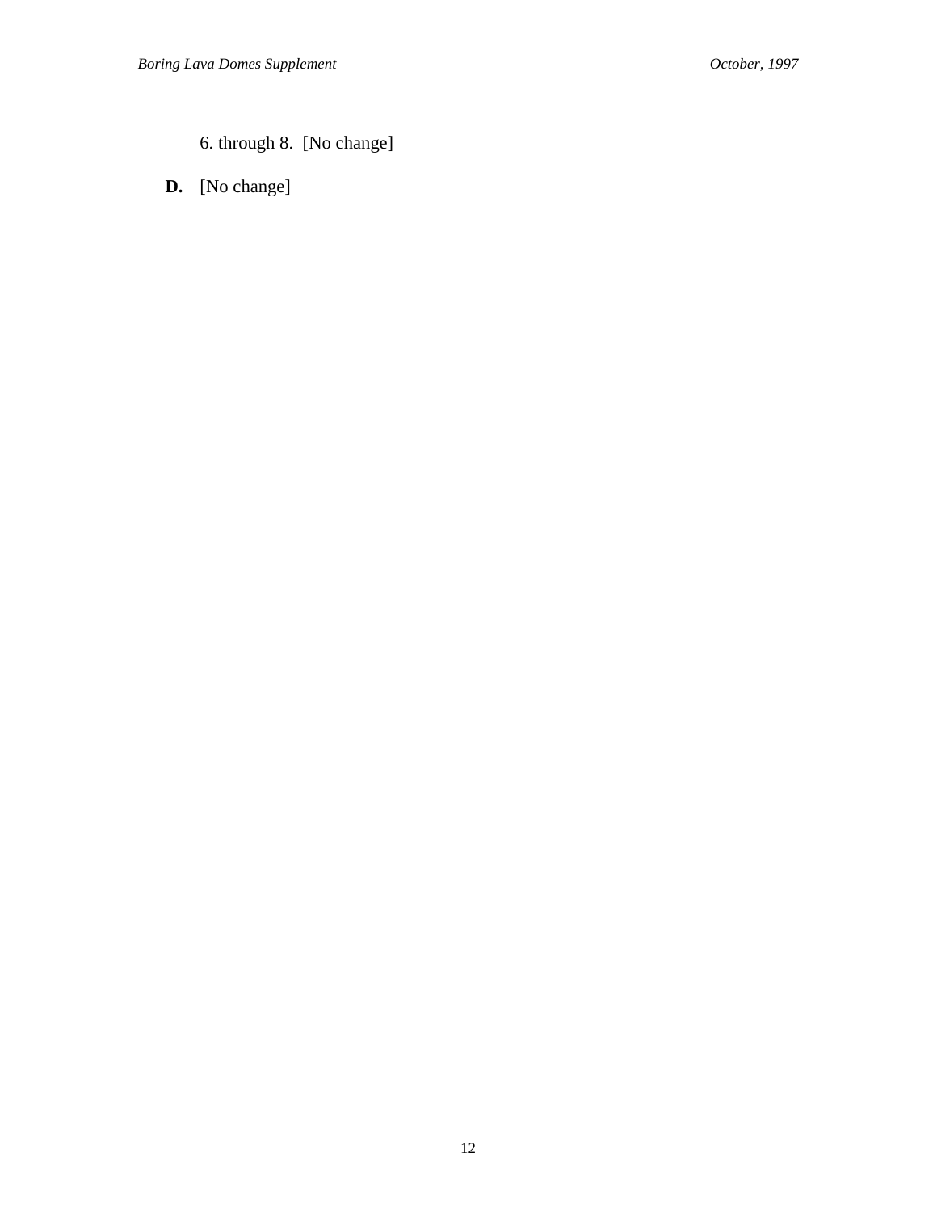6. through 8. [No change]

**D.** [No change]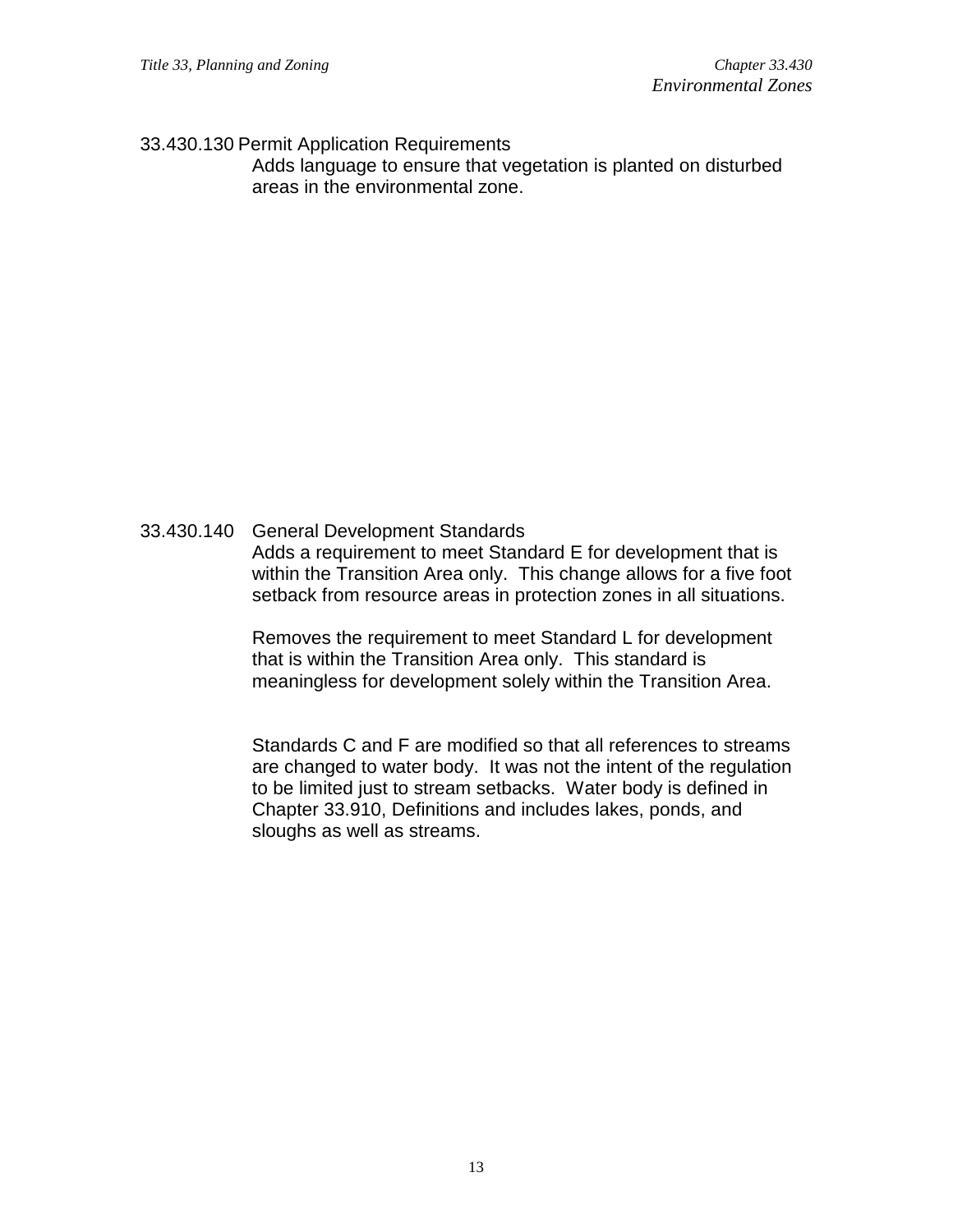### 33.430.130 Permit Application Requirements

Adds language to ensure that vegetation is planted on disturbed areas in the environmental zone.

### 33.430.140 General Development Standards

Adds a requirement to meet Standard E for development that is within the Transition Area only. This change allows for a five foot setback from resource areas in protection zones in all situations.

Removes the requirement to meet Standard L for development that is within the Transition Area only. This standard is meaningless for development solely within the Transition Area.

Standards C and F are modified so that all references to streams are changed to water body. It was not the intent of the regulation to be limited just to stream setbacks. Water body is defined in Chapter 33.910, Definitions and includes lakes, ponds, and sloughs as well as streams.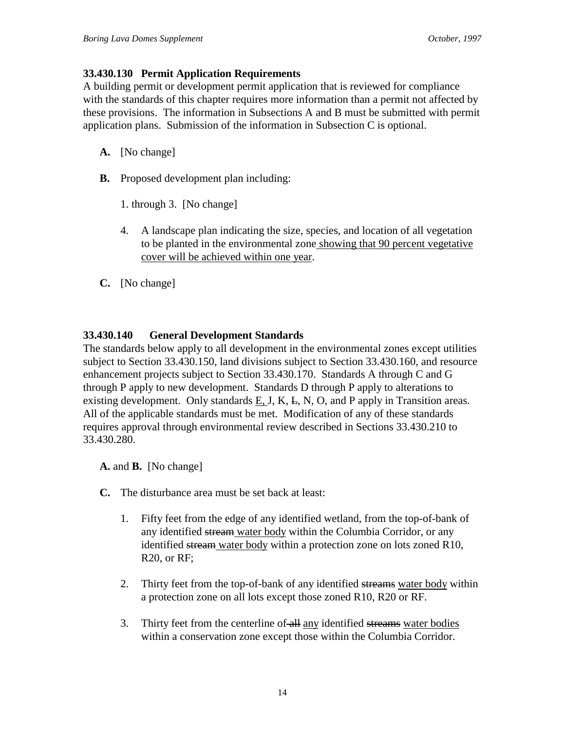### 33.430.130 Permit Application Requirements

A building permit or development permit application that is reviewed for compliance with the standards of this chapter requires more information than a permit not affected by these provisions. The information in Subsections A and B must be submitted with permit application plans. Submission of the information in Subsection C is optional.

**A.** [No change]

**B.** Proposed development plan including:

1. through 3. [No change]

4. A landscape plan indicating the size, species, and location of all vegetation to be planted in the environmental zone <u>showing that 90 percent vegetative cover will be achieved within one year</u>.

**C.** [No change]

### 33.430.140 General Development Standards

The standards below apply to all development in the environmental zones except utilities subject to Section 33.430.150, land divisions subject to Section 33.430.160, and resource enhancement projects subject to Section 33.430.170. Standards A through C and G through P apply to new development. Standards D through P apply to alterations to existing development. Only standards <u>E,</u> J, K, ~~L~~, N, O, and P apply in Transition areas. All of the applicable standards must be met. Modification of any of these standards requires approval through environmental review described in Sections 33.430.210 to 33.430.280.

**A.** and **B.** [No change]

**C.** The disturbance area must be set back at least:

1. Fifty feet from the edge of any identified wetland, from the top-of-bank of any identified ~~stream~~ <u>water body</u> within the Columbia Corridor, or any identified ~~stream~~ <u>water body</u> within a protection zone on lots zoned R10, R20, or RF;

2. Thirty feet from the top-of-bank of any identified ~~streams~~ <u>water body</u> within a protection zone on all lots except those zoned R10, R20 or RF.

3. Thirty feet from the centerline of ~~all~~ <u>any</u> identified ~~streams~~ <u>water bodies</u> within a conservation zone except those within the Columbia Corridor.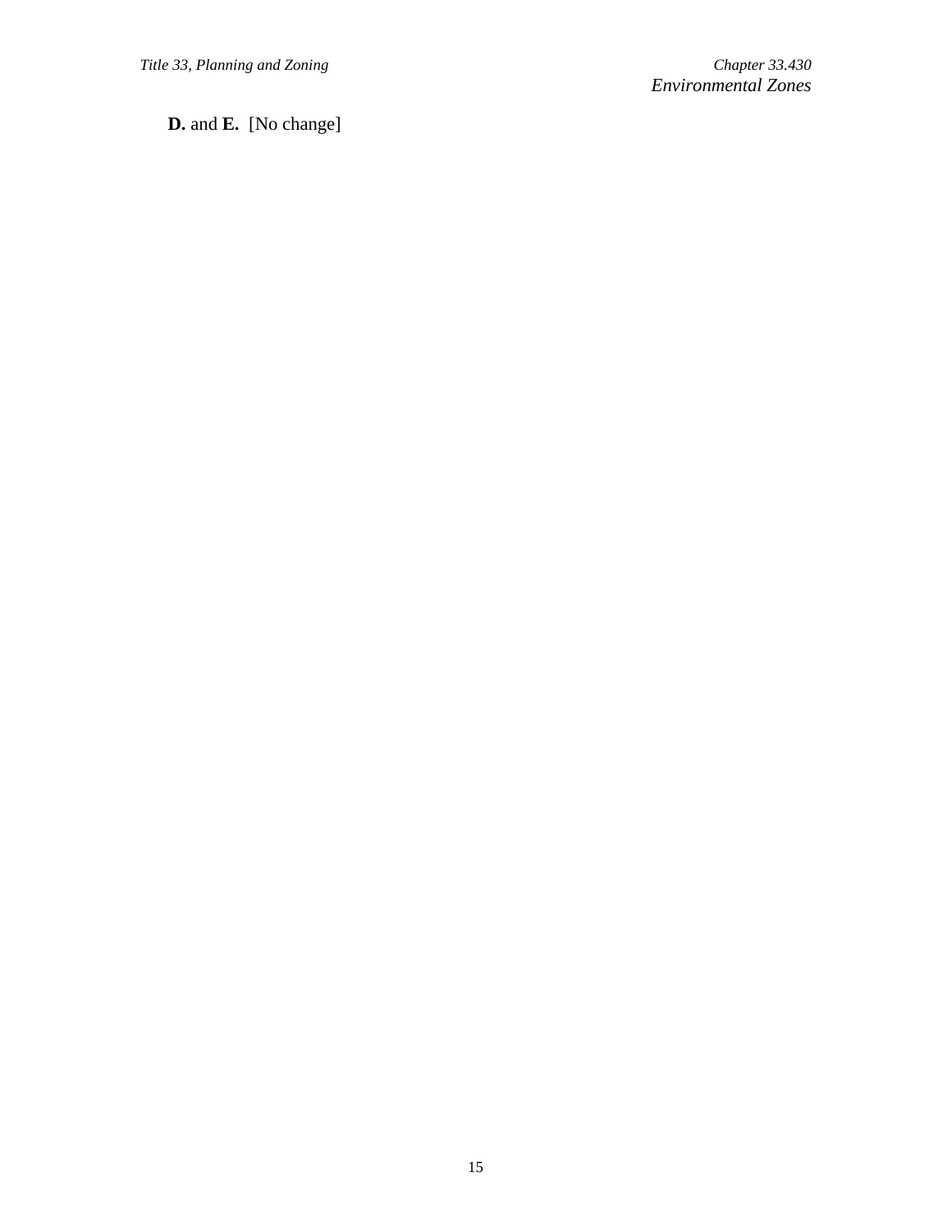**D.** and **E.** [No change]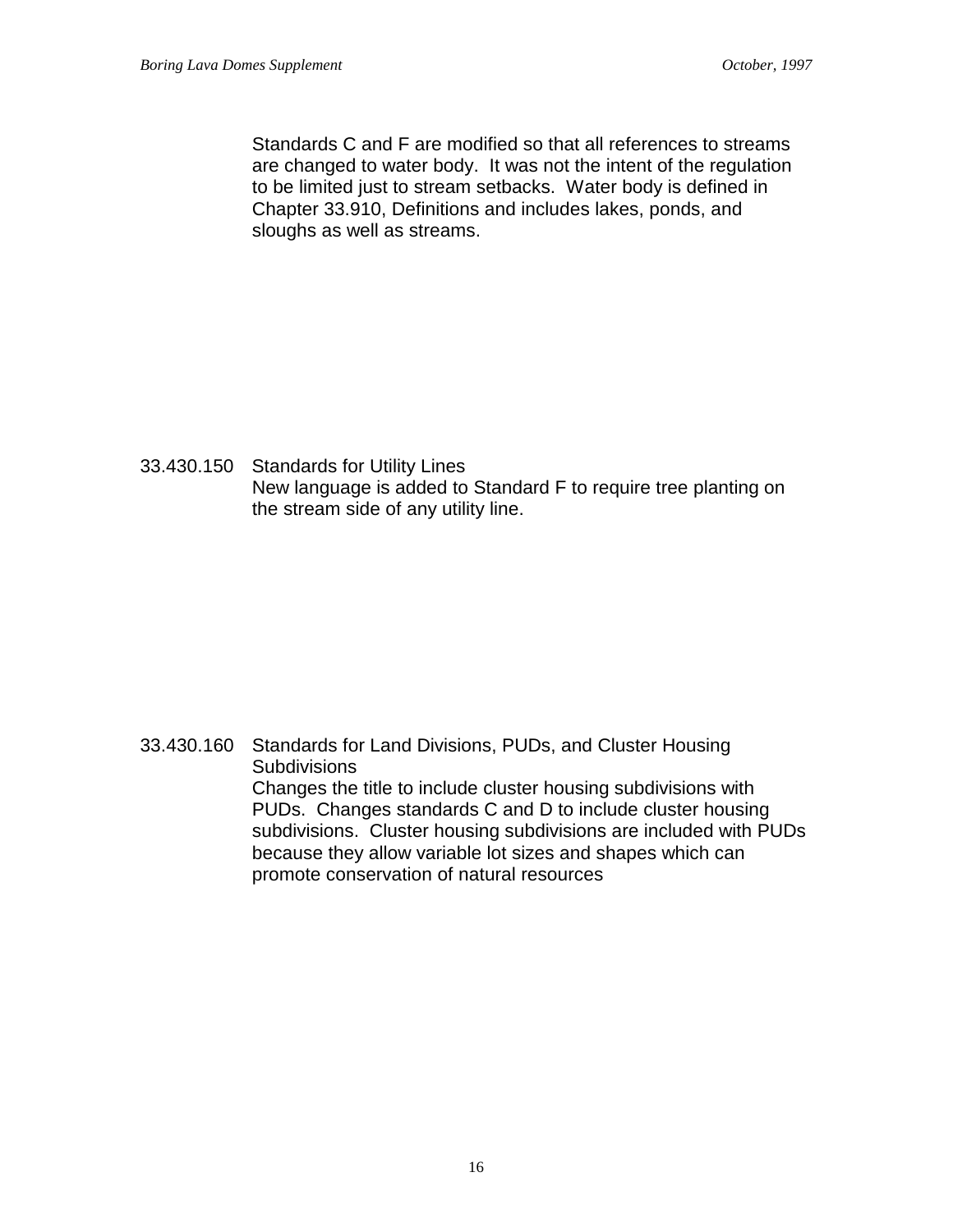Standards C and F are modified so that all references to streams are changed to water body. It was not the intent of the regulation to be limited just to stream setbacks. Water body is defined in Chapter 33.910, Definitions and includes lakes, ponds, and sloughs as well as streams.

33.430.150 Standards for Utility Lines

New language is added to Standard F to require tree planting on the stream side of any utility line.

33.430.160 Standards for Land Divisions, PUDs, and Cluster Housing Subdivisions

Changes the title to include cluster housing subdivisions with PUDs. Changes standards C and D to include cluster housing subdivisions. Cluster housing subdivisions are included with PUDs because they allow variable lot sizes and shapes which can promote conservation of natural resources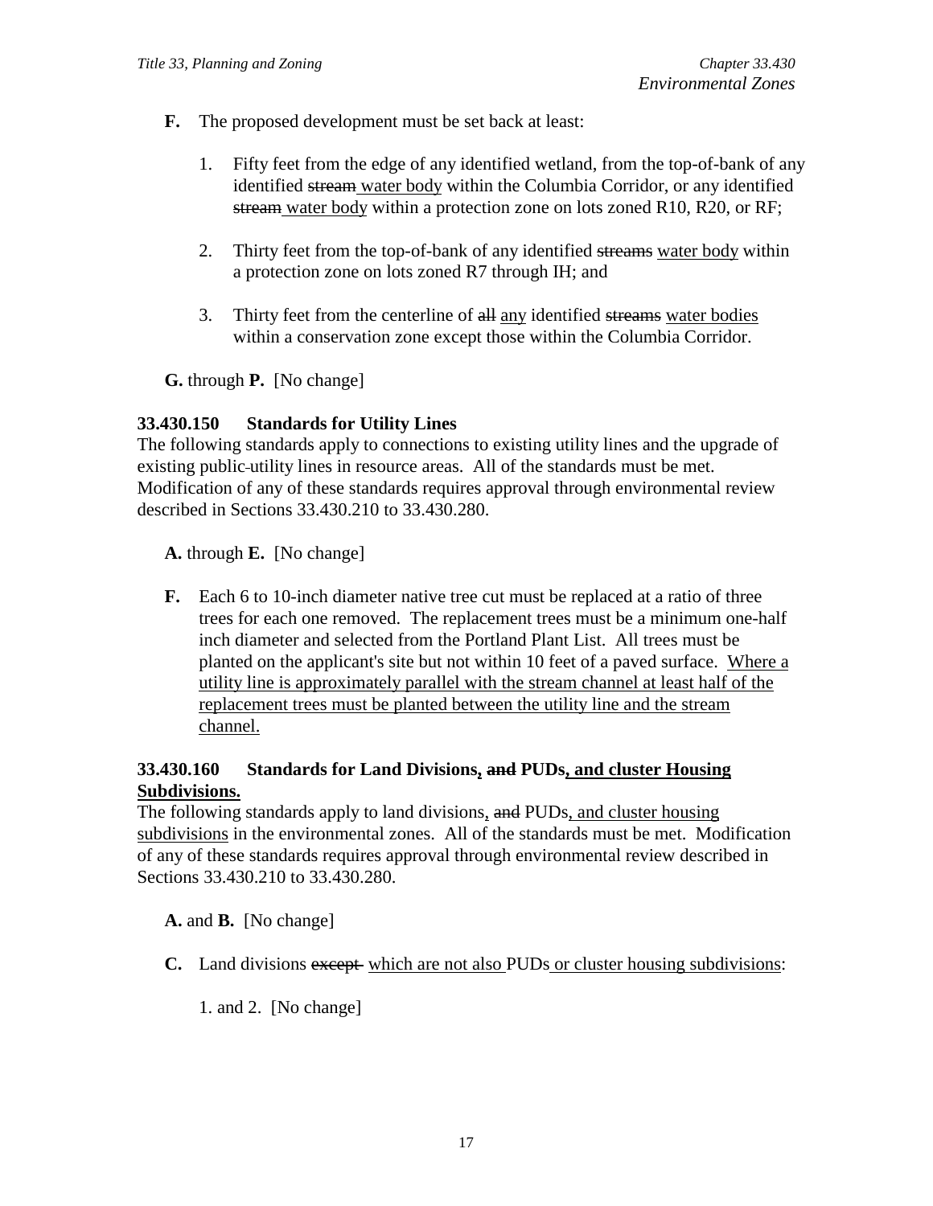**F.** The proposed development must be set back at least:

1. Fifty feet from the edge of any identified wetland, from the top-of-bank of any identified ~~stream~~ <u>water body</u> within the Columbia Corridor, or any identified ~~stream~~ <u>water body</u> within a protection zone on lots zoned R10, R20, or RF;

2. Thirty feet from the top-of-bank of any identified ~~streams~~ <u>water body</u> within a protection zone on lots zoned R7 through IH; and

3. Thirty feet from the centerline of ~~all~~ <u>any</u> identified ~~streams~~ <u>water bodies</u> within a conservation zone except those within the Columbia Corridor.

**G.** through **P.** [No change]

### 33.430.150 Standards for Utility Lines

The following standards apply to connections to existing utility lines and the upgrade of existing public ~~-~~utility lines in resource areas. All of the standards must be met. Modification of any of these standards requires approval through environmental review described in Sections 33.430.210 to 33.430.280.

**A.** through **E.** [No change]

**F.** Each 6 to 10-inch diameter native tree cut must be replaced at a ratio of three trees for each one removed. The replacement trees must be a minimum one-half inch diameter and selected from the Portland Plant List. All trees must be planted on the applicant's site but not within 10 feet of a paved surface. <u>Where a utility line is approximately parallel with the stream channel at least half of the replacement trees must be planted between the utility line and the stream channel.</u>

### 33.430.160 Standards for Land Divisions<u>,</u> ~~and~~ PUDs<u>, and cluster Housing Subdivisions.</u>

The following standards apply to land divisions<u>,</u> ~~and~~ PUDs<u>, and cluster housing subdivisions</u> in the environmental zones. All of the standards must be met. Modification of any of these standards requires approval through environmental review described in Sections 33.430.210 to 33.430.280.

**A.** and **B.** [No change]

**C.** Land divisions ~~except~~ <u>which are not also</u> PUDs <u>or cluster housing subdivisions</u>:

1. and 2. [No change]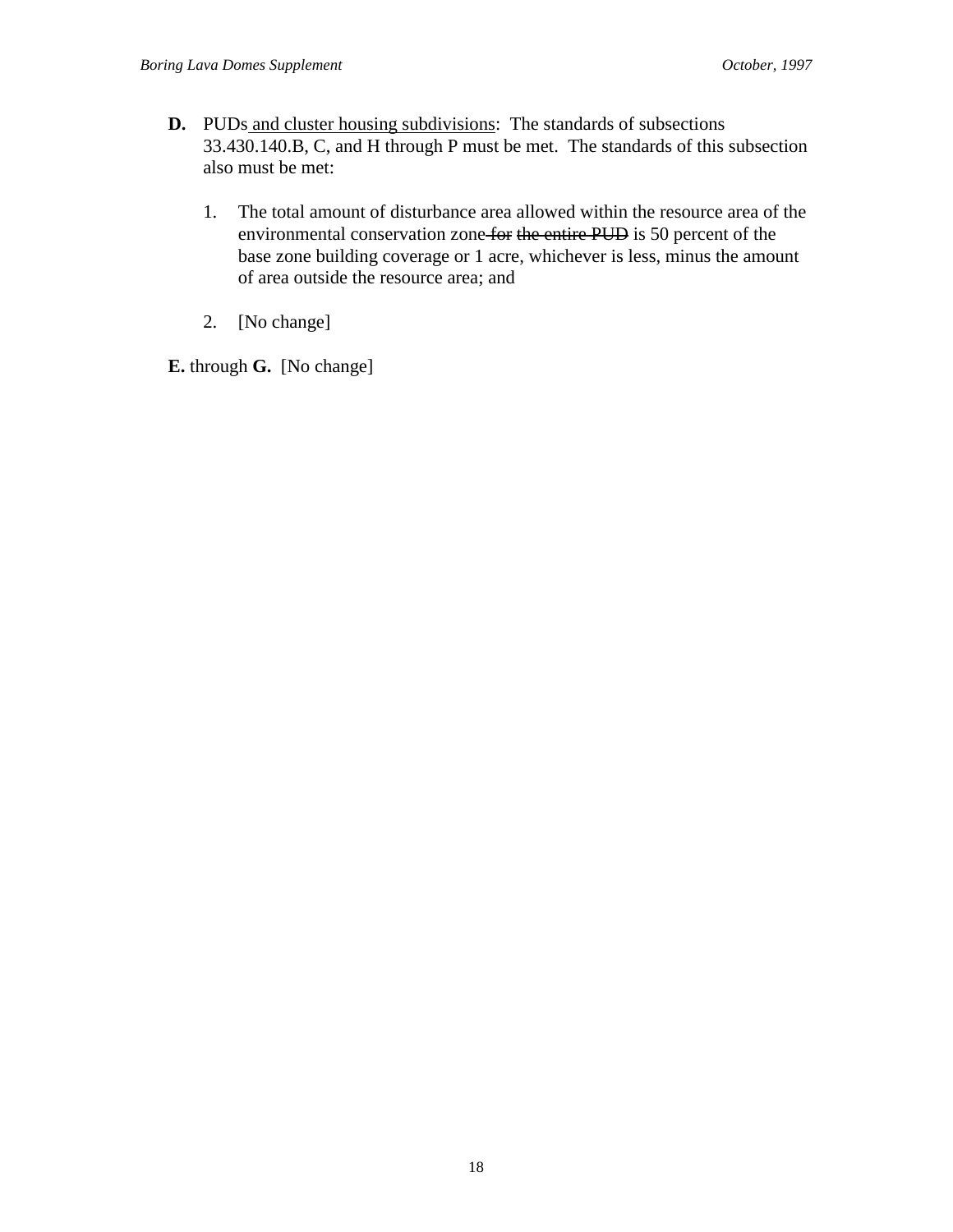**D.** PUDs<u> and cluster housing subdivisions</u>: The standards of subsections 33.430.140.B, C, and H through P must be met. The standards of this subsection also must be met:

1. The total amount of disturbance area allowed within the resource area of the environmental conservation zone~~ for~~ ~~the entire PUD~~ is 50 percent of the base zone building coverage or 1 acre, whichever is less, minus the amount of area outside the resource area; and

2. [No change]

**E.** through **G.** [No change]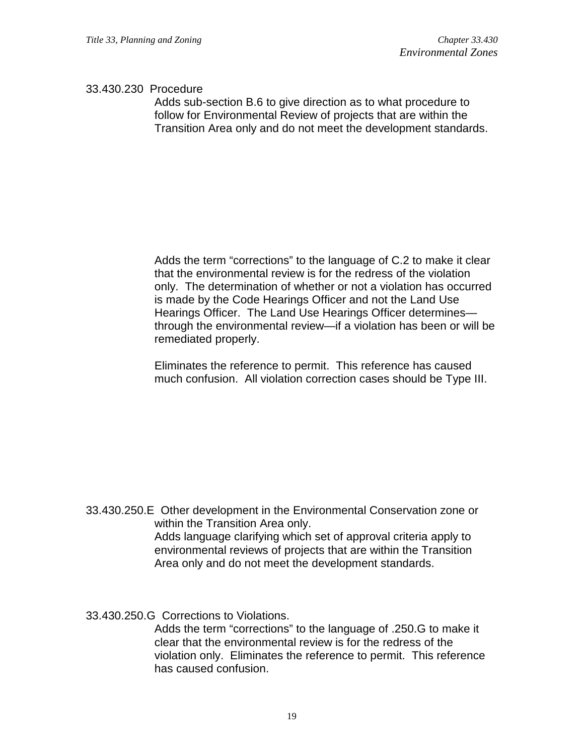33.430.230 Procedure

Adds sub-section B.6 to give direction as to what procedure to follow for Environmental Review of projects that are within the Transition Area only and do not meet the development standards.

Adds the term "corrections" to the language of C.2 to make it clear that the environmental review is for the redress of the violation only. The determination of whether or not a violation has occurred is made by the Code Hearings Officer and not the Land Use Hearings Officer. The Land Use Hearings Officer determines—through the environmental review—if a violation has been or will be remediated properly.

Eliminates the reference to permit. This reference has caused much confusion. All violation correction cases should be Type III.

33.430.250.E Other development in the Environmental Conservation zone or within the Transition Area only.

Adds language clarifying which set of approval criteria apply to environmental reviews of projects that are within the Transition Area only and do not meet the development standards.

33.430.250.G Corrections to Violations.

Adds the term "corrections" to the language of .250.G to make it clear that the environmental review is for the redress of the violation only. Eliminates the reference to permit. This reference has caused confusion.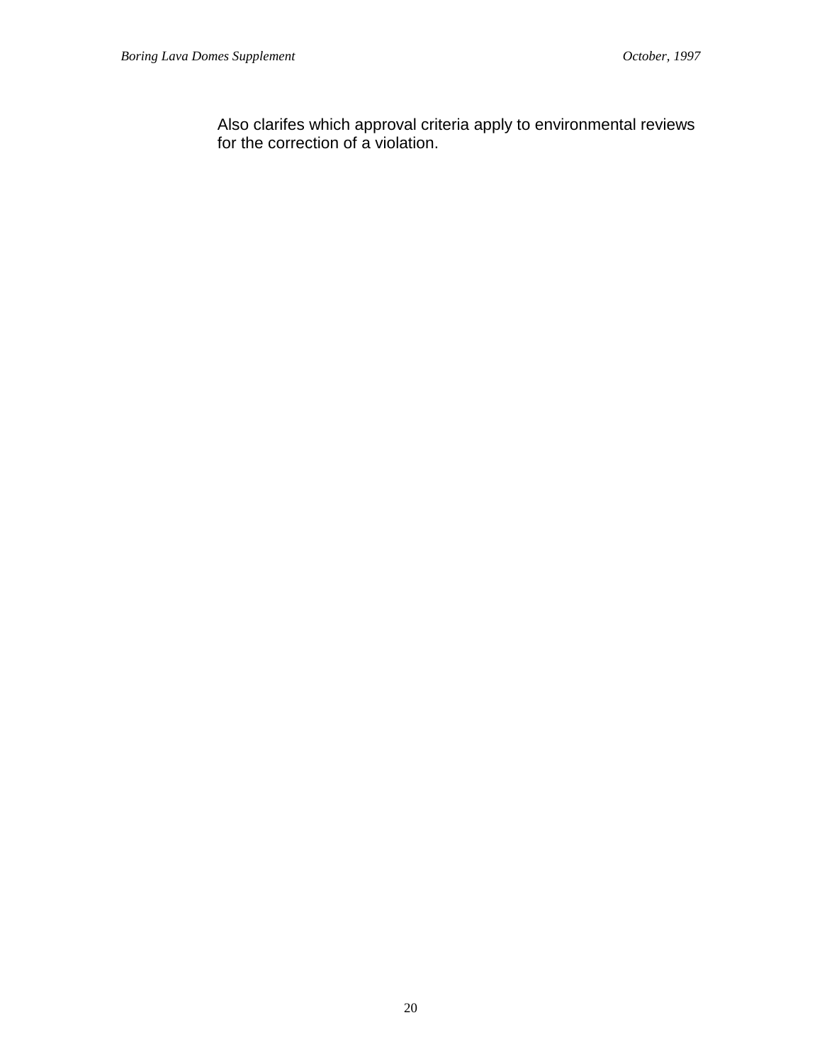Also clarifes which approval criteria apply to environmental reviews for the correction of a violation.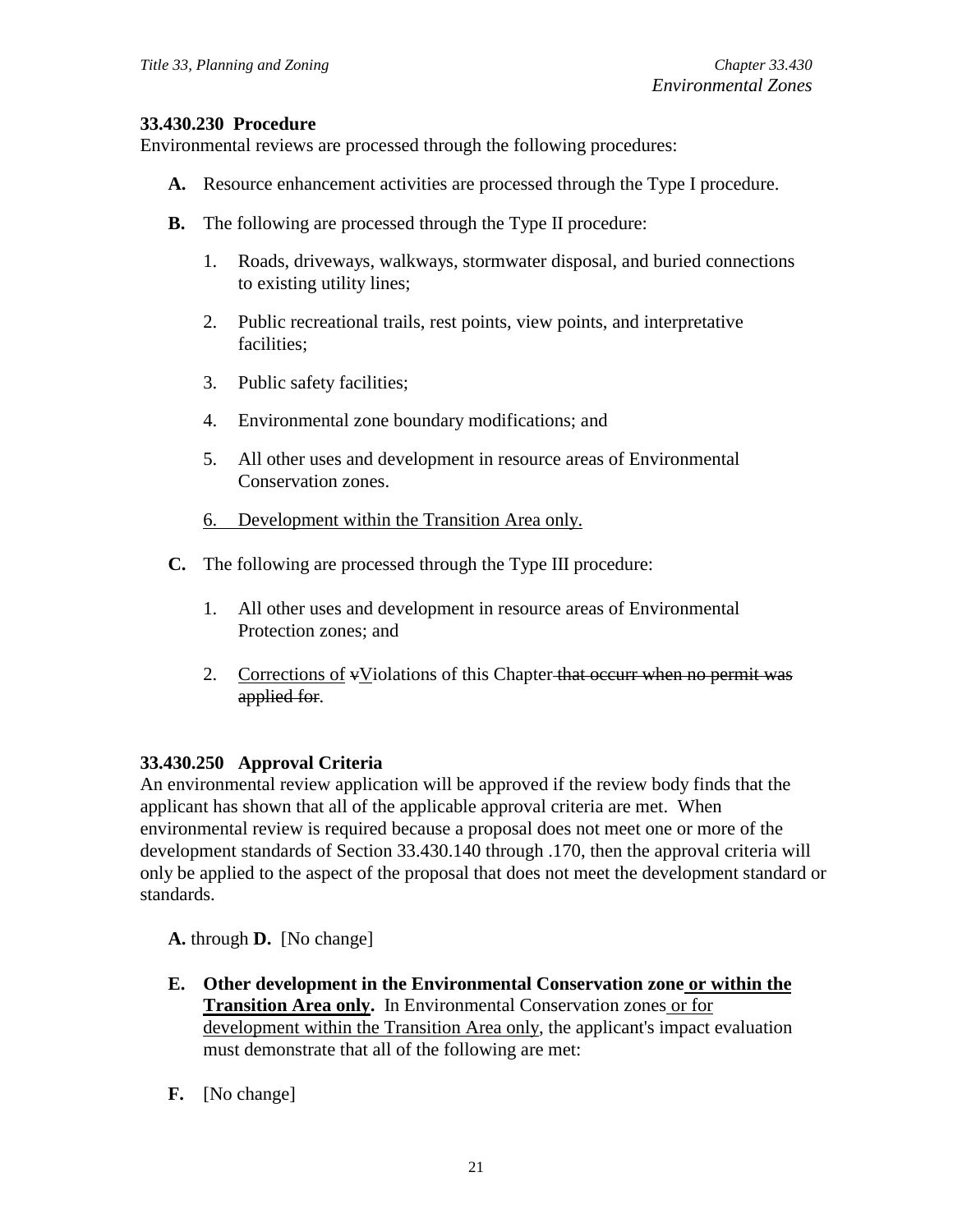### 33.430.230 Procedure

Environmental reviews are processed through the following procedures:

**A.** Resource enhancement activities are processed through the Type I procedure.

**B.** The following are processed through the Type II procedure:

1. Roads, driveways, walkways, stormwater disposal, and buried connections to existing utility lines;
2. Public recreational trails, rest points, view points, and interpretative facilities;
3. Public safety facilities;
4. Environmental zone boundary modifications; and
5. All other uses and development in resource areas of Environmental Conservation zones.
6. <u>Development within the Transition Area only.</u>

**C.** The following are processed through the Type III procedure:

1. All other uses and development in resource areas of Environmental Protection zones; and
2. <u>Corrections of</u> ~~v~~<u>V</u>iolations of this Chapter ~~that occurr when no permit was applied for~~.

### 33.430.250 Approval Criteria

An environmental review application will be approved if the review body finds that the applicant has shown that all of the applicable approval criteria are met. When environmental review is required because a proposal does not meet one or more of the development standards of Section 33.430.140 through .170, then the approval criteria will only be applied to the aspect of the proposal that does not meet the development standard or standards.

**A.** through **D.** [No change]

**E. Other development in the Environmental Conservation zone** <u>**or within the Transition Area only**</u>**.** In Environmental Conservation zones <u>or for development within the Transition Area only</u>, the applicant's impact evaluation must demonstrate that all of the following are met:

**F.** [No change]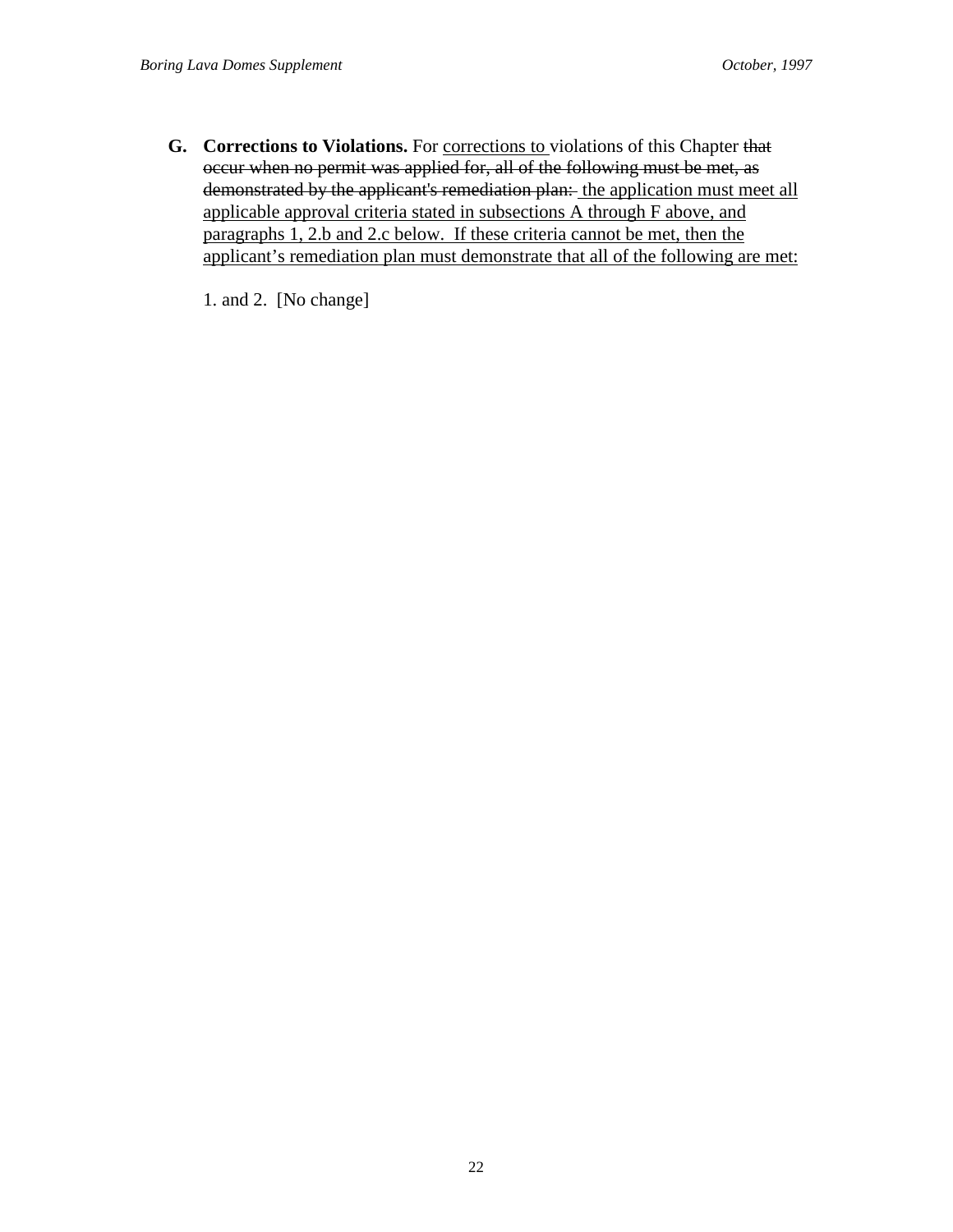**G. Corrections to Violations.** For <u>corrections to</u> violations of this Chapter ~~that occur when no permit was applied for, all of the following must be met, as demonstrated by the applicant's remediation plan:~~ <u>the application must meet all applicable approval criteria stated in subsections A through F above, and paragraphs 1, 2.b and 2.c below. If these criteria cannot be met, then the applicant's remediation plan must demonstrate that all of the following are met:</u>

1. and 2. [No change]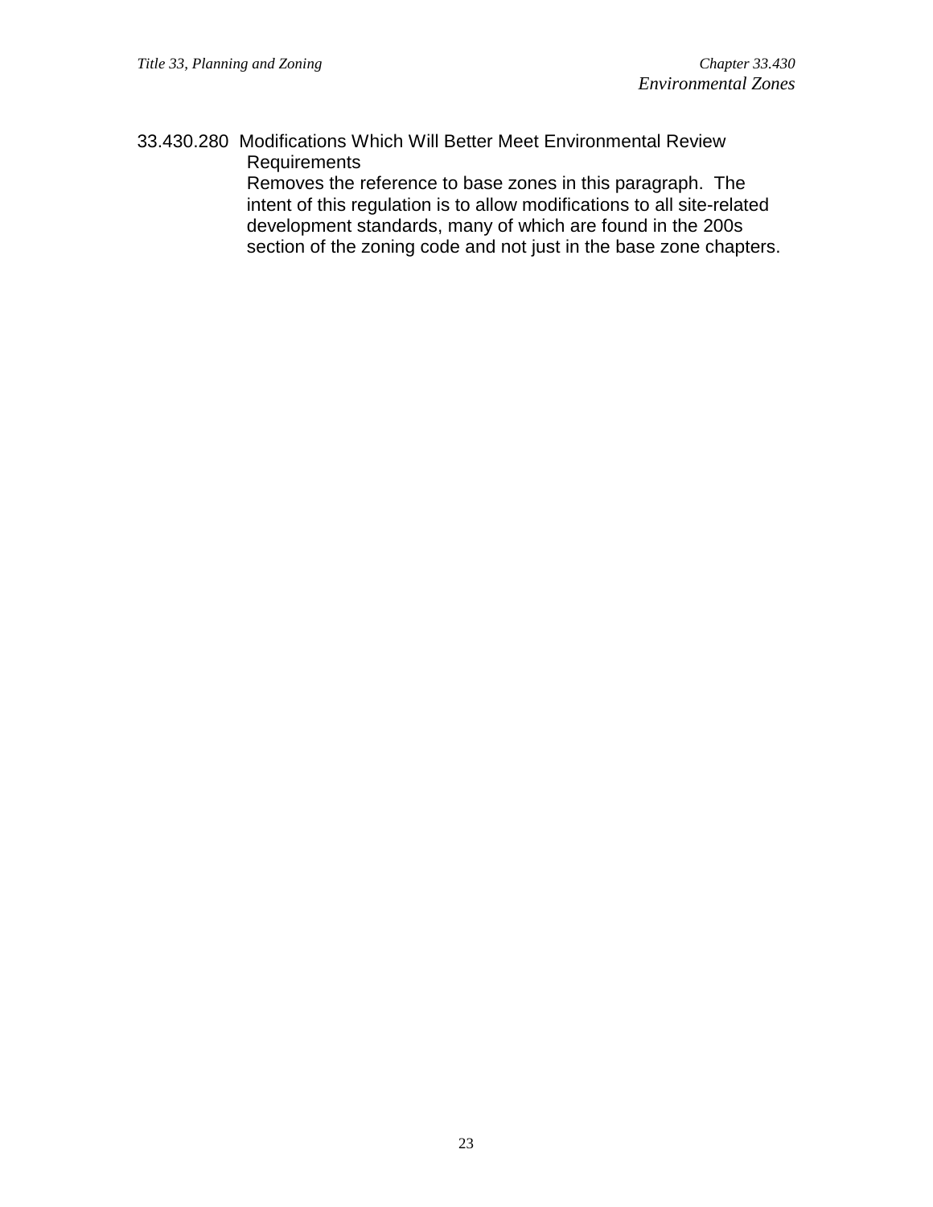33.430.280 Modifications Which Will Better Meet Environmental Review Requirements

Removes the reference to base zones in this paragraph. The intent of this regulation is to allow modifications to all site-related development standards, many of which are found in the 200s section of the zoning code and not just in the base zone chapters.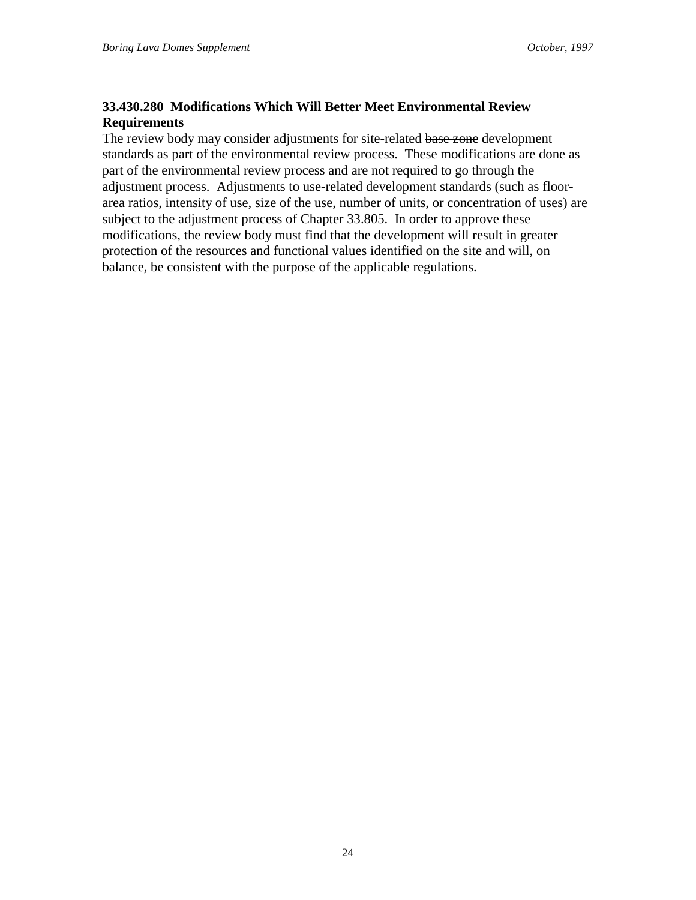**33.430.280 Modifications Which Will Better Meet Environmental Review Requirements**

The review body may consider adjustments for site-related ~~base zone~~ development standards as part of the environmental review process. These modifications are done as part of the environmental review process and are not required to go through the adjustment process. Adjustments to use-related development standards (such as floor-area ratios, intensity of use, size of the use, number of units, or concentration of uses) are subject to the adjustment process of Chapter 33.805. In order to approve these modifications, the review body must find that the development will result in greater protection of the resources and functional values identified on the site and will, on balance, be consistent with the purpose of the applicable regulations.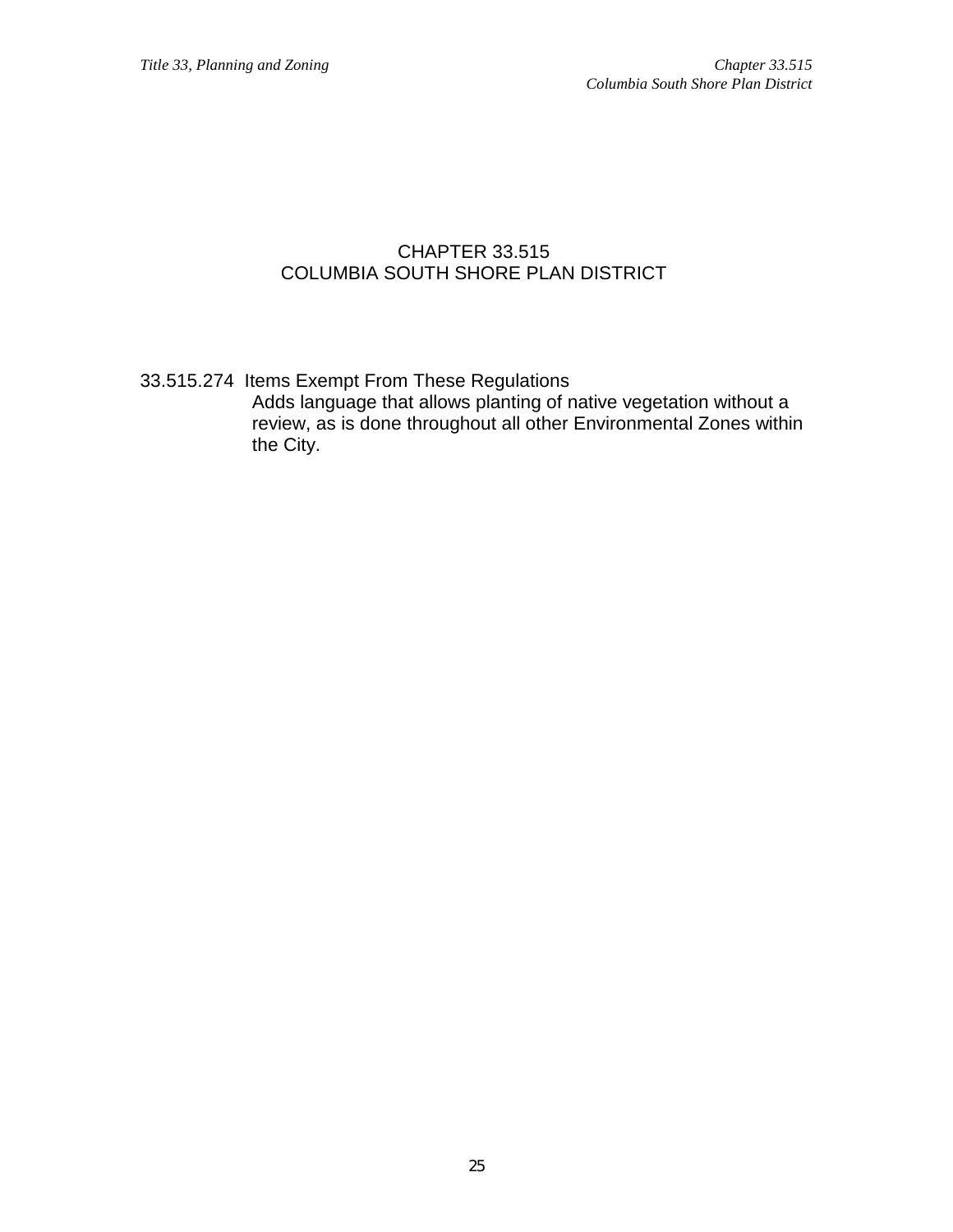# CHAPTER 33.515
# COLUMBIA SOUTH SHORE PLAN DISTRICT

33.515.274 Items Exempt From These Regulations

Adds language that allows planting of native vegetation without a review, as is done throughout all other Environmental Zones within the City.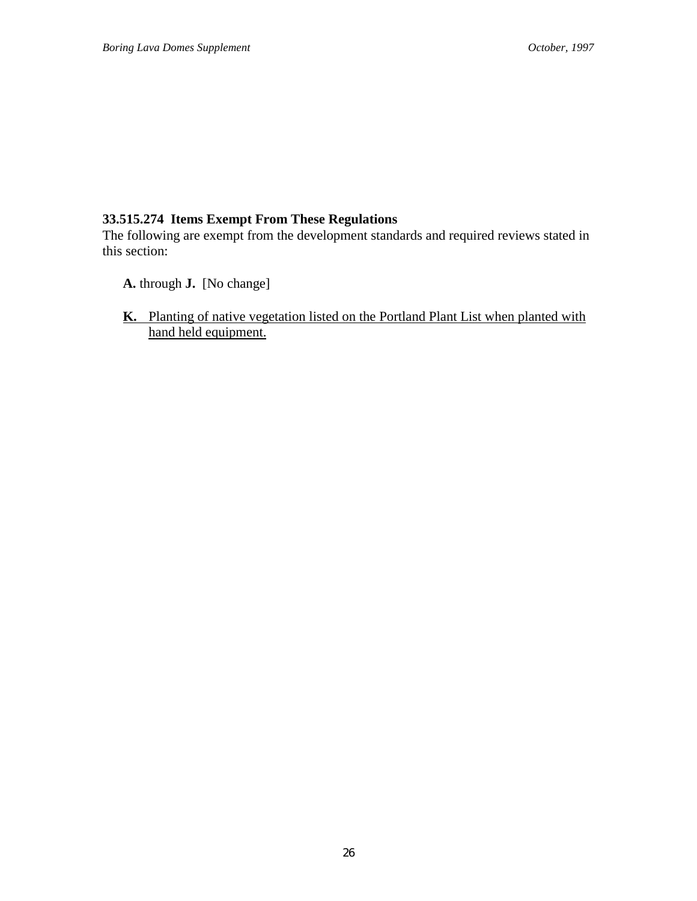### 33.515.274 Items Exempt From These Regulations

The following are exempt from the development standards and required reviews stated in this section:

**A.** through **J.** [No change]

<u>**K.** Planting of native vegetation listed on the Portland Plant List when planted with hand held equipment.</u>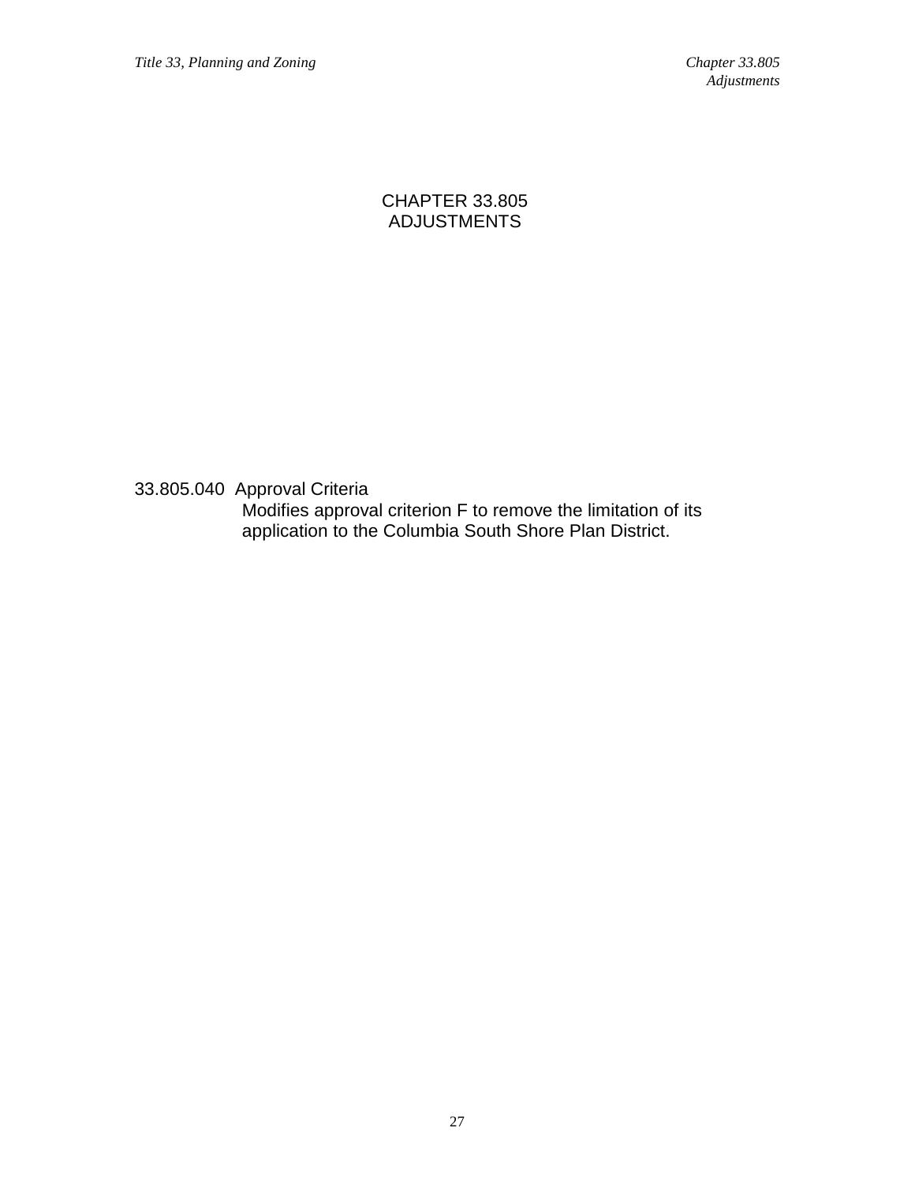# CHAPTER 33.805
# ADJUSTMENTS

33.805.040 Approval Criteria

Modifies approval criterion F to remove the limitation of its application to the Columbia South Shore Plan District.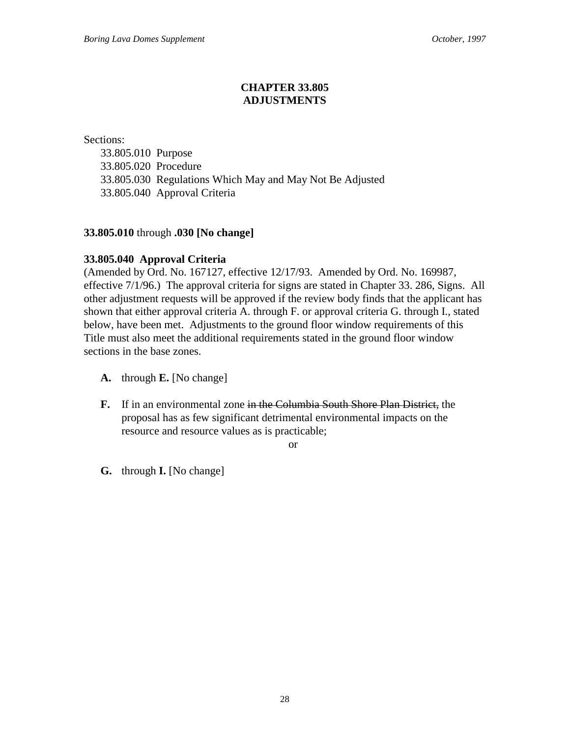# CHAPTER 33.805
# ADJUSTMENTS

Sections:

33.805.010 Purpose
33.805.020 Procedure
33.805.030 Regulations Which May and May Not Be Adjusted
33.805.040 Approval Criteria

**33.805.010** through **.030 [No change]**

**33.805.040 Approval Criteria**

(Amended by Ord. No. 167127, effective 12/17/93. Amended by Ord. No. 169987, effective 7/1/96.) The approval criteria for signs are stated in Chapter 33. 286, Signs. All other adjustment requests will be approved if the review body finds that the applicant has shown that either approval criteria A. through F. or approval criteria G. through I., stated below, have been met. Adjustments to the ground floor window requirements of this Title must also meet the additional requirements stated in the ground floor window sections in the base zones.

**A.** through **E.** [No change]

**F.** If in an environmental zone ~~in the Columbia South Shore Plan District,~~ the proposal has as few significant detrimental environmental impacts on the resource and resource values as is practicable;

or

**G.** through **I.** [No change]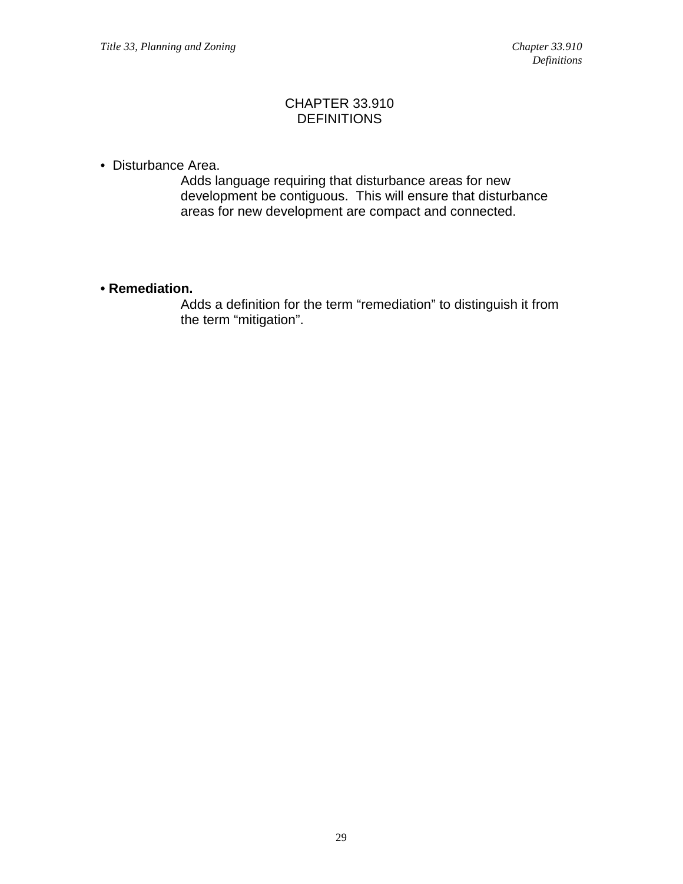# CHAPTER 33.910
# DEFINITIONS

- Disturbance Area.

  Adds language requiring that disturbance areas for new development be contiguous. This will ensure that disturbance areas for new development are compact and connected.

- **Remediation.**

  Adds a definition for the term "remediation" to distinguish it from the term "mitigation".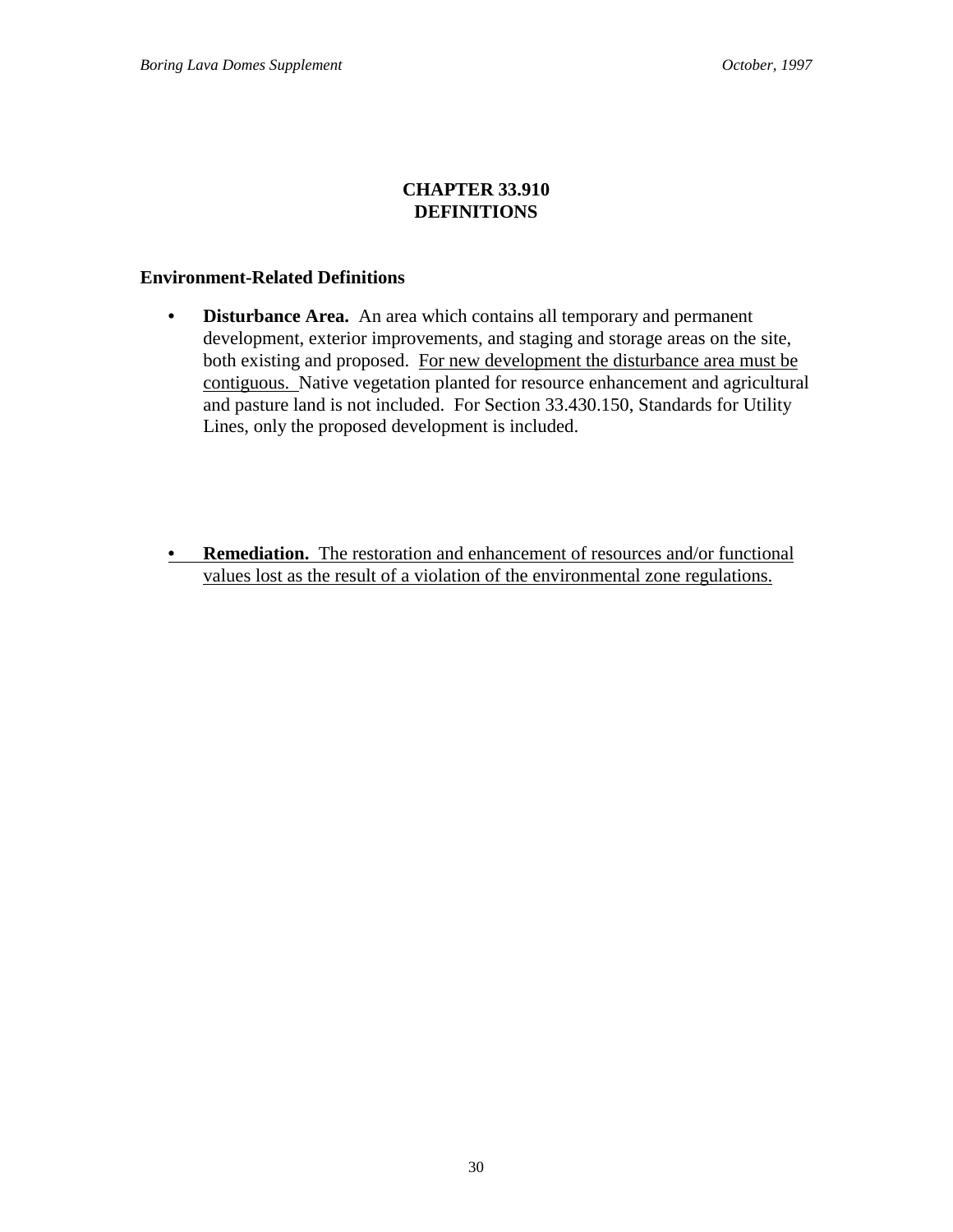# CHAPTER 33.910
# DEFINITIONS

## Environment-Related Definitions

- **Disturbance Area.** An area which contains all temporary and permanent development, exterior improvements, and staging and storage areas on the site, both existing and proposed. <u>For new development the disturbance area must be contiguous.</u> Native vegetation planted for resource enhancement and agricultural and pasture land is not included. For Section 33.430.150, Standards for Utility Lines, only the proposed development is included.

- <u>**Remediation.** The restoration and enhancement of resources and/or functional values lost as the result of a violation of the environmental zone regulations.</u>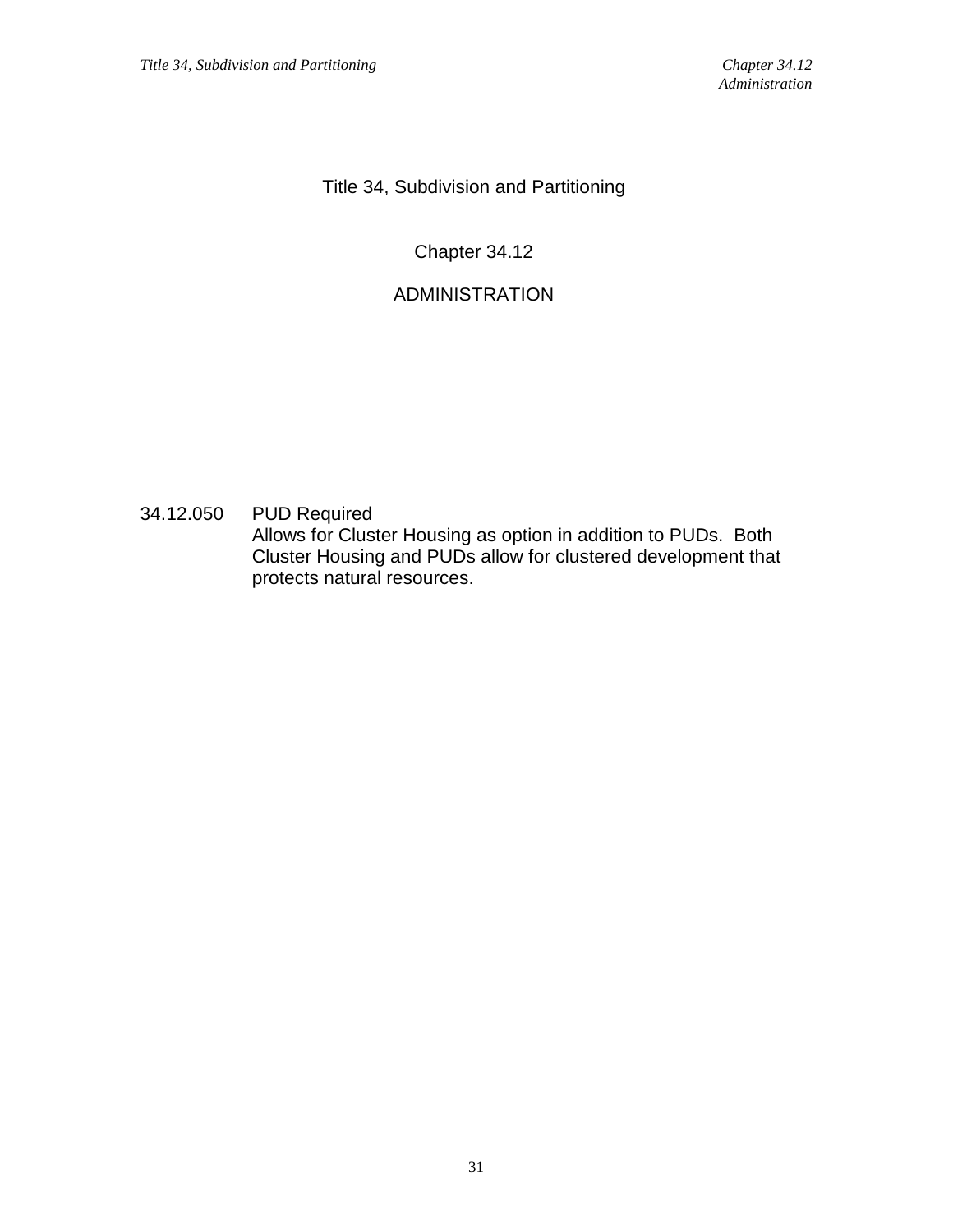# Title 34, Subdivision and Partitioning

## Chapter 34.12

## ADMINISTRATION

34.12.050 PUD Required

Allows for Cluster Housing as option in addition to PUDs. Both Cluster Housing and PUDs allow for clustered development that protects natural resources.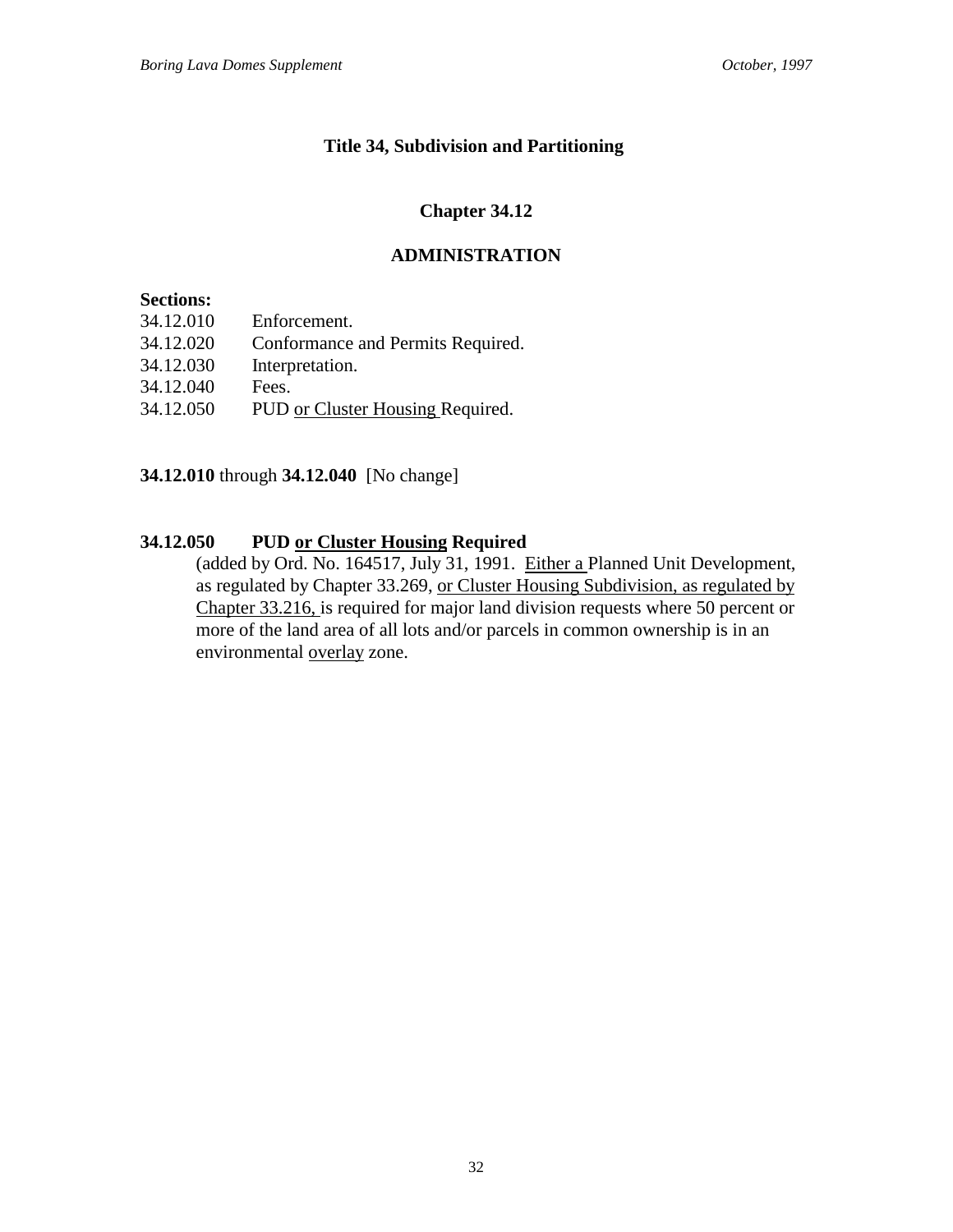# Title 34, Subdivision and Partitioning

## Chapter 34.12

## ADMINISTRATION

**Sections:**

34.12.010 Enforcement.
34.12.020 Conformance and Permits Required.
34.12.030 Interpretation.
34.12.040 Fees.
34.12.050 PUD <u>or Cluster Housing</u> Required.

**34.12.010** through **34.12.040** [No change]

### 34.12.050 PUD <u>or Cluster Housing</u> Required

(added by Ord. No. 164517, July 31, 1991. <u>Either a</u> Planned Unit Development, as regulated by Chapter 33.269, <u>or Cluster Housing Subdivision, as regulated by Chapter 33.216,</u> is required for major land division requests where 50 percent or more of the land area of all lots and/or parcels in common ownership is in an environmental <u>overlay</u> zone.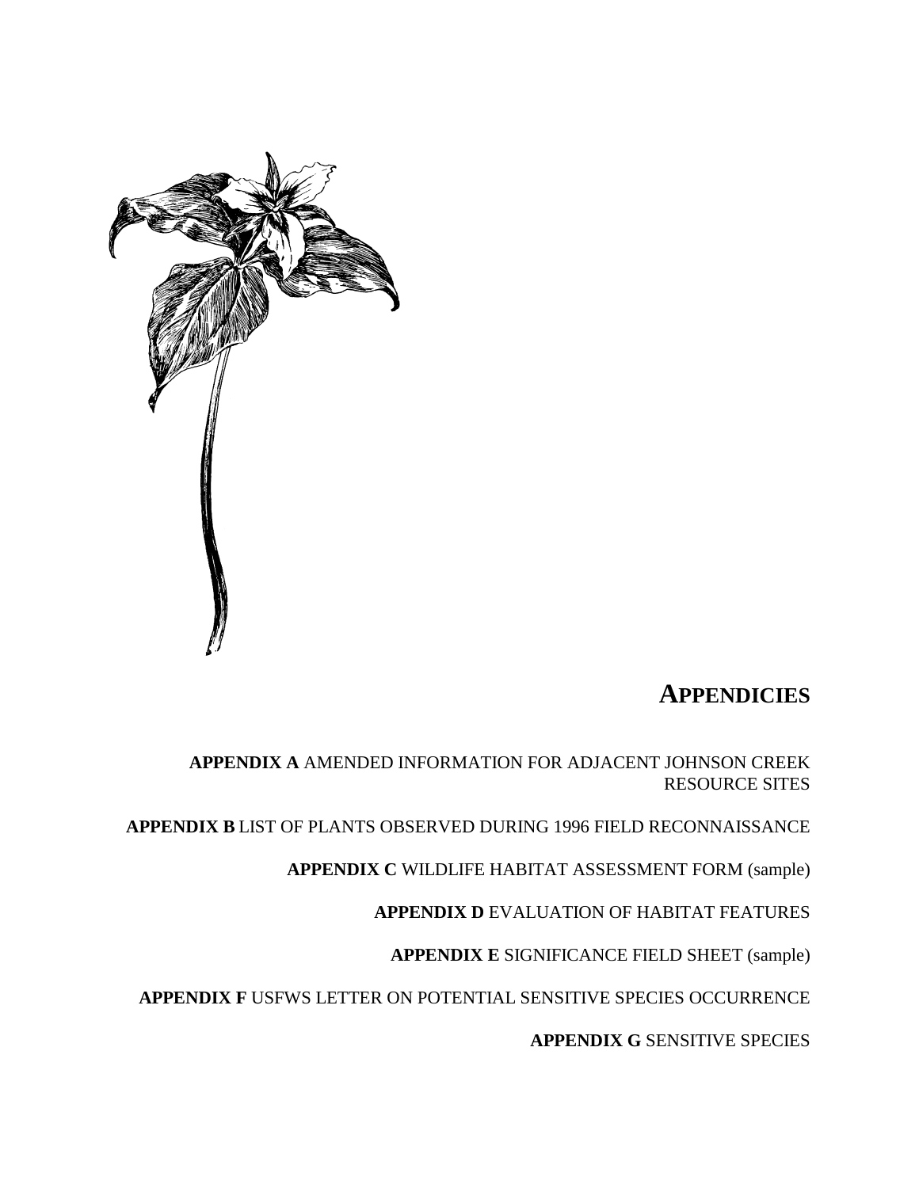# APPENDICIES

**APPENDIX A** AMENDED INFORMATION FOR ADJACENT JOHNSON CREEK RESOURCE SITES

**APPENDIX B** LIST OF PLANTS OBSERVED DURING 1996 FIELD RECONNAISSANCE

**APPENDIX C** WILDLIFE HABITAT ASSESSMENT FORM (sample)

**APPENDIX D** EVALUATION OF HABITAT FEATURES

**APPENDIX E** SIGNIFICANCE FIELD SHEET (sample)

**APPENDIX F** USFWS LETTER ON POTENTIAL SENSITIVE SPECIES OCCURRENCE

**APPENDIX G** SENSITIVE SPECIES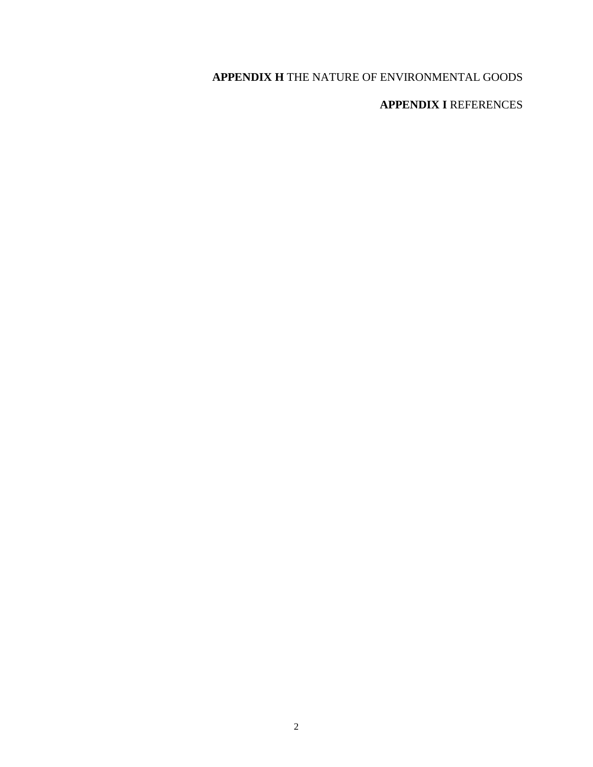**APPENDIX H** THE NATURE OF ENVIRONMENTAL GOODS

**APPENDIX I** REFERENCES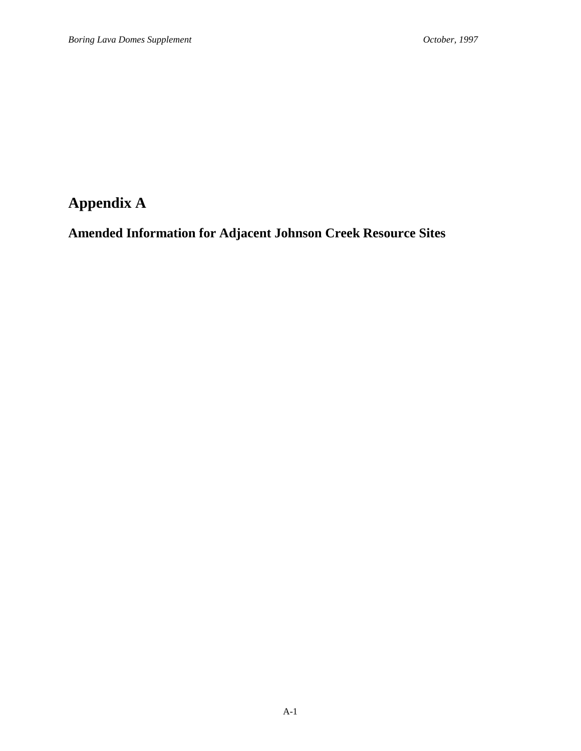# Appendix A

## Amended Information for Adjacent Johnson Creek Resource Sites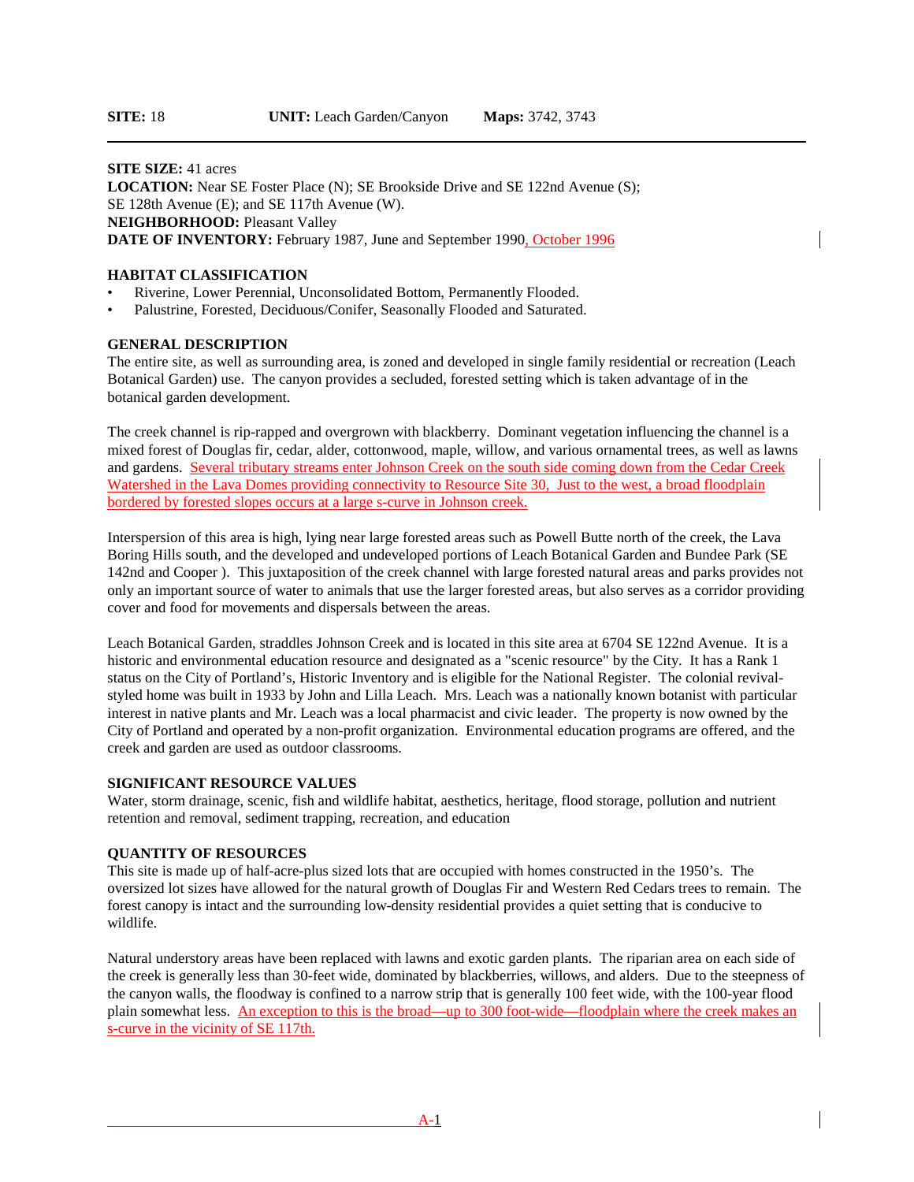**SITE:** 18 **UNIT:** Leach Garden/Canyon **Maps:** 3742, 3743

---

**SITE SIZE:** 41 acres
**LOCATION:** Near SE Foster Place (N); SE Brookside Drive and SE 122nd Avenue (S); SE 128th Avenue (E); and SE 117th Avenue (W).
**NEIGHBORHOOD:** Pleasant Valley
**DATE OF INVENTORY:** February 1987, June and September 1990, October 1996

**HABITAT CLASSIFICATION**

- Riverine, Lower Perennial, Unconsolidated Bottom, Permanently Flooded.
- Palustrine, Forested, Deciduous/Conifer, Seasonally Flooded and Saturated.

**GENERAL DESCRIPTION**

The entire site, as well as surrounding area, is zoned and developed in single family residential or recreation (Leach Botanical Garden) use. The canyon provides a secluded, forested setting which is taken advantage of in the botanical garden development.

The creek channel is rip-rapped and overgrown with blackberry. Dominant vegetation influencing the channel is a mixed forest of Douglas fir, cedar, alder, cottonwood, maple, willow, and various ornamental trees, as well as lawns and gardens. Several tributary streams enter Johnson Creek on the south side coming down from the Cedar Creek Watershed in the Lava Domes providing connectivity to Resource Site 30, Just to the west, a broad floodplain bordered by forested slopes occurs at a large s-curve in Johnson creek.

Interspersion of this area is high, lying near large forested areas such as Powell Butte north of the creek, the Lava Boring Hills south, and the developed and undeveloped portions of Leach Botanical Garden and Bundee Park (SE 142nd and Cooper ). This juxtaposition of the creek channel with large forested natural areas and parks provides not only an important source of water to animals that use the larger forested areas, but also serves as a corridor providing cover and food for movements and dispersals between the areas.

Leach Botanical Garden, straddles Johnson Creek and is located in this site area at 6704 SE 122nd Avenue. It is a historic and environmental education resource and designated as a "scenic resource" by the City. It has a Rank 1 status on the City of Portland's, Historic Inventory and is eligible for the National Register. The colonial revival-styled home was built in 1933 by John and Lilla Leach. Mrs. Leach was a nationally known botanist with particular interest in native plants and Mr. Leach was a local pharmacist and civic leader. The property is now owned by the City of Portland and operated by a non-profit organization. Environmental education programs are offered, and the creek and garden are used as outdoor classrooms.

**SIGNIFICANT RESOURCE VALUES**

Water, storm drainage, scenic, fish and wildlife habitat, aesthetics, heritage, flood storage, pollution and nutrient retention and removal, sediment trapping, recreation, and education

**QUANTITY OF RESOURCES**

This site is made up of half-acre-plus sized lots that are occupied with homes constructed in the 1950's. The oversized lot sizes have allowed for the natural growth of Douglas Fir and Western Red Cedars trees to remain. The forest canopy is intact and the surrounding low-density residential provides a quiet setting that is conducive to wildlife.

Natural understory areas have been replaced with lawns and exotic garden plants. The riparian area on each side of the creek is generally less than 30-feet wide, dominated by blackberries, willows, and alders. Due to the steepness of the canyon walls, the floodway is confined to a narrow strip that is generally 100 feet wide, with the 100-year flood plain somewhat less. An exception to this is the broad—up to 300 foot-wide—floodplain where the creek makes an s-curve in the vicinity of SE 117th.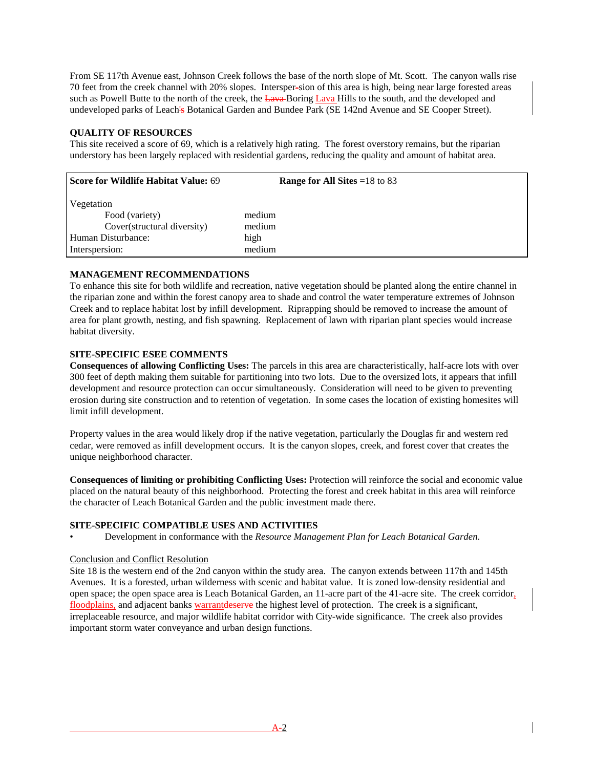From SE 117th Avenue east, Johnson Creek follows the base of the north slope of Mt. Scott. The canyon walls rise 70 feet from the creek channel with 20% slopes. Intersper~~-~~sion of this area is high, being near large forested areas such as Powell Butte to the north of the creek, the ~~Lava~~ Boring Lava Hills to the south, and the developed and undeveloped parks of Leach~~'s~~ Botanical Garden and Bundee Park (SE 142nd Avenue and SE Cooper Street).

### QUALITY OF RESOURCES

This site received a score of 69, which is a relatively high rating. The forest overstory remains, but the riparian understory has been largely replaced with residential gardens, reducing the quality and amount of habitat area.

| **Score for Wildlife Habitat Value:** 69 | **Range for All Sites** =18 to 83 |
|---|---|
| Vegetation | |
| Food (variety) | medium |
| Cover(structural diversity) | medium |
| Human Disturbance: | high |
| Interspersion: | medium |

### MANAGEMENT RECOMMENDATIONS

To enhance this site for both wildlife and recreation, native vegetation should be planted along the entire channel in the riparian zone and within the forest canopy area to shade and control the water temperature extremes of Johnson Creek and to replace habitat lost by infill development. Riprapping should be removed to increase the amount of area for plant growth, nesting, and fish spawning. Replacement of lawn with riparian plant species would increase habitat diversity.

### SITE-SPECIFIC ESEE COMMENTS

**Consequences of allowing Conflicting Uses:** The parcels in this area are characteristically, half-acre lots with over 300 feet of depth making them suitable for partitioning into two lots. Due to the oversized lots, it appears that infill development and resource protection can occur simultaneously. Consideration will need to be given to preventing erosion during site construction and to retention of vegetation. In some cases the location of existing homesites will limit infill development.

Property values in the area would likely drop if the native vegetation, particularly the Douglas fir and western red cedar, were removed as infill development occurs. It is the canyon slopes, creek, and forest cover that creates the unique neighborhood character.

**Consequences of limiting or prohibiting Conflicting Uses:** Protection will reinforce the social and economic value placed on the natural beauty of this neighborhood. Protecting the forest and creek habitat in this area will reinforce the character of Leach Botanical Garden and the public investment made there.

### SITE-SPECIFIC COMPATIBLE USES AND ACTIVITIES

- Development in conformance with the *Resource Management Plan for Leach Botanical Garden.*

Conclusion and Conflict Resolution

Site 18 is the western end of the 2nd canyon within the study area. The canyon extends between 117th and 145th Avenues. It is a forested, urban wilderness with scenic and habitat value. It is zoned low-density residential and open space; the open space area is Leach Botanical Garden, an 11-acre part of the 41-acre site. The creek corridor, floodplains, and adjacent banks warrant~~deserve~~ the highest level of protection. The creek is a significant, irreplaceable resource, and major wildlife habitat corridor with City-wide significance. The creek also provides important storm water conveyance and urban design functions.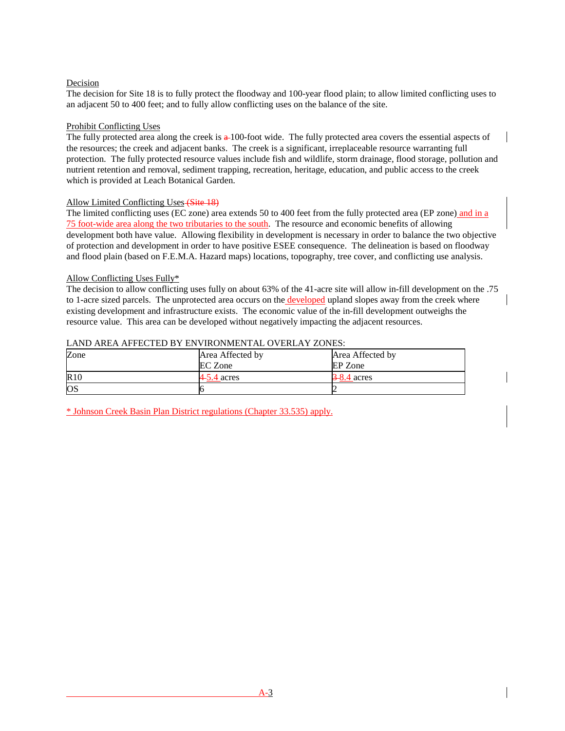Decision

The decision for Site 18 is to fully protect the floodway and 100-year flood plain; to allow limited conflicting uses to an adjacent 50 to 400 feet; and to fully allow conflicting uses on the balance of the site.

Prohibit Conflicting Uses

The fully protected area along the creek is a 100-foot wide. The fully protected area covers the essential aspects of the resources; the creek and adjacent banks. The creek is a significant, irreplaceable resource warranting full protection. The fully protected resource values include fish and wildlife, storm drainage, flood storage, pollution and nutrient retention and removal, sediment trapping, recreation, heritage, education, and public access to the creek which is provided at Leach Botanical Garden.

Allow Limited Conflicting Uses (Site 18)

The limited conflicting uses (EC zone) area extends 50 to 400 feet from the fully protected area (EP zone) and in a 75 foot-wide area along the two tributaries to the south. The resource and economic benefits of allowing development both have value. Allowing flexibility in development is necessary in order to balance the two objective of protection and development in order to have positive ESEE consequence. The delineation is based on floodway and flood plain (based on F.E.M.A. Hazard maps) locations, topography, tree cover, and conflicting use analysis.

Allow Conflicting Uses Fully*

The decision to allow conflicting uses fully on about 63% of the 41-acre site will allow in-fill development on the .75 to 1-acre sized parcels. The unprotected area occurs on the developed upland slopes away from the creek where existing development and infrastructure exists. The economic value of the in-fill development outweighs the resource value. This area can be developed without negatively impacting the adjacent resources.

LAND AREA AFFECTED BY ENVIRONMENTAL OVERLAY ZONES:

| Zone | Area Affected by EC Zone | Area Affected by EP Zone |
|---|---|---|
| R10 | 4 5.4 acres | 3 8.4 acres |
| OS | 6 | 2 |

* Johnson Creek Basin Plan District regulations (Chapter 33.535) apply.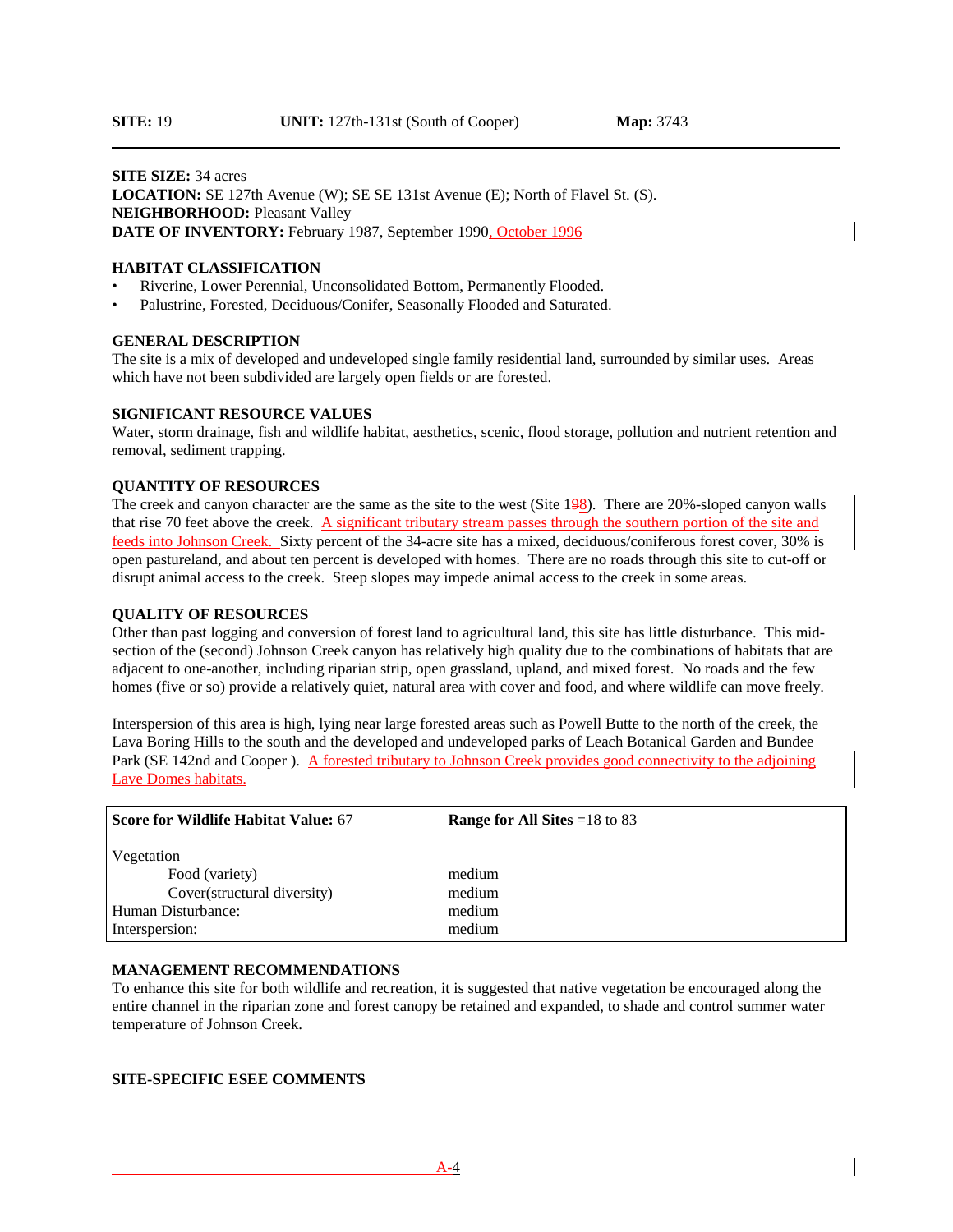**SITE:** 19 **UNIT:** 127th-131st (South of Cooper) **Map:** 3743

**SITE SIZE:** 34 acres
**LOCATION:** SE 127th Avenue (W); SE SE 131st Avenue (E); North of Flavel St. (S).
**NEIGHBORHOOD:** Pleasant Valley
**DATE OF INVENTORY:** February 1987, September 1990, October 1996

### HABITAT CLASSIFICATION

- Riverine, Lower Perennial, Unconsolidated Bottom, Permanently Flooded.
- Palustrine, Forested, Deciduous/Conifer, Seasonally Flooded and Saturated.

### GENERAL DESCRIPTION

The site is a mix of developed and undeveloped single family residential land, surrounded by similar uses. Areas which have not been subdivided are largely open fields or are forested.

### SIGNIFICANT RESOURCE VALUES

Water, storm drainage, fish and wildlife habitat, aesthetics, scenic, flood storage, pollution and nutrient retention and removal, sediment trapping.

### QUANTITY OF RESOURCES

The creek and canyon character are the same as the site to the west (Site 1~~9~~8). There are 20%-sloped canyon walls that rise 70 feet above the creek. A significant tributary stream passes through the southern portion of the site and feeds into Johnson Creek. Sixty percent of the 34-acre site has a mixed, deciduous/coniferous forest cover, 30% is open pastureland, and about ten percent is developed with homes. There are no roads through this site to cut-off or disrupt animal access to the creek. Steep slopes may impede animal access to the creek in some areas.

### QUALITY OF RESOURCES

Other than past logging and conversion of forest land to agricultural land, this site has little disturbance. This mid-section of the (second) Johnson Creek canyon has relatively high quality due to the combinations of habitats that are adjacent to one-another, including riparian strip, open grassland, upland, and mixed forest. No roads and the few homes (five or so) provide a relatively quiet, natural area with cover and food, and where wildlife can move freely.

Interspersion of this area is high, lying near large forested areas such as Powell Butte to the north of the creek, the Lava Boring Hills to the south and the developed and undeveloped parks of Leach Botanical Garden and Bundee Park (SE 142nd and Cooper ). A forested tributary to Johnson Creek provides good connectivity to the adjoining Lave Domes habitats.

| **Score for Wildlife Habitat Value:** 67 | **Range for All Sites** =18 to 83 |
|---|---|
| Vegetation | |
| Food (variety) | medium |
| Cover(structural diversity) | medium |
| Human Disturbance: | medium |
| Interspersion: | medium |

### MANAGEMENT RECOMMENDATIONS

To enhance this site for both wildlife and recreation, it is suggested that native vegetation be encouraged along the entire channel in the riparian zone and forest canopy be retained and expanded, to shade and control summer water temperature of Johnson Creek.

### SITE-SPECIFIC ESEE COMMENTS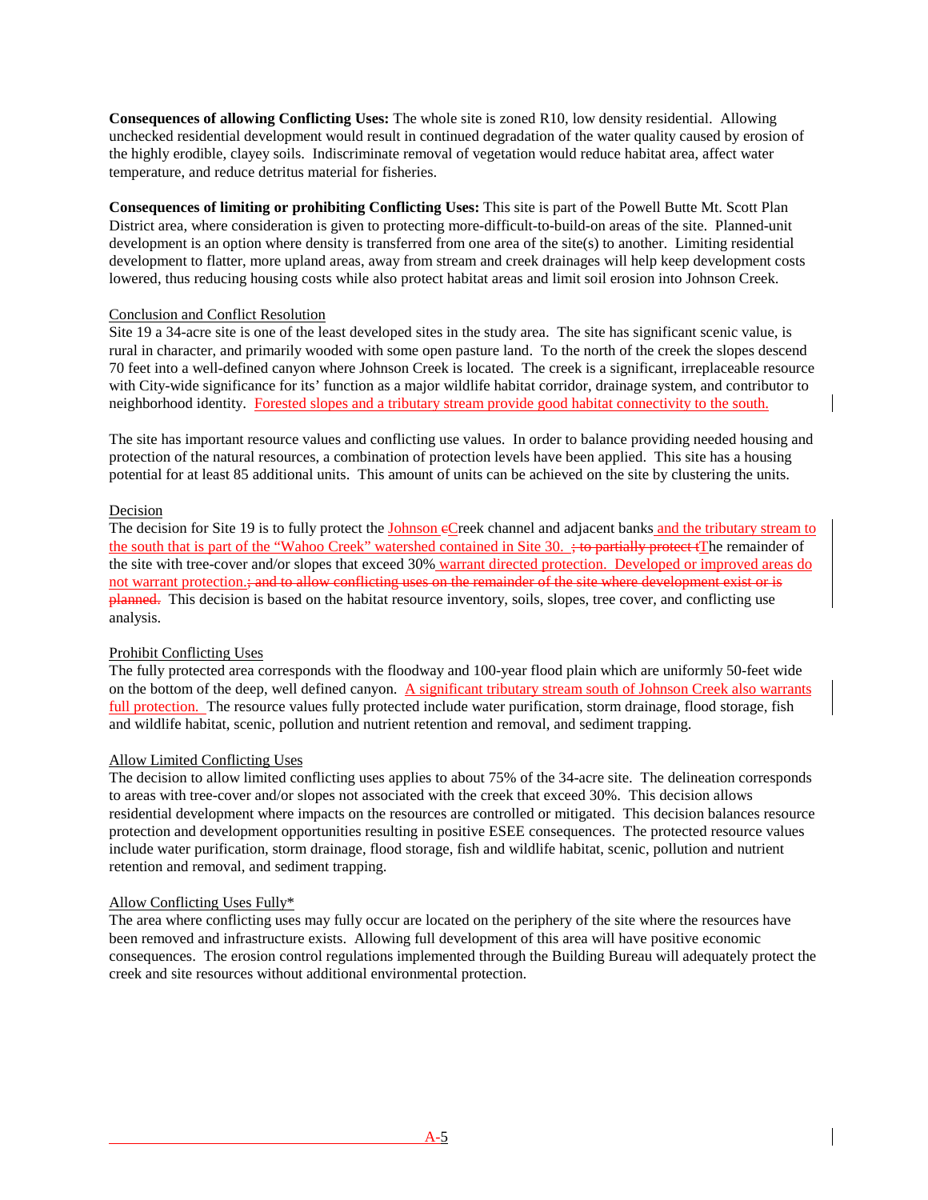**Consequences of allowing Conflicting Uses:** The whole site is zoned R10, low density residential. Allowing unchecked residential development would result in continued degradation of the water quality caused by erosion of the highly erodible, clayey soils. Indiscriminate removal of vegetation would reduce habitat area, affect water temperature, and reduce detritus material for fisheries.

**Consequences of limiting or prohibiting Conflicting Uses:** This site is part of the Powell Butte Mt. Scott Plan District area, where consideration is given to protecting more-difficult-to-build-on areas of the site. Planned-unit development is an option where density is transferred from one area of the site(s) to another. Limiting residential development to flatter, more upland areas, away from stream and creek drainages will help keep development costs lowered, thus reducing housing costs while also protect habitat areas and limit soil erosion into Johnson Creek.

Conclusion and Conflict Resolution

Site 19 a 34-acre site is one of the least developed sites in the study area. The site has significant scenic value, is rural in character, and primarily wooded with some open pasture land. To the north of the creek the slopes descend 70 feet into a well-defined canyon where Johnson Creek is located. The creek is a significant, irreplaceable resource with City-wide significance for its' function as a major wildlife habitat corridor, drainage system, and contributor to neighborhood identity. Forested slopes and a tributary stream provide good habitat connectivity to the south.

The site has important resource values and conflicting use values. In order to balance providing needed housing and protection of the natural resources, a combination of protection levels have been applied. This site has a housing potential for at least 85 additional units. This amount of units can be achieved on the site by clustering the units.

Decision

The decision for Site 19 is to fully protect the Johnson ~~c~~Creek channel and adjacent banks and the tributary stream to the south that is part of the "Wahoo Creek" watershed contained in Site 30. ~~; to partially protect t~~The remainder of the site with tree-cover and/or slopes that exceed 30% warrant directed protection. Developed or improved areas do not warrant protection.~~; and to allow conflicting uses on the remainder of the site where development exist or is planned.~~ This decision is based on the habitat resource inventory, soils, slopes, tree cover, and conflicting use analysis.

Prohibit Conflicting Uses

The fully protected area corresponds with the floodway and 100-year flood plain which are uniformly 50-feet wide on the bottom of the deep, well defined canyon. A significant tributary stream south of Johnson Creek also warrants full protection. The resource values fully protected include water purification, storm drainage, flood storage, fish and wildlife habitat, scenic, pollution and nutrient retention and removal, and sediment trapping.

Allow Limited Conflicting Uses

The decision to allow limited conflicting uses applies to about 75% of the 34-acre site. The delineation corresponds to areas with tree-cover and/or slopes not associated with the creek that exceed 30%. This decision allows residential development where impacts on the resources are controlled or mitigated. This decision balances resource protection and development opportunities resulting in positive ESEE consequences. The protected resource values include water purification, storm drainage, flood storage, fish and wildlife habitat, scenic, pollution and nutrient retention and removal, and sediment trapping.

Allow Conflicting Uses Fully*

The area where conflicting uses may fully occur are located on the periphery of the site where the resources have been removed and infrastructure exists. Allowing full development of this area will have positive economic consequences. The erosion control regulations implemented through the Building Bureau will adequately protect the creek and site resources without additional environmental protection.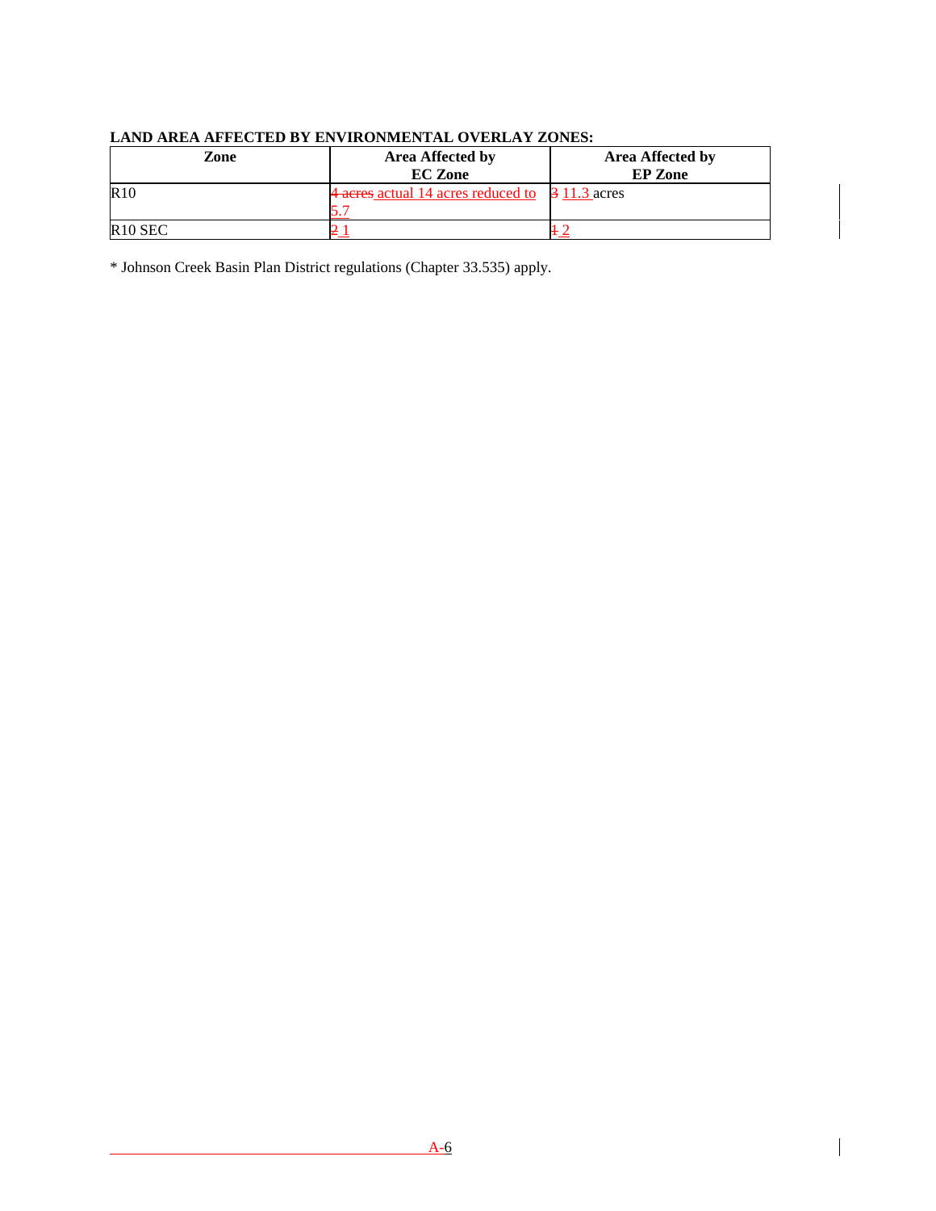**LAND AREA AFFECTED BY ENVIRONMENTAL OVERLAY ZONES:**

| Zone | Area Affected by EC Zone | Area Affected by EP Zone |
|---|---|---|
| R10 | ~~4 acres~~ actual 14 acres reduced to 5.7 | ~~3~~ 11.3 acres |
| R10 SEC | ~~2~~ 1 | ~~1~~ 2 |

* Johnson Creek Basin Plan District regulations (Chapter 33.535) apply.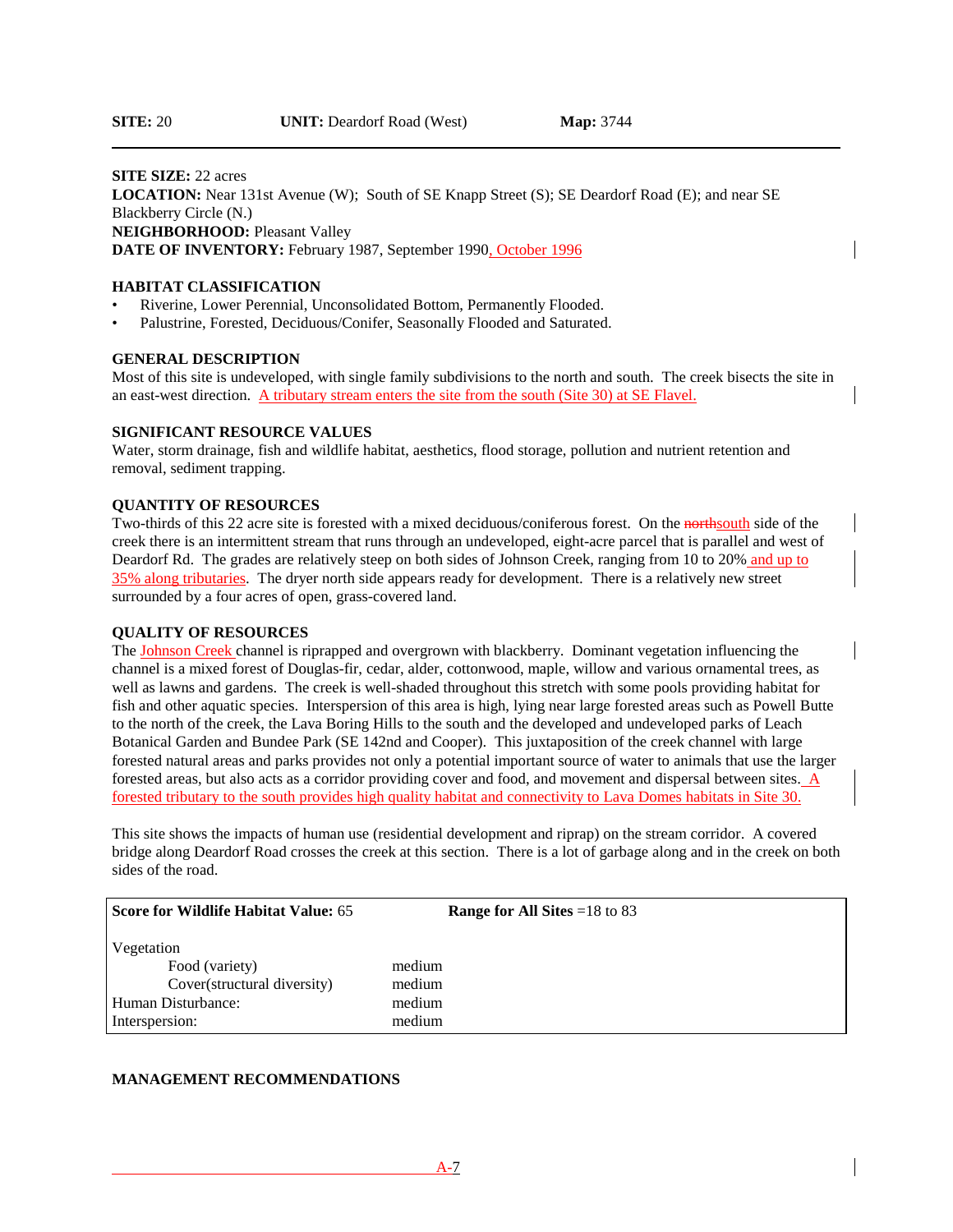**SITE:** 20 **UNIT:** Deardorf Road (West) **Map:** 3744

---

**SITE SIZE:** 22 acres
**LOCATION:** Near 131st Avenue (W); South of SE Knapp Street (S); SE Deardorf Road (E); and near SE Blackberry Circle (N.)
**NEIGHBORHOOD:** Pleasant Valley
**DATE OF INVENTORY:** February 1987, September 1990, October 1996

### HABITAT CLASSIFICATION

- Riverine, Lower Perennial, Unconsolidated Bottom, Permanently Flooded.
- Palustrine, Forested, Deciduous/Conifer, Seasonally Flooded and Saturated.

### GENERAL DESCRIPTION

Most of this site is undeveloped, with single family subdivisions to the north and south. The creek bisects the site in an east-west direction. A tributary stream enters the site from the south (Site 30) at SE Flavel.

### SIGNIFICANT RESOURCE VALUES

Water, storm drainage, fish and wildlife habitat, aesthetics, flood storage, pollution and nutrient retention and removal, sediment trapping.

### QUANTITY OF RESOURCES

Two-thirds of this 22 acre site is forested with a mixed deciduous/coniferous forest. On the ~~north~~south side of the creek there is an intermittent stream that runs through an undeveloped, eight-acre parcel that is parallel and west of Deardorf Rd. The grades are relatively steep on both sides of Johnson Creek, ranging from 10 to 20% and up to 35% along tributaries. The dryer north side appears ready for development. There is a relatively new street surrounded by a four acres of open, grass-covered land.

### QUALITY OF RESOURCES

The Johnson Creek channel is riprapped and overgrown with blackberry. Dominant vegetation influencing the channel is a mixed forest of Douglas-fir, cedar, alder, cottonwood, maple, willow and various ornamental trees, as well as lawns and gardens. The creek is well-shaded throughout this stretch with some pools providing habitat for fish and other aquatic species. Interspersion of this area is high, lying near large forested areas such as Powell Butte to the north of the creek, the Lava Boring Hills to the south and the developed and undeveloped parks of Leach Botanical Garden and Bundee Park (SE 142nd and Cooper). This juxtaposition of the creek channel with large forested natural areas and parks provides not only a potential important source of water to animals that use the larger forested areas, but also acts as a corridor providing cover and food, and movement and dispersal between sites. A forested tributary to the south provides high quality habitat and connectivity to Lava Domes habitats in Site 30.

This site shows the impacts of human use (residential development and riprap) on the stream corridor. A covered bridge along Deardorf Road crosses the creek at this section. There is a lot of garbage along and in the creek on both sides of the road.

| **Score for Wildlife Habitat Value:** 65 | **Range for All Sites** =18 to 83 |
|---|---|
| Vegetation | |
| Food (variety) | medium |
| Cover(structural diversity) | medium |
| Human Disturbance: | medium |
| Interspersion: | medium |

### MANAGEMENT RECOMMENDATIONS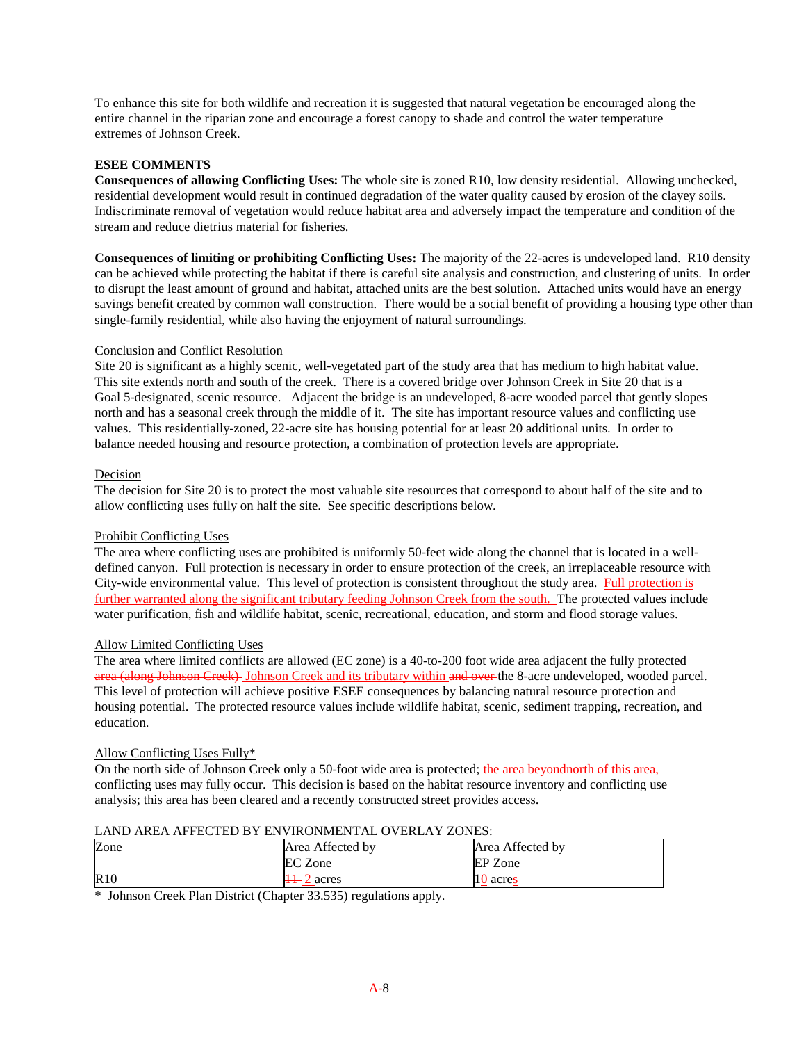To enhance this site for both wildlife and recreation it is suggested that natural vegetation be encouraged along the entire channel in the riparian zone and encourage a forest canopy to shade and control the water temperature extremes of Johnson Creek.

**ESEE COMMENTS**

**Consequences of allowing Conflicting Uses:** The whole site is zoned R10, low density residential. Allowing unchecked, residential development would result in continued degradation of the water quality caused by erosion of the clayey soils. Indiscriminate removal of vegetation would reduce habitat area and adversely impact the temperature and condition of the stream and reduce dietrius material for fisheries.

**Consequences of limiting or prohibiting Conflicting Uses:** The majority of the 22-acres is undeveloped land. R10 density can be achieved while protecting the habitat if there is careful site analysis and construction, and clustering of units. In order to disrupt the least amount of ground and habitat, attached units are the best solution. Attached units would have an energy savings benefit created by common wall construction. There would be a social benefit of providing a housing type other than single-family residential, while also having the enjoyment of natural surroundings.

Conclusion and Conflict Resolution

Site 20 is significant as a highly scenic, well-vegetated part of the study area that has medium to high habitat value. This site extends north and south of the creek. There is a covered bridge over Johnson Creek in Site 20 that is a Goal 5-designated, scenic resource. Adjacent the bridge is an undeveloped, 8-acre wooded parcel that gently slopes north and has a seasonal creek through the middle of it. The site has important resource values and conflicting use values. This residentially-zoned, 22-acre site has housing potential for at least 20 additional units. In order to balance needed housing and resource protection, a combination of protection levels are appropriate.

Decision

The decision for Site 20 is to protect the most valuable site resources that correspond to about half of the site and to allow conflicting uses fully on half the site. See specific descriptions below.

Prohibit Conflicting Uses

The area where conflicting uses are prohibited is uniformly 50-feet wide along the channel that is located in a well-defined canyon. Full protection is necessary in order to ensure protection of the creek, an irreplaceable resource with City-wide environmental value. This level of protection is consistent throughout the study area. Full protection is further warranted along the significant tributary feeding Johnson Creek from the south. The protected values include water purification, fish and wildlife habitat, scenic, recreational, education, and storm and flood storage values.

Allow Limited Conflicting Uses

The area where limited conflicts are allowed (EC zone) is a 40-to-200 foot wide area adjacent the fully protected ~~area (along Johnson Creek)~~ Johnson Creek and its tributary within ~~and over~~ the 8-acre undeveloped, wooded parcel. This level of protection will achieve positive ESEE consequences by balancing natural resource protection and housing potential. The protected resource values include wildlife habitat, scenic, sediment trapping, recreation, and education.

Allow Conflicting Uses Fully*

On the north side of Johnson Creek only a 50-foot wide area is protected; ~~the area beyond~~north of this area, conflicting uses may fully occur. This decision is based on the habitat resource inventory and conflicting use analysis; this area has been cleared and a recently constructed street provides access.

LAND AREA AFFECTED BY ENVIRONMENTAL OVERLAY ZONES:

| Zone | Area Affected by EC Zone | Area Affected by EP Zone |
|---|---|---|
| R10 | ~~11~~ 2 acres | 10 acres |

\* Johnson Creek Plan District (Chapter 33.535) regulations apply.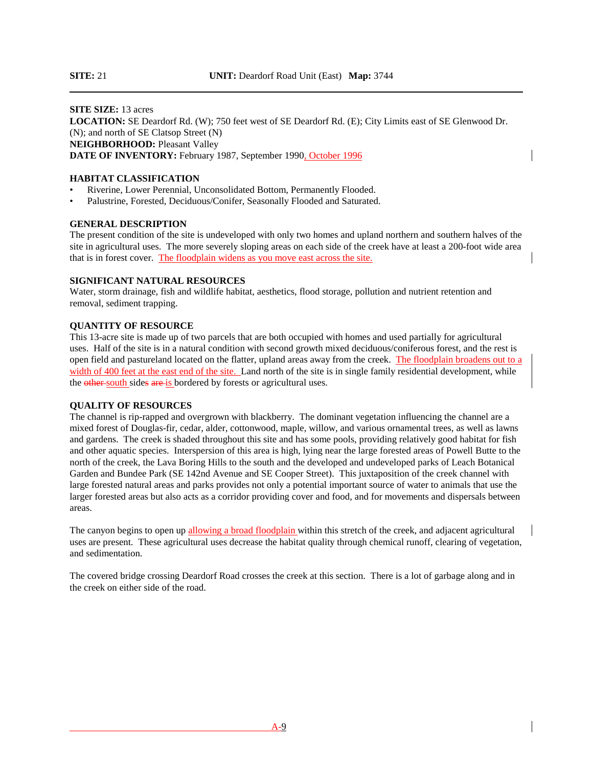**SITE:** 21 **UNIT:** Deardorf Road Unit (East) **Map:** 3744

---

**SITE SIZE:** 13 acres
**LOCATION:** SE Deardorf Rd. (W); 750 feet west of SE Deardorf Rd. (E); City Limits east of SE Glenwood Dr. (N); and north of SE Clatsop Street (N)
**NEIGHBORHOOD:** Pleasant Valley
**DATE OF INVENTORY:** February 1987, September 1990, October 1996

**HABITAT CLASSIFICATION**

- Riverine, Lower Perennial, Unconsolidated Bottom, Permanently Flooded.
- Palustrine, Forested, Deciduous/Conifer, Seasonally Flooded and Saturated.

**GENERAL DESCRIPTION**

The present condition of the site is undeveloped with only two homes and upland northern and southern halves of the site in agricultural uses. The more severely sloping areas on each side of the creek have at least a 200-foot wide area that is in forest cover. The floodplain widens as you move east across the site.

**SIGNIFICANT NATURAL RESOURCES**

Water, storm drainage, fish and wildlife habitat, aesthetics, flood storage, pollution and nutrient retention and removal, sediment trapping.

**QUANTITY OF RESOURCE**

This 13-acre site is made up of two parcels that are both occupied with homes and used partially for agricultural uses. Half of the site is in a natural condition with second growth mixed deciduous/coniferous forest, and the rest is open field and pastureland located on the flatter, upland areas away from the creek. The floodplain broadens out to a width of 400 feet at the east end of the site. Land north of the site is in single family residential development, while the ~~other~~ south sides ~~are~~ is bordered by forests or agricultural uses.

**QUALITY OF RESOURCES**

The channel is rip-rapped and overgrown with blackberry. The dominant vegetation influencing the channel are a mixed forest of Douglas-fir, cedar, alder, cottonwood, maple, willow, and various ornamental trees, as well as lawns and gardens. The creek is shaded throughout this site and has some pools, providing relatively good habitat for fish and other aquatic species. Interspersion of this area is high, lying near the large forested areas of Powell Butte to the north of the creek, the Lava Boring Hills to the south and the developed and undeveloped parks of Leach Botanical Garden and Bundee Park (SE 142nd Avenue and SE Cooper Street). This juxtaposition of the creek channel with large forested natural areas and parks provides not only a potential important source of water to animals that use the larger forested areas but also acts as a corridor providing cover and food, and for movements and dispersals between areas.

The canyon begins to open up allowing a broad floodplain within this stretch of the creek, and adjacent agricultural uses are present. These agricultural uses decrease the habitat quality through chemical runoff, clearing of vegetation, and sedimentation.

The covered bridge crossing Deardorf Road crosses the creek at this section. There is a lot of garbage along and in the creek on either side of the road.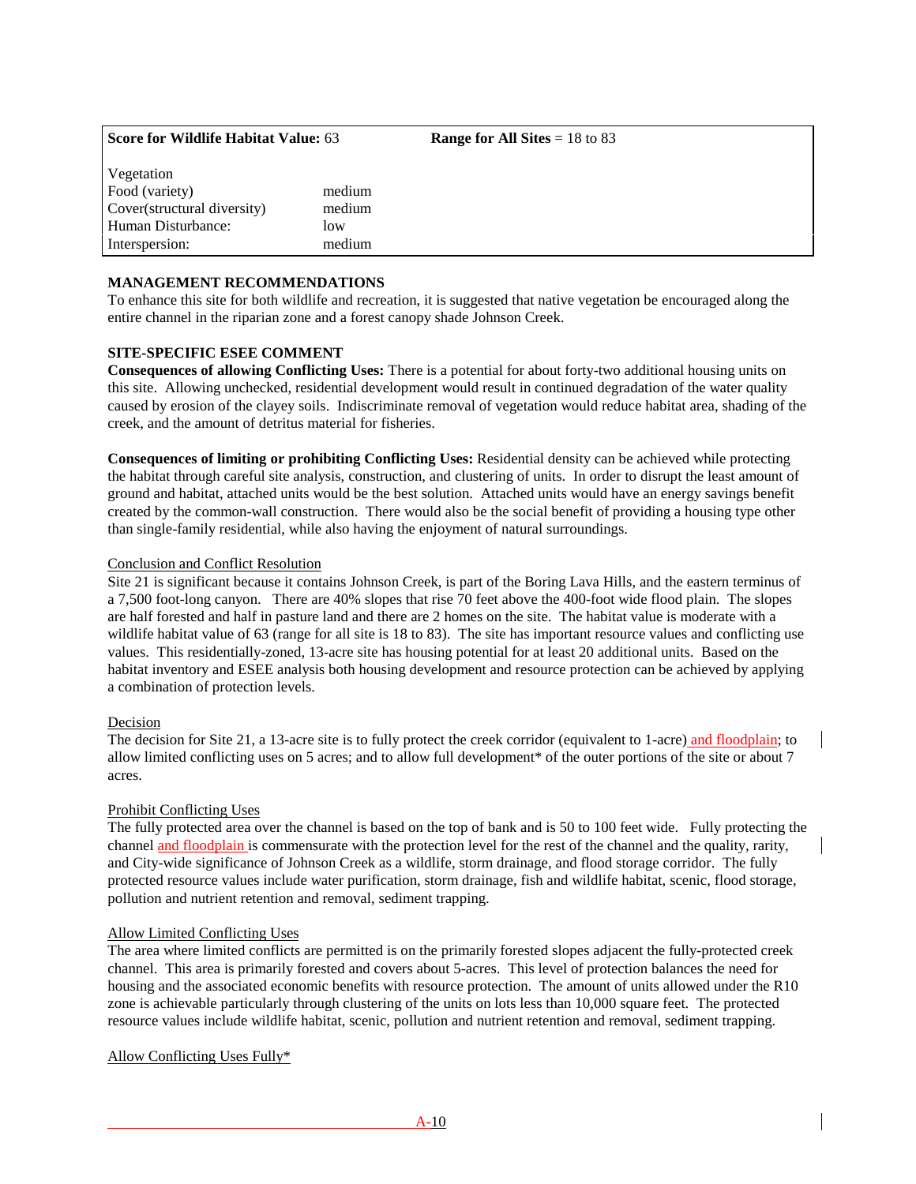| **Score for Wildlife Habitat Value:** 63 | | **Range for All Sites** = 18 to 83 |
|---|---|---|
| Vegetation | | |
| Food (variety) | medium | |
| Cover(structural diversity) | medium | |
| Human Disturbance: | low | |
| Interspersion: | medium | |

**MANAGEMENT RECOMMENDATIONS**
To enhance this site for both wildlife and recreation, it is suggested that native vegetation be encouraged along the entire channel in the riparian zone and a forest canopy shade Johnson Creek.

**SITE-SPECIFIC ESEE COMMENT**
**Consequences of allowing Conflicting Uses:** There is a potential for about forty-two additional housing units on this site. Allowing unchecked, residential development would result in continued degradation of the water quality caused by erosion of the clayey soils. Indiscriminate removal of vegetation would reduce habitat area, shading of the creek, and the amount of detritus material for fisheries.

**Consequences of limiting or prohibiting Conflicting Uses:** Residential density can be achieved while protecting the habitat through careful site analysis, construction, and clustering of units. In order to disrupt the least amount of ground and habitat, attached units would be the best solution. Attached units would have an energy savings benefit created by the common-wall construction. There would also be the social benefit of providing a housing type other than single-family residential, while also having the enjoyment of natural surroundings.

Conclusion and Conflict Resolution
Site 21 is significant because it contains Johnson Creek, is part of the Boring Lava Hills, and the eastern terminus of a 7,500 foot-long canyon. There are 40% slopes that rise 70 feet above the 400-foot wide flood plain. The slopes are half forested and half in pasture land and there are 2 homes on the site. The habitat value is moderate with a wildlife habitat value of 63 (range for all site is 18 to 83). The site has important resource values and conflicting use values. This residentially-zoned, 13-acre site has housing potential for at least 20 additional units. Based on the habitat inventory and ESEE analysis both housing development and resource protection can be achieved by applying a combination of protection levels.

Decision
The decision for Site 21, a 13-acre site is to fully protect the creek corridor (equivalent to 1-acre) and floodplain; to allow limited conflicting uses on 5 acres; and to allow full development* of the outer portions of the site or about 7 acres.

Prohibit Conflicting Uses
The fully protected area over the channel is based on the top of bank and is 50 to 100 feet wide. Fully protecting the channel and floodplain is commensurate with the protection level for the rest of the channel and the quality, rarity, and City-wide significance of Johnson Creek as a wildlife, storm drainage, and flood storage corridor. The fully protected resource values include water purification, storm drainage, fish and wildlife habitat, scenic, flood storage, pollution and nutrient retention and removal, sediment trapping.

Allow Limited Conflicting Uses
The area where limited conflicts are permitted is on the primarily forested slopes adjacent the fully-protected creek channel. This area is primarily forested and covers about 5-acres. This level of protection balances the need for housing and the associated economic benefits with resource protection. The amount of units allowed under the R10 zone is achievable particularly through clustering of the units on lots less than 10,000 square feet. The protected resource values include wildlife habitat, scenic, pollution and nutrient retention and removal, sediment trapping.

Allow Conflicting Uses Fully*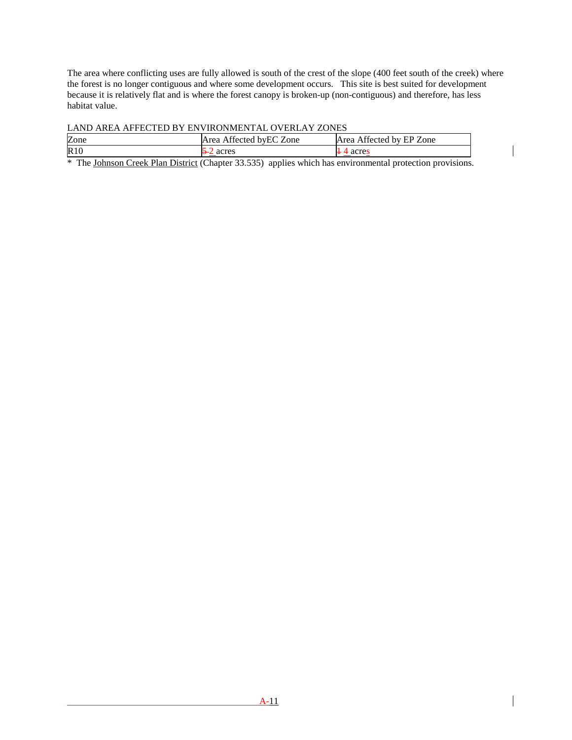The area where conflicting uses are fully allowed is south of the crest of the slope (400 feet south of the creek) where the forest is no longer contiguous and where some development occurs. This site is best suited for development because it is relatively flat and is where the forest canopy is broken-up (non-contiguous) and therefore, has less habitat value.

LAND AREA AFFECTED BY ENVIRONMENTAL OVERLAY ZONES

| Zone | Area Affected byEC Zone | Area Affected by EP Zone |
|---|---|---|
| R10 | ~~5~~ 2 acres | ~~1~~ 4 acres |

* The Johnson Creek Plan District (Chapter 33.535) applies which has environmental protection provisions.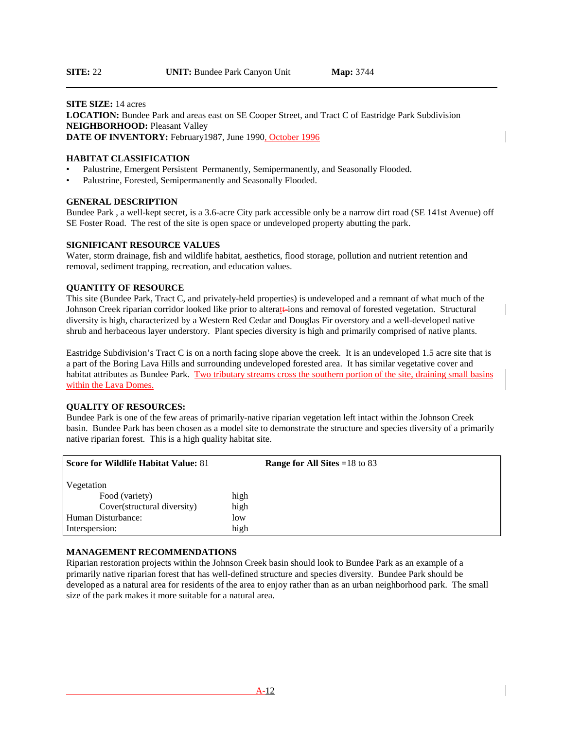**SITE:** 22 **UNIT:** Bundee Park Canyon Unit **Map:** 3744

---

**SITE SIZE:** 14 acres
**LOCATION:** Bundee Park and areas east on SE Cooper Street, and Tract C of Eastridge Park Subdivision
**NEIGHBORHOOD:** Pleasant Valley
**DATE OF INVENTORY:** February1987, June 1990, October 1996

**HABITAT CLASSIFICATION**

- Palustrine, Emergent Persistent Permanently, Semipermanently, and Seasonally Flooded.
- Palustrine, Forested, Semipermanently and Seasonally Flooded.

**GENERAL DESCRIPTION**

Bundee Park , a well-kept secret, is a 3.6-acre City park accessible only be a narrow dirt road (SE 141st Avenue) off SE Foster Road. The rest of the site is open space or undeveloped property abutting the park.

**SIGNIFICANT RESOURCE VALUES**

Water, storm drainage, fish and wildlife habitat, aesthetics, flood storage, pollution and nutrient retention and removal, sediment trapping, recreation, and education values.

**QUANTITY OF RESOURCE**

This site (Bundee Park, Tract C, and privately-held properties) is undeveloped and a remnant of what much of the Johnson Creek riparian corridor looked like prior to alterations and removal of forested vegetation. Structural diversity is high, characterized by a Western Red Cedar and Douglas Fir overstory and a well-developed native shrub and herbaceous layer understory. Plant species diversity is high and primarily comprised of native plants.

Eastridge Subdivision's Tract C is on a north facing slope above the creek. It is an undeveloped 1.5 acre site that is a part of the Boring Lava Hills and surrounding undeveloped forested area. It has similar vegetative cover and habitat attributes as Bundee Park. Two tributary streams cross the southern portion of the site, draining small basins within the Lava Domes.

**QUALITY OF RESOURCES:**

Bundee Park is one of the few areas of primarily-native riparian vegetation left intact within the Johnson Creek basin. Bundee Park has been chosen as a model site to demonstrate the structure and species diversity of a primarily native riparian forest. This is a high quality habitat site.

| **Score for Wildlife Habitat Value:** 81 | | **Range for All Sites =**18 to 83 |
|---|---|---|
| Vegetation | | |
| Food (variety) | high | |
| Cover(structural diversity) | high | |
| Human Disturbance: | low | |
| Interspersion: | high | |

**MANAGEMENT RECOMMENDATIONS**

Riparian restoration projects within the Johnson Creek basin should look to Bundee Park as an example of a primarily native riparian forest that has well-defined structure and species diversity. Bundee Park should be developed as a natural area for residents of the area to enjoy rather than as an urban neighborhood park. The small size of the park makes it more suitable for a natural area.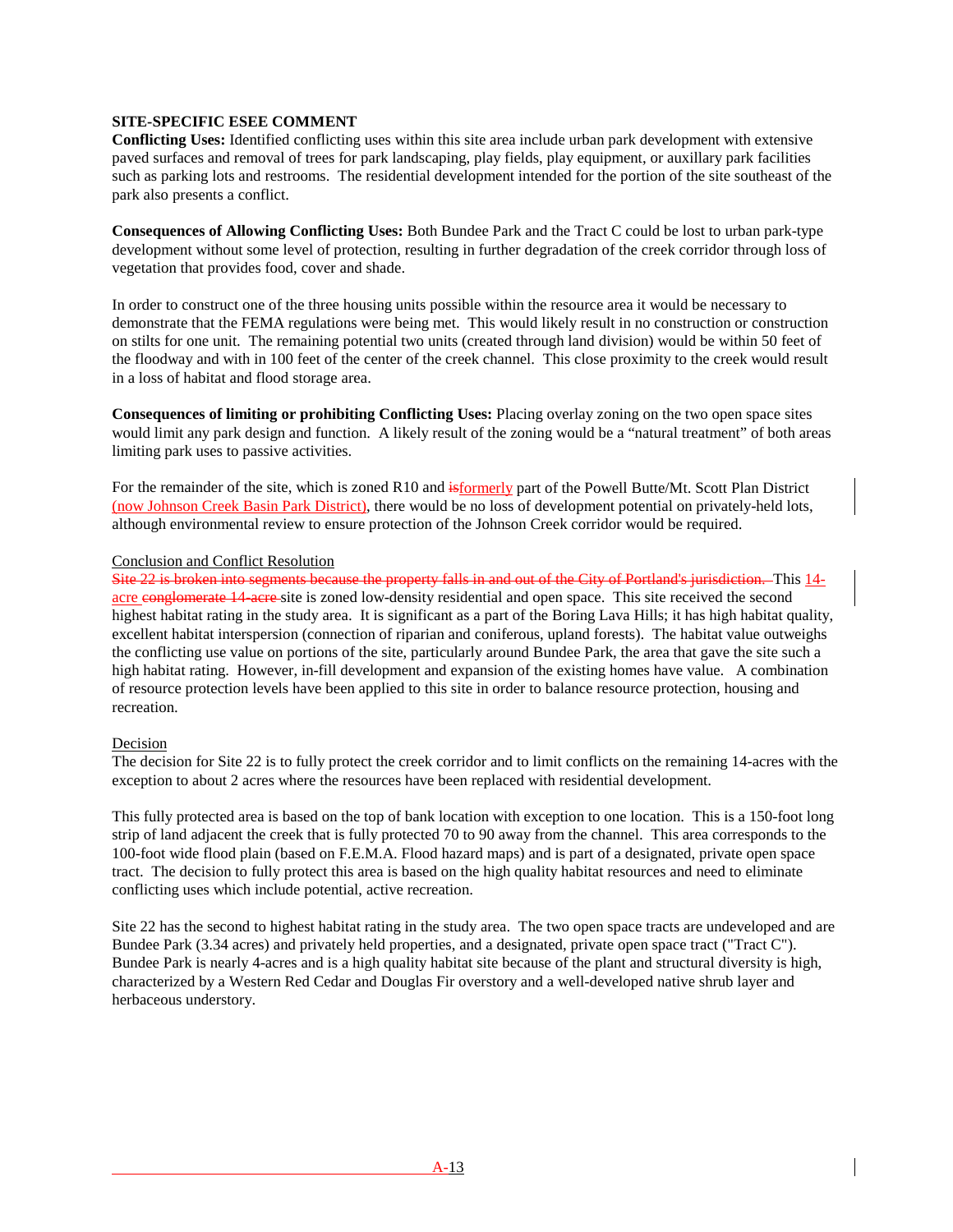**SITE-SPECIFIC ESEE COMMENT**

**Conflicting Uses:** Identified conflicting uses within this site area include urban park development with extensive paved surfaces and removal of trees for park landscaping, play fields, play equipment, or auxillary park facilities such as parking lots and restrooms. The residential development intended for the portion of the site southeast of the park also presents a conflict.

**Consequences of Allowing Conflicting Uses:** Both Bundee Park and the Tract C could be lost to urban park-type development without some level of protection, resulting in further degradation of the creek corridor through loss of vegetation that provides food, cover and shade.

In order to construct one of the three housing units possible within the resource area it would be necessary to demonstrate that the FEMA regulations were being met. This would likely result in no construction or construction on stilts for one unit. The remaining potential two units (created through land division) would be within 50 feet of the floodway and with in 100 feet of the center of the creek channel. This close proximity to the creek would result in a loss of habitat and flood storage area.

**Consequences of limiting or prohibiting Conflicting Uses:** Placing overlay zoning on the two open space sites would limit any park design and function. A likely result of the zoning would be a "natural treatment" of both areas limiting park uses to passive activities.

For the remainder of the site, which is zoned R10 and ~~is~~formerly part of the Powell Butte/Mt. Scott Plan District (now Johnson Creek Basin Park District), there would be no loss of development potential on privately-held lots, although environmental review to ensure protection of the Johnson Creek corridor would be required.

Conclusion and Conflict Resolution

~~Site 22 is broken into segments because the property falls in and out of the City of Portland's jurisdiction.~~ This 14-acre ~~conglomerate 14-acre~~ site is zoned low-density residential and open space. This site received the second highest habitat rating in the study area. It is significant as a part of the Boring Lava Hills; it has high habitat quality, excellent habitat interspersion (connection of riparian and coniferous, upland forests). The habitat value outweighs the conflicting use value on portions of the site, particularly around Bundee Park, the area that gave the site such a high habitat rating. However, in-fill development and expansion of the existing homes have value. A combination of resource protection levels have been applied to this site in order to balance resource protection, housing and recreation.

Decision

The decision for Site 22 is to fully protect the creek corridor and to limit conflicts on the remaining 14-acres with the exception to about 2 acres where the resources have been replaced with residential development.

This fully protected area is based on the top of bank location with exception to one location. This is a 150-foot long strip of land adjacent the creek that is fully protected 70 to 90 away from the channel. This area corresponds to the 100-foot wide flood plain (based on F.E.M.A. Flood hazard maps) and is part of a designated, private open space tract. The decision to fully protect this area is based on the high quality habitat resources and need to eliminate conflicting uses which include potential, active recreation.

Site 22 has the second to highest habitat rating in the study area. The two open space tracts are undeveloped and are Bundee Park (3.34 acres) and privately held properties, and a designated, private open space tract ("Tract C"). Bundee Park is nearly 4-acres and is a high quality habitat site because of the plant and structural diversity is high, characterized by a Western Red Cedar and Douglas Fir overstory and a well-developed native shrub layer and herbaceous understory.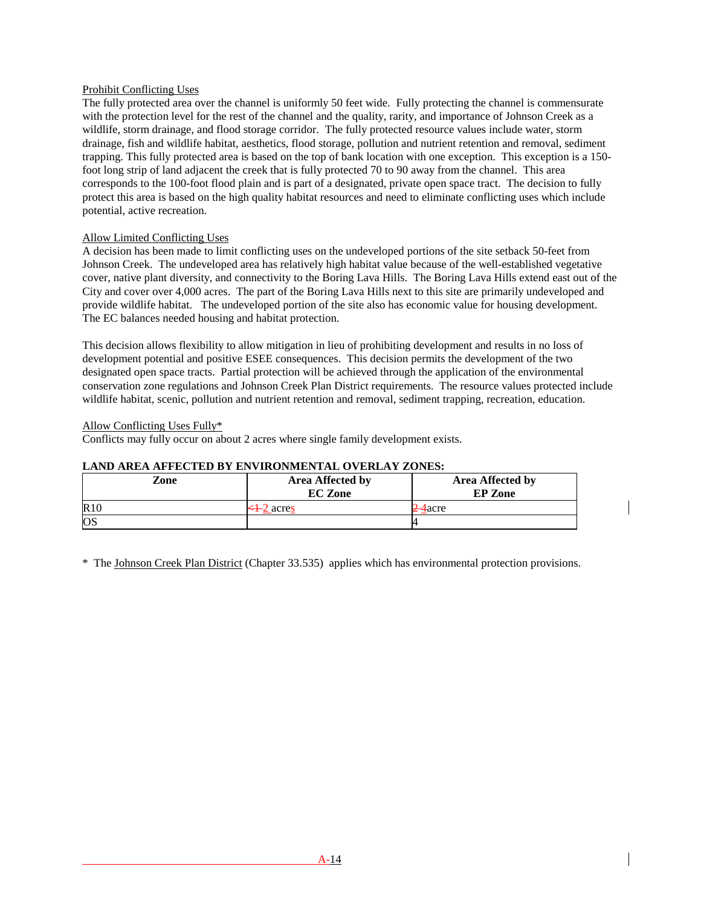Prohibit Conflicting Uses

The fully protected area over the channel is uniformly 50 feet wide. Fully protecting the channel is commensurate with the protection level for the rest of the channel and the quality, rarity, and importance of Johnson Creek as a wildlife, storm drainage, and flood storage corridor. The fully protected resource values include water, storm drainage, fish and wildlife habitat, aesthetics, flood storage, pollution and nutrient retention and removal, sediment trapping. This fully protected area is based on the top of bank location with one exception. This exception is a 150-foot long strip of land adjacent the creek that is fully protected 70 to 90 away from the channel. This area corresponds to the 100-foot flood plain and is part of a designated, private open space tract. The decision to fully protect this area is based on the high quality habitat resources and need to eliminate conflicting uses which include potential, active recreation.

Allow Limited Conflicting Uses

A decision has been made to limit conflicting uses on the undeveloped portions of the site setback 50-feet from Johnson Creek. The undeveloped area has relatively high habitat value because of the well-established vegetative cover, native plant diversity, and connectivity to the Boring Lava Hills. The Boring Lava Hills extend east out of the City and cover over 4,000 acres. The part of the Boring Lava Hills next to this site are primarily undeveloped and provide wildlife habitat. The undeveloped portion of the site also has economic value for housing development. The EC balances needed housing and habitat protection.

This decision allows flexibility to allow mitigation in lieu of prohibiting development and results in no loss of development potential and positive ESEE consequences. This decision permits the development of the two designated open space tracts. Partial protection will be achieved through the application of the environmental conservation zone regulations and Johnson Creek Plan District requirements. The resource values protected include wildlife habitat, scenic, pollution and nutrient retention and removal, sediment trapping, recreation, education.

Allow Conflicting Uses Fully*

Conflicts may fully occur on about 2 acres where single family development exists.

**LAND AREA AFFECTED BY ENVIRONMENTAL OVERLAY ZONES:**

| Zone | Area Affected by EC Zone | Area Affected by EP Zone |
|---|---|---|
| R10 | ~~<1~~ 2 acres | ~~2~~ 4acre |
| OS | | 4 |

\* The Johnson Creek Plan District (Chapter 33.535) applies which has environmental protection provisions.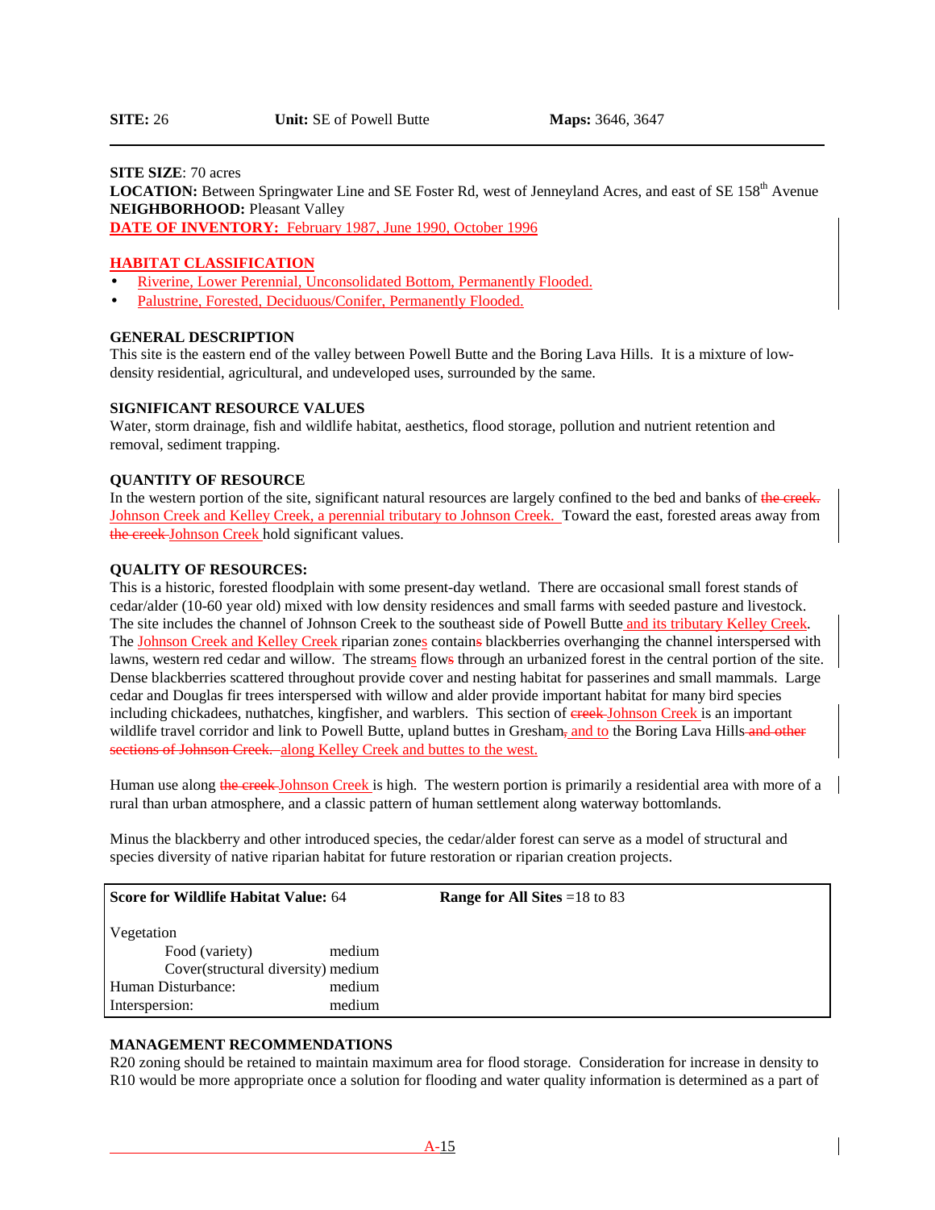**SITE:** 26 **Unit:** SE of Powell Butte **Maps:** 3646, 3647

---

**SITE SIZE**: 70 acres
**LOCATION:** Between Springwater Line and SE Foster Rd, west of Jenneyland Acres, and east of SE 158th Avenue
**NEIGHBORHOOD:** Pleasant Valley
**DATE OF INVENTORY:** February 1987, June 1990, October 1996

**HABITAT CLASSIFICATION**

- Riverine, Lower Perennial, Unconsolidated Bottom, Permanently Flooded.
- Palustrine, Forested, Deciduous/Conifer, Permanently Flooded.

**GENERAL DESCRIPTION**
This site is the eastern end of the valley between Powell Butte and the Boring Lava Hills. It is a mixture of low-density residential, agricultural, and undeveloped uses, surrounded by the same.

**SIGNIFICANT RESOURCE VALUES**
Water, storm drainage, fish and wildlife habitat, aesthetics, flood storage, pollution and nutrient retention and removal, sediment trapping.

**QUANTITY OF RESOURCE**
In the western portion of the site, significant natural resources are largely confined to the bed and banks of ~~the creek.~~ Johnson Creek and Kelley Creek, a perennial tributary to Johnson Creek. Toward the east, forested areas away from ~~the creek~~ Johnson Creek hold significant values.

**QUALITY OF RESOURCES:**
This is a historic, forested floodplain with some present-day wetland. There are occasional small forest stands of cedar/alder (10-60 year old) mixed with low density residences and small farms with seeded pasture and livestock. The site includes the channel of Johnson Creek to the southeast side of Powell Butte and its tributary Kelley Creek. The Johnson Creek and Kelley Creek riparian zones contain~~s~~ blackberries overhanging the channel interspersed with lawns, western red cedar and willow. The streams flow~~s~~ through an urbanized forest in the central portion of the site. Dense blackberries scattered throughout provide cover and nesting habitat for passerines and small mammals. Large cedar and Douglas fir trees interspersed with willow and alder provide important habitat for many bird species including chickadees, nuthatches, kingfisher, and warblers. This section of ~~creek~~ Johnson Creek is an important wildlife travel corridor and link to Powell Butte, upland buttes in Gresham~~,~~ and to the Boring Lava Hills ~~and other sections of Johnson Creek.~~ along Kelley Creek and buttes to the west.

Human use along ~~the creek~~ Johnson Creek is high. The western portion is primarily a residential area with more of a rural than urban atmosphere, and a classic pattern of human settlement along waterway bottomlands.

Minus the blackberry and other introduced species, the cedar/alder forest can serve as a model of structural and species diversity of native riparian habitat for future restoration or riparian creation projects.

| **Score for Wildlife Habitat Value:** 64 | | **Range for All Sites** =18 to 83 |
|---|---|---|
| Vegetation | | |
| Food (variety) | medium | |
| Cover(structural diversity) | medium | |
| Human Disturbance: | medium | |
| Interspersion: | medium | |

**MANAGEMENT RECOMMENDATIONS**
R20 zoning should be retained to maintain maximum area for flood storage. Consideration for increase in density to R10 would be more appropriate once a solution for flooding and water quality information is determined as a part of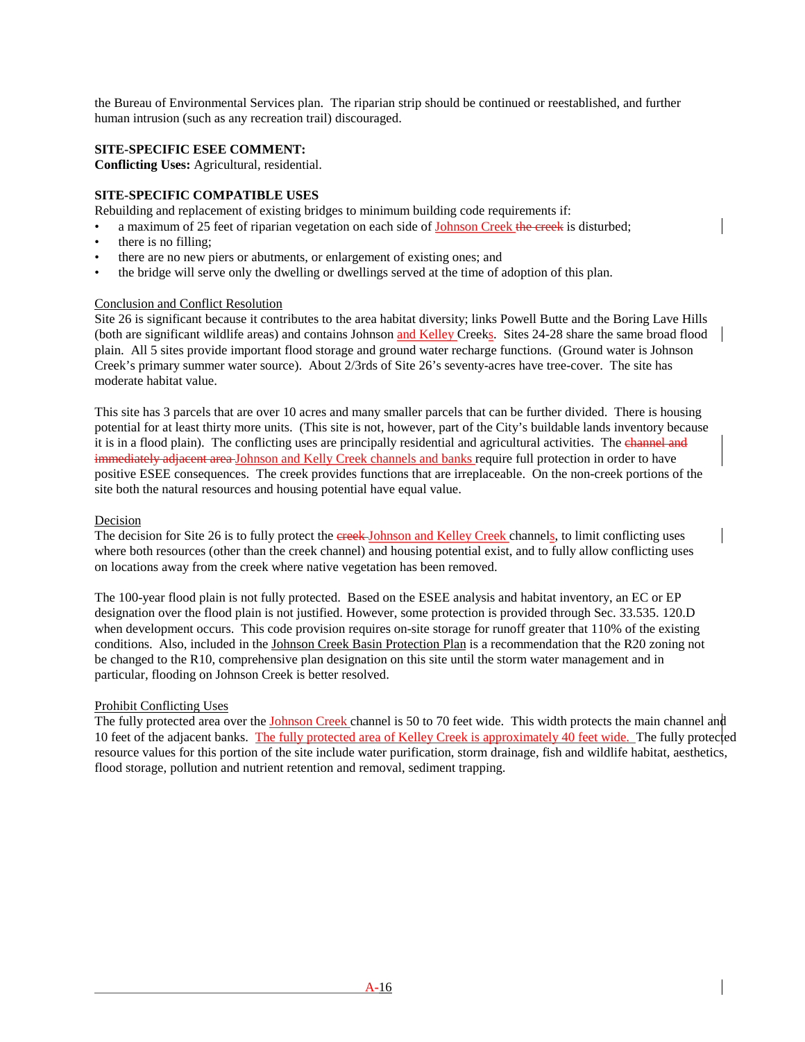the Bureau of Environmental Services plan. The riparian strip should be continued or reestablished, and further human intrusion (such as any recreation trail) discouraged.

**SITE-SPECIFIC ESEE COMMENT:**
**Conflicting Uses:** Agricultural, residential.

**SITE-SPECIFIC COMPATIBLE USES**

Rebuilding and replacement of existing bridges to minimum building code requirements if:

- a maximum of 25 feet of riparian vegetation on each side of Johnson Creek ~~the creek~~ is disturbed;
- there is no filling;
- there are no new piers or abutments, or enlargement of existing ones; and
- the bridge will serve only the dwelling or dwellings served at the time of adoption of this plan.

Conclusion and Conflict Resolution

Site 26 is significant because it contributes to the area habitat diversity; links Powell Butte and the Boring Lave Hills (both are significant wildlife areas) and contains Johnson and Kelley Creeks. Sites 24-28 share the same broad flood plain. All 5 sites provide important flood storage and ground water recharge functions. (Ground water is Johnson Creek's primary summer water source). About 2/3rds of Site 26's seventy-acres have tree-cover. The site has moderate habitat value.

This site has 3 parcels that are over 10 acres and many smaller parcels that can be further divided. There is housing potential for at least thirty more units. (This site is not, however, part of the City's buildable lands inventory because it is in a flood plain). The conflicting uses are principally residential and agricultural activities. The ~~channel and immediately adjacent area~~ Johnson and Kelly Creek channels and banks require full protection in order to have positive ESEE consequences. The creek provides functions that are irreplaceable. On the non-creek portions of the site both the natural resources and housing potential have equal value.

Decision

The decision for Site 26 is to fully protect the ~~creek~~ Johnson and Kelley Creek channels, to limit conflicting uses where both resources (other than the creek channel) and housing potential exist, and to fully allow conflicting uses on locations away from the creek where native vegetation has been removed.

The 100-year flood plain is not fully protected. Based on the ESEE analysis and habitat inventory, an EC or EP designation over the flood plain is not justified. However, some protection is provided through Sec. 33.535. 120.D when development occurs. This code provision requires on-site storage for runoff greater that 110% of the existing conditions. Also, included in the Johnson Creek Basin Protection Plan is a recommendation that the R20 zoning not be changed to the R10, comprehensive plan designation on this site until the storm water management and in particular, flooding on Johnson Creek is better resolved.

Prohibit Conflicting Uses

The fully protected area over the Johnson Creek channel is 50 to 70 feet wide. This width protects the main channel and 10 feet of the adjacent banks. The fully protected area of Kelley Creek is approximately 40 feet wide. The fully protected resource values for this portion of the site include water purification, storm drainage, fish and wildlife habitat, aesthetics, flood storage, pollution and nutrient retention and removal, sediment trapping.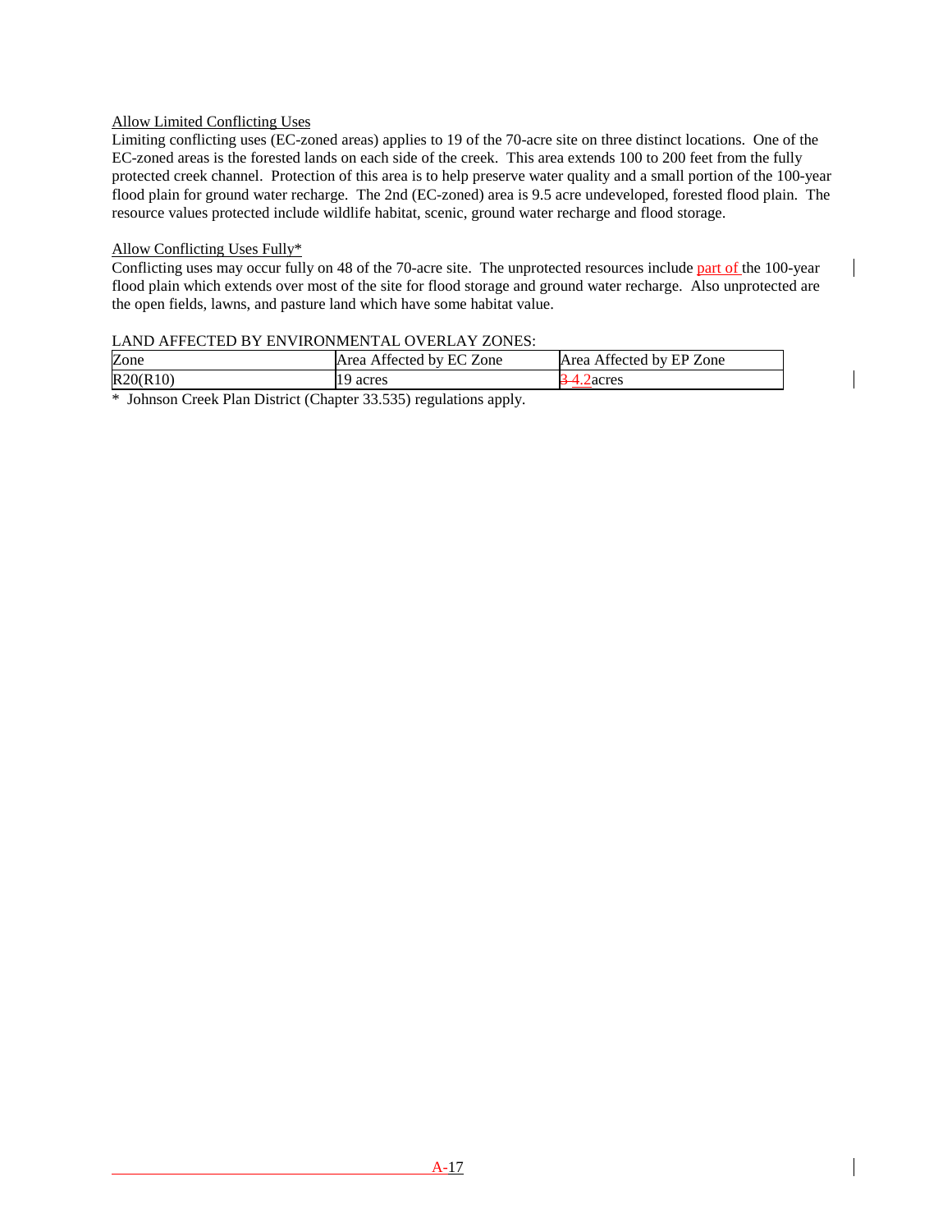Allow Limited Conflicting Uses

Limiting conflicting uses (EC-zoned areas) applies to 19 of the 70-acre site on three distinct locations. One of the EC-zoned areas is the forested lands on each side of the creek. This area extends 100 to 200 feet from the fully protected creek channel. Protection of this area is to help preserve water quality and a small portion of the 100-year flood plain for ground water recharge. The 2nd (EC-zoned) area is 9.5 acre undeveloped, forested flood plain. The resource values protected include wildlife habitat, scenic, ground water recharge and flood storage.

Allow Conflicting Uses Fully*

Conflicting uses may occur fully on 48 of the 70-acre site. The unprotected resources include part of the 100-year flood plain which extends over most of the site for flood storage and ground water recharge. Also unprotected are the open fields, lawns, and pasture land which have some habitat value.

LAND AFFECTED BY ENVIRONMENTAL OVERLAY ZONES:

| Zone | Area Affected by EC Zone | Area Affected by EP Zone |
|---|---|---|
| R20(R10) | 19 acres | ~~3~~ 4.2acres |

\* Johnson Creek Plan District (Chapter 33.535) regulations apply.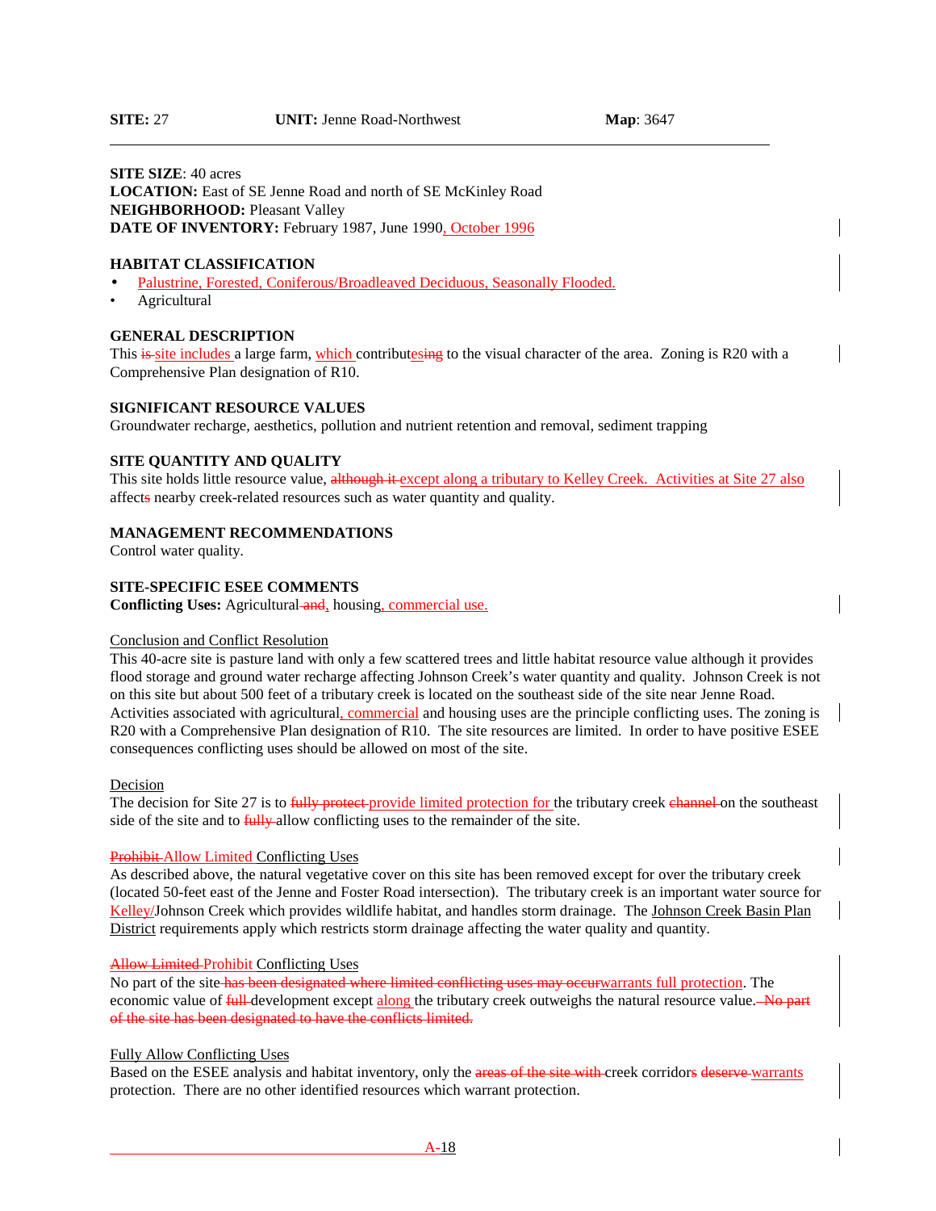**SITE:** 27 **UNIT:** Jenne Road-Northwest **Map**: 3647

---

**SITE SIZE**: 40 acres
**LOCATION:** East of SE Jenne Road and north of SE McKinley Road
**NEIGHBORHOOD:** Pleasant Valley
**DATE OF INVENTORY:** February 1987, June 1990, October 1996

**HABITAT CLASSIFICATION**

- Palustrine, Forested, Coniferous/Broadleaved Deciduous, Seasonally Flooded.
- Agricultural

**GENERAL DESCRIPTION**
This ~~is~~ site includes a large farm, which contributes~~ing~~ to the visual character of the area. Zoning is R20 with a Comprehensive Plan designation of R10.

**SIGNIFICANT RESOURCE VALUES**
Groundwater recharge, aesthetics, pollution and nutrient retention and removal, sediment trapping

**SITE QUANTITY AND QUALITY**
This site holds little resource value, ~~although it~~ except along a tributary to Kelley Creek. Activities at Site 27 also affect~~s~~ nearby creek-related resources such as water quantity and quality.

**MANAGEMENT RECOMMENDATIONS**
Control water quality.

**SITE-SPECIFIC ESEE COMMENTS**
**Conflicting Uses:** Agricultural ~~and~~, housing, commercial use.

Conclusion and Conflict Resolution
This 40-acre site is pasture land with only a few scattered trees and little habitat resource value although it provides flood storage and ground water recharge affecting Johnson Creek's water quantity and quality. Johnson Creek is not on this site but about 500 feet of a tributary creek is located on the southeast side of the site near Jenne Road. Activities associated with agricultural, commercial and housing uses are the principle conflicting uses. The zoning is R20 with a Comprehensive Plan designation of R10. The site resources are limited. In order to have positive ESEE consequences conflicting uses should be allowed on most of the site.

Decision
The decision for Site 27 is to ~~fully protect~~ provide limited protection for the tributary creek ~~channel~~ on the southeast side of the site and to ~~fully~~ allow conflicting uses to the remainder of the site.

~~Prohibit~~ Allow Limited Conflicting Uses
As described above, the natural vegetative cover on this site has been removed except for over the tributary creek (located 50-feet east of the Jenne and Foster Road intersection). The tributary creek is an important water source for Kelley/Johnson Creek which provides wildlife habitat, and handles storm drainage. The Johnson Creek Basin Plan District requirements apply which restricts storm drainage affecting the water quality and quantity.

~~Allow Limited~~ Prohibit Conflicting Uses
No part of the site ~~has been designated where limited conflicting uses may occur~~warrants full protection. The economic value of ~~full~~ development except along the tributary creek outweighs the natural resource value. ~~No part of the site has been designated to have the conflicts limited.~~

Fully Allow Conflicting Uses
Based on the ESEE analysis and habitat inventory, only the ~~areas of the site with~~ creek corridor~~s~~ ~~deserve~~ warrants protection. There are no other identified resources which warrant protection.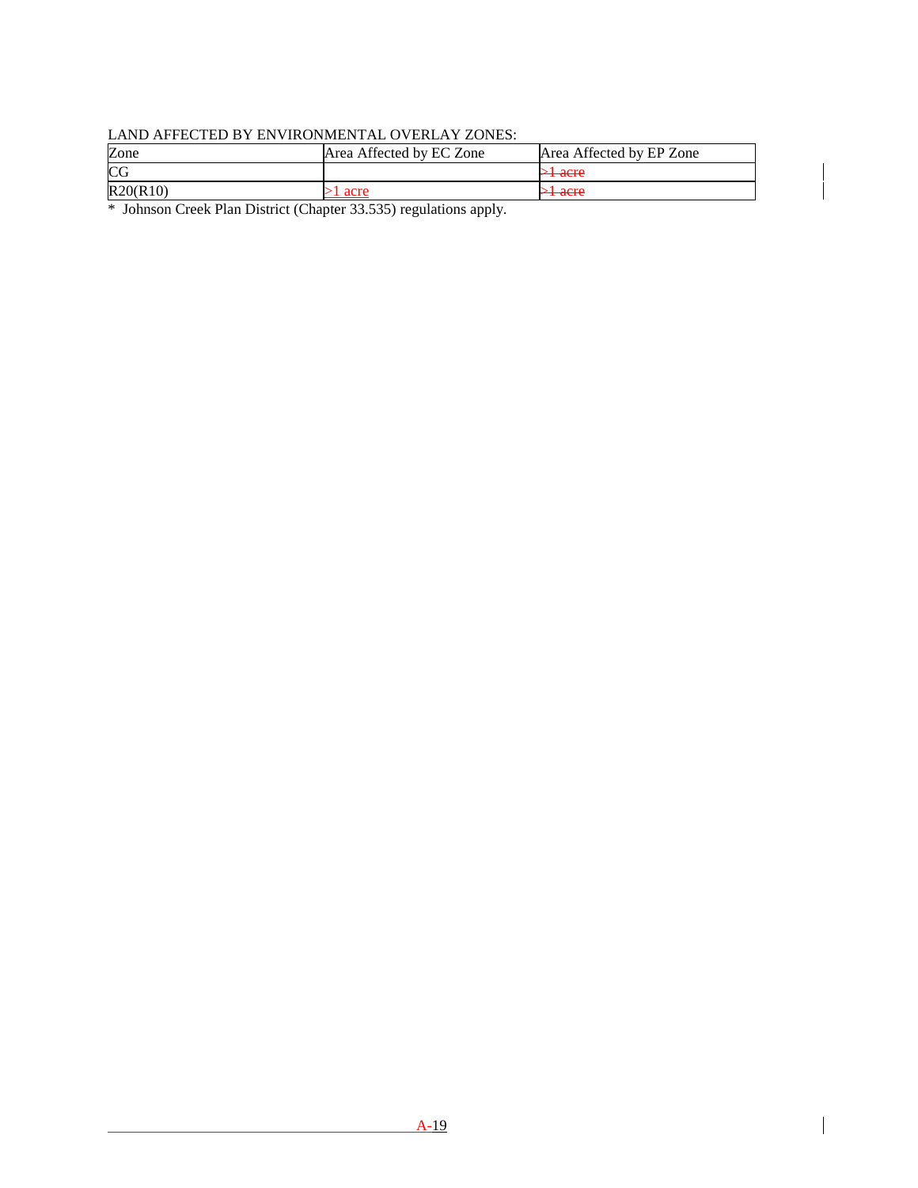LAND AFFECTED BY ENVIRONMENTAL OVERLAY ZONES:

| Zone | Area Affected by EC Zone | Area Affected by EP Zone |
|---|---|---|
| CG | | ~~>1 acre~~ |
| R20(R10) | >1 acre | ~~>1 acre~~ |

* Johnson Creek Plan District (Chapter 33.535) regulations apply.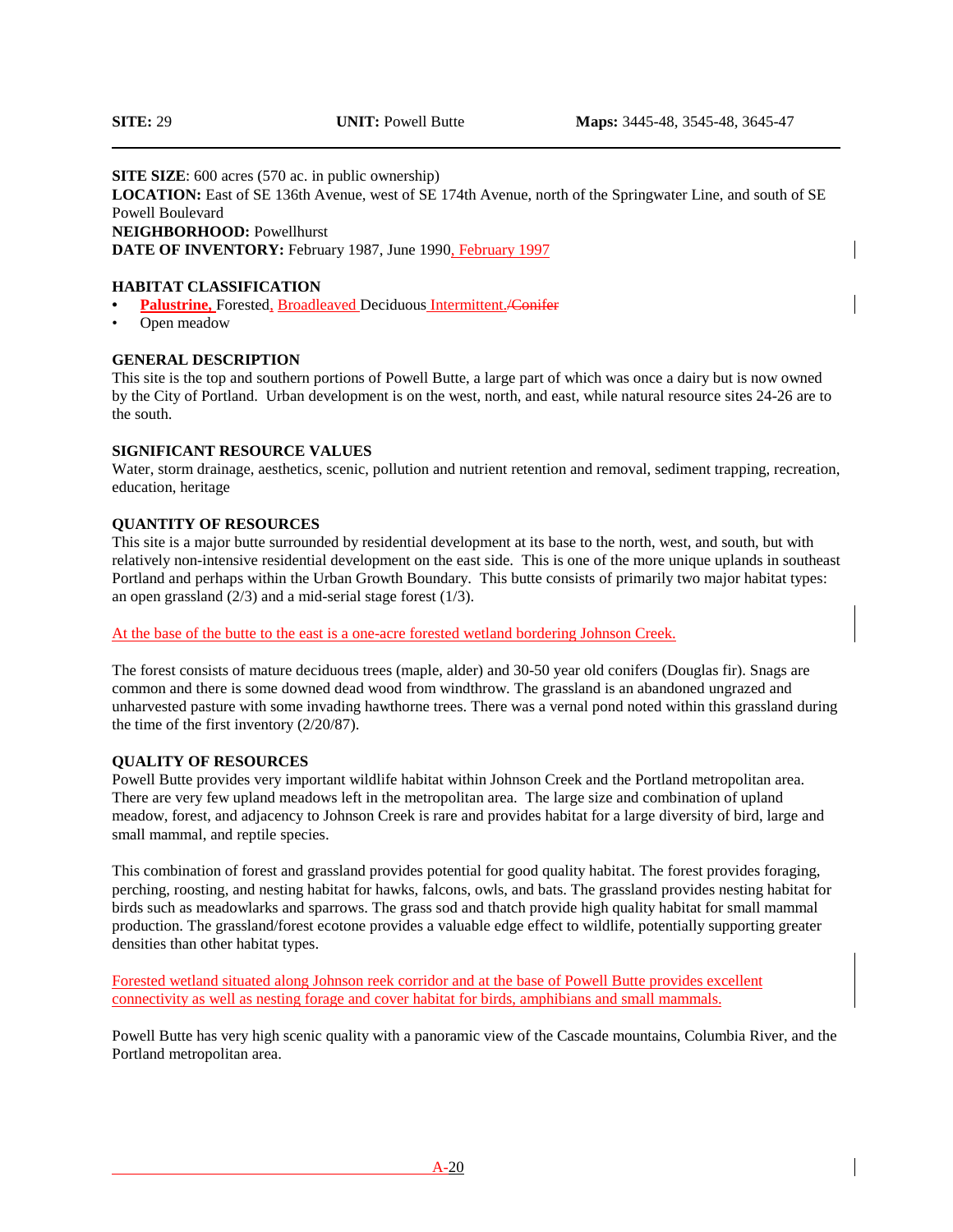**SITE:** 29 **UNIT:** Powell Butte **Maps:** 3445-48, 3545-48, 3645-47

---

**SITE SIZE**: 600 acres (570 ac. in public ownership)
**LOCATION:** East of SE 136th Avenue, west of SE 174th Avenue, north of the Springwater Line, and south of SE Powell Boulevard
**NEIGHBORHOOD:** Powellhurst
**DATE OF INVENTORY:** February 1987, June 1990, February 1997

**HABITAT CLASSIFICATION**

- **Palustrine,** Forested, Broadleaved Deciduous Intermittent. ~~/Conifer~~
- Open meadow

**GENERAL DESCRIPTION**
This site is the top and southern portions of Powell Butte, a large part of which was once a dairy but is now owned by the City of Portland. Urban development is on the west, north, and east, while natural resource sites 24-26 are to the south.

**SIGNIFICANT RESOURCE VALUES**
Water, storm drainage, aesthetics, scenic, pollution and nutrient retention and removal, sediment trapping, recreation, education, heritage

**QUANTITY OF RESOURCES**
This site is a major butte surrounded by residential development at its base to the north, west, and south, but with relatively non-intensive residential development on the east side. This is one of the more unique uplands in southeast Portland and perhaps within the Urban Growth Boundary. This butte consists of primarily two major habitat types: an open grassland (2/3) and a mid-serial stage forest (1/3).

At the base of the butte to the east is a one-acre forested wetland bordering Johnson Creek.

The forest consists of mature deciduous trees (maple, alder) and 30-50 year old conifers (Douglas fir). Snags are common and there is some downed dead wood from windthrow. The grassland is an abandoned ungrazed and unharvested pasture with some invading hawthorne trees. There was a vernal pond noted within this grassland during the time of the first inventory (2/20/87).

**QUALITY OF RESOURCES**
Powell Butte provides very important wildlife habitat within Johnson Creek and the Portland metropolitan area. There are very few upland meadows left in the metropolitan area. The large size and combination of upland meadow, forest, and adjacency to Johnson Creek is rare and provides habitat for a large diversity of bird, large and small mammal, and reptile species.

This combination of forest and grassland provides potential for good quality habitat. The forest provides foraging, perching, roosting, and nesting habitat for hawks, falcons, owls, and bats. The grassland provides nesting habitat for birds such as meadowlarks and sparrows. The grass sod and thatch provide high quality habitat for small mammal production. The grassland/forest ecotone provides a valuable edge effect to wildlife, potentially supporting greater densities than other habitat types.

Forested wetland situated along Johnson reek corridor and at the base of Powell Butte provides excellent connectivity as well as nesting forage and cover habitat for birds, amphibians and small mammals.

Powell Butte has very high scenic quality with a panoramic view of the Cascade mountains, Columbia River, and the Portland metropolitan area.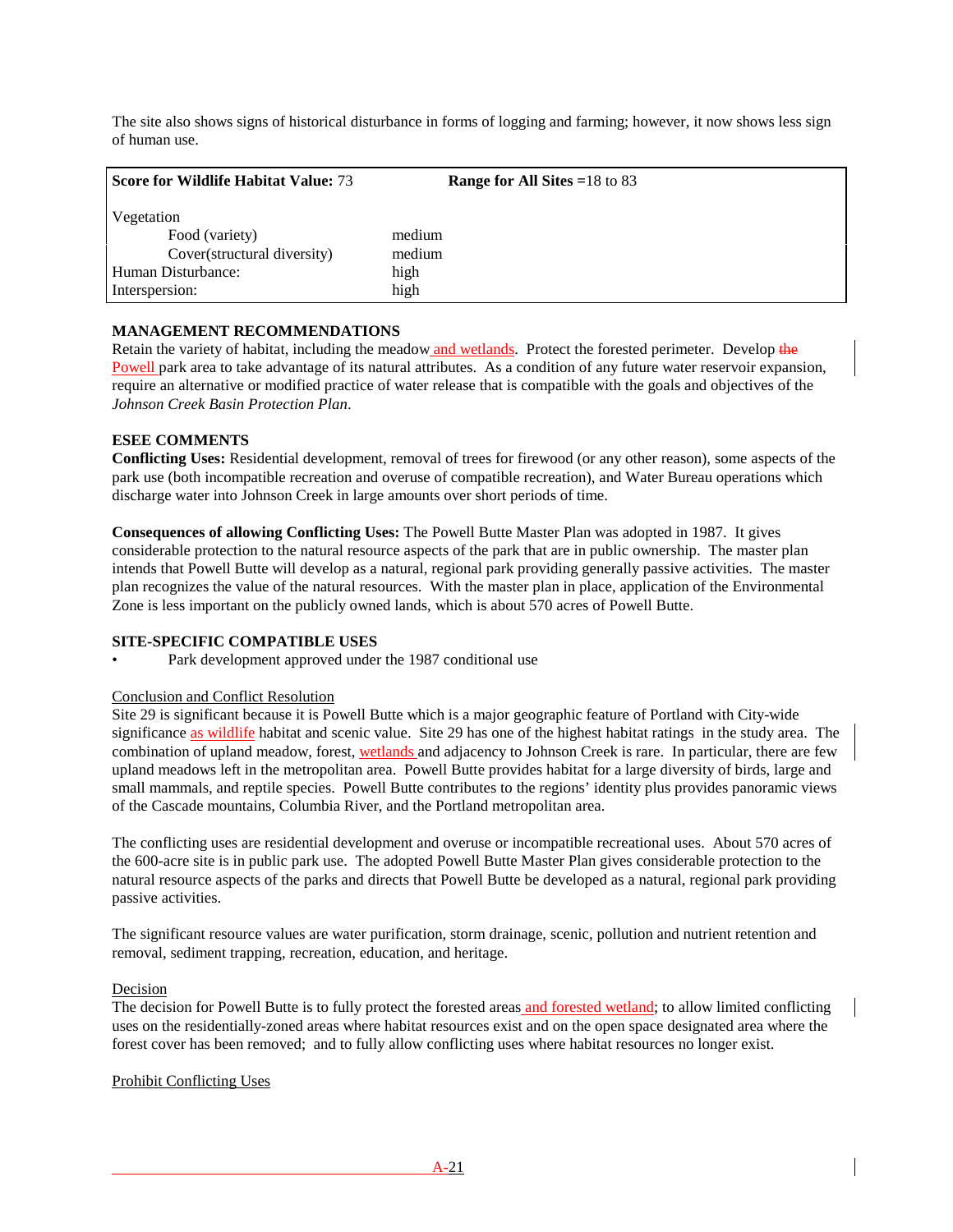The site also shows signs of historical disturbance in forms of logging and farming; however, it now shows less sign of human use.

| **Score for Wildlife Habitat Value:** 73 | **Range for All Sites =**18 to 83 |
|---|---|
| Vegetation | |
| Food (variety) | medium |
| Cover(structural diversity) | medium |
| Human Disturbance: | high |
| Interspersion: | high |

**MANAGEMENT RECOMMENDATIONS**

Retain the variety of habitat, including the meadow and wetlands. Protect the forested perimeter. Develop ~~the~~ Powell park area to take advantage of its natural attributes. As a condition of any future water reservoir expansion, require an alternative or modified practice of water release that is compatible with the goals and objectives of the *Johnson Creek Basin Protection Plan*.

**ESEE COMMENTS**

**Conflicting Uses:** Residential development, removal of trees for firewood (or any other reason), some aspects of the park use (both incompatible recreation and overuse of compatible recreation), and Water Bureau operations which discharge water into Johnson Creek in large amounts over short periods of time.

**Consequences of allowing Conflicting Uses:** The Powell Butte Master Plan was adopted in 1987. It gives considerable protection to the natural resource aspects of the park that are in public ownership. The master plan intends that Powell Butte will develop as a natural, regional park providing generally passive activities. The master plan recognizes the value of the natural resources. With the master plan in place, application of the Environmental Zone is less important on the publicly owned lands, which is about 570 acres of Powell Butte.

**SITE-SPECIFIC COMPATIBLE USES**

- Park development approved under the 1987 conditional use

Conclusion and Conflict Resolution

Site 29 is significant because it is Powell Butte which is a major geographic feature of Portland with City-wide significance as wildlife habitat and scenic value. Site 29 has one of the highest habitat ratings in the study area. The combination of upland meadow, forest, wetlands and adjacency to Johnson Creek is rare. In particular, there are few upland meadows left in the metropolitan area. Powell Butte provides habitat for a large diversity of birds, large and small mammals, and reptile species. Powell Butte contributes to the regions' identity plus provides panoramic views of the Cascade mountains, Columbia River, and the Portland metropolitan area.

The conflicting uses are residential development and overuse or incompatible recreational uses. About 570 acres of the 600-acre site is in public park use. The adopted Powell Butte Master Plan gives considerable protection to the natural resource aspects of the parks and directs that Powell Butte be developed as a natural, regional park providing passive activities.

The significant resource values are water purification, storm drainage, scenic, pollution and nutrient retention and removal, sediment trapping, recreation, education, and heritage.

Decision

The decision for Powell Butte is to fully protect the forested areas and forested wetland; to allow limited conflicting uses on the residentially-zoned areas where habitat resources exist and on the open space designated area where the forest cover has been removed; and to fully allow conflicting uses where habitat resources no longer exist.

Prohibit Conflicting Uses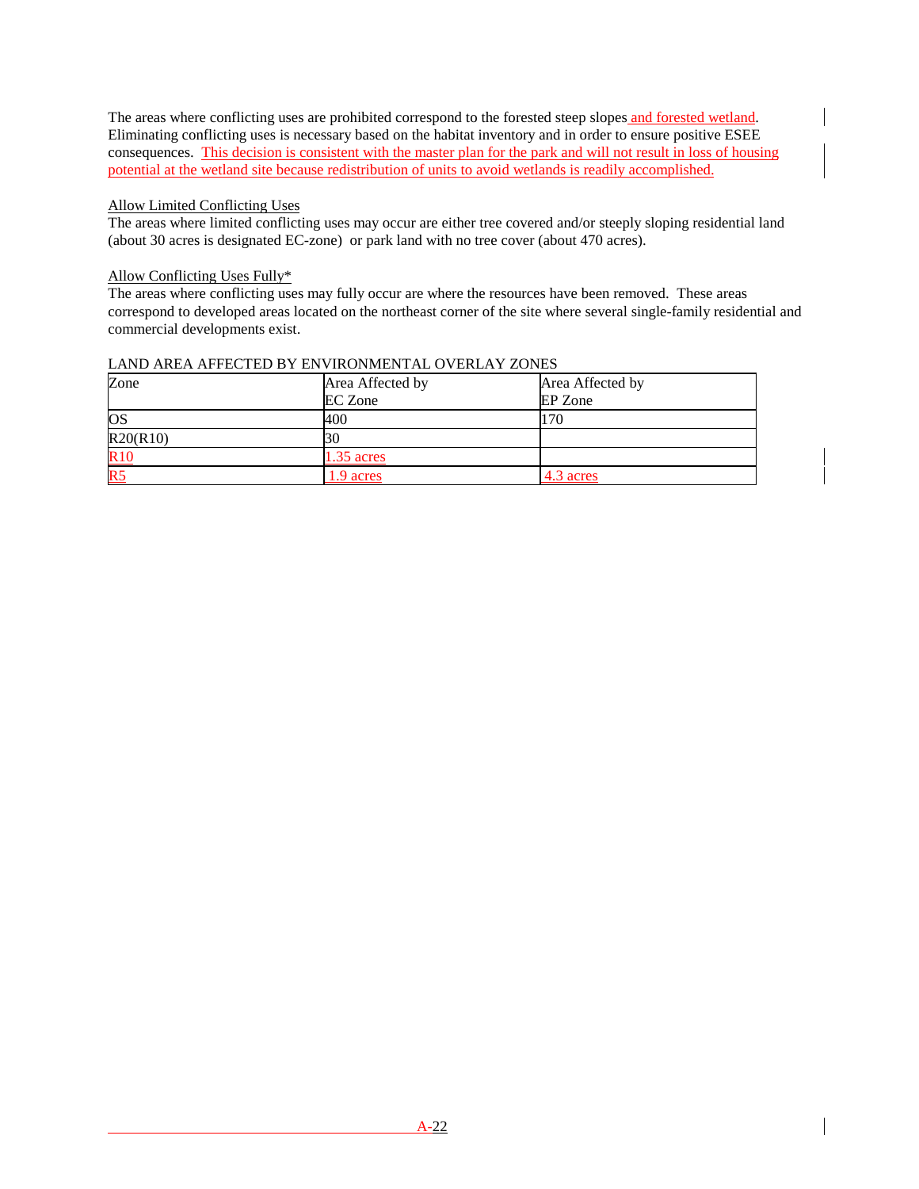The areas where conflicting uses are prohibited correspond to the forested steep slopes and forested wetland. Eliminating conflicting uses is necessary based on the habitat inventory and in order to ensure positive ESEE consequences. This decision is consistent with the master plan for the park and will not result in loss of housing potential at the wetland site because redistribution of units to avoid wetlands is readily accomplished.

Allow Limited Conflicting Uses

The areas where limited conflicting uses may occur are either tree covered and/or steeply sloping residential land (about 30 acres is designated EC-zone) or park land with no tree cover (about 470 acres).

Allow Conflicting Uses Fully*

The areas where conflicting uses may fully occur are where the resources have been removed. These areas correspond to developed areas located on the northeast corner of the site where several single-family residential and commercial developments exist.

LAND AREA AFFECTED BY ENVIRONMENTAL OVERLAY ZONES

| Zone | Area Affected by EC Zone | Area Affected by EP Zone |
|---|---|---|
| OS | 400 | 170 |
| R20(R10) | 30 | |
| R10 | 1.35 acres | |
| R5 | 1.9 acres | 4.3 acres |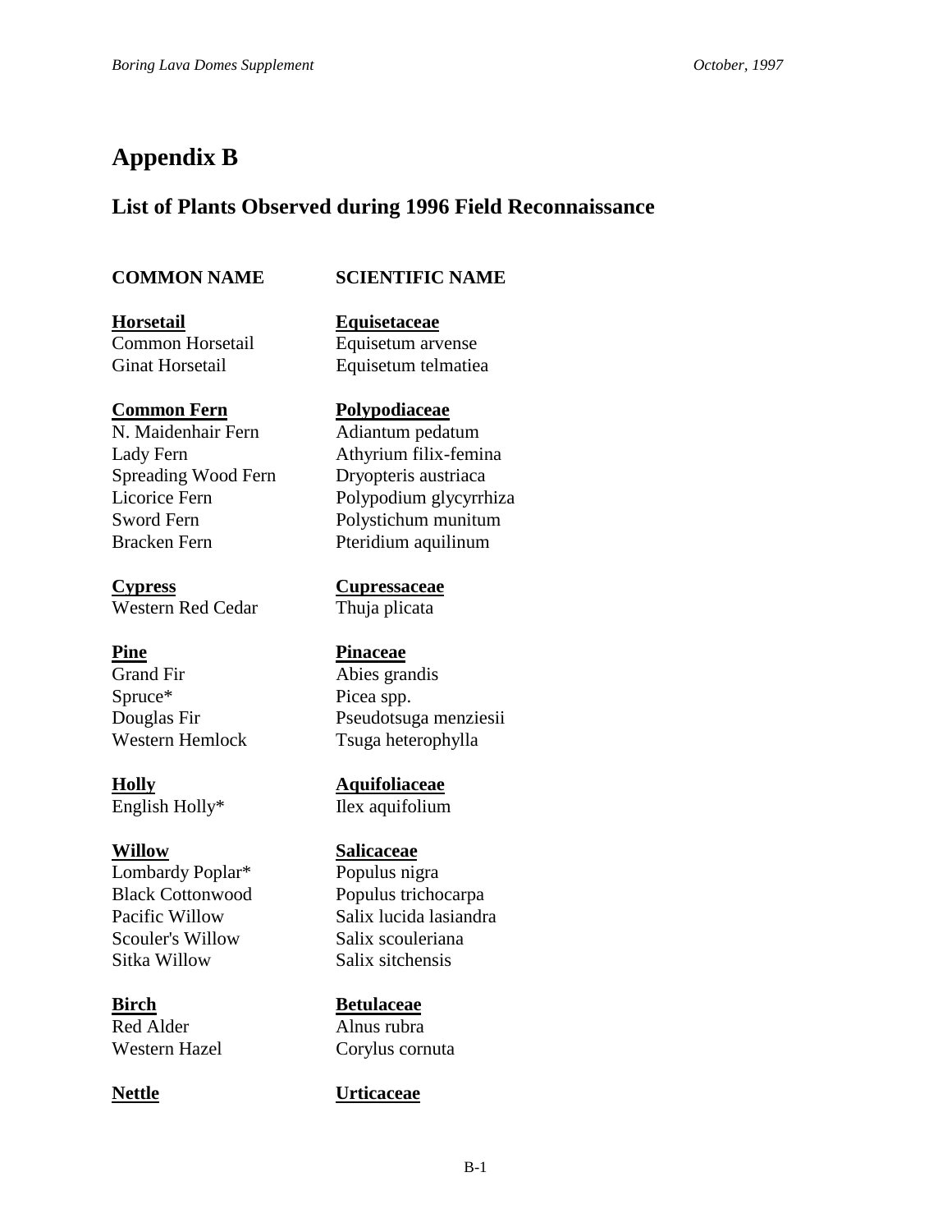# Appendix B

## List of Plants Observed during 1996 Field Reconnaissance

| COMMON NAME | SCIENTIFIC NAME |
|---|---|
| **Horsetail** | **Equisetaceae** |
| Common Horsetail | Equisetum arvense |
| Ginat Horsetail | Equisetum telmatiea |
| **Common Fern** | **Polypodiaceae** |
| N. Maidenhair Fern | Adiantum pedatum |
| Lady Fern | Athyrium filix-femina |
| Spreading Wood Fern | Dryopteris austriaca |
| Licorice Fern | Polypodium glycyrrhiza |
| Sword Fern | Polystichum munitum |
| Bracken Fern | Pteridium aquilinum |
| **Cypress** | **Cupressaceae** |
| Western Red Cedar | Thuja plicata |
| **Pine** | **Pinaceae** |
| Grand Fir | Abies grandis |
| Spruce* | Picea spp. |
| Douglas Fir | Pseudotsuga menziesii |
| Western Hemlock | Tsuga heterophylla |
| **Holly** | **Aquifoliaceae** |
| English Holly* | Ilex aquifolium |
| **Willow** | **Salicaceae** |
| Lombardy Poplar* | Populus nigra |
| Black Cottonwood | Populus trichocarpa |
| Pacific Willow | Salix lucida lasiandra |
| Scouler's Willow | Salix scouleriana |
| Sitka Willow | Salix sitchensis |
| **Birch** | **Betulaceae** |
| Red Alder | Alnus rubra |
| Western Hazel | Corylus cornuta |
| **Nettle** | **Urticaceae** |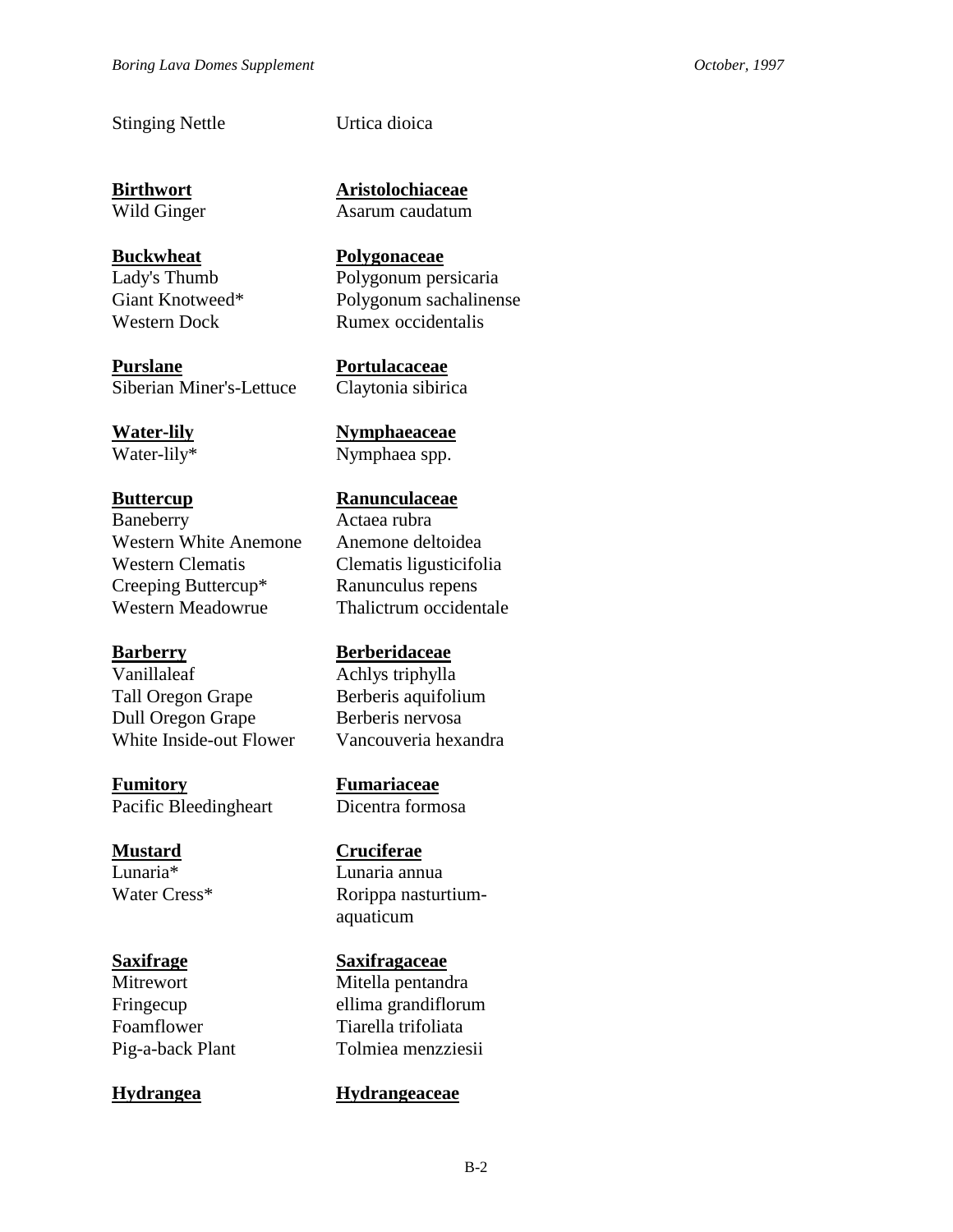| | |
|---|---|
| Stinging Nettle | Urtica dioica |
| | |
| **Birthwort** | **Aristolochiaceae** |
| Wild Ginger | Asarum caudatum |
| | |
| **Buckwheat** | **Polygonaceae** |
| Lady's Thumb | Polygonum persicaria |
| Giant Knotweed* | Polygonum sachalinense |
| Western Dock | Rumex occidentalis |
| | |
| **Purslane** | **Portulacaceae** |
| Siberian Miner's-Lettuce | Claytonia sibirica |
| | |
| **Water-lily** | **Nymphaeaceae** |
| Water-lily* | Nymphaea spp. |
| | |
| **Buttercup** | **Ranunculaceae** |
| Baneberry | Actaea rubra |
| Western White Anemone | Anemone deltoidea |
| Western Clematis | Clematis ligusticifolia |
| Creeping Buttercup* | Ranunculus repens |
| Western Meadowrue | Thalictrum occidentale |
| | |
| **Barberry** | **Berberidaceae** |
| Vanillaleaf | Achlys triphylla |
| Tall Oregon Grape | Berberis aquifolium |
| Dull Oregon Grape | Berberis nervosa |
| White Inside-out Flower | Vancouveria hexandra |
| | |
| **Fumitory** | **Fumariaceae** |
| Pacific Bleedingheart | Dicentra formosa |
| | |
| **Mustard** | **Cruciferae** |
| Lunaria* | Lunaria annua |
| Water Cress* | Rorippa nasturtium-aquaticum |
| | |
| **Saxifrage** | **Saxifragaceae** |
| Mitrewort | Mitella pentandra |
| Fringecup | ellima grandiflorum |
| Foamflower | Tiarella trifoliata |
| Pig-a-back Plant | Tolmiea menzziesii |
| | |
| **Hydrangea** | **Hydrangeaceae** |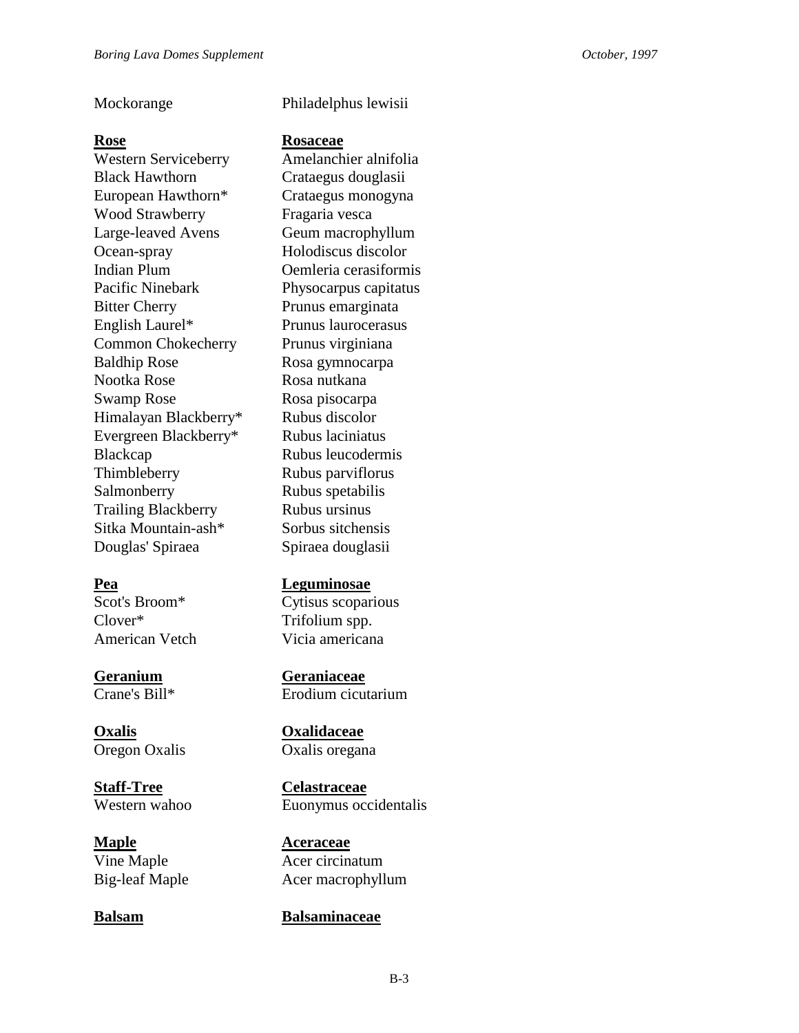Mockorange Philadelphus lewisii

| Common Name | Scientific Name |
|---|---|
| **Rose** | **Rosaceae** |
| Western Serviceberry | Amelanchier alnifolia |
| Black Hawthorn | Crataegus douglasii |
| European Hawthorn* | Crataegus monogyna |
| Wood Strawberry | Fragaria vesca |
| Large-leaved Avens | Geum macrophyllum |
| Ocean-spray | Holodiscus discolor |
| Indian Plum | Oemleria cerasiformis |
| Pacific Ninebark | Physocarpus capitatus |
| Bitter Cherry | Prunus emarginata |
| English Laurel* | Prunus laurocerasus |
| Common Chokecherry | Prunus virginiana |
| Baldhip Rose | Rosa gymnocarpa |
| Nootka Rose | Rosa nutkana |
| Swamp Rose | Rosa pisocarpa |
| Himalayan Blackberry* | Rubus discolor |
| Evergreen Blackberry* | Rubus laciniatus |
| Blackcap | Rubus leucodermis |
| Thimbleberry | Rubus parviflorus |
| Salmonberry | Rubus spetabilis |
| Trailing Blackberry | Rubus ursinus |
| Sitka Mountain-ash* | Sorbus sitchensis |
| Douglas' Spiraea | Spiraea douglasii |
| **Pea** | **Leguminosae** |
| Scot's Broom* | Cytisus scoparious |
| Clover* | Trifolium spp. |
| American Vetch | Vicia americana |
| **Geranium** | **Geraniaceae** |
| Crane's Bill* | Erodium cicutarium |
| **Oxalis** | **Oxalidaceae** |
| Oregon Oxalis | Oxalis oregana |
| **Staff-Tree** | **Celastraceae** |
| Western wahoo | Euonymus occidentalis |
| **Maple** | **Aceraceae** |
| Vine Maple | Acer circinatum |
| Big-leaf Maple | Acer macrophyllum |
| **Balsam** | **Balsaminaceae** |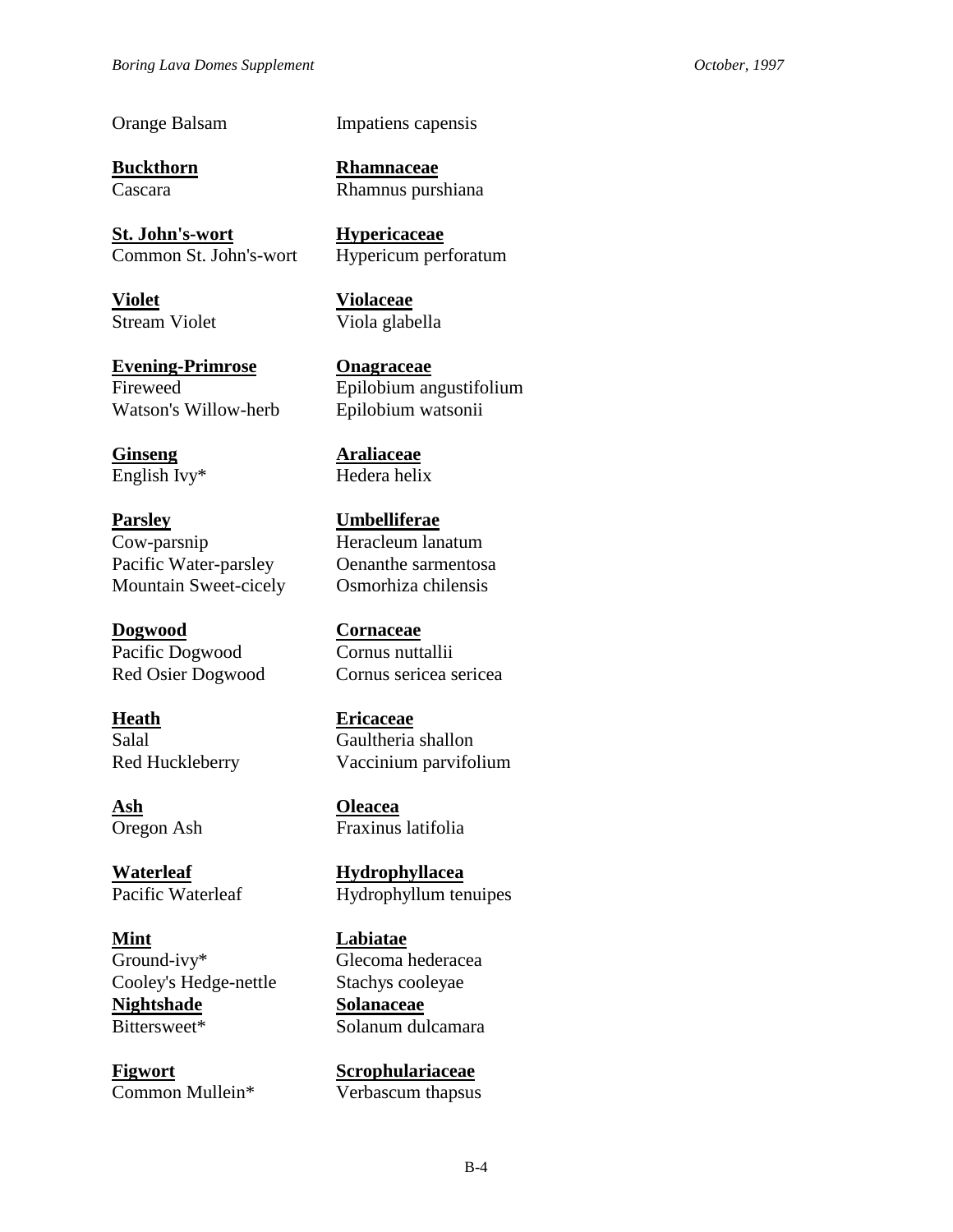Orange Balsam | Impatiens capensis

**Buckthorn** | **Rhamnaceae**
Cascara | Rhamnus purshiana

**St. John's-wort** | **Hypericaceae**
Common St. John's-wort | Hypericum perforatum

**Violet** | **Violaceae**
Stream Violet | Viola glabella

**Evening-Primrose** | **Onagraceae**
Fireweed | Epilobium angustifolium
Watson's Willow-herb | Epilobium watsonii

**Ginseng** | **Araliaceae**
English Ivy* | Hedera helix

**Parsley** | **Umbelliferae**
Cow-parsnip | Heracleum lanatum
Pacific Water-parsley | Oenanthe sarmentosa
Mountain Sweet-cicely | Osmorhiza chilensis

**Dogwood** | **Cornaceae**
Pacific Dogwood | Cornus nuttallii
Red Osier Dogwood | Cornus sericea sericea

**Heath** | **Ericaceae**
Salal | Gaultheria shallon
Red Huckleberry | Vaccinium parvifolium

**Ash** | **Oleacea**
Oregon Ash | Fraxinus latifolia

**Waterleaf** | **Hydrophyllacea**
Pacific Waterleaf | Hydrophyllum tenuipes

**Mint** | **Labiatae**
Ground-ivy* | Glecoma hederacea
Cooley's Hedge-nettle | Stachys cooleyae

**Nightshade** | **Solanaceae**
Bittersweet* | Solanum dulcamara

**Figwort** | **Scrophulariaceae**
Common Mullein* | Verbascum thapsus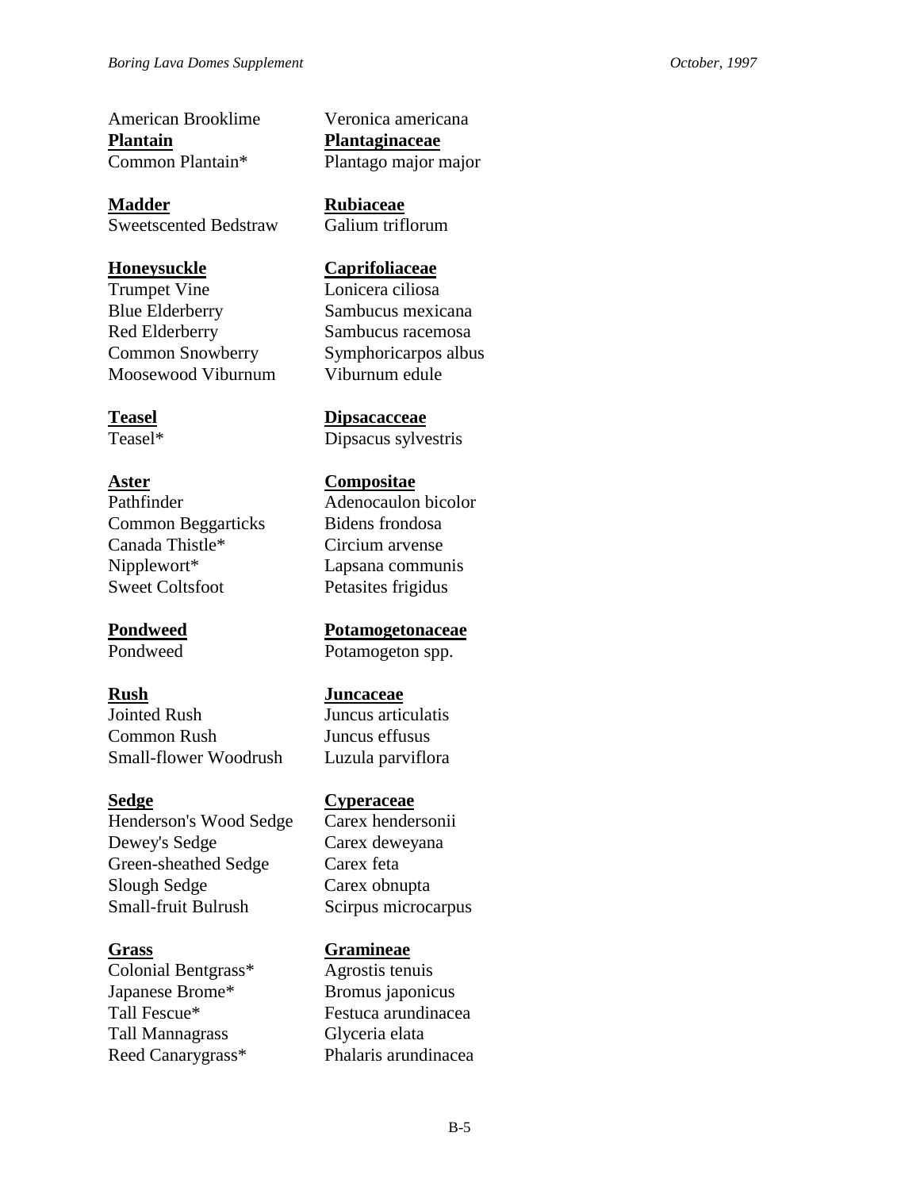American Brooklime | Veronica americana

**Plantain** | **Plantaginaceae**
Common Plantain* | Plantago major major

**Madder** | **Rubiaceae**
Sweetscented Bedstraw | Galium triflorum

**Honeysuckle** | **Caprifoliaceae**
Trumpet Vine | Lonicera ciliosa
Blue Elderberry | Sambucus mexicana
Red Elderberry | Sambucus racemosa
Common Snowberry | Symphoricarpos albus
Moosewood Viburnum | Viburnum edule

**Teasel** | **Dipsacacceae**
Teasel* | Dipsacus sylvestris

**Aster** | **Compositae**
Pathfinder | Adenocaulon bicolor
Common Beggarticks | Bidens frondosa
Canada Thistle* | Circium arvense
Nipplewort* | Lapsana communis
Sweet Coltsfoot | Petasites frigidus

**Pondweed** | **Potamogetonaceae**
Pondweed | Potamogeton spp.

**Rush** | **Juncaceae**
Jointed Rush | Juncus articulatis
Common Rush | Juncus effusus
Small-flower Woodrush | Luzula parviflora

**Sedge** | **Cyperaceae**
Henderson's Wood Sedge | Carex hendersonii
Dewey's Sedge | Carex deweyana
Green-sheathed Sedge | Carex feta
Slough Sedge | Carex obnupta
Small-fruit Bulrush | Scirpus microcarpus

**Grass** | **Gramineae**
Colonial Bentgrass* | Agrostis tenuis
Japanese Brome* | Bromus japonicus
Tall Fescue* | Festuca arundinacea
Tall Mannagrass | Glyceria elata
Reed Canarygrass* | Phalaris arundinacea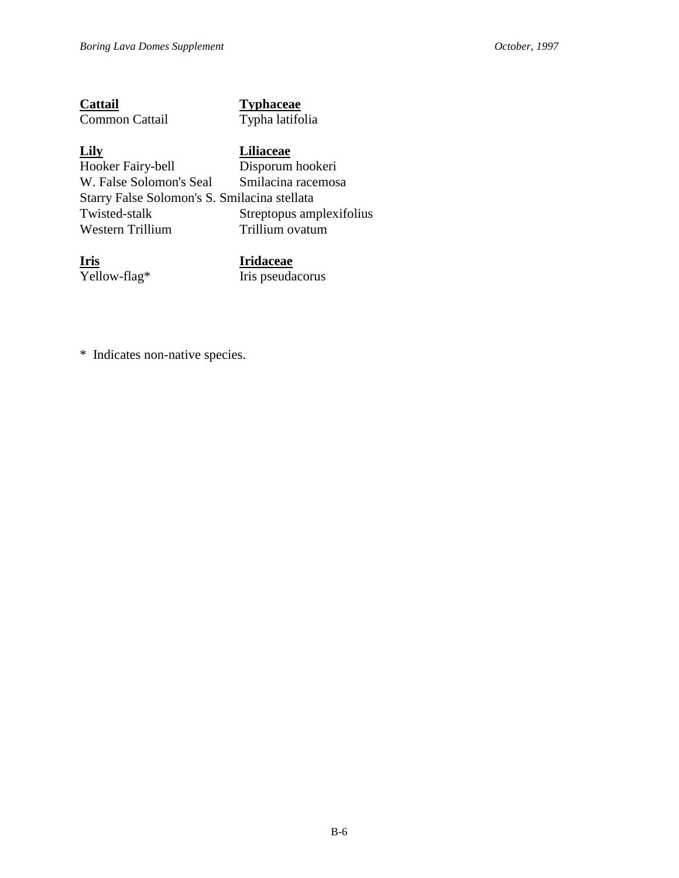| **Cattail** | **Typhaceae** |
| --- | --- |
| Common Cattail | Typha latifolia |
| | |
| **Lily** | **Liliaceae** |
| Hooker Fairy-bell | Disporum hookeri |
| W. False Solomon's Seal | Smilacina racemosa |
| Starry False Solomon's S. | Smilacina stellata |
| Twisted-stalk | Streptopus amplexifolius |
| Western Trillium | Trillium ovatum |
| | |
| **Iris** | **Iridaceae** |
| Yellow-flag* | Iris pseudacorus |

\* Indicates non-native species.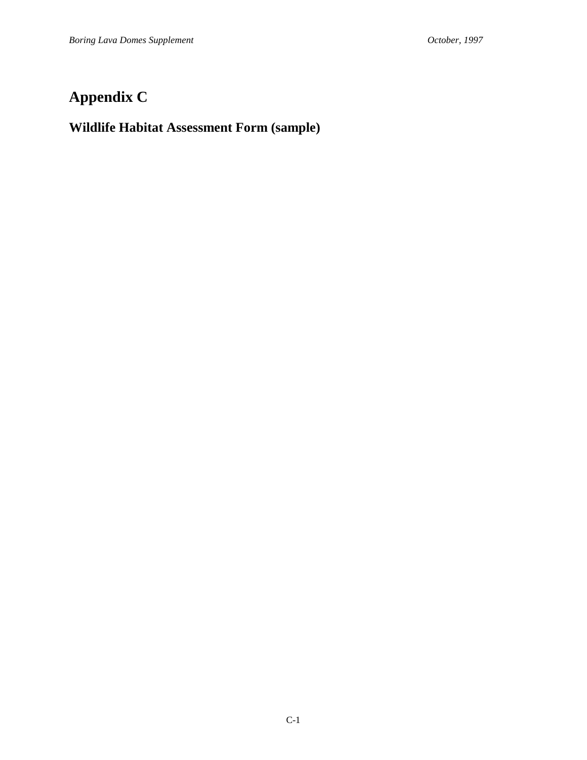# Appendix C

## Wildlife Habitat Assessment Form (sample)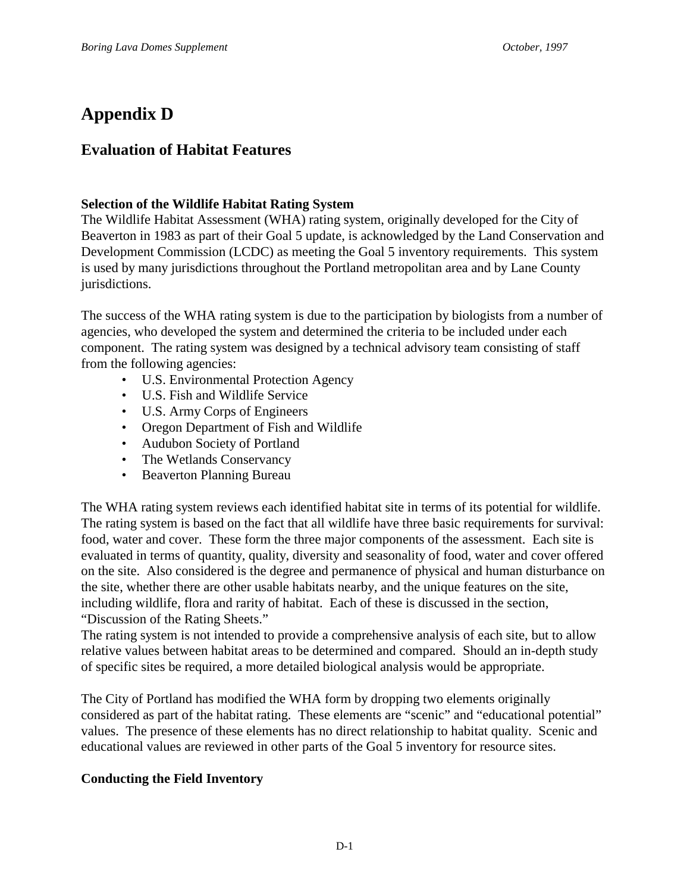# Appendix D

## Evaluation of Habitat Features

**Selection of the Wildlife Habitat Rating System**

The Wildlife Habitat Assessment (WHA) rating system, originally developed for the City of Beaverton in 1983 as part of their Goal 5 update, is acknowledged by the Land Conservation and Development Commission (LCDC) as meeting the Goal 5 inventory requirements. This system is used by many jurisdictions throughout the Portland metropolitan area and by Lane County jurisdictions.

The success of the WHA rating system is due to the participation by biologists from a number of agencies, who developed the system and determined the criteria to be included under each component. The rating system was designed by a technical advisory team consisting of staff from the following agencies:

- U.S. Environmental Protection Agency
- U.S. Fish and Wildlife Service
- U.S. Army Corps of Engineers
- Oregon Department of Fish and Wildlife
- Audubon Society of Portland
- The Wetlands Conservancy
- Beaverton Planning Bureau

The WHA rating system reviews each identified habitat site in terms of its potential for wildlife. The rating system is based on the fact that all wildlife have three basic requirements for survival: food, water and cover. These form the three major components of the assessment. Each site is evaluated in terms of quantity, quality, diversity and seasonality of food, water and cover offered on the site. Also considered is the degree and permanence of physical and human disturbance on the site, whether there are other usable habitats nearby, and the unique features on the site, including wildlife, flora and rarity of habitat. Each of these is discussed in the section, "Discussion of the Rating Sheets."

The rating system is not intended to provide a comprehensive analysis of each site, but to allow relative values between habitat areas to be determined and compared. Should an in-depth study of specific sites be required, a more detailed biological analysis would be appropriate.

The City of Portland has modified the WHA form by dropping two elements originally considered as part of the habitat rating. These elements are "scenic" and "educational potential" values. The presence of these elements has no direct relationship to habitat quality. Scenic and educational values are reviewed in other parts of the Goal 5 inventory for resource sites.

**Conducting the Field Inventory**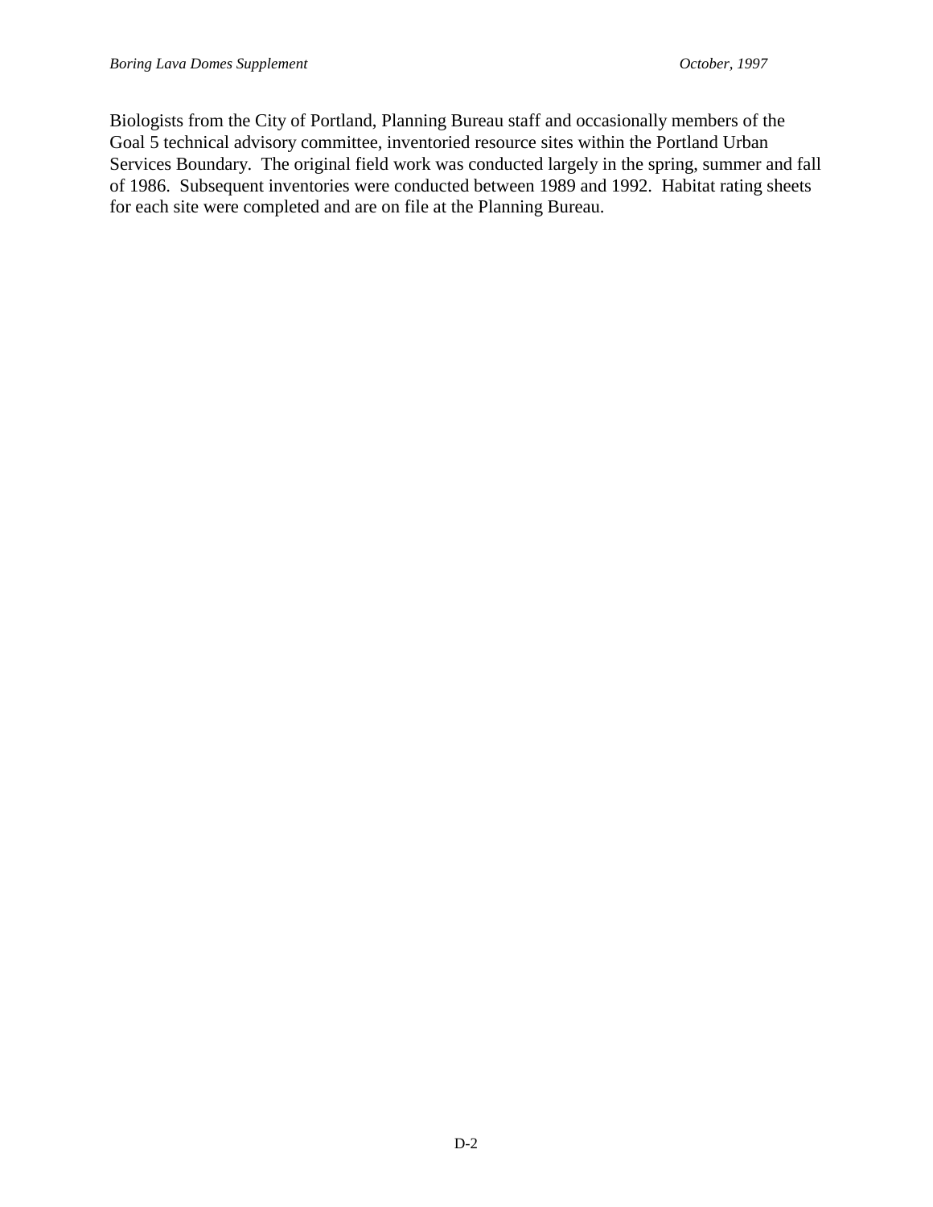Biologists from the City of Portland, Planning Bureau staff and occasionally members of the Goal 5 technical advisory committee, inventoried resource sites within the Portland Urban Services Boundary. The original field work was conducted largely in the spring, summer and fall of 1986. Subsequent inventories were conducted between 1989 and 1992. Habitat rating sheets for each site were completed and are on file at the Planning Bureau.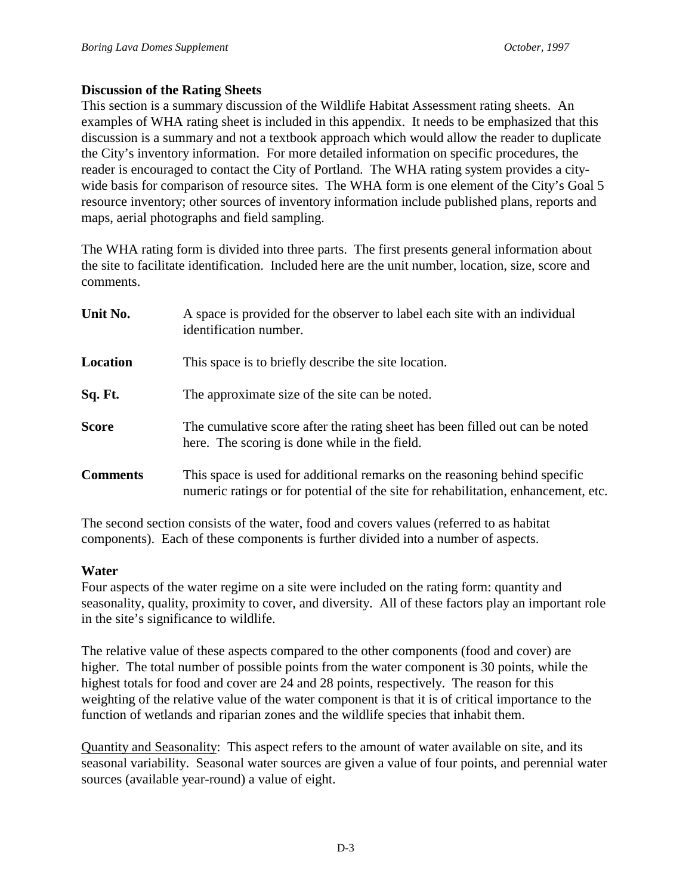**Discussion of the Rating Sheets**

This section is a summary discussion of the Wildlife Habitat Assessment rating sheets. An examples of WHA rating sheet is included in this appendix. It needs to be emphasized that this discussion is a summary and not a textbook approach which would allow the reader to duplicate the City's inventory information. For more detailed information on specific procedures, the reader is encouraged to contact the City of Portland. The WHA rating system provides a city-wide basis for comparison of resource sites. The WHA form is one element of the City's Goal 5 resource inventory; other sources of inventory information include published plans, reports and maps, aerial photographs and field sampling.

The WHA rating form is divided into three parts. The first presents general information about the site to facilitate identification. Included here are the unit number, location, size, score and comments.

**Unit No.** A space is provided for the observer to label each site with an individual identification number.

**Location** This space is to briefly describe the site location.

**Sq. Ft.** The approximate size of the site can be noted.

**Score** The cumulative score after the rating sheet has been filled out can be noted here. The scoring is done while in the field.

**Comments** This space is used for additional remarks on the reasoning behind specific numeric ratings or for potential of the site for rehabilitation, enhancement, etc.

The second section consists of the water, food and covers values (referred to as habitat components). Each of these components is further divided into a number of aspects.

**Water**

Four aspects of the water regime on a site were included on the rating form: quantity and seasonality, quality, proximity to cover, and diversity. All of these factors play an important role in the site's significance to wildlife.

The relative value of these aspects compared to the other components (food and cover) are higher. The total number of possible points from the water component is 30 points, while the highest totals for food and cover are 24 and 28 points, respectively. The reason for this weighting of the relative value of the water component is that it is of critical importance to the function of wetlands and riparian zones and the wildlife species that inhabit them.

Quantity and Seasonality: This aspect refers to the amount of water available on site, and its seasonal variability. Seasonal water sources are given a value of four points, and perennial water sources (available year-round) a value of eight.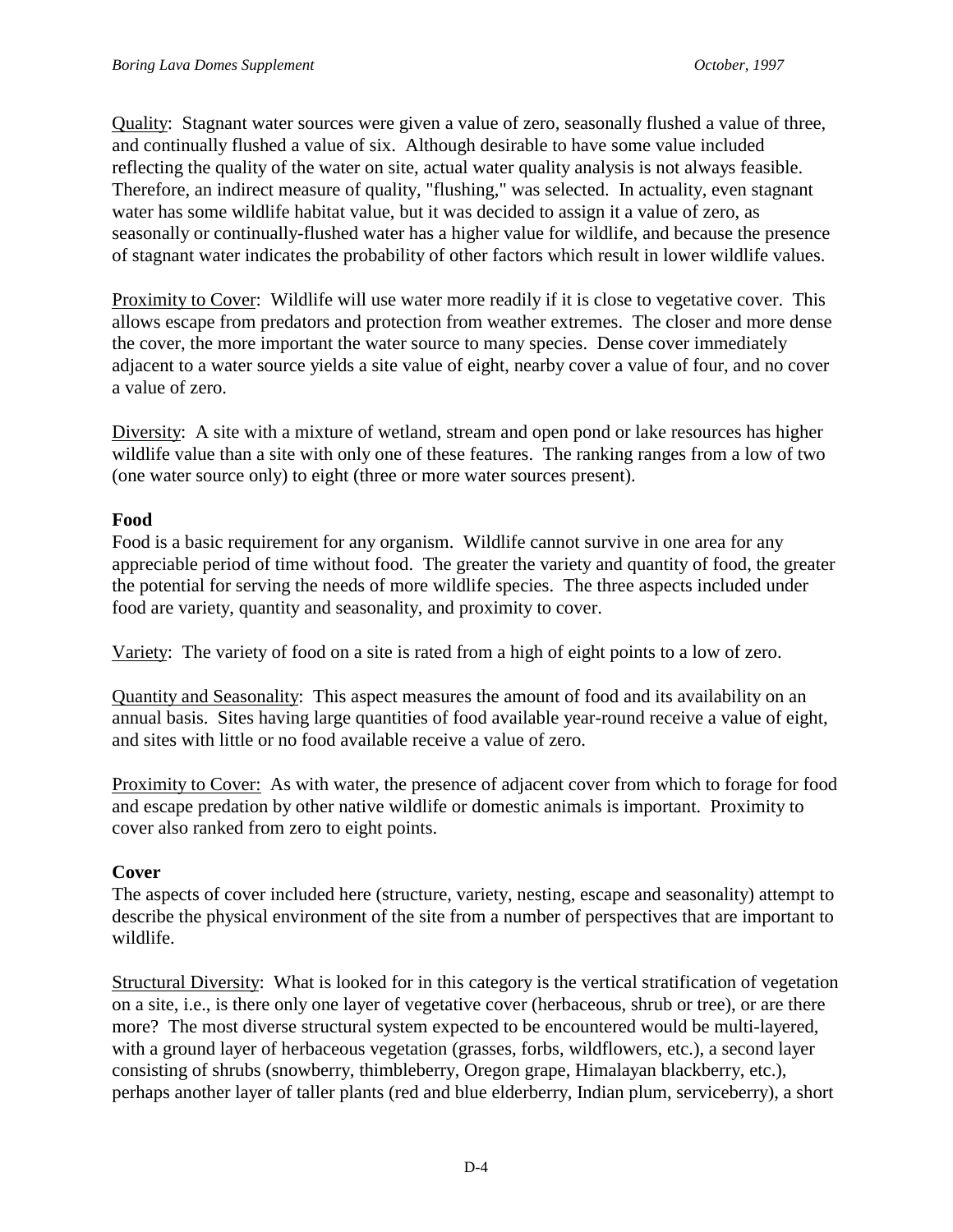Quality: Stagnant water sources were given a value of zero, seasonally flushed a value of three, and continually flushed a value of six. Although desirable to have some value included reflecting the quality of the water on site, actual water quality analysis is not always feasible. Therefore, an indirect measure of quality, "flushing," was selected. In actuality, even stagnant water has some wildlife habitat value, but it was decided to assign it a value of zero, as seasonally or continually-flushed water has a higher value for wildlife, and because the presence of stagnant water indicates the probability of other factors which result in lower wildlife values.

Proximity to Cover: Wildlife will use water more readily if it is close to vegetative cover. This allows escape from predators and protection from weather extremes. The closer and more dense the cover, the more important the water source to many species. Dense cover immediately adjacent to a water source yields a site value of eight, nearby cover a value of four, and no cover a value of zero.

Diversity: A site with a mixture of wetland, stream and open pond or lake resources has higher wildlife value than a site with only one of these features. The ranking ranges from a low of two (one water source only) to eight (three or more water sources present).

**Food**

Food is a basic requirement for any organism. Wildlife cannot survive in one area for any appreciable period of time without food. The greater the variety and quantity of food, the greater the potential for serving the needs of more wildlife species. The three aspects included under food are variety, quantity and seasonality, and proximity to cover.

Variety: The variety of food on a site is rated from a high of eight points to a low of zero.

Quantity and Seasonality: This aspect measures the amount of food and its availability on an annual basis. Sites having large quantities of food available year-round receive a value of eight, and sites with little or no food available receive a value of zero.

Proximity to Cover: As with water, the presence of adjacent cover from which to forage for food and escape predation by other native wildlife or domestic animals is important. Proximity to cover also ranked from zero to eight points.

**Cover**

The aspects of cover included here (structure, variety, nesting, escape and seasonality) attempt to describe the physical environment of the site from a number of perspectives that are important to wildlife.

Structural Diversity: What is looked for in this category is the vertical stratification of vegetation on a site, i.e., is there only one layer of vegetative cover (herbaceous, shrub or tree), or are there more? The most diverse structural system expected to be encountered would be multi-layered, with a ground layer of herbaceous vegetation (grasses, forbs, wildflowers, etc.), a second layer consisting of shrubs (snowberry, thimbleberry, Oregon grape, Himalayan blackberry, etc.), perhaps another layer of taller plants (red and blue elderberry, Indian plum, serviceberry), a short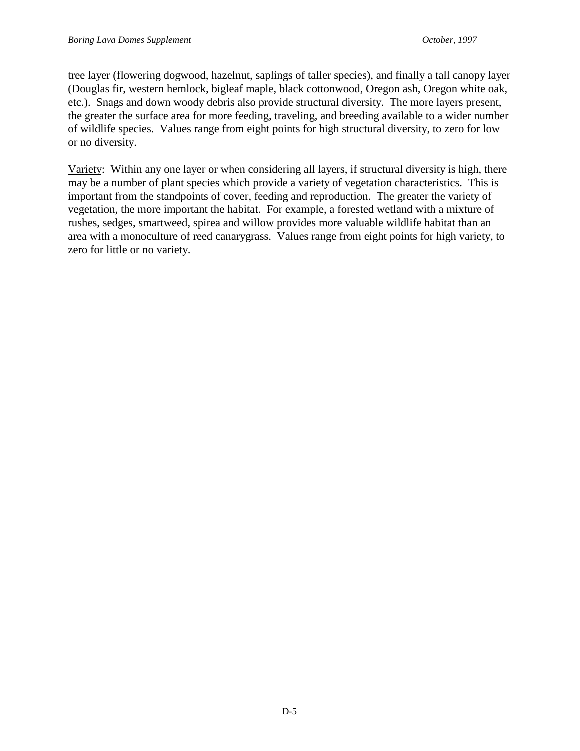tree layer (flowering dogwood, hazelnut, saplings of taller species), and finally a tall canopy layer (Douglas fir, western hemlock, bigleaf maple, black cottonwood, Oregon ash, Oregon white oak, etc.). Snags and down woody debris also provide structural diversity. The more layers present, the greater the surface area for more feeding, traveling, and breeding available to a wider number of wildlife species. Values range from eight points for high structural diversity, to zero for low or no diversity.

<u>Variety</u>: Within any one layer or when considering all layers, if structural diversity is high, there may be a number of plant species which provide a variety of vegetation characteristics. This is important from the standpoints of cover, feeding and reproduction. The greater the variety of vegetation, the more important the habitat. For example, a forested wetland with a mixture of rushes, sedges, smartweed, spirea and willow provides more valuable wildlife habitat than an area with a monoculture of reed canarygrass. Values range from eight points for high variety, to zero for little or no variety.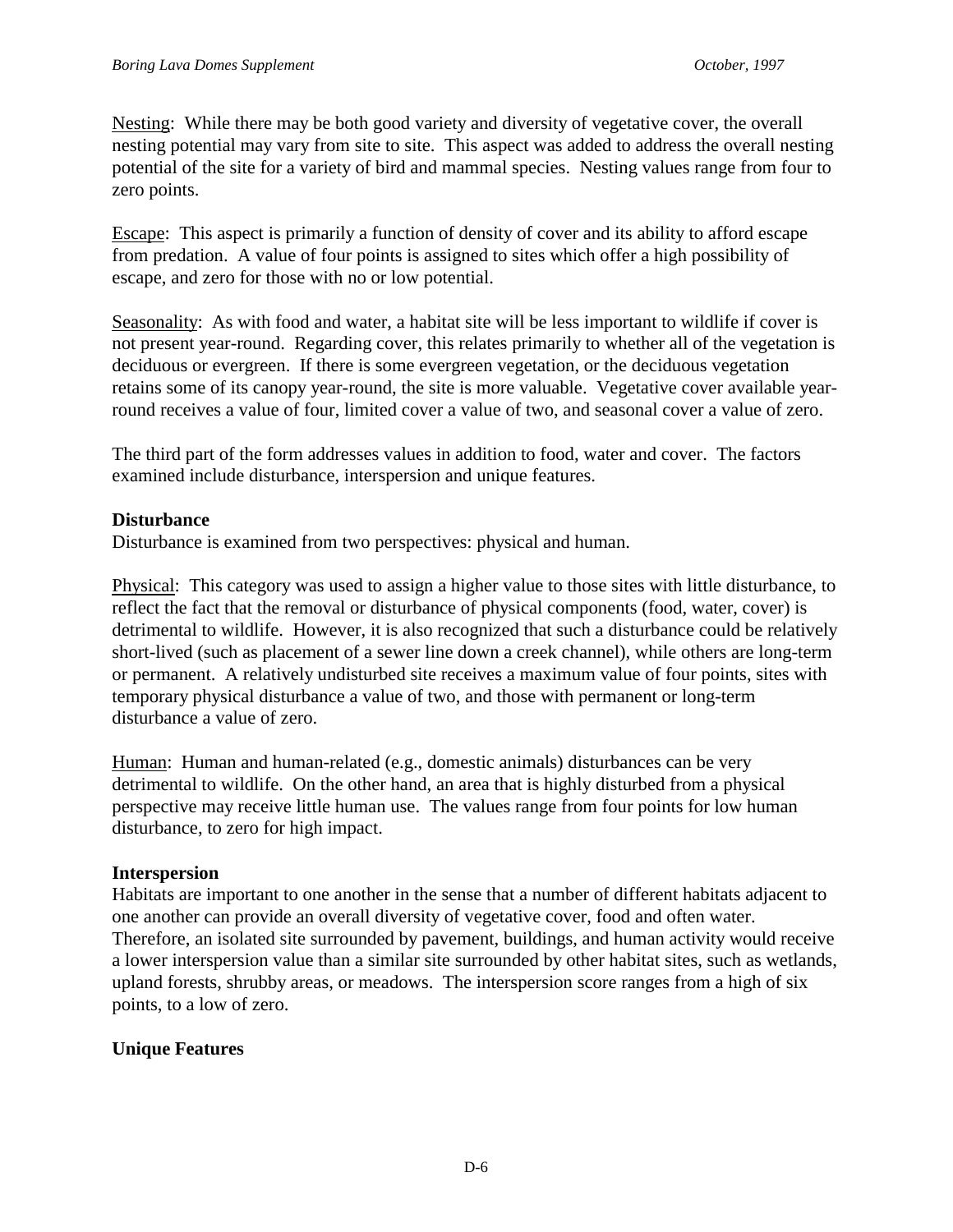Nesting: While there may be both good variety and diversity of vegetative cover, the overall nesting potential may vary from site to site. This aspect was added to address the overall nesting potential of the site for a variety of bird and mammal species. Nesting values range from four to zero points.

Escape: This aspect is primarily a function of density of cover and its ability to afford escape from predation. A value of four points is assigned to sites which offer a high possibility of escape, and zero for those with no or low potential.

Seasonality: As with food and water, a habitat site will be less important to wildlife if cover is not present year-round. Regarding cover, this relates primarily to whether all of the vegetation is deciduous or evergreen. If there is some evergreen vegetation, or the deciduous vegetation retains some of its canopy year-round, the site is more valuable. Vegetative cover available year-round receives a value of four, limited cover a value of two, and seasonal cover a value of zero.

The third part of the form addresses values in addition to food, water and cover. The factors examined include disturbance, interspersion and unique features.

**Disturbance**

Disturbance is examined from two perspectives: physical and human.

Physical: This category was used to assign a higher value to those sites with little disturbance, to reflect the fact that the removal or disturbance of physical components (food, water, cover) is detrimental to wildlife. However, it is also recognized that such a disturbance could be relatively short-lived (such as placement of a sewer line down a creek channel), while others are long-term or permanent. A relatively undisturbed site receives a maximum value of four points, sites with temporary physical disturbance a value of two, and those with permanent or long-term disturbance a value of zero.

Human: Human and human-related (e.g., domestic animals) disturbances can be very detrimental to wildlife. On the other hand, an area that is highly disturbed from a physical perspective may receive little human use. The values range from four points for low human disturbance, to zero for high impact.

**Interspersion**

Habitats are important to one another in the sense that a number of different habitats adjacent to one another can provide an overall diversity of vegetative cover, food and often water. Therefore, an isolated site surrounded by pavement, buildings, and human activity would receive a lower interspersion value than a similar site surrounded by other habitat sites, such as wetlands, upland forests, shrubby areas, or meadows. The interspersion score ranges from a high of six points, to a low of zero.

**Unique Features**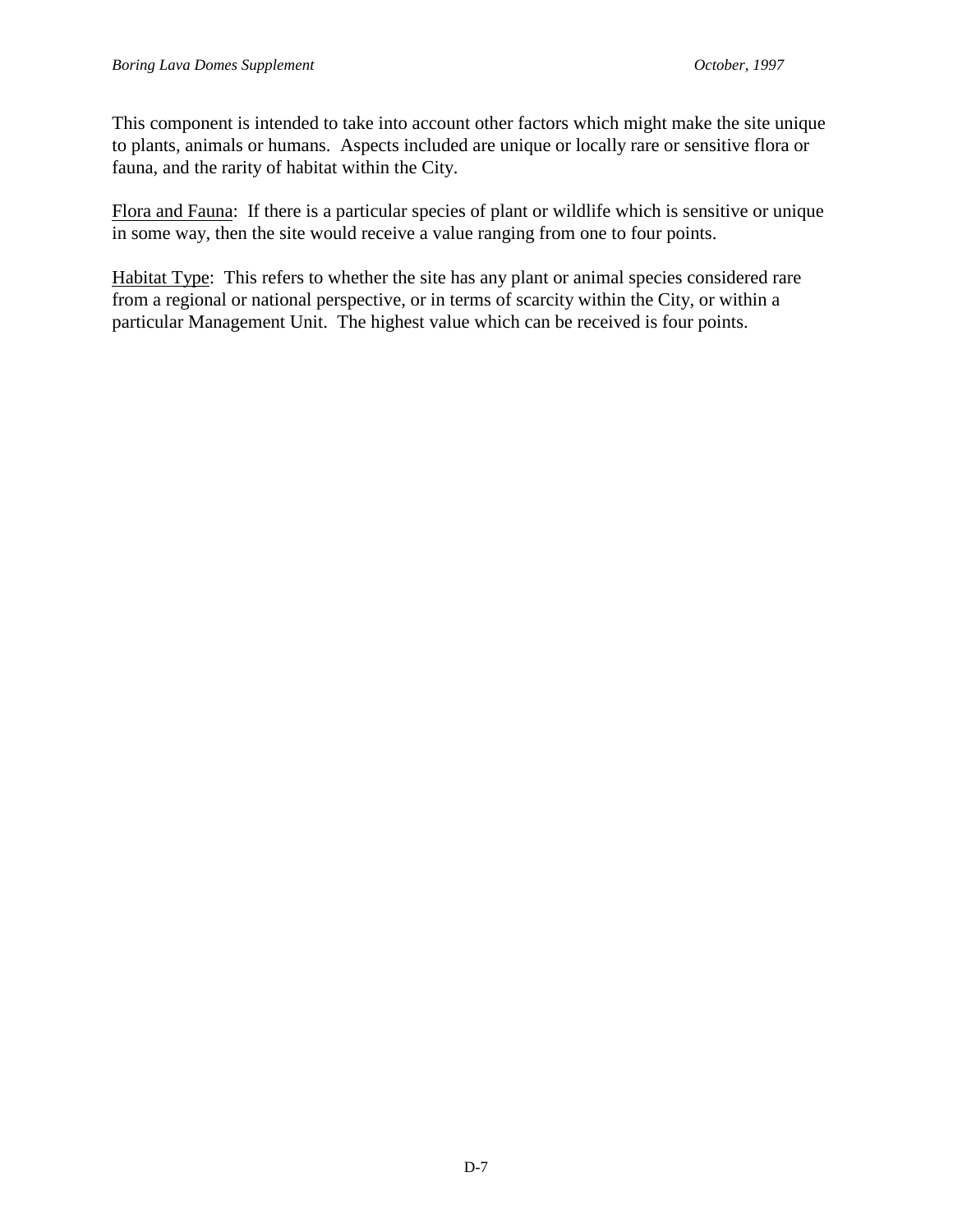This component is intended to take into account other factors which might make the site unique to plants, animals or humans. Aspects included are unique or locally rare or sensitive flora or fauna, and the rarity of habitat within the City.

<u>Flora and Fauna</u>: If there is a particular species of plant or wildlife which is sensitive or unique in some way, then the site would receive a value ranging from one to four points.

<u>Habitat Type</u>: This refers to whether the site has any plant or animal species considered rare from a regional or national perspective, or in terms of scarcity within the City, or within a particular Management Unit. The highest value which can be received is four points.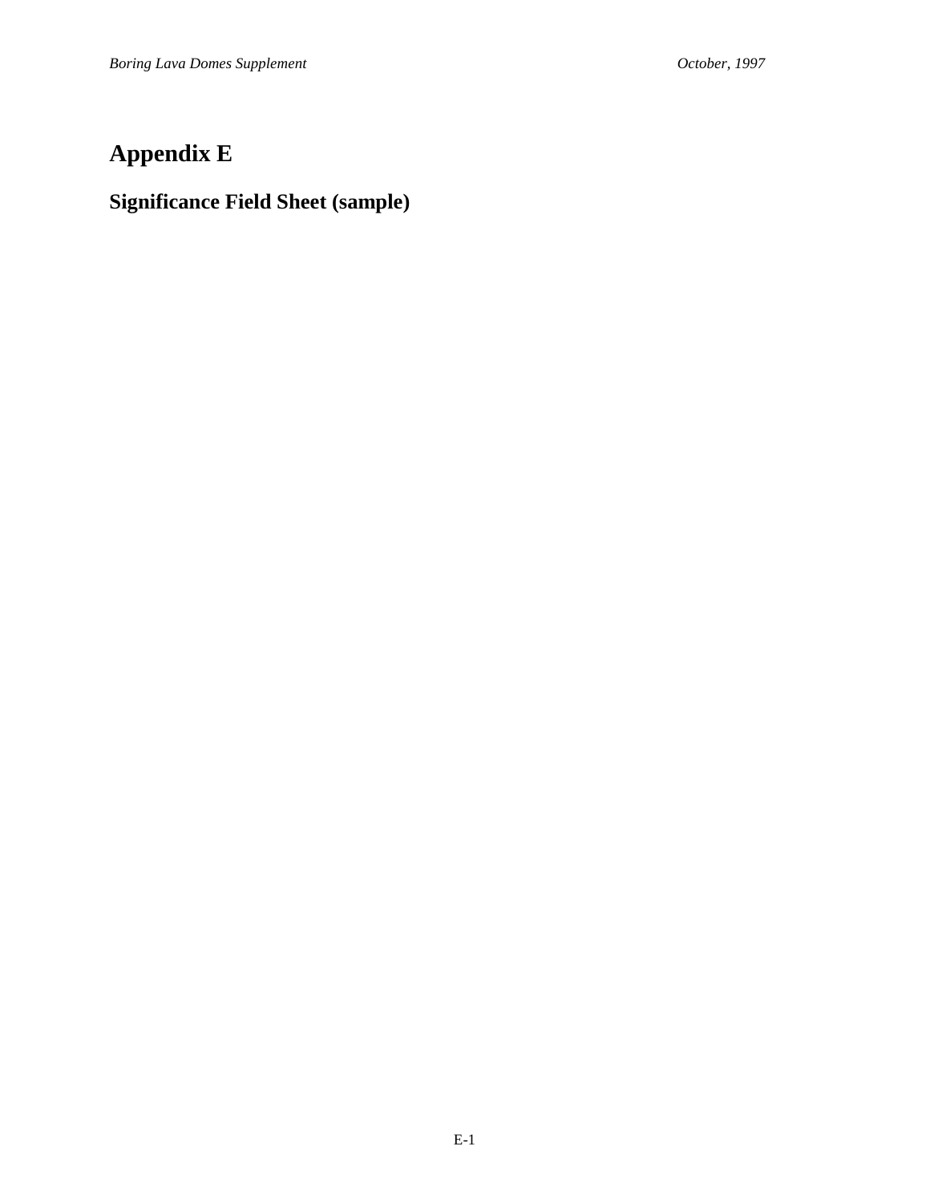# Appendix E

## Significance Field Sheet (sample)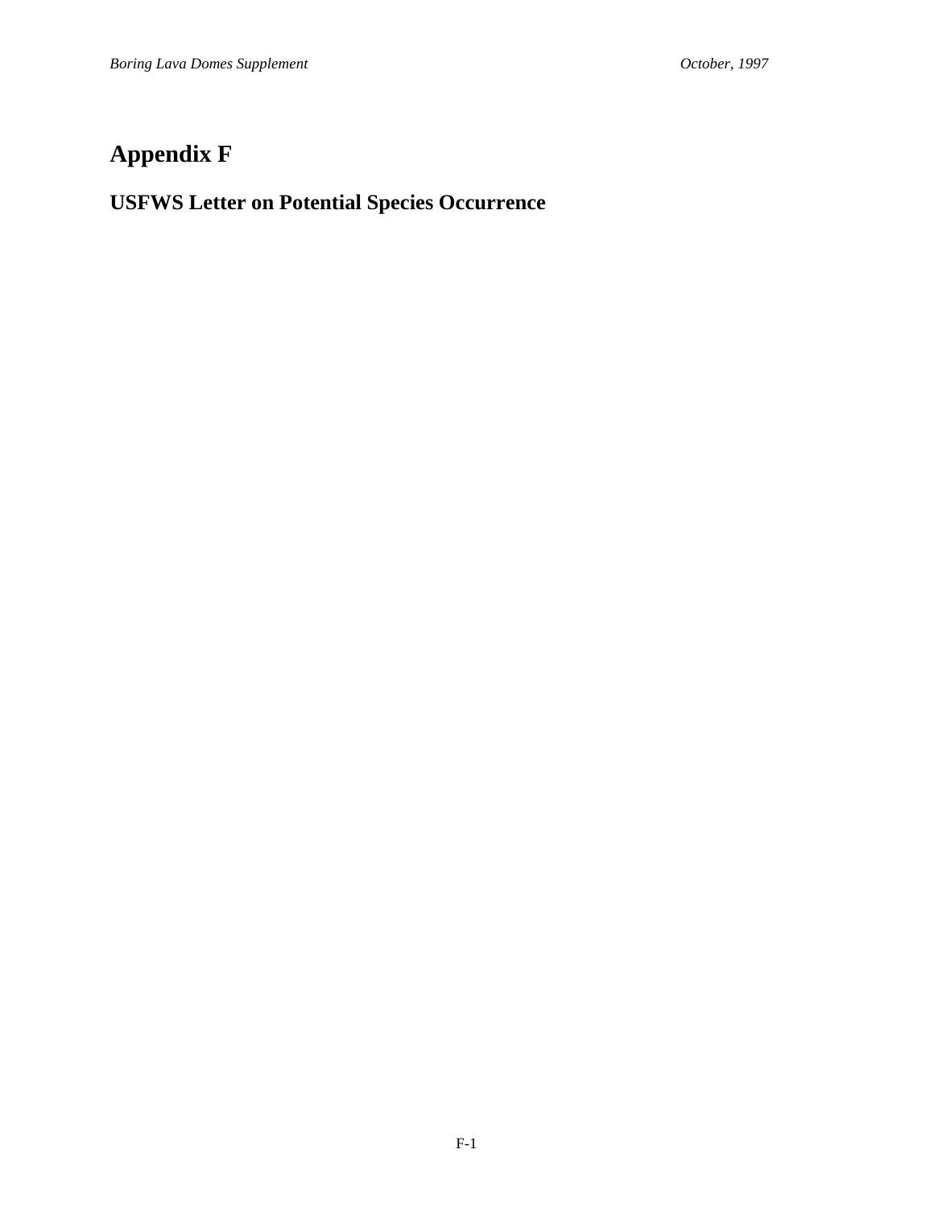# Appendix F

## USFWS Letter on Potential Species Occurrence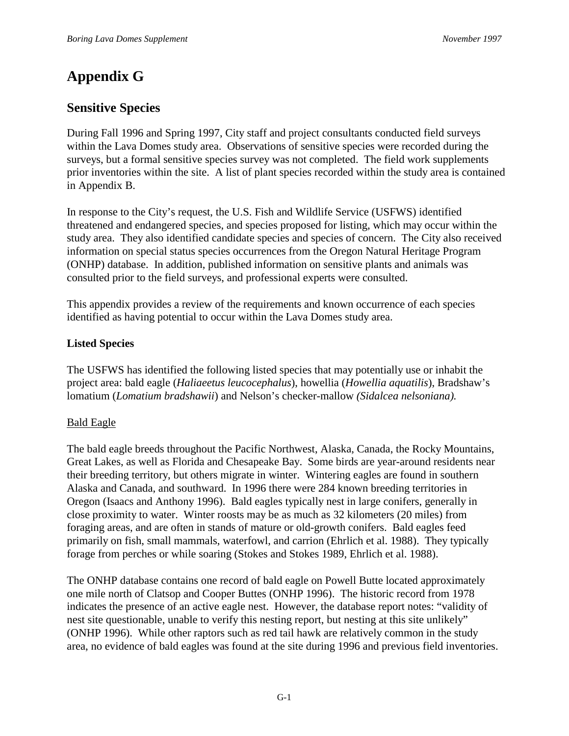# Appendix G

## Sensitive Species

During Fall 1996 and Spring 1997, City staff and project consultants conducted field surveys within the Lava Domes study area. Observations of sensitive species were recorded during the surveys, but a formal sensitive species survey was not completed. The field work supplements prior inventories within the site. A list of plant species recorded within the study area is contained in Appendix B.

In response to the City's request, the U.S. Fish and Wildlife Service (USFWS) identified threatened and endangered species, and species proposed for listing, which may occur within the study area. They also identified candidate species and species of concern. The City also received information on special status species occurrences from the Oregon Natural Heritage Program (ONHP) database. In addition, published information on sensitive plants and animals was consulted prior to the field surveys, and professional experts were consulted.

This appendix provides a review of the requirements and known occurrence of each species identified as having potential to occur within the Lava Domes study area.

**Listed Species**

The USFWS has identified the following listed species that may potentially use or inhabit the project area: bald eagle (*Haliaeetus leucocephalus*), howellia (*Howellia aquatilis*), Bradshaw's lomatium (*Lomatium bradshawii*) and Nelson's checker-mallow *(Sidalcea nelsoniana).*

<u>Bald Eagle</u>

The bald eagle breeds throughout the Pacific Northwest, Alaska, Canada, the Rocky Mountains, Great Lakes, as well as Florida and Chesapeake Bay. Some birds are year-around residents near their breeding territory, but others migrate in winter. Wintering eagles are found in southern Alaska and Canada, and southward. In 1996 there were 284 known breeding territories in Oregon (Isaacs and Anthony 1996). Bald eagles typically nest in large conifers, generally in close proximity to water. Winter roosts may be as much as 32 kilometers (20 miles) from foraging areas, and are often in stands of mature or old-growth conifers. Bald eagles feed primarily on fish, small mammals, waterfowl, and carrion (Ehrlich et al. 1988). They typically forage from perches or while soaring (Stokes and Stokes 1989, Ehrlich et al. 1988).

The ONHP database contains one record of bald eagle on Powell Butte located approximately one mile north of Clatsop and Cooper Buttes (ONHP 1996). The historic record from 1978 indicates the presence of an active eagle nest. However, the database report notes: "validity of nest site questionable, unable to verify this nesting report, but nesting at this site unlikely" (ONHP 1996). While other raptors such as red tail hawk are relatively common in the study area, no evidence of bald eagles was found at the site during 1996 and previous field inventories.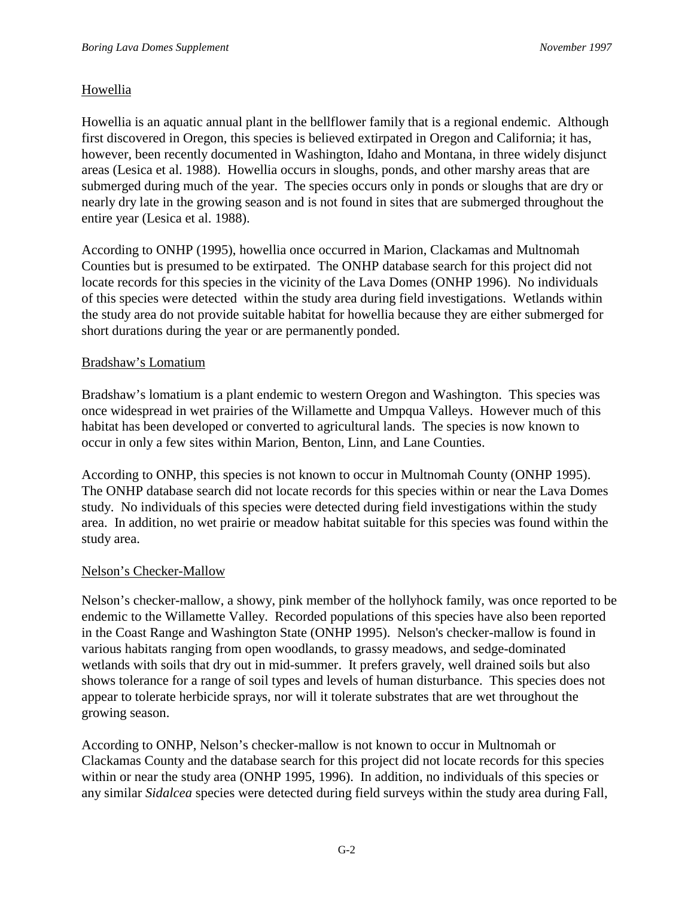## Howellia

Howellia is an aquatic annual plant in the bellflower family that is a regional endemic. Although first discovered in Oregon, this species is believed extirpated in Oregon and California; it has, however, been recently documented in Washington, Idaho and Montana, in three widely disjunct areas (Lesica et al. 1988). Howellia occurs in sloughs, ponds, and other marshy areas that are submerged during much of the year. The species occurs only in ponds or sloughs that are dry or nearly dry late in the growing season and is not found in sites that are submerged throughout the entire year (Lesica et al. 1988).

According to ONHP (1995), howellia once occurred in Marion, Clackamas and Multnomah Counties but is presumed to be extirpated. The ONHP database search for this project did not locate records for this species in the vicinity of the Lava Domes (ONHP 1996). No individuals of this species were detected within the study area during field investigations. Wetlands within the study area do not provide suitable habitat for howellia because they are either submerged for short durations during the year or are permanently ponded.

## Bradshaw's Lomatium

Bradshaw's lomatium is a plant endemic to western Oregon and Washington. This species was once widespread in wet prairies of the Willamette and Umpqua Valleys. However much of this habitat has been developed or converted to agricultural lands. The species is now known to occur in only a few sites within Marion, Benton, Linn, and Lane Counties.

According to ONHP, this species is not known to occur in Multnomah County (ONHP 1995). The ONHP database search did not locate records for this species within or near the Lava Domes study. No individuals of this species were detected during field investigations within the study area. In addition, no wet prairie or meadow habitat suitable for this species was found within the study area.

## Nelson's Checker-Mallow

Nelson's checker-mallow, a showy, pink member of the hollyhock family, was once reported to be endemic to the Willamette Valley. Recorded populations of this species have also been reported in the Coast Range and Washington State (ONHP 1995). Nelson's checker-mallow is found in various habitats ranging from open woodlands, to grassy meadows, and sedge-dominated wetlands with soils that dry out in mid-summer. It prefers gravely, well drained soils but also shows tolerance for a range of soil types and levels of human disturbance. This species does not appear to tolerate herbicide sprays, nor will it tolerate substrates that are wet throughout the growing season.

According to ONHP, Nelson's checker-mallow is not known to occur in Multnomah or Clackamas County and the database search for this project did not locate records for this species within or near the study area (ONHP 1995, 1996). In addition, no individuals of this species or any similar *Sidalcea* species were detected during field surveys within the study area during Fall,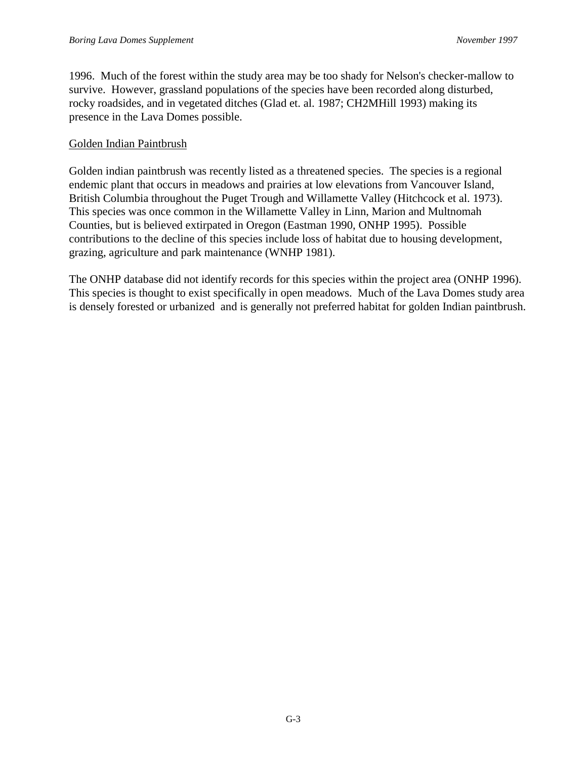1996. Much of the forest within the study area may be too shady for Nelson's checker-mallow to survive. However, grassland populations of the species have been recorded along disturbed, rocky roadsides, and in vegetated ditches (Glad et. al. 1987; CH2MHill 1993) making its presence in the Lava Domes possible.

## Golden Indian Paintbrush

Golden indian paintbrush was recently listed as a threatened species. The species is a regional endemic plant that occurs in meadows and prairies at low elevations from Vancouver Island, British Columbia throughout the Puget Trough and Willamette Valley (Hitchcock et al. 1973). This species was once common in the Willamette Valley in Linn, Marion and Multnomah Counties, but is believed extirpated in Oregon (Eastman 1990, ONHP 1995). Possible contributions to the decline of this species include loss of habitat due to housing development, grazing, agriculture and park maintenance (WNHP 1981).

The ONHP database did not identify records for this species within the project area (ONHP 1996). This species is thought to exist specifically in open meadows. Much of the Lava Domes study area is densely forested or urbanized and is generally not preferred habitat for golden Indian paintbrush.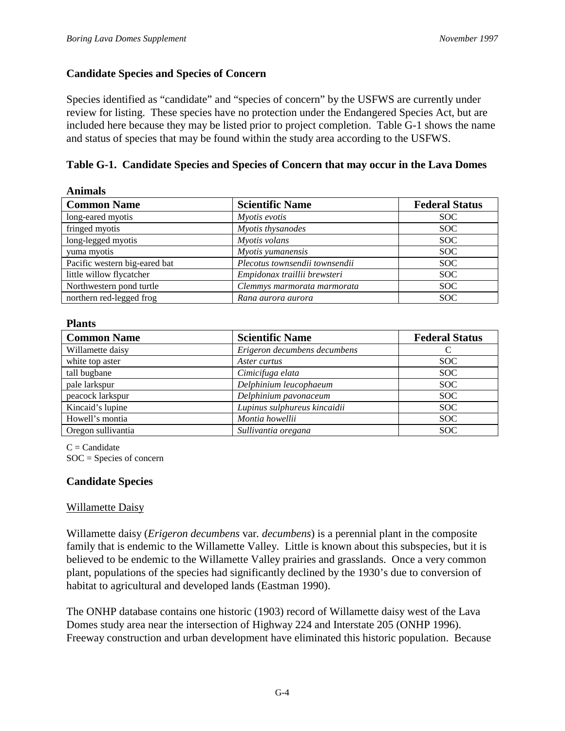## Candidate Species and Species of Concern

Species identified as "candidate" and "species of concern" by the USFWS are currently under review for listing. These species have no protection under the Endangered Species Act, but are included here because they may be listed prior to project completion. Table G-1 shows the name and status of species that may be found within the study area according to the USFWS.

**Table G-1. Candidate Species and Species of Concern that may occur in the Lava Domes**

**Animals**

| Common Name | Scientific Name | Federal Status |
|---|---|---|
| long-eared myotis | *Myotis evotis* | SOC |
| fringed myotis | *Myotis thysanodes* | SOC |
| long-legged myotis | *Myotis volans* | SOC |
| yuma myotis | *Myotis yumanensis* | SOC |
| Pacific western big-eared bat | *Plecotus townsendii townsendii* | SOC |
| little willow flycatcher | *Empidonax traillii brewsteri* | SOC |
| Northwestern pond turtle | *Clemmys marmorata marmorata* | SOC |
| northern red-legged frog | *Rana aurora aurora* | SOC |

**Plants**

| Common Name | Scientific Name | Federal Status |
|---|---|---|
| Willamette daisy | *Erigeron decumbens decumbens* | C |
| white top aster | *Aster curtus* | SOC |
| tall bugbane | *Cimicifuga elata* | SOC |
| pale larkspur | *Delphinium leucophaeum* | SOC |
| peacock larkspur | *Delphinium pavonaceum* | SOC |
| Kincaid's lupine | *Lupinus sulphureus kincaidii* | SOC |
| Howell's montia | *Montia howellii* | SOC |
| Oregon sullivantia | *Sullivantia oregana* | SOC |

C = Candidate
SOC = Species of concern

## Candidate Species

Willamette Daisy

Willamette daisy (*Erigeron decumbens* var. *decumbens*) is a perennial plant in the composite family that is endemic to the Willamette Valley. Little is known about this subspecies, but it is believed to be endemic to the Willamette Valley prairies and grasslands. Once a very common plant, populations of the species had significantly declined by the 1930's due to conversion of habitat to agricultural and developed lands (Eastman 1990).

The ONHP database contains one historic (1903) record of Willamette daisy west of the Lava Domes study area near the intersection of Highway 224 and Interstate 205 (ONHP 1996). Freeway construction and urban development have eliminated this historic population. Because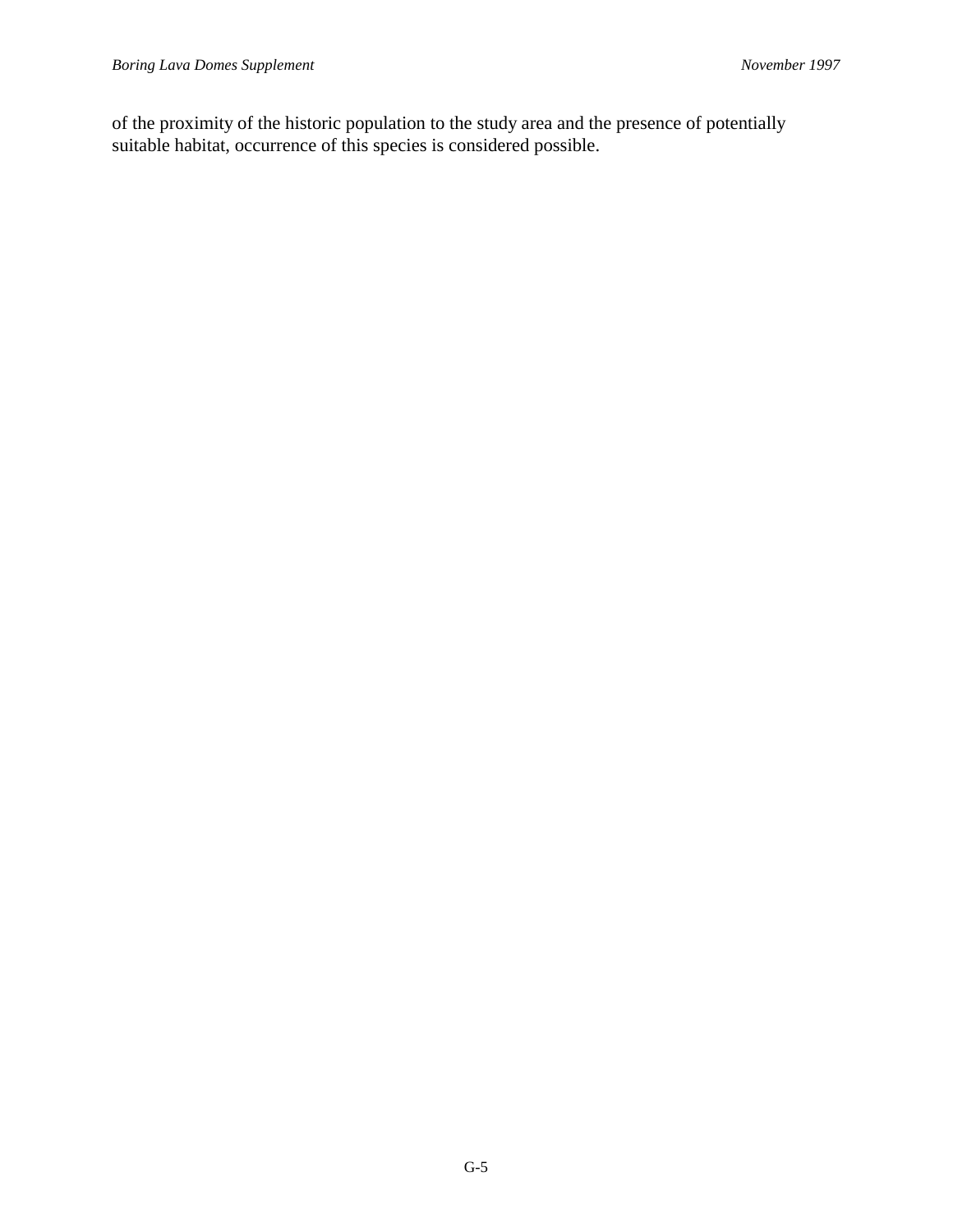of the proximity of the historic population to the study area and the presence of potentially suitable habitat, occurrence of this species is considered possible.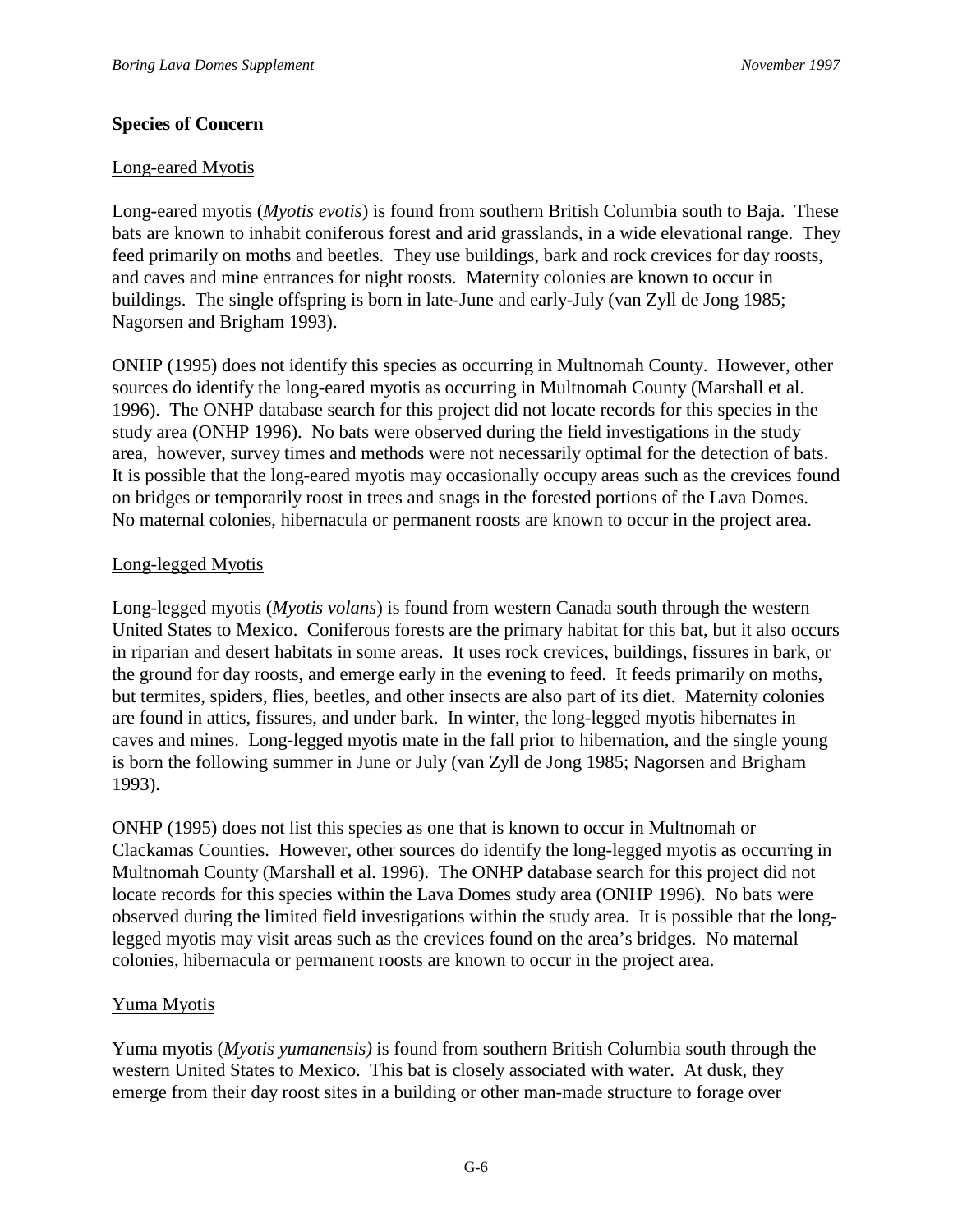**Species of Concern**

Long-eared Myotis

Long-eared myotis (*Myotis evotis*) is found from southern British Columbia south to Baja. These bats are known to inhabit coniferous forest and arid grasslands, in a wide elevational range. They feed primarily on moths and beetles. They use buildings, bark and rock crevices for day roosts, and caves and mine entrances for night roosts. Maternity colonies are known to occur in buildings. The single offspring is born in late-June and early-July (van Zyll de Jong 1985; Nagorsen and Brigham 1993).

ONHP (1995) does not identify this species as occurring in Multnomah County. However, other sources do identify the long-eared myotis as occurring in Multnomah County (Marshall et al. 1996). The ONHP database search for this project did not locate records for this species in the study area (ONHP 1996). No bats were observed during the field investigations in the study area, however, survey times and methods were not necessarily optimal for the detection of bats. It is possible that the long-eared myotis may occasionally occupy areas such as the crevices found on bridges or temporarily roost in trees and snags in the forested portions of the Lava Domes. No maternal colonies, hibernacula or permanent roosts are known to occur in the project area.

Long-legged Myotis

Long-legged myotis (*Myotis volans*) is found from western Canada south through the western United States to Mexico. Coniferous forests are the primary habitat for this bat, but it also occurs in riparian and desert habitats in some areas. It uses rock crevices, buildings, fissures in bark, or the ground for day roosts, and emerge early in the evening to feed. It feeds primarily on moths, but termites, spiders, flies, beetles, and other insects are also part of its diet. Maternity colonies are found in attics, fissures, and under bark. In winter, the long-legged myotis hibernates in caves and mines. Long-legged myotis mate in the fall prior to hibernation, and the single young is born the following summer in June or July (van Zyll de Jong 1985; Nagorsen and Brigham 1993).

ONHP (1995) does not list this species as one that is known to occur in Multnomah or Clackamas Counties. However, other sources do identify the long-legged myotis as occurring in Multnomah County (Marshall et al. 1996). The ONHP database search for this project did not locate records for this species within the Lava Domes study area (ONHP 1996). No bats were observed during the limited field investigations within the study area. It is possible that the long-legged myotis may visit areas such as the crevices found on the area's bridges. No maternal colonies, hibernacula or permanent roosts are known to occur in the project area.

Yuma Myotis

Yuma myotis (*Myotis yumanensis)* is found from southern British Columbia south through the western United States to Mexico. This bat is closely associated with water. At dusk, they emerge from their day roost sites in a building or other man-made structure to forage over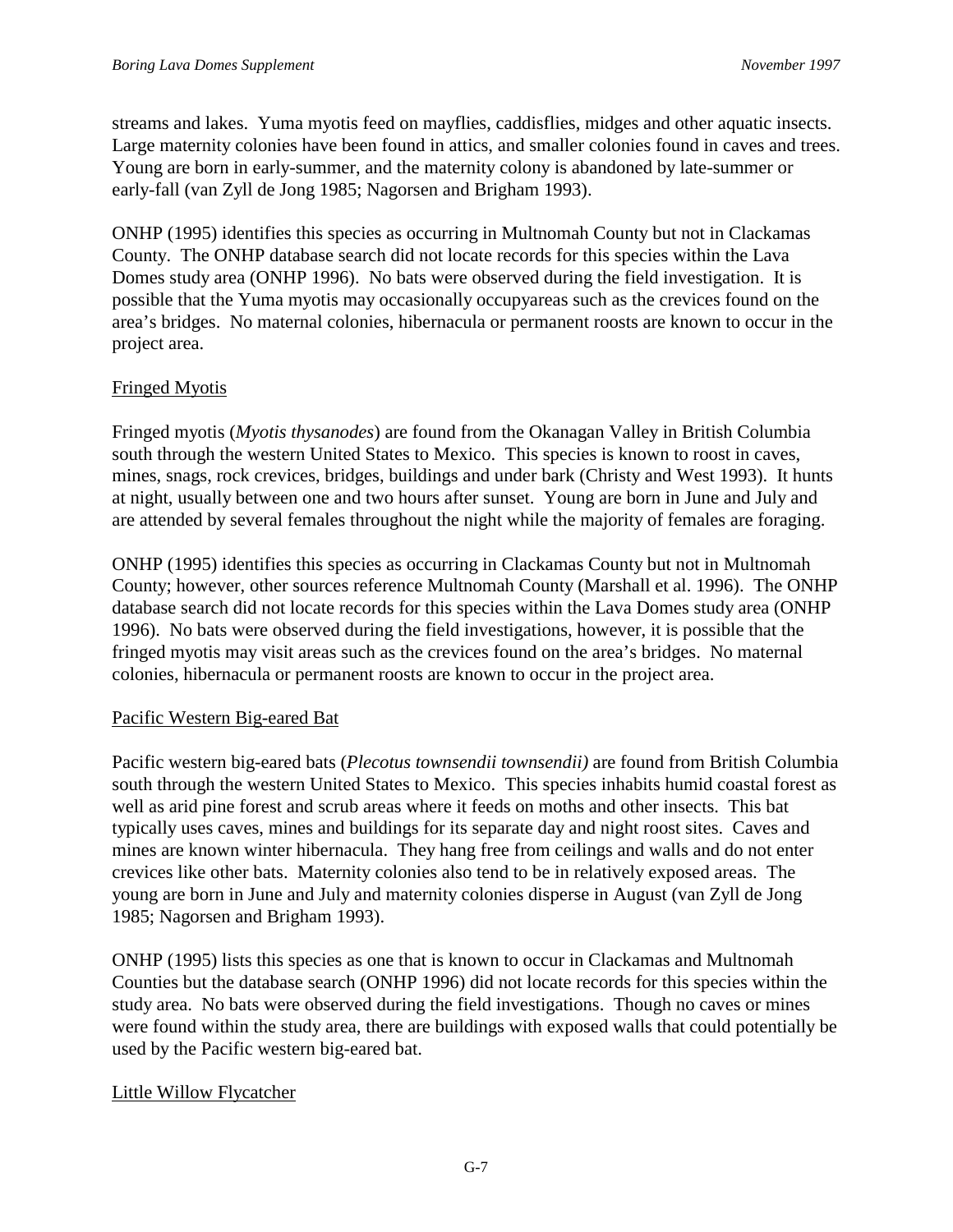streams and lakes. Yuma myotis feed on mayflies, caddisflies, midges and other aquatic insects. Large maternity colonies have been found in attics, and smaller colonies found in caves and trees. Young are born in early-summer, and the maternity colony is abandoned by late-summer or early-fall (van Zyll de Jong 1985; Nagorsen and Brigham 1993).

ONHP (1995) identifies this species as occurring in Multnomah County but not in Clackamas County. The ONHP database search did not locate records for this species within the Lava Domes study area (ONHP 1996). No bats were observed during the field investigation. It is possible that the Yuma myotis may occasionally occupyareas such as the crevices found on the area's bridges. No maternal colonies, hibernacula or permanent roosts are known to occur in the project area.

Fringed Myotis

Fringed myotis (*Myotis thysanodes*) are found from the Okanagan Valley in British Columbia south through the western United States to Mexico. This species is known to roost in caves, mines, snags, rock crevices, bridges, buildings and under bark (Christy and West 1993). It hunts at night, usually between one and two hours after sunset. Young are born in June and July and are attended by several females throughout the night while the majority of females are foraging.

ONHP (1995) identifies this species as occurring in Clackamas County but not in Multnomah County; however, other sources reference Multnomah County (Marshall et al. 1996). The ONHP database search did not locate records for this species within the Lava Domes study area (ONHP 1996). No bats were observed during the field investigations, however, it is possible that the fringed myotis may visit areas such as the crevices found on the area's bridges. No maternal colonies, hibernacula or permanent roosts are known to occur in the project area.

Pacific Western Big-eared Bat

Pacific western big-eared bats (*Plecotus townsendii townsendii)* are found from British Columbia south through the western United States to Mexico. This species inhabits humid coastal forest as well as arid pine forest and scrub areas where it feeds on moths and other insects. This bat typically uses caves, mines and buildings for its separate day and night roost sites. Caves and mines are known winter hibernacula. They hang free from ceilings and walls and do not enter crevices like other bats. Maternity colonies also tend to be in relatively exposed areas. The young are born in June and July and maternity colonies disperse in August (van Zyll de Jong 1985; Nagorsen and Brigham 1993).

ONHP (1995) lists this species as one that is known to occur in Clackamas and Multnomah Counties but the database search (ONHP 1996) did not locate records for this species within the study area. No bats were observed during the field investigations. Though no caves or mines were found within the study area, there are buildings with exposed walls that could potentially be used by the Pacific western big-eared bat.

Little Willow Flycatcher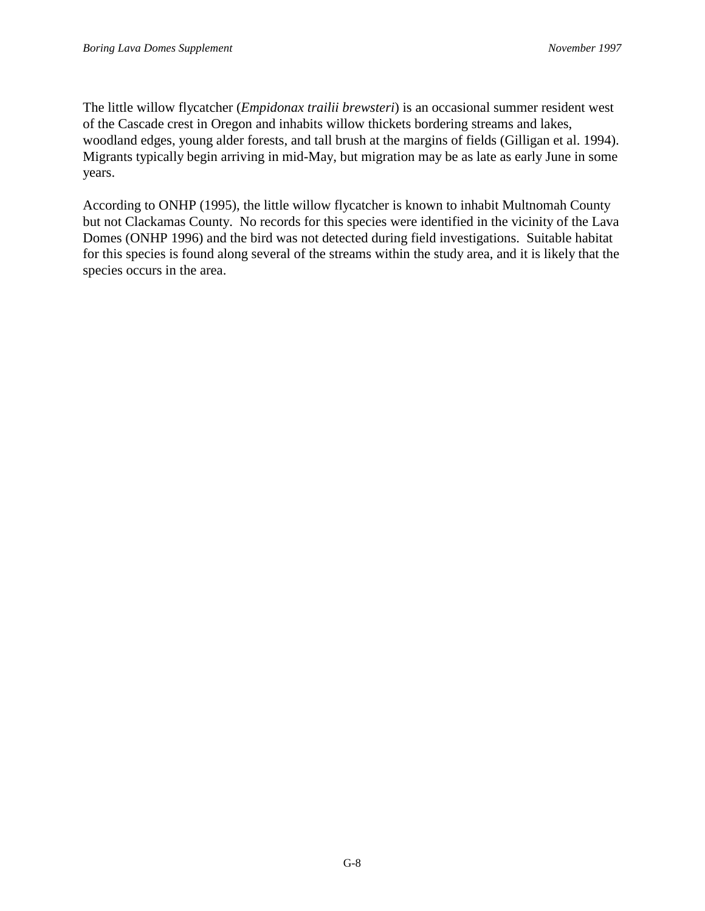The little willow flycatcher (*Empidonax trailii brewsteri*) is an occasional summer resident west of the Cascade crest in Oregon and inhabits willow thickets bordering streams and lakes, woodland edges, young alder forests, and tall brush at the margins of fields (Gilligan et al. 1994). Migrants typically begin arriving in mid-May, but migration may be as late as early June in some years.

According to ONHP (1995), the little willow flycatcher is known to inhabit Multnomah County but not Clackamas County. No records for this species were identified in the vicinity of the Lava Domes (ONHP 1996) and the bird was not detected during field investigations. Suitable habitat for this species is found along several of the streams within the study area, and it is likely that the species occurs in the area.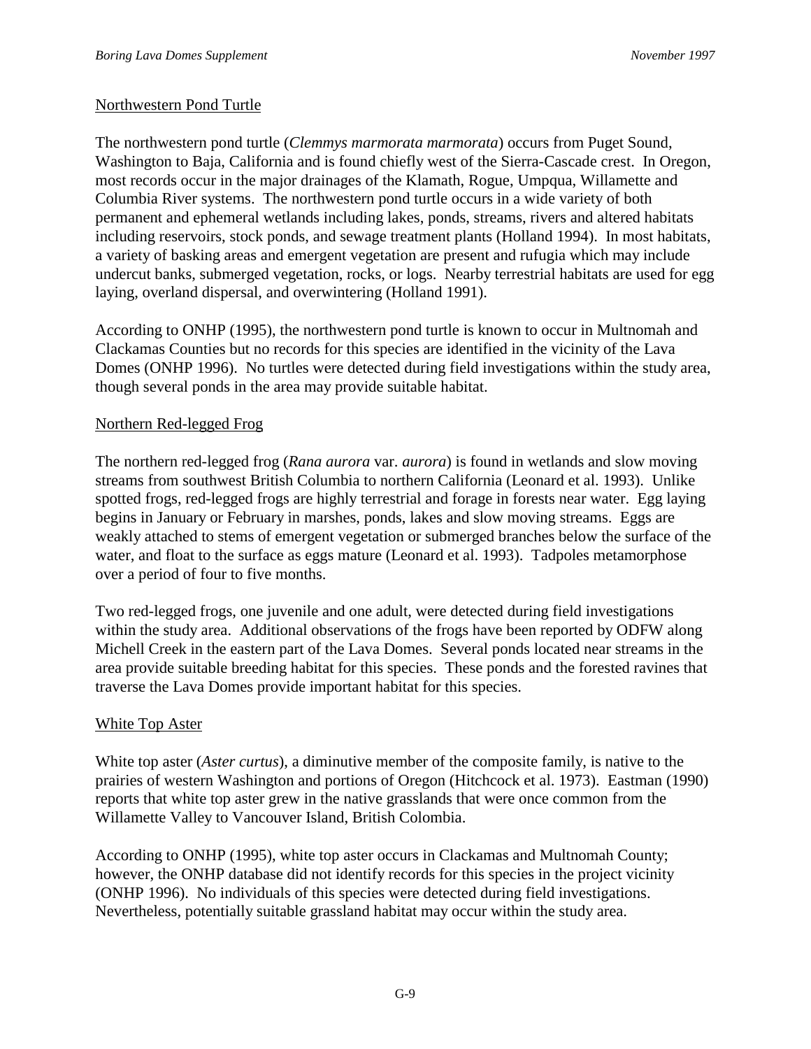Northwestern Pond Turtle

The northwestern pond turtle (*Clemmys marmorata marmorata*) occurs from Puget Sound, Washington to Baja, California and is found chiefly west of the Sierra-Cascade crest. In Oregon, most records occur in the major drainages of the Klamath, Rogue, Umpqua, Willamette and Columbia River systems. The northwestern pond turtle occurs in a wide variety of both permanent and ephemeral wetlands including lakes, ponds, streams, rivers and altered habitats including reservoirs, stock ponds, and sewage treatment plants (Holland 1994). In most habitats, a variety of basking areas and emergent vegetation are present and rufugia which may include undercut banks, submerged vegetation, rocks, or logs. Nearby terrestrial habitats are used for egg laying, overland dispersal, and overwintering (Holland 1991).

According to ONHP (1995), the northwestern pond turtle is known to occur in Multnomah and Clackamas Counties but no records for this species are identified in the vicinity of the Lava Domes (ONHP 1996). No turtles were detected during field investigations within the study area, though several ponds in the area may provide suitable habitat.

Northern Red-legged Frog

The northern red-legged frog (*Rana aurora* var. *aurora*) is found in wetlands and slow moving streams from southwest British Columbia to northern California (Leonard et al. 1993). Unlike spotted frogs, red-legged frogs are highly terrestrial and forage in forests near water. Egg laying begins in January or February in marshes, ponds, lakes and slow moving streams. Eggs are weakly attached to stems of emergent vegetation or submerged branches below the surface of the water, and float to the surface as eggs mature (Leonard et al. 1993). Tadpoles metamorphose over a period of four to five months.

Two red-legged frogs, one juvenile and one adult, were detected during field investigations within the study area. Additional observations of the frogs have been reported by ODFW along Michell Creek in the eastern part of the Lava Domes. Several ponds located near streams in the area provide suitable breeding habitat for this species. These ponds and the forested ravines that traverse the Lava Domes provide important habitat for this species.

White Top Aster

White top aster (*Aster curtus*), a diminutive member of the composite family, is native to the prairies of western Washington and portions of Oregon (Hitchcock et al. 1973). Eastman (1990) reports that white top aster grew in the native grasslands that were once common from the Willamette Valley to Vancouver Island, British Colombia.

According to ONHP (1995), white top aster occurs in Clackamas and Multnomah County; however, the ONHP database did not identify records for this species in the project vicinity (ONHP 1996). No individuals of this species were detected during field investigations. Nevertheless, potentially suitable grassland habitat may occur within the study area.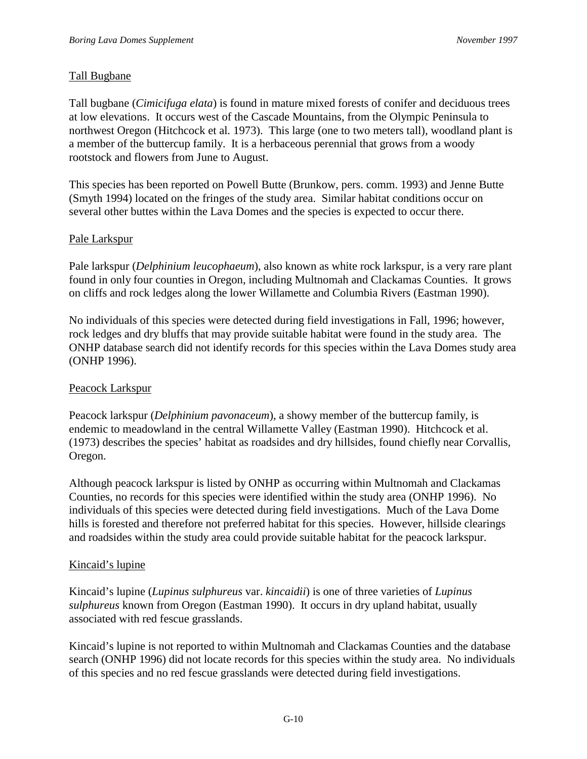Tall Bugbane

Tall bugbane (*Cimicifuga elata*) is found in mature mixed forests of conifer and deciduous trees at low elevations. It occurs west of the Cascade Mountains, from the Olympic Peninsula to northwest Oregon (Hitchcock et al. 1973). This large (one to two meters tall), woodland plant is a member of the buttercup family. It is a herbaceous perennial that grows from a woody rootstock and flowers from June to August.

This species has been reported on Powell Butte (Brunkow, pers. comm. 1993) and Jenne Butte (Smyth 1994) located on the fringes of the study area. Similar habitat conditions occur on several other buttes within the Lava Domes and the species is expected to occur there.

Pale Larkspur

Pale larkspur (*Delphinium leucophaeum*), also known as white rock larkspur, is a very rare plant found in only four counties in Oregon, including Multnomah and Clackamas Counties. It grows on cliffs and rock ledges along the lower Willamette and Columbia Rivers (Eastman 1990).

No individuals of this species were detected during field investigations in Fall, 1996; however, rock ledges and dry bluffs that may provide suitable habitat were found in the study area. The ONHP database search did not identify records for this species within the Lava Domes study area (ONHP 1996).

Peacock Larkspur

Peacock larkspur (*Delphinium pavonaceum*), a showy member of the buttercup family, is endemic to meadowland in the central Willamette Valley (Eastman 1990). Hitchcock et al. (1973) describes the species' habitat as roadsides and dry hillsides, found chiefly near Corvallis, Oregon.

Although peacock larkspur is listed by ONHP as occurring within Multnomah and Clackamas Counties, no records for this species were identified within the study area (ONHP 1996). No individuals of this species were detected during field investigations. Much of the Lava Dome hills is forested and therefore not preferred habitat for this species. However, hillside clearings and roadsides within the study area could provide suitable habitat for the peacock larkspur.

Kincaid's lupine

Kincaid's lupine (*Lupinus sulphureus* var. *kincaidii*) is one of three varieties of *Lupinus sulphureus* known from Oregon (Eastman 1990). It occurs in dry upland habitat, usually associated with red fescue grasslands.

Kincaid's lupine is not reported to within Multnomah and Clackamas Counties and the database search (ONHP 1996) did not locate records for this species within the study area. No individuals of this species and no red fescue grasslands were detected during field investigations.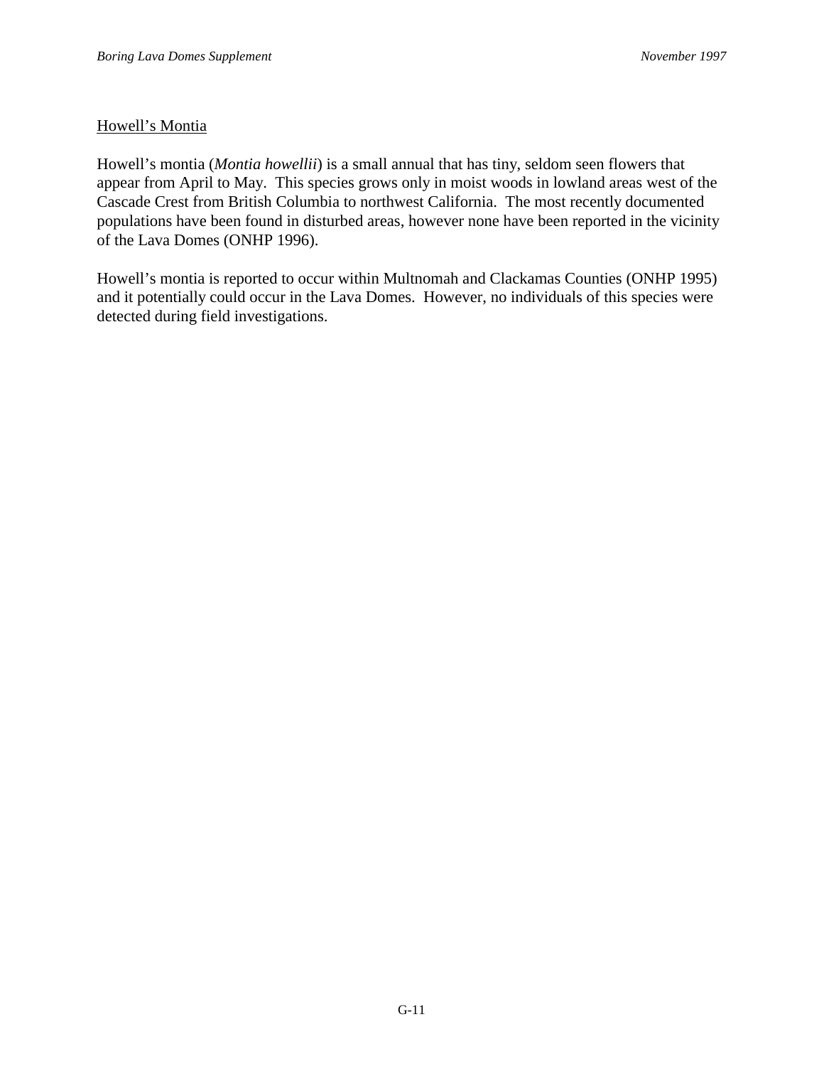## Howell's Montia

Howell's montia (*Montia howellii*) is a small annual that has tiny, seldom seen flowers that appear from April to May. This species grows only in moist woods in lowland areas west of the Cascade Crest from British Columbia to northwest California. The most recently documented populations have been found in disturbed areas, however none have been reported in the vicinity of the Lava Domes (ONHP 1996).

Howell's montia is reported to occur within Multnomah and Clackamas Counties (ONHP 1995) and it potentially could occur in the Lava Domes. However, no individuals of this species were detected during field investigations.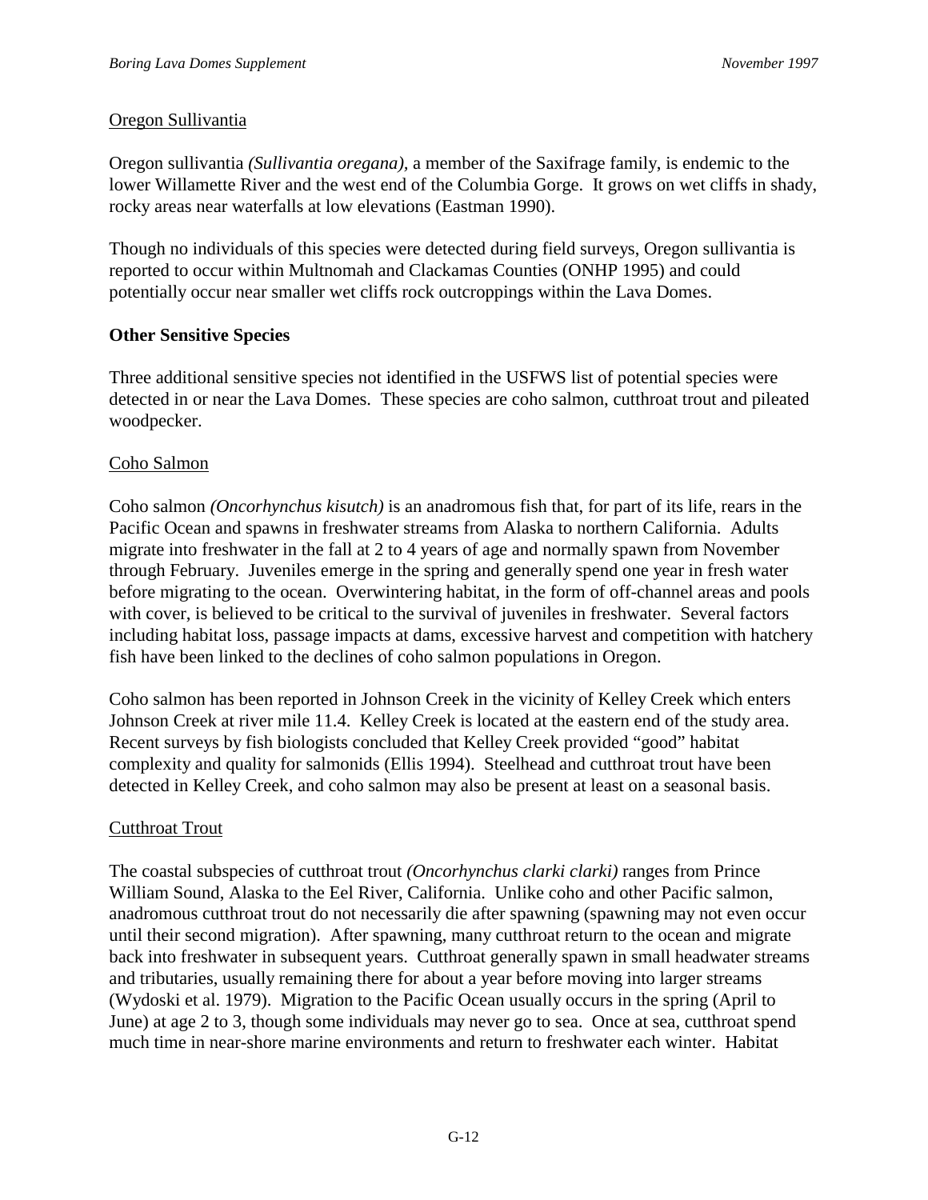Oregon Sullivantia

Oregon sullivantia *(Sullivantia oregana),* a member of the Saxifrage family, is endemic to the lower Willamette River and the west end of the Columbia Gorge. It grows on wet cliffs in shady, rocky areas near waterfalls at low elevations (Eastman 1990).

Though no individuals of this species were detected during field surveys, Oregon sullivantia is reported to occur within Multnomah and Clackamas Counties (ONHP 1995) and could potentially occur near smaller wet cliffs rock outcroppings within the Lava Domes.

**Other Sensitive Species**

Three additional sensitive species not identified in the USFWS list of potential species were detected in or near the Lava Domes. These species are coho salmon, cutthroat trout and pileated woodpecker.

Coho Salmon

Coho salmon *(Oncorhynchus kisutch)* is an anadromous fish that, for part of its life, rears in the Pacific Ocean and spawns in freshwater streams from Alaska to northern California. Adults migrate into freshwater in the fall at 2 to 4 years of age and normally spawn from November through February. Juveniles emerge in the spring and generally spend one year in fresh water before migrating to the ocean. Overwintering habitat, in the form of off-channel areas and pools with cover, is believed to be critical to the survival of juveniles in freshwater. Several factors including habitat loss, passage impacts at dams, excessive harvest and competition with hatchery fish have been linked to the declines of coho salmon populations in Oregon.

Coho salmon has been reported in Johnson Creek in the vicinity of Kelley Creek which enters Johnson Creek at river mile 11.4. Kelley Creek is located at the eastern end of the study area. Recent surveys by fish biologists concluded that Kelley Creek provided "good" habitat complexity and quality for salmonids (Ellis 1994). Steelhead and cutthroat trout have been detected in Kelley Creek, and coho salmon may also be present at least on a seasonal basis.

Cutthroat Trout

The coastal subspecies of cutthroat trout *(Oncorhynchus clarki clarki)* ranges from Prince William Sound, Alaska to the Eel River, California. Unlike coho and other Pacific salmon, anadromous cutthroat trout do not necessarily die after spawning (spawning may not even occur until their second migration). After spawning, many cutthroat return to the ocean and migrate back into freshwater in subsequent years. Cutthroat generally spawn in small headwater streams and tributaries, usually remaining there for about a year before moving into larger streams (Wydoski et al. 1979). Migration to the Pacific Ocean usually occurs in the spring (April to June) at age 2 to 3, though some individuals may never go to sea. Once at sea, cutthroat spend much time in near-shore marine environments and return to freshwater each winter. Habitat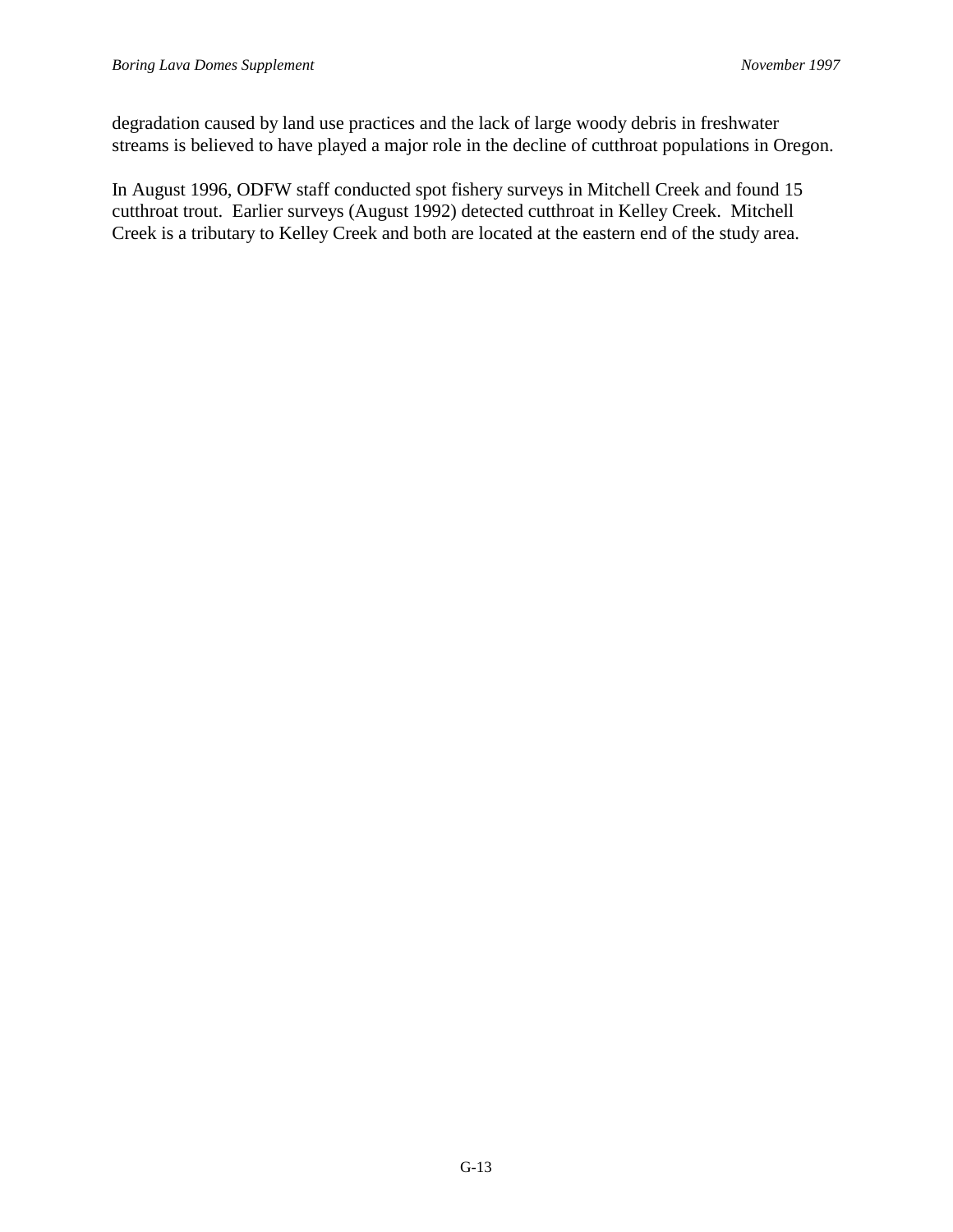degradation caused by land use practices and the lack of large woody debris in freshwater streams is believed to have played a major role in the decline of cutthroat populations in Oregon.

In August 1996, ODFW staff conducted spot fishery surveys in Mitchell Creek and found 15 cutthroat trout. Earlier surveys (August 1992) detected cutthroat in Kelley Creek. Mitchell Creek is a tributary to Kelley Creek and both are located at the eastern end of the study area.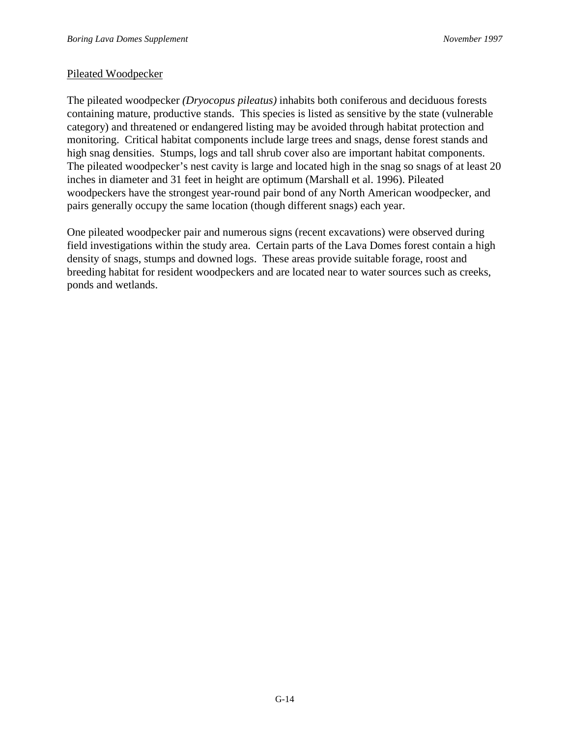## Pileated Woodpecker

The pileated woodpecker *(Dryocopus pileatus)* inhabits both coniferous and deciduous forests containing mature, productive stands. This species is listed as sensitive by the state (vulnerable category) and threatened or endangered listing may be avoided through habitat protection and monitoring. Critical habitat components include large trees and snags, dense forest stands and high snag densities. Stumps, logs and tall shrub cover also are important habitat components. The pileated woodpecker's nest cavity is large and located high in the snag so snags of at least 20 inches in diameter and 31 feet in height are optimum (Marshall et al. 1996). Pileated woodpeckers have the strongest year-round pair bond of any North American woodpecker, and pairs generally occupy the same location (though different snags) each year.

One pileated woodpecker pair and numerous signs (recent excavations) were observed during field investigations within the study area. Certain parts of the Lava Domes forest contain a high density of snags, stumps and downed logs. These areas provide suitable forage, roost and breeding habitat for resident woodpeckers and are located near to water sources such as creeks, ponds and wetlands.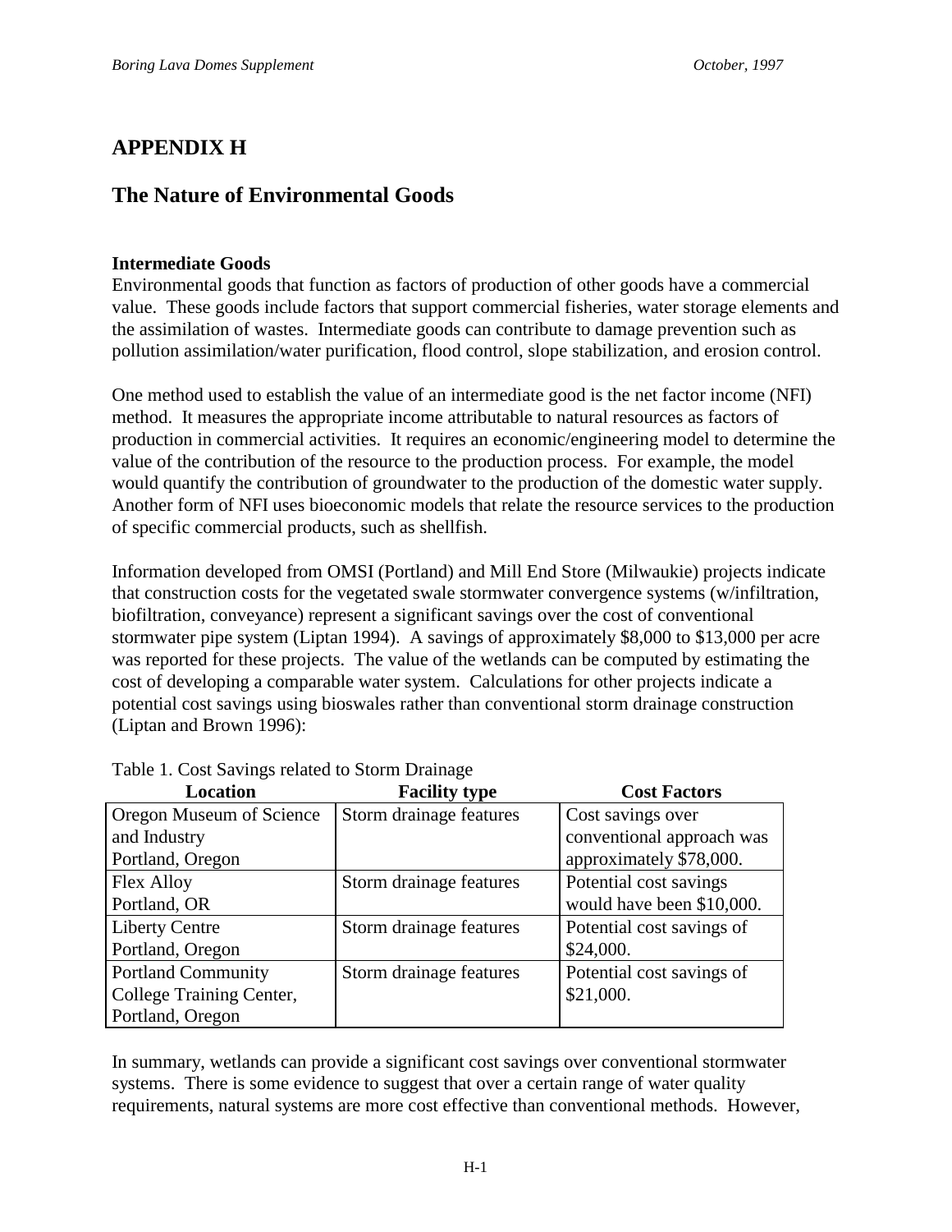# APPENDIX H

## The Nature of Environmental Goods

**Intermediate Goods**

Environmental goods that function as factors of production of other goods have a commercial value. These goods include factors that support commercial fisheries, water storage elements and the assimilation of wastes. Intermediate goods can contribute to damage prevention such as pollution assimilation/water purification, flood control, slope stabilization, and erosion control.

One method used to establish the value of an intermediate good is the net factor income (NFI) method. It measures the appropriate income attributable to natural resources as factors of production in commercial activities. It requires an economic/engineering model to determine the value of the contribution of the resource to the production process. For example, the model would quantify the contribution of groundwater to the production of the domestic water supply. Another form of NFI uses bioeconomic models that relate the resource services to the production of specific commercial products, such as shellfish.

Information developed from OMSI (Portland) and Mill End Store (Milwaukie) projects indicate that construction costs for the vegetated swale stormwater convergence systems (w/infiltration, biofiltration, conveyance) represent a significant savings over the cost of conventional stormwater pipe system (Liptan 1994). A savings of approximately $8,000 to $13,000 per acre was reported for these projects. The value of the wetlands can be computed by estimating the cost of developing a comparable water system. Calculations for other projects indicate a potential cost savings using bioswales rather than conventional storm drainage construction (Liptan and Brown 1996):

Table 1. Cost Savings related to Storm Drainage

| Location | Facility type | Cost Factors |
|---|---|---|
| Oregon Museum of Science and Industry Portland, Oregon | Storm drainage features | Cost savings over conventional approach was approximately $78,000. |
| Flex Alloy Portland, OR | Storm drainage features | Potential cost savings would have been $10,000. |
| Liberty Centre Portland, Oregon | Storm drainage features | Potential cost savings of $24,000. |
| Portland Community College Training Center, Portland, Oregon | Storm drainage features | Potential cost savings of $21,000. |

In summary, wetlands can provide a significant cost savings over conventional stormwater systems. There is some evidence to suggest that over a certain range of water quality requirements, natural systems are more cost effective than conventional methods. However,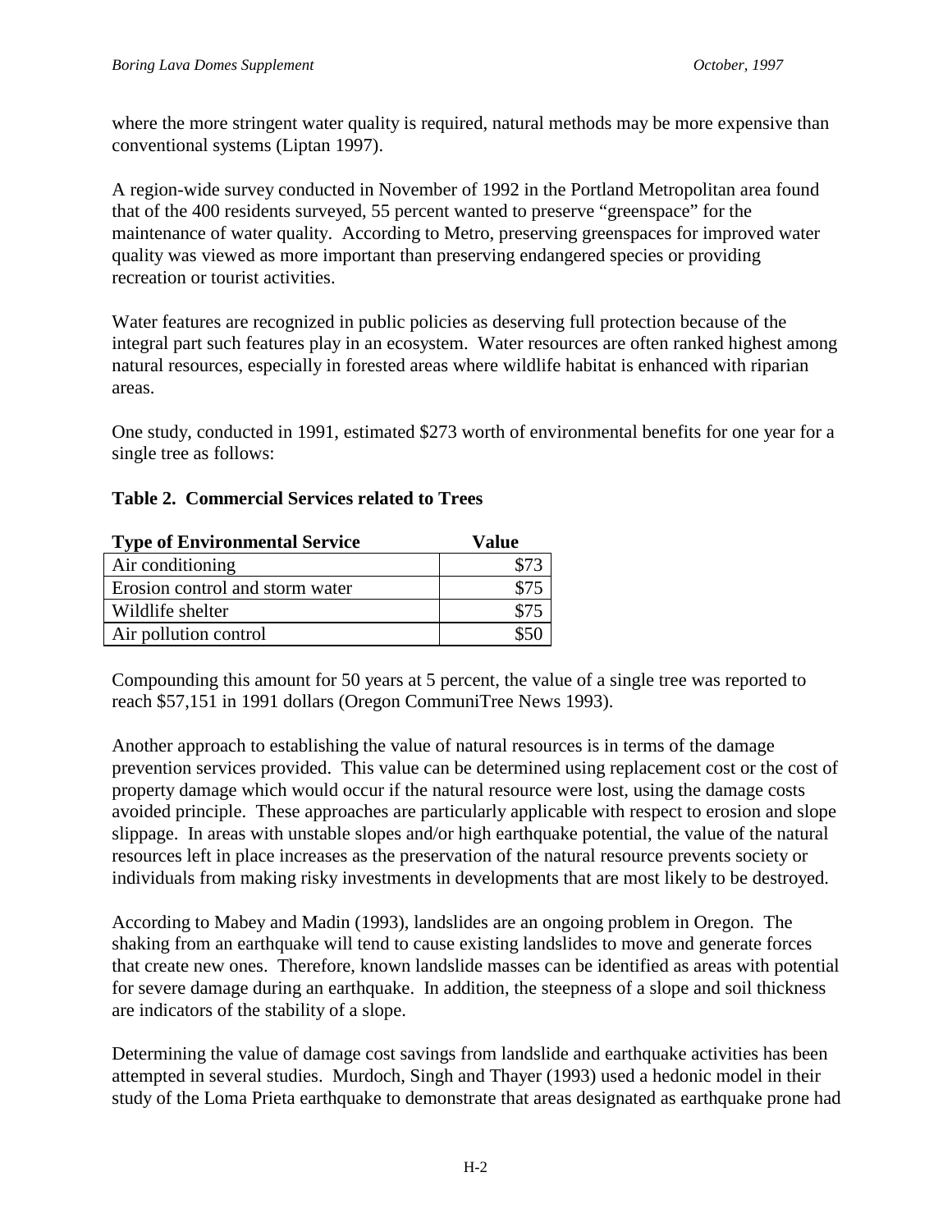where the more stringent water quality is required, natural methods may be more expensive than conventional systems (Liptan 1997).

A region-wide survey conducted in November of 1992 in the Portland Metropolitan area found that of the 400 residents surveyed, 55 percent wanted to preserve "greenspace" for the maintenance of water quality. According to Metro, preserving greenspaces for improved water quality was viewed as more important than preserving endangered species or providing recreation or tourist activities.

Water features are recognized in public policies as deserving full protection because of the integral part such features play in an ecosystem. Water resources are often ranked highest among natural resources, especially in forested areas where wildlife habitat is enhanced with riparian areas.

One study, conducted in 1991, estimated $273 worth of environmental benefits for one year for a single tree as follows:

**Table 2. Commercial Services related to Trees**

| Type of Environmental Service | Value |
|---|---|
| Air conditioning | $73 |
| Erosion control and storm water | $75 |
| Wildlife shelter | $75 |
| Air pollution control | $50 |

Compounding this amount for 50 years at 5 percent, the value of a single tree was reported to reach $57,151 in 1991 dollars (Oregon CommuniTree News 1993).

Another approach to establishing the value of natural resources is in terms of the damage prevention services provided. This value can be determined using replacement cost or the cost of property damage which would occur if the natural resource were lost, using the damage costs avoided principle. These approaches are particularly applicable with respect to erosion and slope slippage. In areas with unstable slopes and/or high earthquake potential, the value of the natural resources left in place increases as the preservation of the natural resource prevents society or individuals from making risky investments in developments that are most likely to be destroyed.

According to Mabey and Madin (1993), landslides are an ongoing problem in Oregon. The shaking from an earthquake will tend to cause existing landslides to move and generate forces that create new ones. Therefore, known landslide masses can be identified as areas with potential for severe damage during an earthquake. In addition, the steepness of a slope and soil thickness are indicators of the stability of a slope.

Determining the value of damage cost savings from landslide and earthquake activities has been attempted in several studies. Murdoch, Singh and Thayer (1993) used a hedonic model in their study of the Loma Prieta earthquake to demonstrate that areas designated as earthquake prone had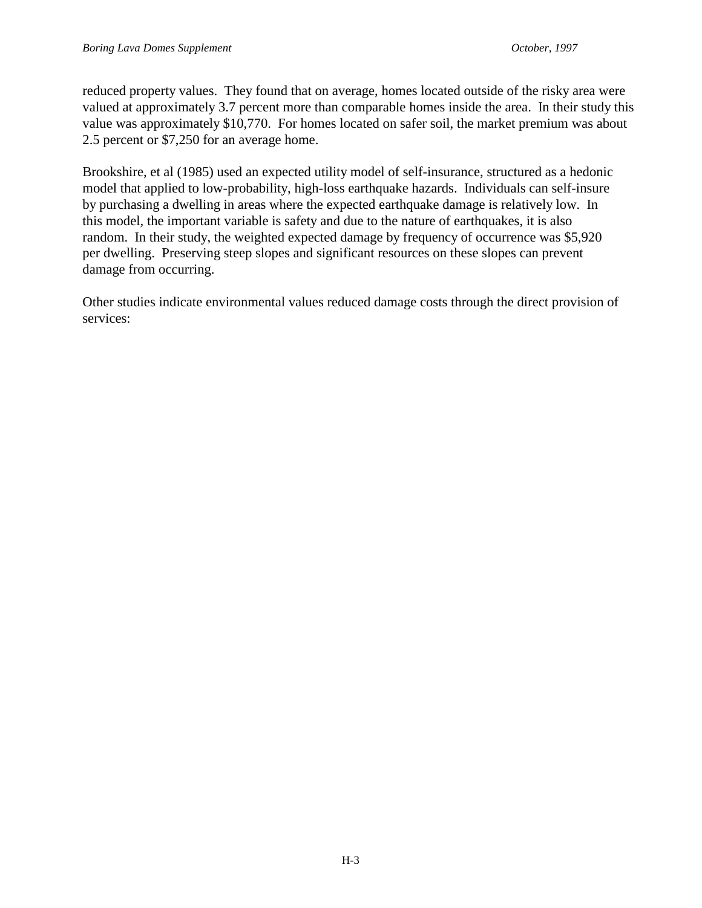reduced property values. They found that on average, homes located outside of the risky area were valued at approximately 3.7 percent more than comparable homes inside the area. In their study this value was approximately $10,770. For homes located on safer soil, the market premium was about 2.5 percent or $7,250 for an average home.

Brookshire, et al (1985) used an expected utility model of self-insurance, structured as a hedonic model that applied to low-probability, high-loss earthquake hazards. Individuals can self-insure by purchasing a dwelling in areas where the expected earthquake damage is relatively low. In this model, the important variable is safety and due to the nature of earthquakes, it is also random. In their study, the weighted expected damage by frequency of occurrence was $5,920 per dwelling. Preserving steep slopes and significant resources on these slopes can prevent damage from occurring.

Other studies indicate environmental values reduced damage costs through the direct provision of services: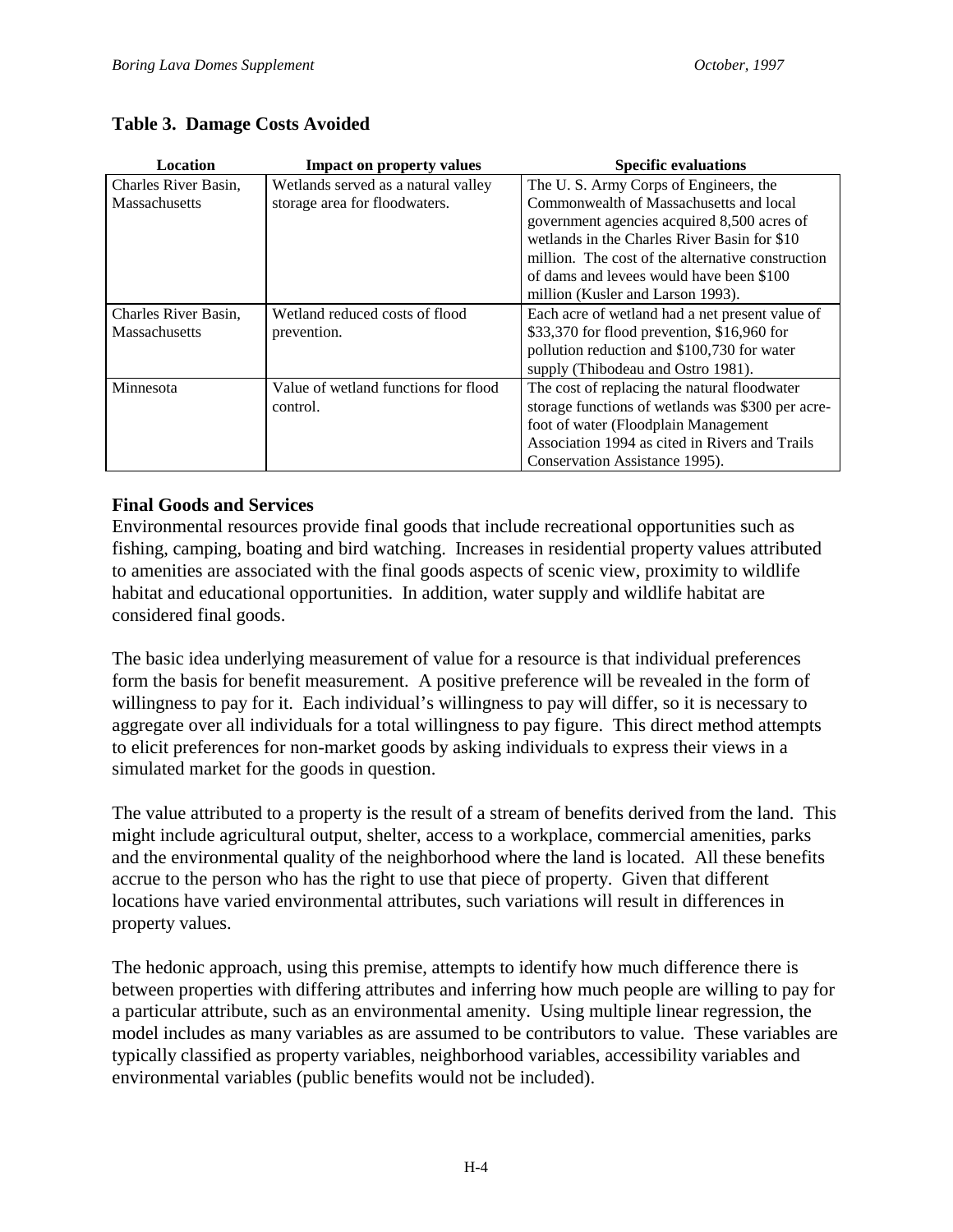**Table 3. Damage Costs Avoided**

| Location | Impact on property values | Specific evaluations |
|---|---|---|
| Charles River Basin, Massachusetts | Wetlands served as a natural valley storage area for floodwaters. | The U. S. Army Corps of Engineers, the Commonwealth of Massachusetts and local government agencies acquired 8,500 acres of wetlands in the Charles River Basin for $10 million. The cost of the alternative construction of dams and levees would have been $100 million (Kusler and Larson 1993). |
| Charles River Basin, Massachusetts | Wetland reduced costs of flood prevention. | Each acre of wetland had a net present value of $33,370 for flood prevention, $16,960 for pollution reduction and $100,730 for water supply (Thibodeau and Ostro 1981). |
| Minnesota | Value of wetland functions for flood control. | The cost of replacing the natural floodwater storage functions of wetlands was $300 per acre-foot of water (Floodplain Management Association 1994 as cited in Rivers and Trails Conservation Assistance 1995). |

## Final Goods and Services

Environmental resources provide final goods that include recreational opportunities such as fishing, camping, boating and bird watching. Increases in residential property values attributed to amenities are associated with the final goods aspects of scenic view, proximity to wildlife habitat and educational opportunities. In addition, water supply and wildlife habitat are considered final goods.

The basic idea underlying measurement of value for a resource is that individual preferences form the basis for benefit measurement. A positive preference will be revealed in the form of willingness to pay for it. Each individual's willingness to pay will differ, so it is necessary to aggregate over all individuals for a total willingness to pay figure. This direct method attempts to elicit preferences for non-market goods by asking individuals to express their views in a simulated market for the goods in question.

The value attributed to a property is the result of a stream of benefits derived from the land. This might include agricultural output, shelter, access to a workplace, commercial amenities, parks and the environmental quality of the neighborhood where the land is located. All these benefits accrue to the person who has the right to use that piece of property. Given that different locations have varied environmental attributes, such variations will result in differences in property values.

The hedonic approach, using this premise, attempts to identify how much difference there is between properties with differing attributes and inferring how much people are willing to pay for a particular attribute, such as an environmental amenity. Using multiple linear regression, the model includes as many variables as are assumed to be contributors to value. These variables are typically classified as property variables, neighborhood variables, accessibility variables and environmental variables (public benefits would not be included).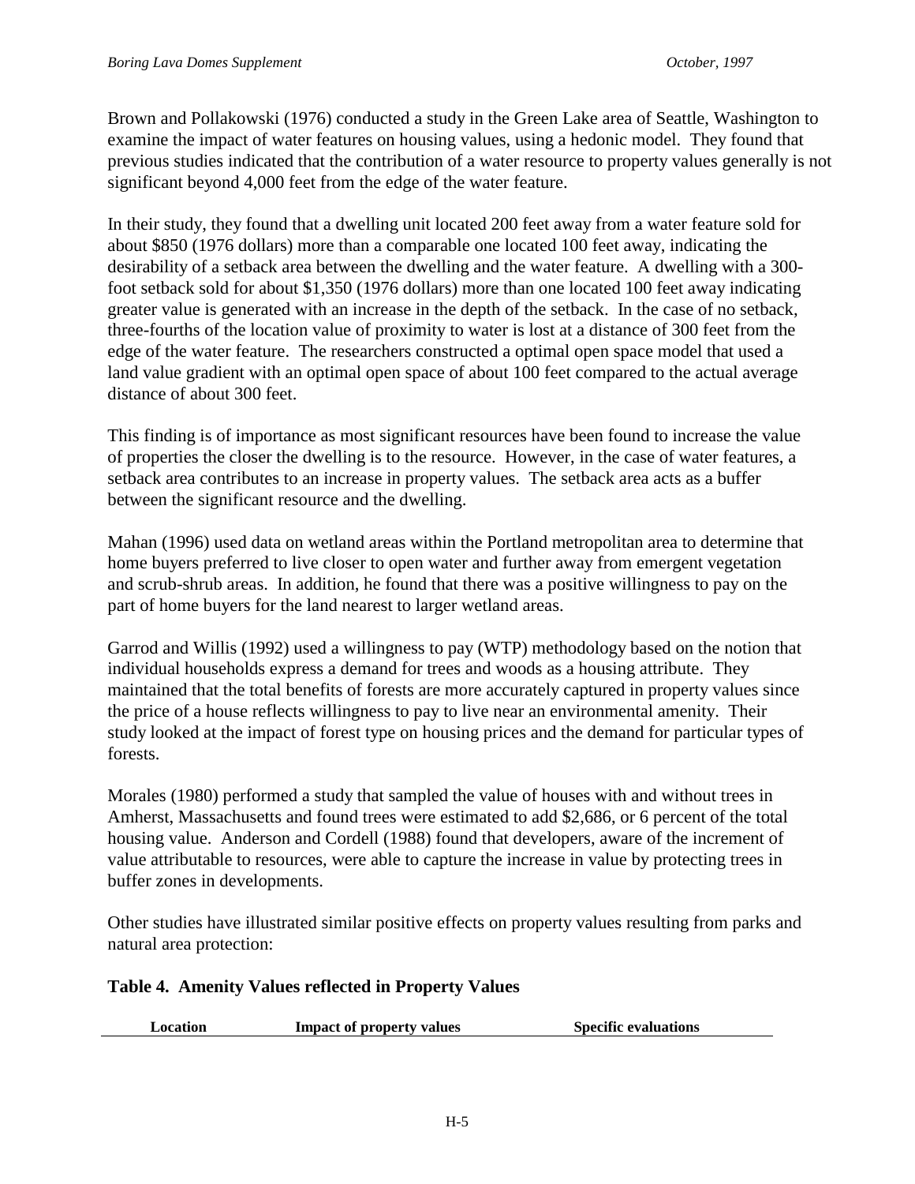Brown and Pollakowski (1976) conducted a study in the Green Lake area of Seattle, Washington to examine the impact of water features on housing values, using a hedonic model. They found that previous studies indicated that the contribution of a water resource to property values generally is not significant beyond 4,000 feet from the edge of the water feature.

In their study, they found that a dwelling unit located 200 feet away from a water feature sold for about $850 (1976 dollars) more than a comparable one located 100 feet away, indicating the desirability of a setback area between the dwelling and the water feature. A dwelling with a 300-foot setback sold for about $1,350 (1976 dollars) more than one located 100 feet away indicating greater value is generated with an increase in the depth of the setback. In the case of no setback, three-fourths of the location value of proximity to water is lost at a distance of 300 feet from the edge of the water feature. The researchers constructed a optimal open space model that used a land value gradient with an optimal open space of about 100 feet compared to the actual average distance of about 300 feet.

This finding is of importance as most significant resources have been found to increase the value of properties the closer the dwelling is to the resource. However, in the case of water features, a setback area contributes to an increase in property values. The setback area acts as a buffer between the significant resource and the dwelling.

Mahan (1996) used data on wetland areas within the Portland metropolitan area to determine that home buyers preferred to live closer to open water and further away from emergent vegetation and scrub-shrub areas. In addition, he found that there was a positive willingness to pay on the part of home buyers for the land nearest to larger wetland areas.

Garrod and Willis (1992) used a willingness to pay (WTP) methodology based on the notion that individual households express a demand for trees and woods as a housing attribute. They maintained that the total benefits of forests are more accurately captured in property values since the price of a house reflects willingness to pay to live near an environmental amenity. Their study looked at the impact of forest type on housing prices and the demand for particular types of forests.

Morales (1980) performed a study that sampled the value of houses with and without trees in Amherst, Massachusetts and found trees were estimated to add $2,686, or 6 percent of the total housing value. Anderson and Cordell (1988) found that developers, aware of the increment of value attributable to resources, were able to capture the increase in value by protecting trees in buffer zones in developments.

Other studies have illustrated similar positive effects on property values resulting from parks and natural area protection:

**Table 4. Amenity Values reflected in Property Values**

| Location | Impact of property values | Specific evaluations |
|---|---|---|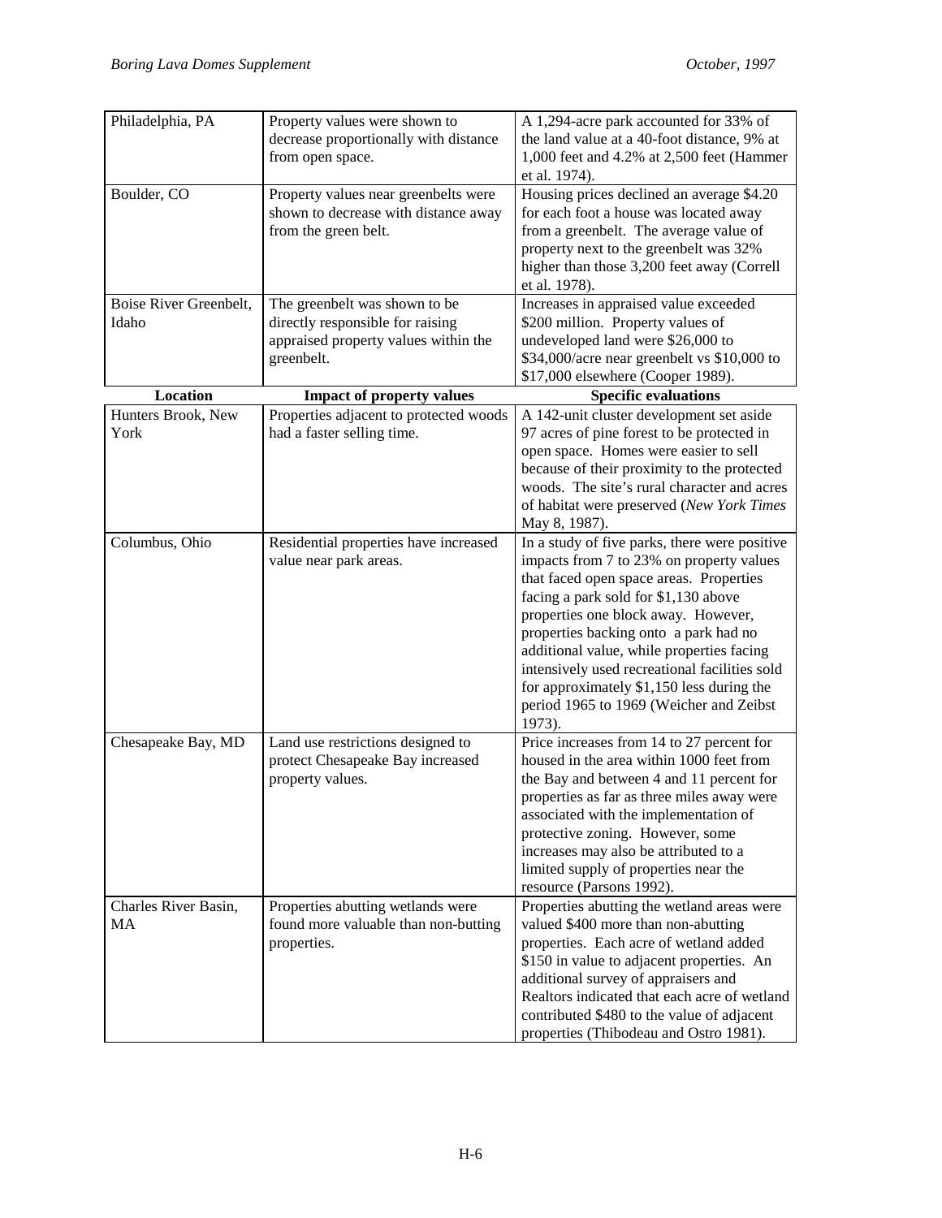| Location | Impact of property values | Specific evaluations |
|---|---|---|
| Philadelphia, PA | Property values were shown to decrease proportionally with distance from open space. | A 1,294-acre park accounted for 33% of the land value at a 40-foot distance, 9% at 1,000 feet and 4.2% at 2,500 feet (Hammer et al. 1974). |
| Boulder, CO | Property values near greenbelts were shown to decrease with distance away from the green belt. | Housing prices declined an average $4.20 for each foot a house was located away from a greenbelt. The average value of property next to the greenbelt was 32% higher than those 3,200 feet away (Correll et al. 1978). |
| Boise River Greenbelt, Idaho | The greenbelt was shown to be directly responsible for raising appraised property values within the greenbelt. | Increases in appraised value exceeded $200 million. Property values of undeveloped land were $26,000 to $34,000/acre near greenbelt vs $10,000 to $17,000 elsewhere (Cooper 1989). |
| Hunters Brook, New York | Properties adjacent to protected woods had a faster selling time. | A 142-unit cluster development set aside 97 acres of pine forest to be protected in open space. Homes were easier to sell because of their proximity to the protected woods. The site's rural character and acres of habitat were preserved (*New York Times* May 8, 1987). |
| Columbus, Ohio | Residential properties have increased value near park areas. | In a study of five parks, there were positive impacts from 7 to 23% on property values that faced open space areas. Properties facing a park sold for $1,130 above properties one block away. However, properties backing onto a park had no additional value, while properties facing intensively used recreational facilities sold for approximately $1,150 less during the period 1965 to 1969 (Weicher and Zeibst 1973). |
| Chesapeake Bay, MD | Land use restrictions designed to protect Chesapeake Bay increased property values. | Price increases from 14 to 27 percent for housed in the area within 1000 feet from the Bay and between 4 and 11 percent for properties as far as three miles away were associated with the implementation of protective zoning. However, some increases may also be attributed to a limited supply of properties near the resource (Parsons 1992). |
| Charles River Basin, MA | Properties abutting wetlands were found more valuable than non-butting properties. | Properties abutting the wetland areas were valued $400 more than non-abutting properties. Each acre of wetland added $150 in value to adjacent properties. An additional survey of appraisers and Realtors indicated that each acre of wetland contributed $480 to the value of adjacent properties (Thibodeau and Ostro 1981). |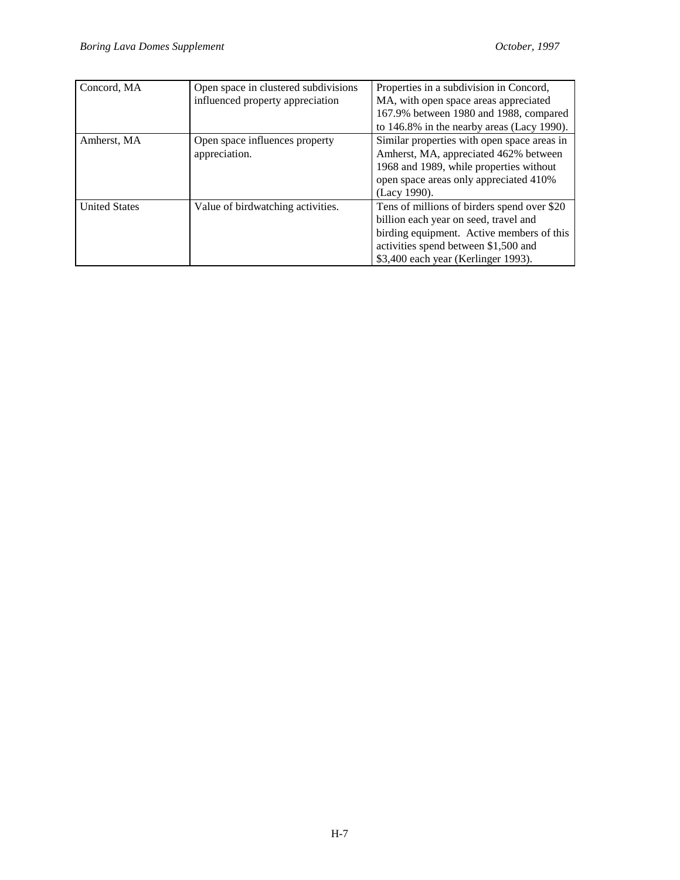| | | |
|---|---|---|
| Concord, MA | Open space in clustered subdivisions influenced property appreciation | Properties in a subdivision in Concord, MA, with open space areas appreciated 167.9% between 1980 and 1988, compared to 146.8% in the nearby areas (Lacy 1990). |
| Amherst, MA | Open space influences property appreciation. | Similar properties with open space areas in Amherst, MA, appreciated 462% between 1968 and 1989, while properties without open space areas only appreciated 410% (Lacy 1990). |
| United States | Value of birdwatching activities. | Tens of millions of birders spend over $20 billion each year on seed, travel and birding equipment. Active members of this activities spend between $1,500 and $3,400 each year (Kerlinger 1993). |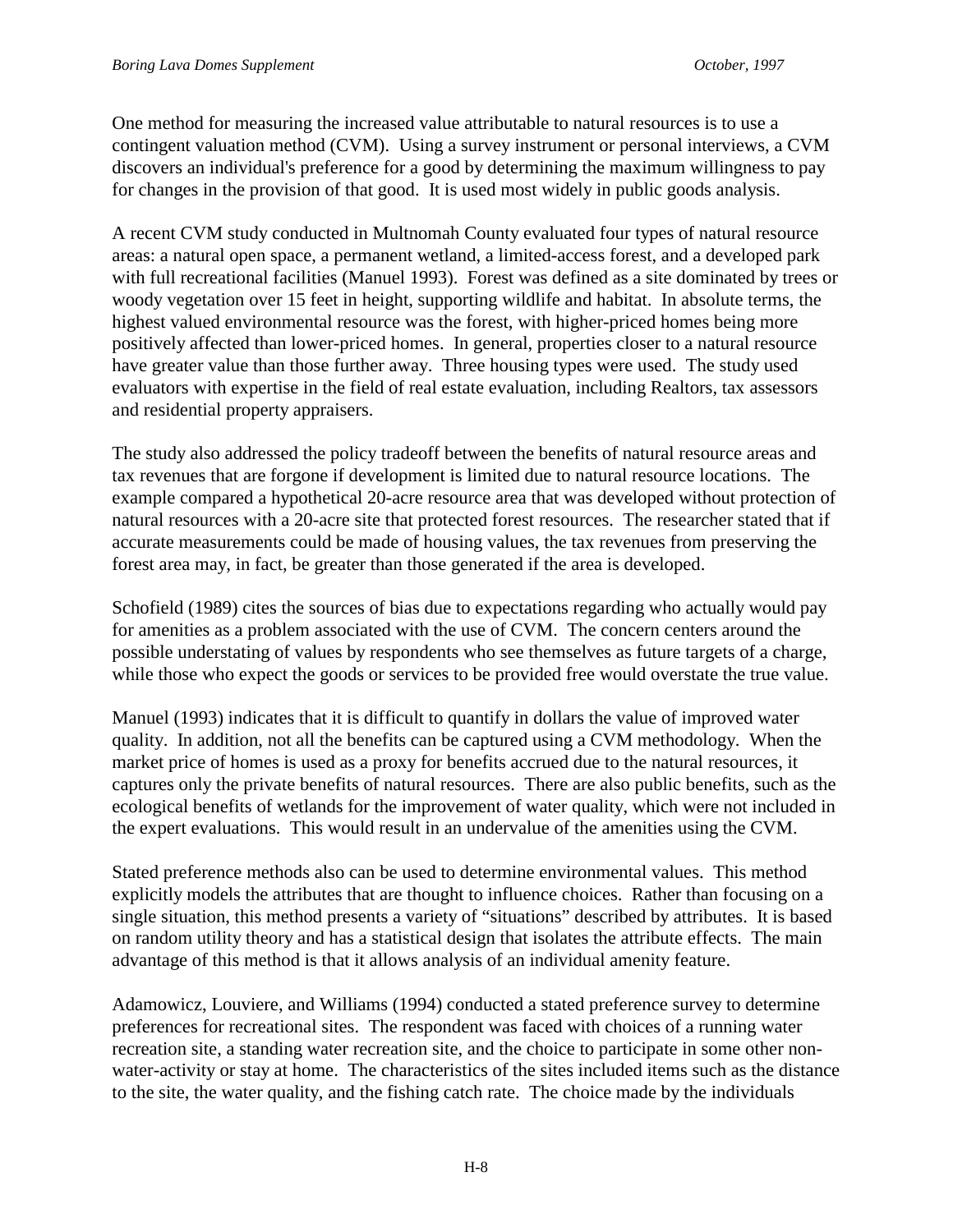One method for measuring the increased value attributable to natural resources is to use a contingent valuation method (CVM). Using a survey instrument or personal interviews, a CVM discovers an individual's preference for a good by determining the maximum willingness to pay for changes in the provision of that good. It is used most widely in public goods analysis.

A recent CVM study conducted in Multnomah County evaluated four types of natural resource areas: a natural open space, a permanent wetland, a limited-access forest, and a developed park with full recreational facilities (Manuel 1993). Forest was defined as a site dominated by trees or woody vegetation over 15 feet in height, supporting wildlife and habitat. In absolute terms, the highest valued environmental resource was the forest, with higher-priced homes being more positively affected than lower-priced homes. In general, properties closer to a natural resource have greater value than those further away. Three housing types were used. The study used evaluators with expertise in the field of real estate evaluation, including Realtors, tax assessors and residential property appraisers.

The study also addressed the policy tradeoff between the benefits of natural resource areas and tax revenues that are forgone if development is limited due to natural resource locations. The example compared a hypothetical 20-acre resource area that was developed without protection of natural resources with a 20-acre site that protected forest resources. The researcher stated that if accurate measurements could be made of housing values, the tax revenues from preserving the forest area may, in fact, be greater than those generated if the area is developed.

Schofield (1989) cites the sources of bias due to expectations regarding who actually would pay for amenities as a problem associated with the use of CVM. The concern centers around the possible understating of values by respondents who see themselves as future targets of a charge, while those who expect the goods or services to be provided free would overstate the true value.

Manuel (1993) indicates that it is difficult to quantify in dollars the value of improved water quality. In addition, not all the benefits can be captured using a CVM methodology. When the market price of homes is used as a proxy for benefits accrued due to the natural resources, it captures only the private benefits of natural resources. There are also public benefits, such as the ecological benefits of wetlands for the improvement of water quality, which were not included in the expert evaluations. This would result in an undervalue of the amenities using the CVM.

Stated preference methods also can be used to determine environmental values. This method explicitly models the attributes that are thought to influence choices. Rather than focusing on a single situation, this method presents a variety of "situations" described by attributes. It is based on random utility theory and has a statistical design that isolates the attribute effects. The main advantage of this method is that it allows analysis of an individual amenity feature.

Adamowicz, Louviere, and Williams (1994) conducted a stated preference survey to determine preferences for recreational sites. The respondent was faced with choices of a running water recreation site, a standing water recreation site, and the choice to participate in some other non-water-activity or stay at home. The characteristics of the sites included items such as the distance to the site, the water quality, and the fishing catch rate. The choice made by the individuals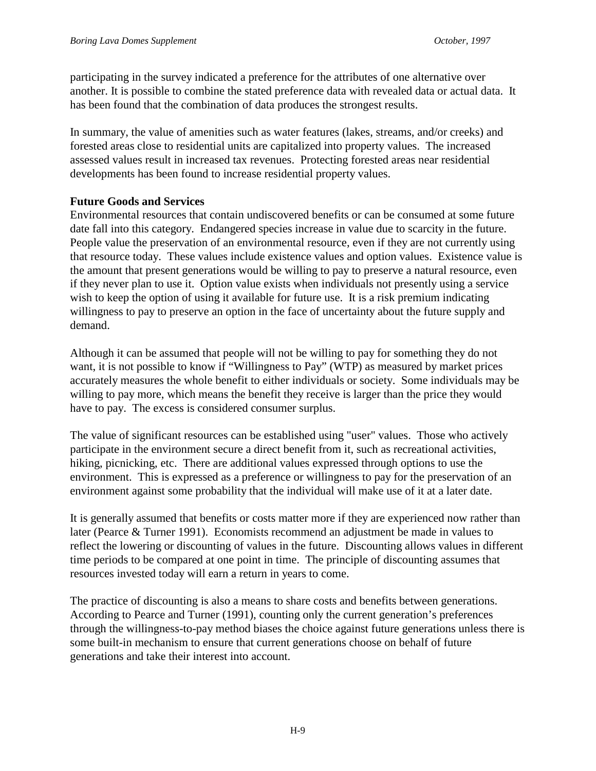participating in the survey indicated a preference for the attributes of one alternative over another. It is possible to combine the stated preference data with revealed data or actual data. It has been found that the combination of data produces the strongest results.

In summary, the value of amenities such as water features (lakes, streams, and/or creeks) and forested areas close to residential units are capitalized into property values. The increased assessed values result in increased tax revenues. Protecting forested areas near residential developments has been found to increase residential property values.

**Future Goods and Services**

Environmental resources that contain undiscovered benefits or can be consumed at some future date fall into this category. Endangered species increase in value due to scarcity in the future. People value the preservation of an environmental resource, even if they are not currently using that resource today. These values include existence values and option values. Existence value is the amount that present generations would be willing to pay to preserve a natural resource, even if they never plan to use it. Option value exists when individuals not presently using a service wish to keep the option of using it available for future use. It is a risk premium indicating willingness to pay to preserve an option in the face of uncertainty about the future supply and demand.

Although it can be assumed that people will not be willing to pay for something they do not want, it is not possible to know if "Willingness to Pay" (WTP) as measured by market prices accurately measures the whole benefit to either individuals or society. Some individuals may be willing to pay more, which means the benefit they receive is larger than the price they would have to pay. The excess is considered consumer surplus.

The value of significant resources can be established using "user" values. Those who actively participate in the environment secure a direct benefit from it, such as recreational activities, hiking, picnicking, etc. There are additional values expressed through options to use the environment. This is expressed as a preference or willingness to pay for the preservation of an environment against some probability that the individual will make use of it at a later date.

It is generally assumed that benefits or costs matter more if they are experienced now rather than later (Pearce & Turner 1991). Economists recommend an adjustment be made in values to reflect the lowering or discounting of values in the future. Discounting allows values in different time periods to be compared at one point in time. The principle of discounting assumes that resources invested today will earn a return in years to come.

The practice of discounting is also a means to share costs and benefits between generations. According to Pearce and Turner (1991), counting only the current generation's preferences through the willingness-to-pay method biases the choice against future generations unless there is some built-in mechanism to ensure that current generations choose on behalf of future generations and take their interest into account.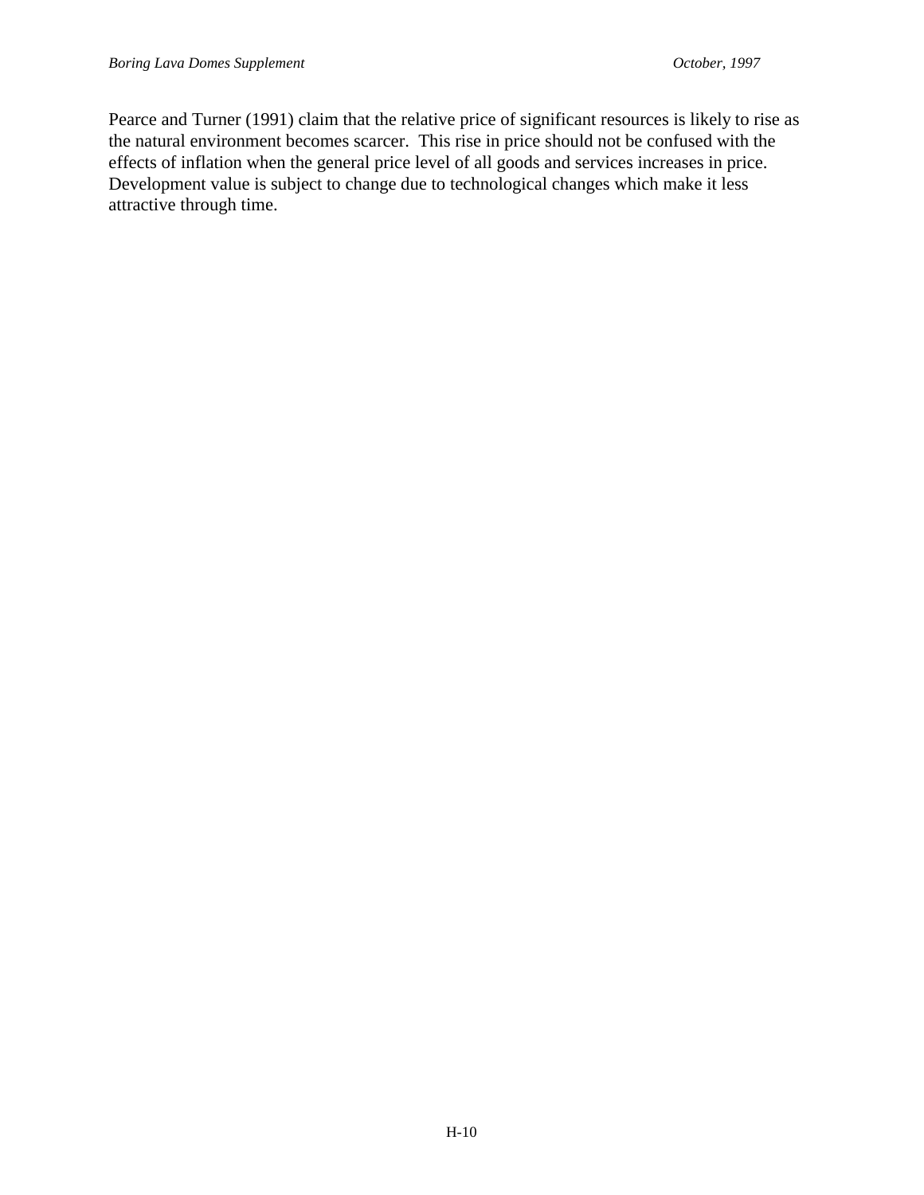Pearce and Turner (1991) claim that the relative price of significant resources is likely to rise as the natural environment becomes scarcer. This rise in price should not be confused with the effects of inflation when the general price level of all goods and services increases in price. Development value is subject to change due to technological changes which make it less attractive through time.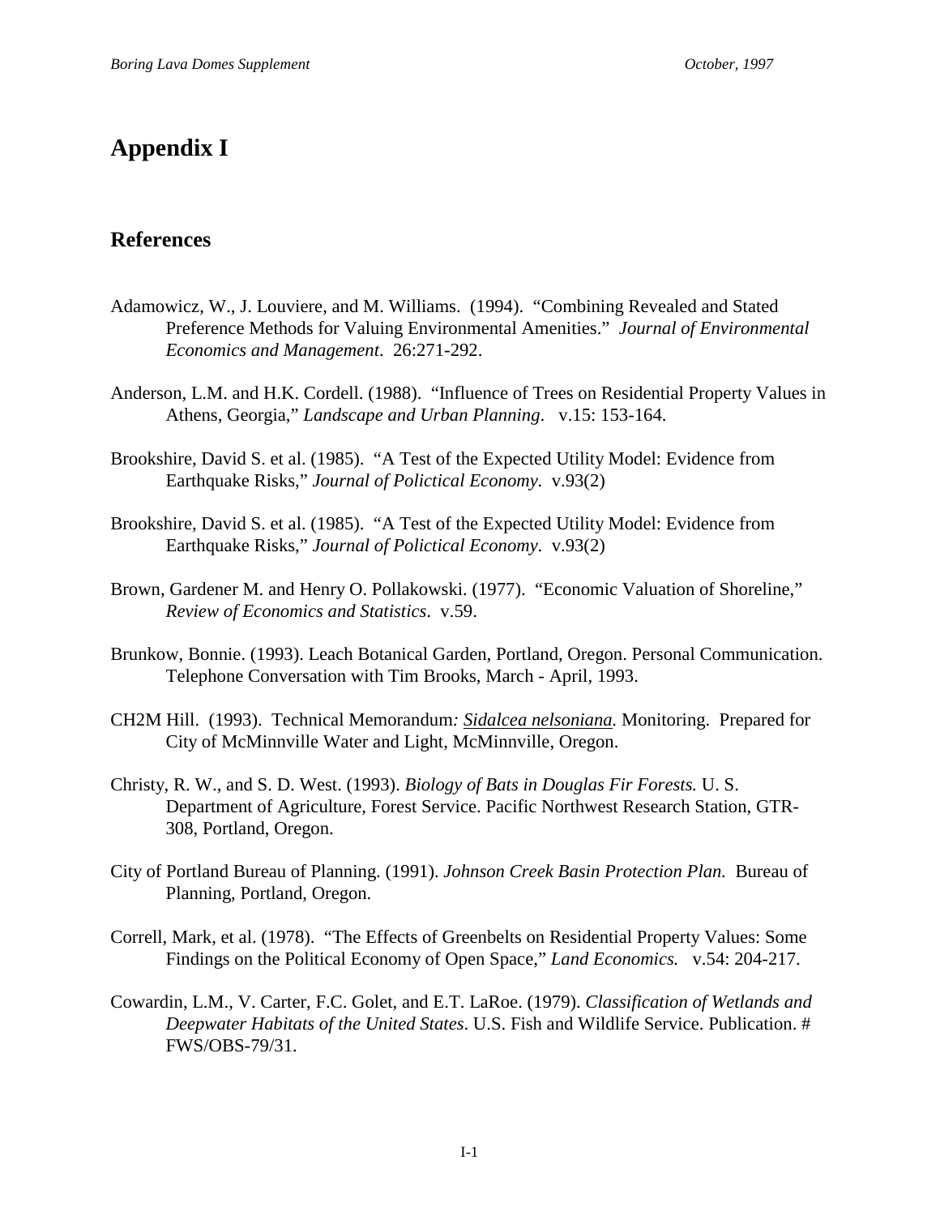# Appendix I

## References

Adamowicz, W., J. Louviere, and M. Williams. (1994). "Combining Revealed and Stated Preference Methods for Valuing Environmental Amenities." *Journal of Environmental Economics and Management*. 26:271-292.

Anderson, L.M. and H.K. Cordell. (1988). "Influence of Trees on Residential Property Values in Athens, Georgia," *Landscape and Urban Planning*. v.15: 153-164.

Brookshire, David S. et al. (1985). "A Test of the Expected Utility Model: Evidence from Earthquake Risks," *Journal of Polictical Economy*. v.93(2)

Brookshire, David S. et al. (1985). "A Test of the Expected Utility Model: Evidence from Earthquake Risks," *Journal of Polictical Economy*. v.93(2)

Brown, Gardener M. and Henry O. Pollakowski. (1977). "Economic Valuation of Shoreline," *Review of Economics and Statistics*. v.59.

Brunkow, Bonnie. (1993). Leach Botanical Garden, Portland, Oregon. Personal Communication. Telephone Conversation with Tim Brooks, March - April, 1993.

CH2M Hill. (1993). Technical Memorandum*: Sidalcea nelsoniana.* Monitoring. Prepared for City of McMinnville Water and Light, McMinnville, Oregon.

Christy, R. W., and S. D. West. (1993). *Biology of Bats in Douglas Fir Forests.* U. S. Department of Agriculture, Forest Service. Pacific Northwest Research Station, GTR-308, Portland, Oregon.

City of Portland Bureau of Planning. (1991). *Johnson Creek Basin Protection Plan.* Bureau of Planning, Portland, Oregon.

Correll, Mark, et al. (1978). "The Effects of Greenbelts on Residential Property Values: Some Findings on the Political Economy of Open Space," *Land Economics.* v.54: 204-217.

Cowardin, L.M., V. Carter, F.C. Golet, and E.T. LaRoe. (1979). *Classification of Wetlands and Deepwater Habitats of the United States*. U.S. Fish and Wildlife Service. Publication. # FWS/OBS-79/31.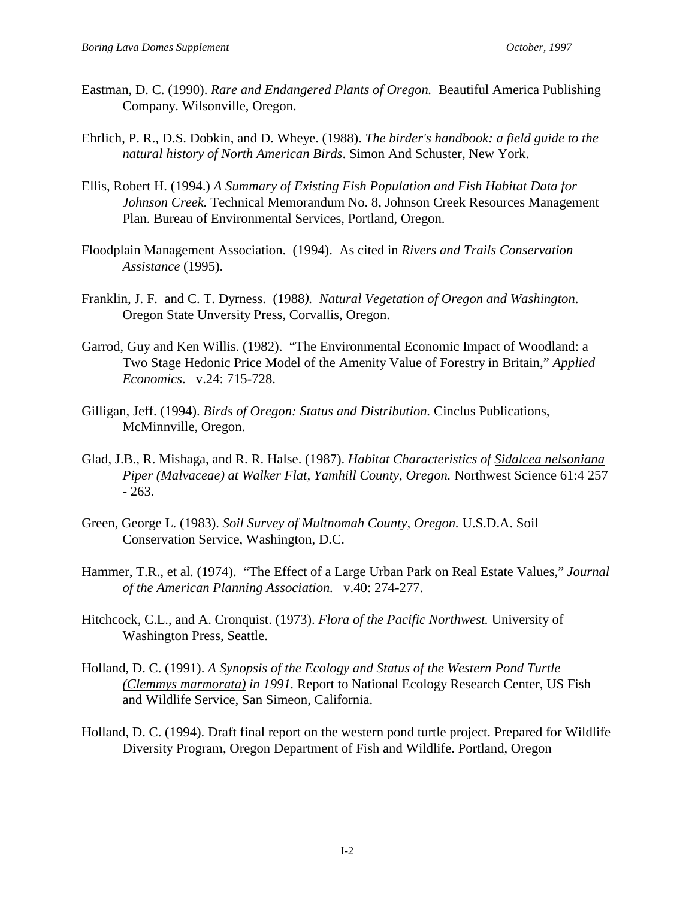Eastman, D. C. (1990). *Rare and Endangered Plants of Oregon.* Beautiful America Publishing Company. Wilsonville, Oregon.

Ehrlich, P. R., D.S. Dobkin, and D. Wheye. (1988). *The birder's handbook: a field guide to the natural history of North American Birds*. Simon And Schuster, New York.

Ellis, Robert H. (1994.) *A Summary of Existing Fish Population and Fish Habitat Data for Johnson Creek.* Technical Memorandum No. 8, Johnson Creek Resources Management Plan. Bureau of Environmental Services, Portland, Oregon.

Floodplain Management Association. (1994). As cited in *Rivers and Trails Conservation Assistance* (1995).

Franklin, J. F. and C. T. Dyrness. (1988*). Natural Vegetation of Oregon and Washington*. Oregon State Unversity Press, Corvallis, Oregon.

Garrod, Guy and Ken Willis. (1982). "The Environmental Economic Impact of Woodland: a Two Stage Hedonic Price Model of the Amenity Value of Forestry in Britain," *Applied Economics*. v.24: 715-728.

Gilligan, Jeff. (1994). *Birds of Oregon: Status and Distribution.* Cinclus Publications, McMinnville, Oregon.

Glad, J.B., R. Mishaga, and R. R. Halse. (1987). *Habitat Characteristics of <u>Sidalcea nelsoniana</u> Piper (Malvaceae) at Walker Flat, Yamhill County, Oregon.* Northwest Science 61:4 257 - 263.

Green, George L. (1983). *Soil Survey of Multnomah County, Oregon.* U.S.D.A. Soil Conservation Service, Washington, D.C.

Hammer, T.R., et al. (1974). "The Effect of a Large Urban Park on Real Estate Values," *Journal of the American Planning Association.* v.40: 274-277.

Hitchcock, C.L., and A. Cronquist. (1973). *Flora of the Pacific Northwest.* University of Washington Press, Seattle.

Holland, D. C. (1991). *A Synopsis of the Ecology and Status of the Western Pond Turtle <u>(Clemmys marmorata)</u> in 1991.* Report to National Ecology Research Center, US Fish and Wildlife Service, San Simeon, California.

Holland, D. C. (1994). Draft final report on the western pond turtle project. Prepared for Wildlife Diversity Program, Oregon Department of Fish and Wildlife. Portland, Oregon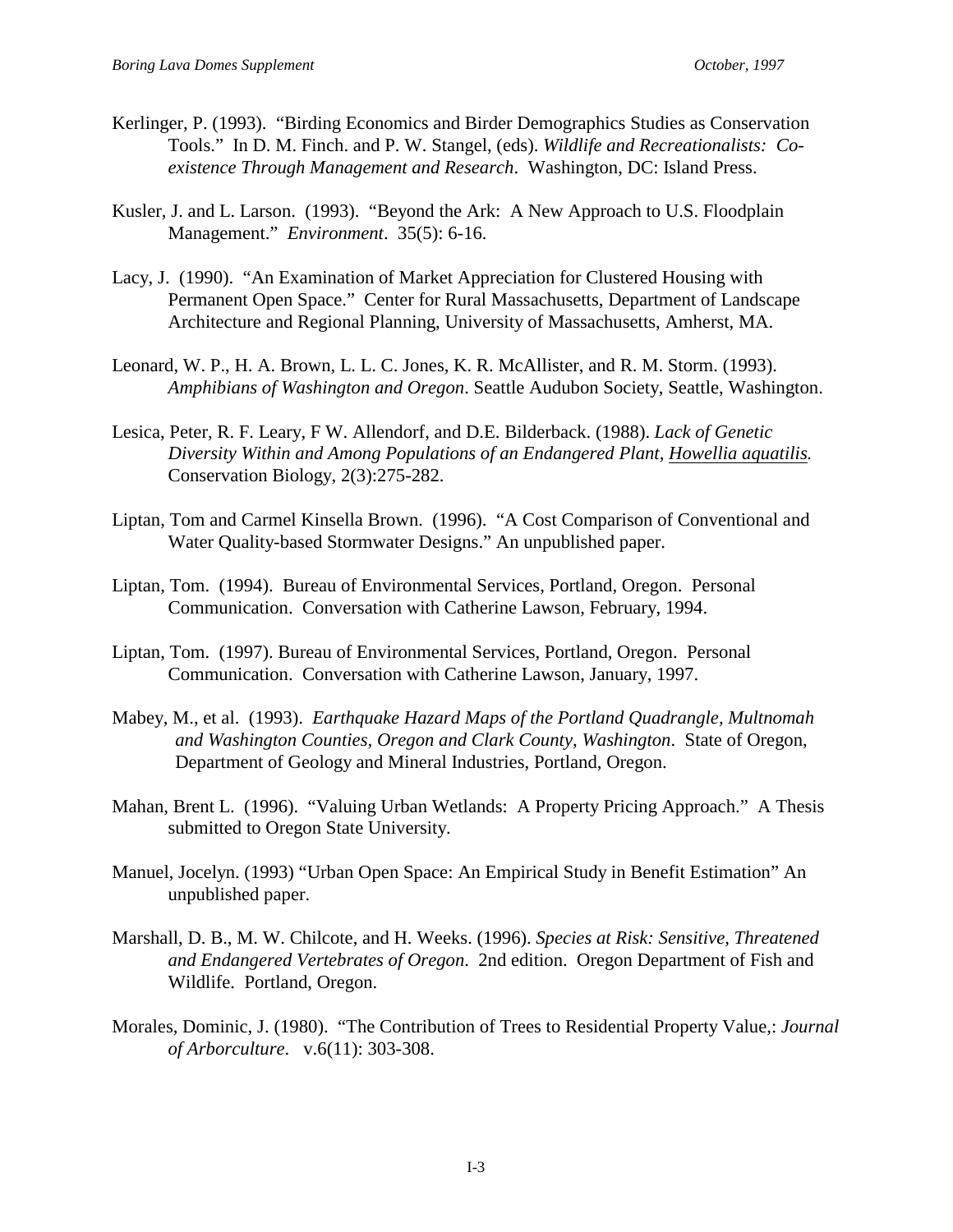Kerlinger, P. (1993). "Birding Economics and Birder Demographics Studies as Conservation Tools." In D. M. Finch. and P. W. Stangel, (eds). *Wildlife and Recreationalists: Co-existence Through Management and Research*. Washington, DC: Island Press.

Kusler, J. and L. Larson. (1993). "Beyond the Ark: A New Approach to U.S. Floodplain Management." *Environment*. 35(5): 6-16.

Lacy, J. (1990). "An Examination of Market Appreciation for Clustered Housing with Permanent Open Space." Center for Rural Massachusetts, Department of Landscape Architecture and Regional Planning, University of Massachusetts, Amherst, MA.

Leonard, W. P., H. A. Brown, L. L. C. Jones, K. R. McAllister, and R. M. Storm. (1993). *Amphibians of Washington and Oregon*. Seattle Audubon Society, Seattle, Washington.

Lesica, Peter, R. F. Leary, F W. Allendorf, and D.E. Bilderback. (1988). *Lack of Genetic Diversity Within and Among Populations of an Endangered Plant, Howellia aquatilis.* Conservation Biology, 2(3):275-282.

Liptan, Tom and Carmel Kinsella Brown. (1996). "A Cost Comparison of Conventional and Water Quality-based Stormwater Designs." An unpublished paper.

Liptan, Tom. (1994). Bureau of Environmental Services, Portland, Oregon. Personal Communication. Conversation with Catherine Lawson, February, 1994.

Liptan, Tom. (1997). Bureau of Environmental Services, Portland, Oregon. Personal Communication. Conversation with Catherine Lawson, January, 1997.

Mabey, M., et al. (1993). *Earthquake Hazard Maps of the Portland Quadrangle, Multnomah and Washington Counties, Oregon and Clark County, Washington*. State of Oregon, Department of Geology and Mineral Industries, Portland, Oregon.

Mahan, Brent L. (1996). "Valuing Urban Wetlands: A Property Pricing Approach." A Thesis submitted to Oregon State University.

Manuel, Jocelyn. (1993) "Urban Open Space: An Empirical Study in Benefit Estimation" An unpublished paper.

Marshall, D. B., M. W. Chilcote, and H. Weeks. (1996). *Species at Risk: Sensitive, Threatened and Endangered Vertebrates of Oregon*. 2nd edition. Oregon Department of Fish and Wildlife. Portland, Oregon.

Morales, Dominic, J. (1980). "The Contribution of Trees to Residential Property Value,: *Journal of Arborculture*. v.6(11): 303-308.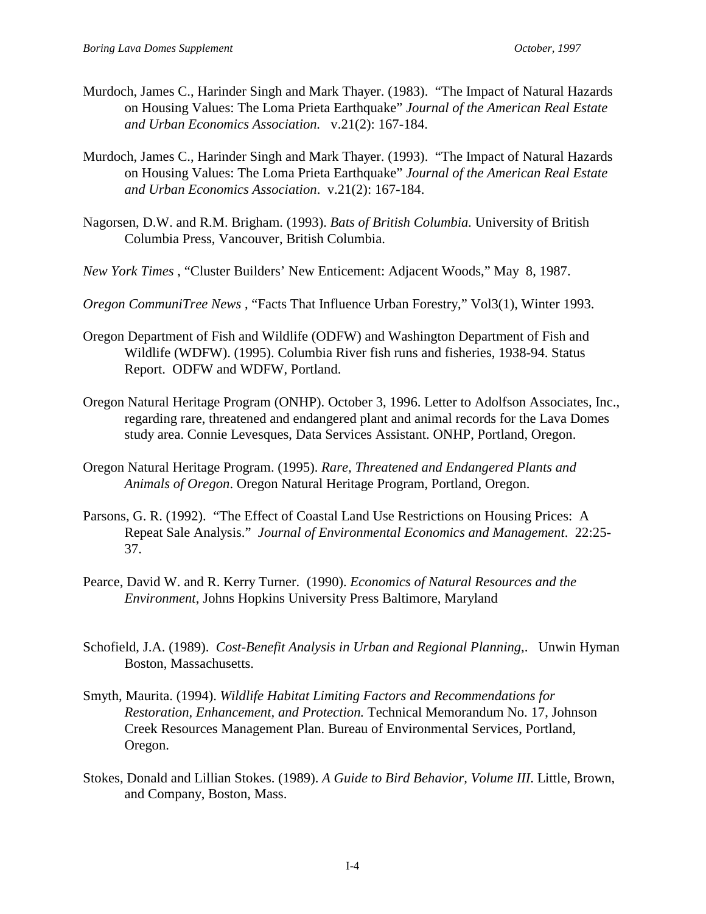Murdoch, James C., Harinder Singh and Mark Thayer. (1983). "The Impact of Natural Hazards on Housing Values: The Loma Prieta Earthquake" *Journal of the American Real Estate and Urban Economics Association.* v.21(2): 167-184.

Murdoch, James C., Harinder Singh and Mark Thayer. (1993). "The Impact of Natural Hazards on Housing Values: The Loma Prieta Earthquake" *Journal of the American Real Estate and Urban Economics Association*. v.21(2): 167-184.

Nagorsen, D.W. and R.M. Brigham. (1993). *Bats of British Columbia.* University of British Columbia Press, Vancouver, British Columbia.

*New York Times* , "Cluster Builders' New Enticement: Adjacent Woods," May 8, 1987.

*Oregon CommuniTree News* , "Facts That Influence Urban Forestry," Vol3(1), Winter 1993.

Oregon Department of Fish and Wildlife (ODFW) and Washington Department of Fish and Wildlife (WDFW). (1995). Columbia River fish runs and fisheries, 1938-94. Status Report. ODFW and WDFW, Portland.

Oregon Natural Heritage Program (ONHP). October 3, 1996. Letter to Adolfson Associates, Inc., regarding rare, threatened and endangered plant and animal records for the Lava Domes study area. Connie Levesques, Data Services Assistant. ONHP, Portland, Oregon.

Oregon Natural Heritage Program. (1995). *Rare, Threatened and Endangered Plants and Animals of Oregon*. Oregon Natural Heritage Program, Portland, Oregon.

Parsons, G. R. (1992). "The Effect of Coastal Land Use Restrictions on Housing Prices: A Repeat Sale Analysis." *Journal of Environmental Economics and Management*. 22:25-37.

Pearce, David W. and R. Kerry Turner. (1990). *Economics of Natural Resources and the Environment*, Johns Hopkins University Press Baltimore, Maryland

Schofield, J.A. (1989). *Cost-Benefit Analysis in Urban and Regional Planning,.* Unwin Hyman Boston, Massachusetts.

Smyth, Maurita. (1994). *Wildlife Habitat Limiting Factors and Recommendations for Restoration, Enhancement, and Protection.* Technical Memorandum No. 17, Johnson Creek Resources Management Plan. Bureau of Environmental Services, Portland, Oregon.

Stokes, Donald and Lillian Stokes. (1989). *A Guide to Bird Behavior, Volume III*. Little, Brown, and Company, Boston, Mass.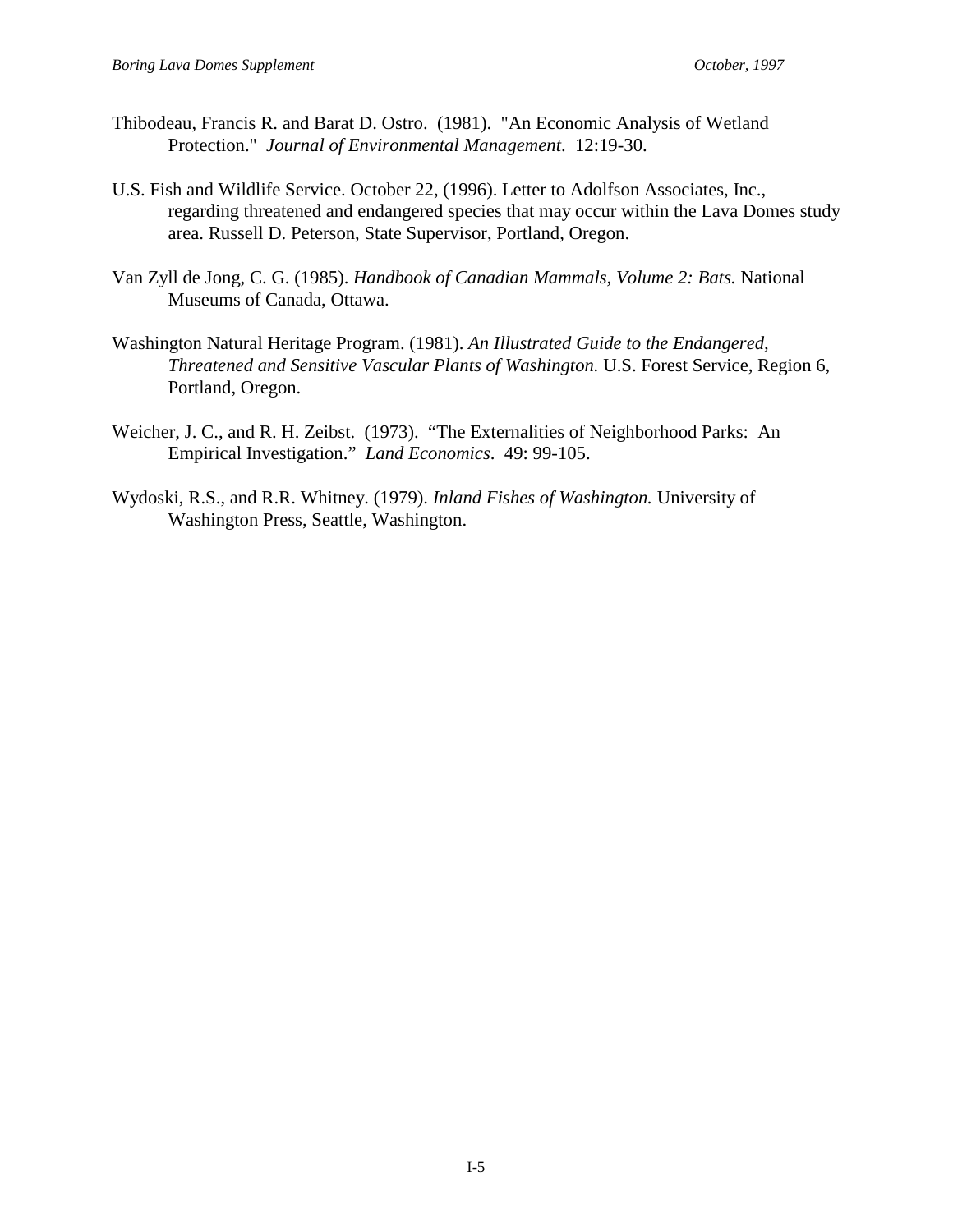Thibodeau, Francis R. and Barat D. Ostro. (1981). "An Economic Analysis of Wetland Protection." *Journal of Environmental Management*. 12:19-30.

U.S. Fish and Wildlife Service. October 22, (1996). Letter to Adolfson Associates, Inc., regarding threatened and endangered species that may occur within the Lava Domes study area. Russell D. Peterson, State Supervisor, Portland, Oregon.

Van Zyll de Jong, C. G. (1985). *Handbook of Canadian Mammals, Volume 2: Bats.* National Museums of Canada, Ottawa.

Washington Natural Heritage Program. (1981). *An Illustrated Guide to the Endangered, Threatened and Sensitive Vascular Plants of Washington.* U.S. Forest Service, Region 6, Portland, Oregon.

Weicher, J. C., and R. H. Zeibst. (1973). "The Externalities of Neighborhood Parks: An Empirical Investigation." *Land Economics*. 49: 99-105.

Wydoski, R.S., and R.R. Whitney. (1979). *Inland Fishes of Washington.* University of Washington Press, Seattle, Washington.